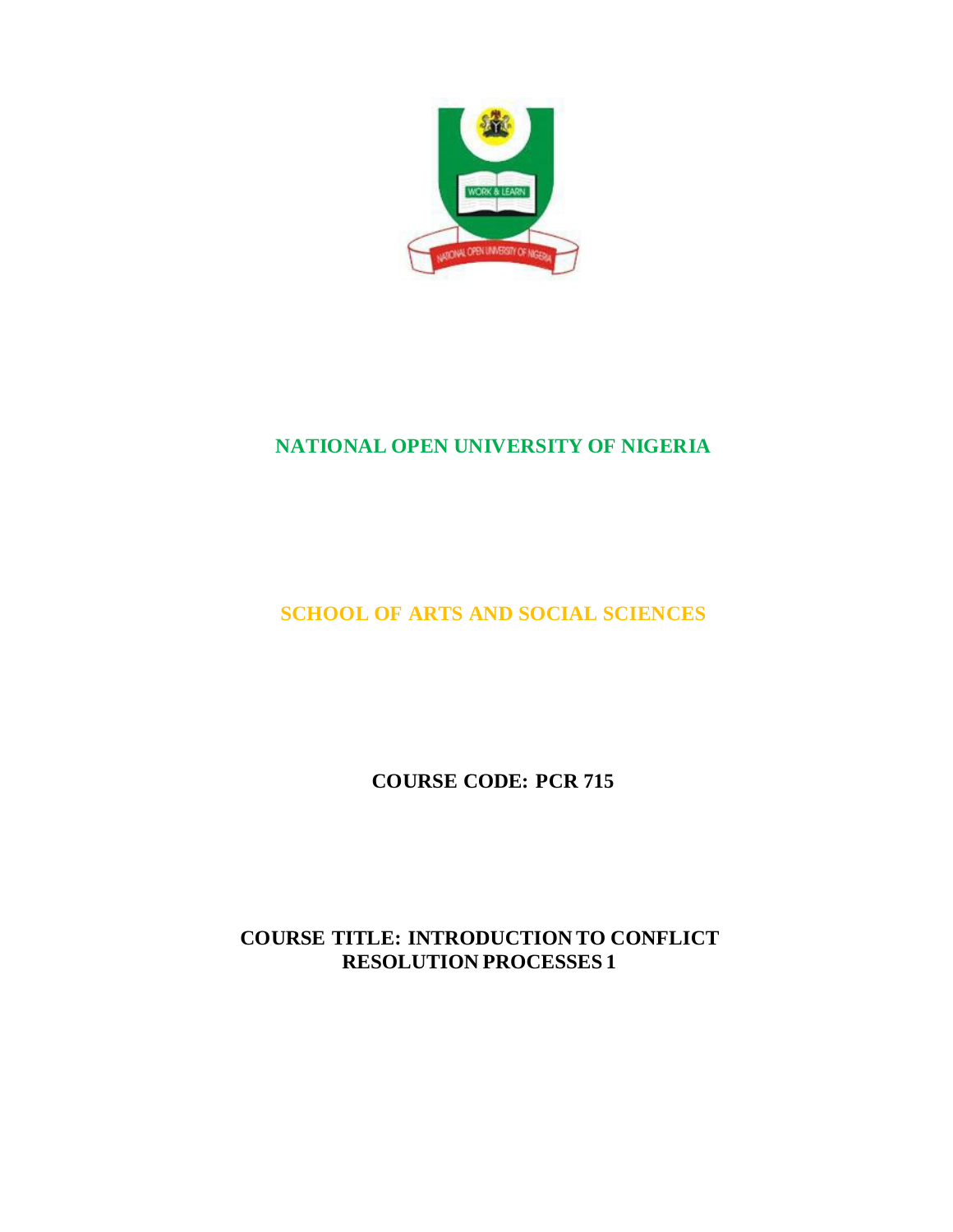**NATIONAL OPEN UNIVERSITY OF NIGERIA**

**SCHOOL OF ARTS AND SOCIAL SCIENCES**

**COURSE CODE: PCR 715**

**COURSE TITLE: INTRODUCTION TO CONFLICT RESOLUTION PROCESSES 1**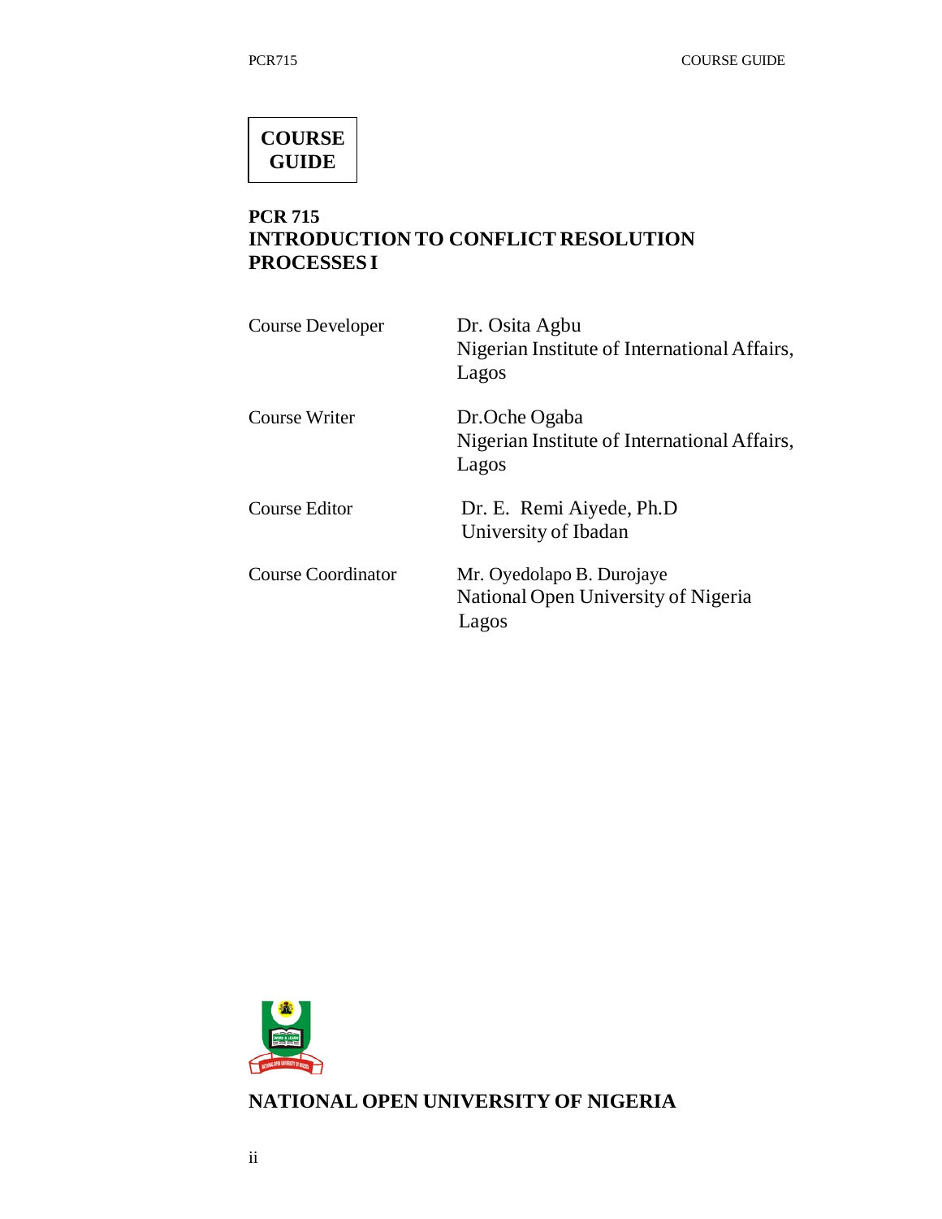**COURSE GUIDE**

# PCR 715
# INTRODUCTION TO CONFLICT RESOLUTION PROCESSES I

| | |
|---|---|
| Course Developer | Dr. Osita Agbu<br>Nigerian Institute of International Affairs, Lagos |
| Course Writer | Dr.Oche Ogaba<br>Nigerian Institute of International Affairs, Lagos |
| Course Editor | Dr. E. Remi Aiyede, Ph.D<br>University of Ibadan |
| Course Coordinator | Mr. Oyedolapo B. Durojaye<br>National Open University of Nigeria<br>Lagos |

**NATIONAL OPEN UNIVERSITY OF NIGERIA**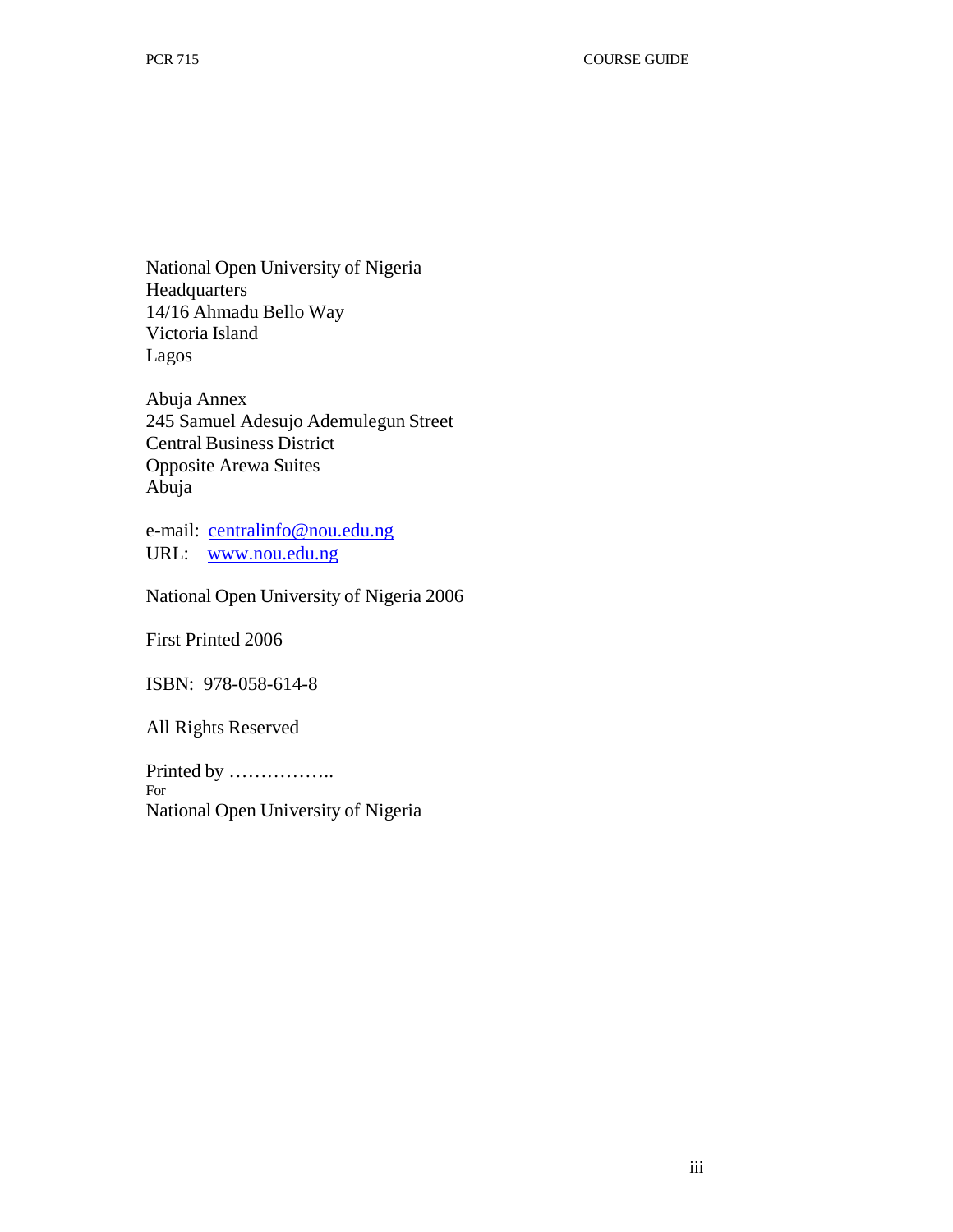National Open University of Nigeria
Headquarters
14/16 Ahmadu Bello Way
Victoria Island
Lagos

Abuja Annex
245 Samuel Adesujo Ademulegun Street
Central Business District
Opposite Arewa Suites
Abuja

e-mail: centralinfo@nou.edu.ng
URL: www.nou.edu.ng

National Open University of Nigeria 2006

First Printed 2006

ISBN: 978-058-614-8

All Rights Reserved

Printed by ……………..
For
National Open University of Nigeria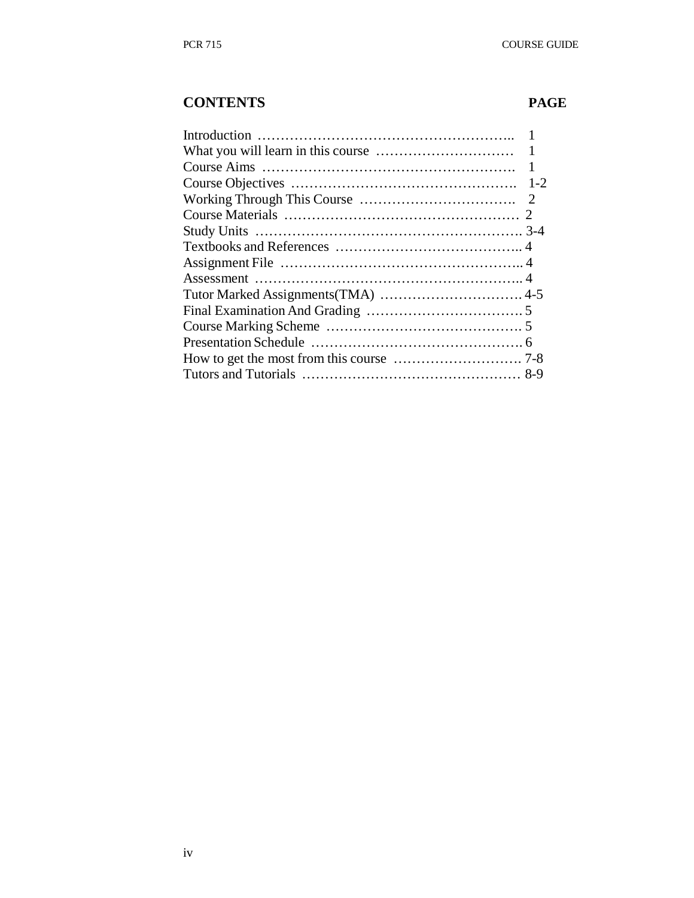## CONTENTS PAGE

| CONTENTS | PAGE |
|---|---|
| Introduction | 1 |
| What you will learn in this course | 1 |
| Course Aims | 1 |
| Course Objectives | 1-2 |
| Working Through This Course | 2 |
| Course Materials | 2 |
| Study Units | 3-4 |
| Textbooks and References | 4 |
| Assignment File | 4 |
| Assessment | 4 |
| Tutor Marked Assignments(TMA) | 4-5 |
| Final Examination And Grading | 5 |
| Course Marking Scheme | 5 |
| Presentation Schedule | 6 |
| How to get the most from this course | 7-8 |
| Tutors and Tutorials | 8-9 |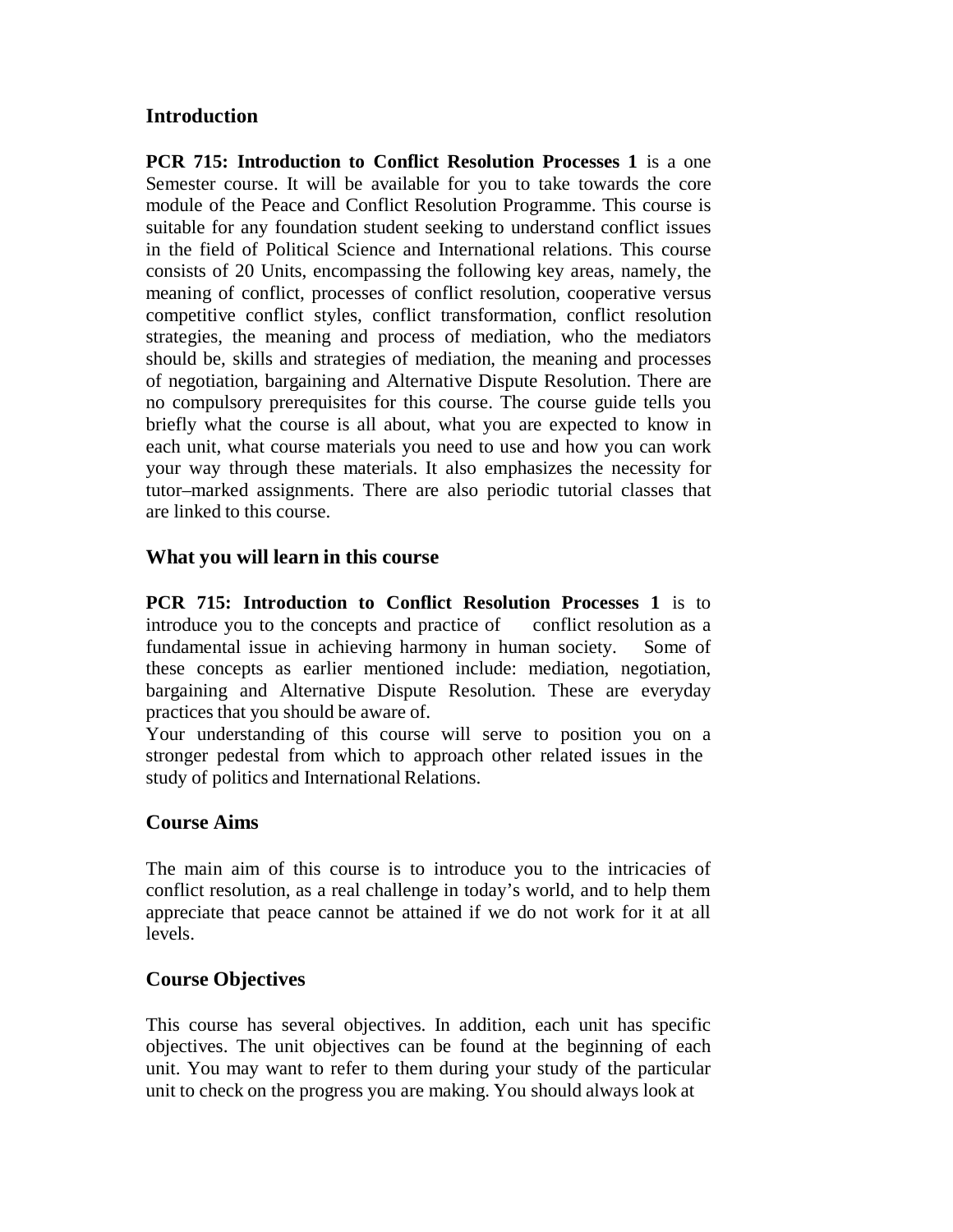## Introduction

**PCR 715: Introduction to Conflict Resolution Processes 1** is a one Semester course. It will be available for you to take towards the core module of the Peace and Conflict Resolution Programme. This course is suitable for any foundation student seeking to understand conflict issues in the field of Political Science and International relations. This course consists of 20 Units, encompassing the following key areas, namely, the meaning of conflict, processes of conflict resolution, cooperative versus competitive conflict styles, conflict transformation, conflict resolution strategies, the meaning and process of mediation, who the mediators should be, skills and strategies of mediation, the meaning and processes of negotiation, bargaining and Alternative Dispute Resolution. There are no compulsory prerequisites for this course. The course guide tells you briefly what the course is all about, what you are expected to know in each unit, what course materials you need to use and how you can work your way through these materials. It also emphasizes the necessity for tutor–marked assignments. There are also periodic tutorial classes that are linked to this course.

## What you will learn in this course

**PCR 715: Introduction to Conflict Resolution Processes 1** is to introduce you to the concepts and practice of conflict resolution as a fundamental issue in achieving harmony in human society. Some of these concepts as earlier mentioned include: mediation, negotiation, bargaining and Alternative Dispute Resolution. These are everyday practices that you should be aware of.

Your understanding of this course will serve to position you on a stronger pedestal from which to approach other related issues in the study of politics and International Relations.

## Course Aims

The main aim of this course is to introduce you to the intricacies of conflict resolution, as a real challenge in today's world, and to help them appreciate that peace cannot be attained if we do not work for it at all levels.

## Course Objectives

This course has several objectives. In addition, each unit has specific objectives. The unit objectives can be found at the beginning of each unit. You may want to refer to them during your study of the particular unit to check on the progress you are making. You should always look at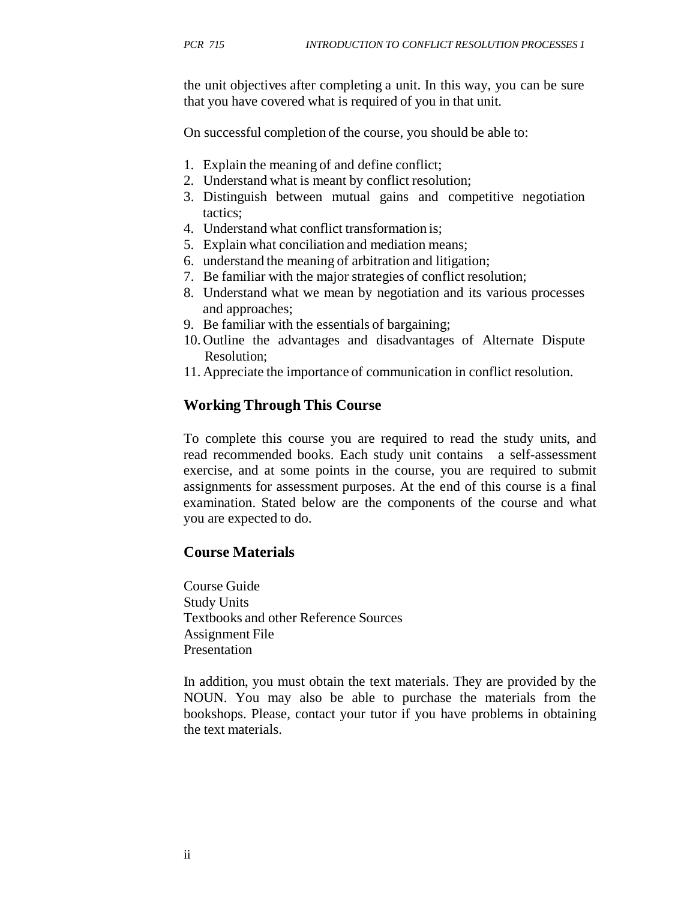the unit objectives after completing a unit. In this way, you can be sure that you have covered what is required of you in that unit.

On successful completion of the course, you should be able to:

1. Explain the meaning of and define conflict;
2. Understand what is meant by conflict resolution;
3. Distinguish between mutual gains and competitive negotiation tactics;
4. Understand what conflict transformation is;
5. Explain what conciliation and mediation means;
6. understand the meaning of arbitration and litigation;
7. Be familiar with the major strategies of conflict resolution;
8. Understand what we mean by negotiation and its various processes and approaches;
9. Be familiar with the essentials of bargaining;
10. Outline the advantages and disadvantages of Alternate Dispute Resolution;
11. Appreciate the importance of communication in conflict resolution.

## Working Through This Course

To complete this course you are required to read the study units, and read recommended books. Each study unit contains a self-assessment exercise, and at some points in the course, you are required to submit assignments for assessment purposes. At the end of this course is a final examination. Stated below are the components of the course and what you are expected to do.

## Course Materials

Course Guide
Study Units
Textbooks and other Reference Sources
Assignment File
Presentation

In addition, you must obtain the text materials. They are provided by the NOUN. You may also be able to purchase the materials from the bookshops. Please, contact your tutor if you have problems in obtaining the text materials.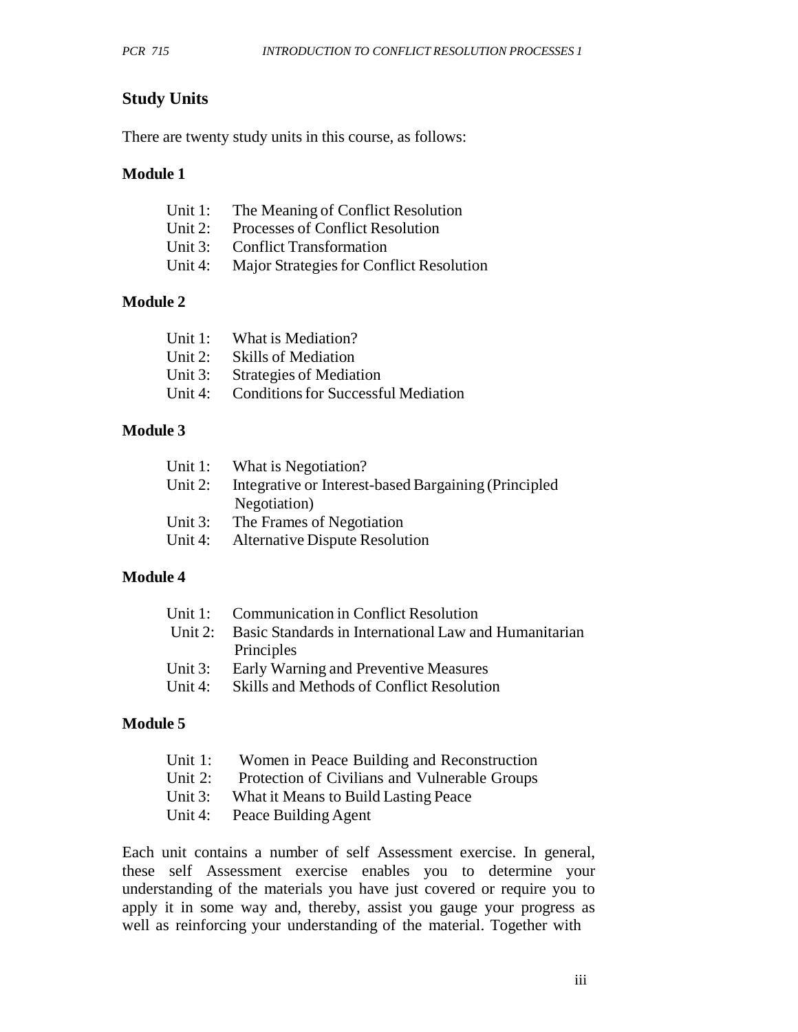## Study Units

There are twenty study units in this course, as follows:

### Module 1

Unit 1: The Meaning of Conflict Resolution
Unit 2: Processes of Conflict Resolution
Unit 3: Conflict Transformation
Unit 4: Major Strategies for Conflict Resolution

### Module 2

Unit 1: What is Mediation?
Unit 2: Skills of Mediation
Unit 3: Strategies of Mediation
Unit 4: Conditions for Successful Mediation

### Module 3

Unit 1: What is Negotiation?
Unit 2: Integrative or Interest-based Bargaining (Principled Negotiation)
Unit 3: The Frames of Negotiation
Unit 4: Alternative Dispute Resolution

### Module 4

Unit 1: Communication in Conflict Resolution
Unit 2: Basic Standards in International Law and Humanitarian Principles
Unit 3: Early Warning and Preventive Measures
Unit 4: Skills and Methods of Conflict Resolution

### Module 5

Unit 1: Women in Peace Building and Reconstruction
Unit 2: Protection of Civilians and Vulnerable Groups
Unit 3: What it Means to Build Lasting Peace
Unit 4: Peace Building Agent

Each unit contains a number of self Assessment exercise. In general, these self Assessment exercise enables you to determine your understanding of the materials you have just covered or require you to apply it in some way and, thereby, assist you gauge your progress as well as reinforcing your understanding of the material. Together with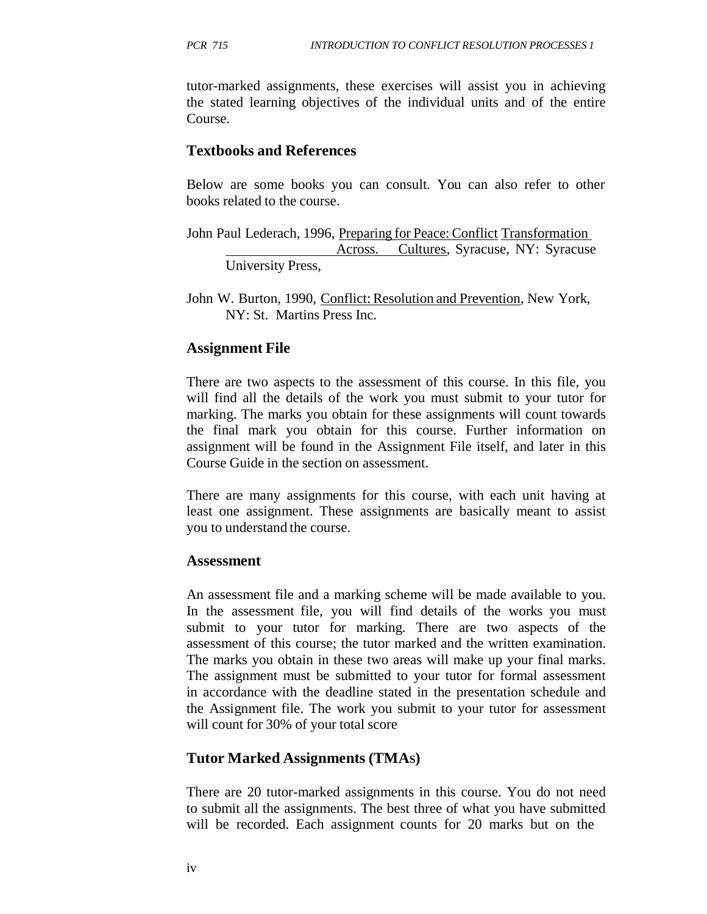tutor-marked assignments, these exercises will assist you in achieving the stated learning objectives of the individual units and of the entire Course.

## Textbooks and References

Below are some books you can consult. You can also refer to other books related to the course.

John Paul Lederach, 1996, Preparing for Peace: Conflict Transformation Across. Cultures, Syracuse, NY: Syracuse University Press,

John W. Burton, 1990, Conflict: Resolution and Prevention, New York, NY: St. Martins Press Inc.

## Assignment File

There are two aspects to the assessment of this course. In this file, you will find all the details of the work you must submit to your tutor for marking. The marks you obtain for these assignments will count towards the final mark you obtain for this course. Further information on assignment will be found in the Assignment File itself, and later in this Course Guide in the section on assessment.

There are many assignments for this course, with each unit having at least one assignment. These assignments are basically meant to assist you to understand the course.

## Assessment

An assessment file and a marking scheme will be made available to you. In the assessment file, you will find details of the works you must submit to your tutor for marking. There are two aspects of the assessment of this course; the tutor marked and the written examination. The marks you obtain in these two areas will make up your final marks. The assignment must be submitted to your tutor for formal assessment in accordance with the deadline stated in the presentation schedule and the Assignment file. The work you submit to your tutor for assessment will count for 30% of your total score

## Tutor Marked Assignments (TMAs)

There are 20 tutor-marked assignments in this course. You do not need to submit all the assignments. The best three of what you have submitted will be recorded. Each assignment counts for 20 marks but on the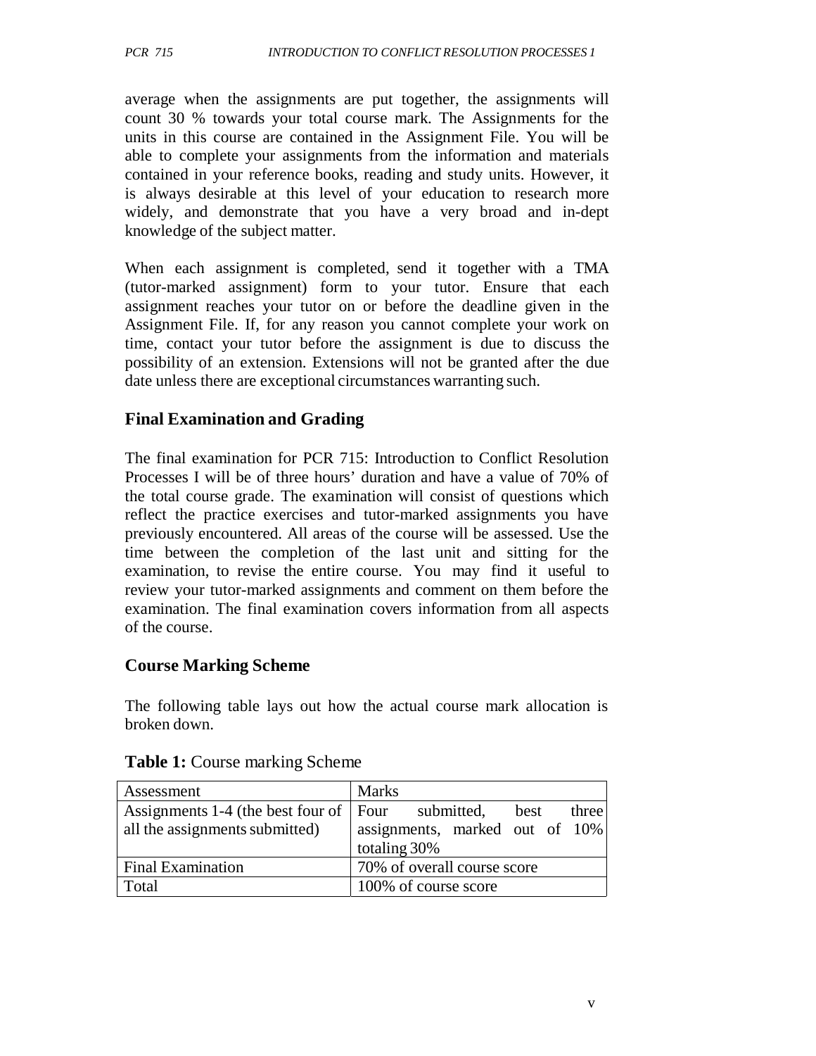average when the assignments are put together, the assignments will count 30 % towards your total course mark. The Assignments for the units in this course are contained in the Assignment File. You will be able to complete your assignments from the information and materials contained in your reference books, reading and study units. However, it is always desirable at this level of your education to research more widely, and demonstrate that you have a very broad and in-dept knowledge of the subject matter.

When each assignment is completed, send it together with a TMA (tutor-marked assignment) form to your tutor. Ensure that each assignment reaches your tutor on or before the deadline given in the Assignment File. If, for any reason you cannot complete your work on time, contact your tutor before the assignment is due to discuss the possibility of an extension. Extensions will not be granted after the due date unless there are exceptional circumstances warranting such.

## Final Examination and Grading

The final examination for PCR 715: Introduction to Conflict Resolution Processes I will be of three hours' duration and have a value of 70% of the total course grade. The examination will consist of questions which reflect the practice exercises and tutor-marked assignments you have previously encountered. All areas of the course will be assessed. Use the time between the completion of the last unit and sitting for the examination, to revise the entire course. You may find it useful to review your tutor-marked assignments and comment on them before the examination. The final examination covers information from all aspects of the course.

## Course Marking Scheme

The following table lays out how the actual course mark allocation is broken down.

**Table 1:** Course marking Scheme

| Assessment | Marks |
|---|---|
| Assignments 1-4 (the best four of all the assignments submitted) | Four submitted, best three assignments, marked out of 10% totaling 30% |
| Final Examination | 70% of overall course score |
| Total | 100% of course score |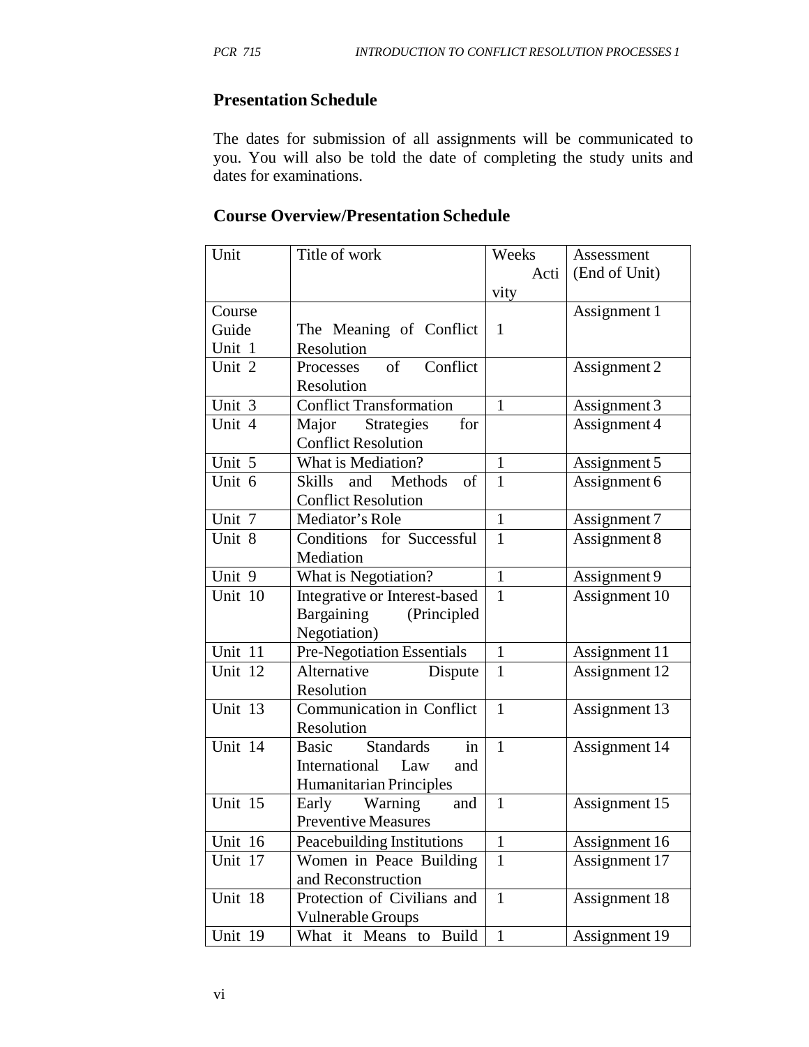## Presentation Schedule

The dates for submission of all assignments will be communicated to you. You will also be told the date of completing the study units and dates for examinations.

## Course Overview/Presentation Schedule

| Unit | Title of work | Weeks Activity | Assessment (End of Unit) |
|---|---|---|---|
| Course Guide Unit 1 | The Meaning of Conflict Resolution | 1 | Assignment 1 |
| Unit 2 | Processes of Conflict Resolution | | Assignment 2 |
| Unit 3 | Conflict Transformation | 1 | Assignment 3 |
| Unit 4 | Major Strategies for Conflict Resolution | | Assignment 4 |
| Unit 5 | What is Mediation? | 1 | Assignment 5 |
| Unit 6 | Skills and Methods of Conflict Resolution | 1 | Assignment 6 |
| Unit 7 | Mediator's Role | 1 | Assignment 7 |
| Unit 8 | Conditions for Successful Mediation | 1 | Assignment 8 |
| Unit 9 | What is Negotiation? | 1 | Assignment 9 |
| Unit 10 | Integrative or Interest-based Bargaining (Principled Negotiation) | 1 | Assignment 10 |
| Unit 11 | Pre-Negotiation Essentials | 1 | Assignment 11 |
| Unit 12 | Alternative Dispute Resolution | 1 | Assignment 12 |
| Unit 13 | Communication in Conflict Resolution | 1 | Assignment 13 |
| Unit 14 | Basic Standards in International Law and Humanitarian Principles | 1 | Assignment 14 |
| Unit 15 | Early Warning and Preventive Measures | 1 | Assignment 15 |
| Unit 16 | Peacebuilding Institutions | 1 | Assignment 16 |
| Unit 17 | Women in Peace Building and Reconstruction | 1 | Assignment 17 |
| Unit 18 | Protection of Civilians and Vulnerable Groups | 1 | Assignment 18 |
| Unit 19 | What it Means to Build | 1 | Assignment 19 |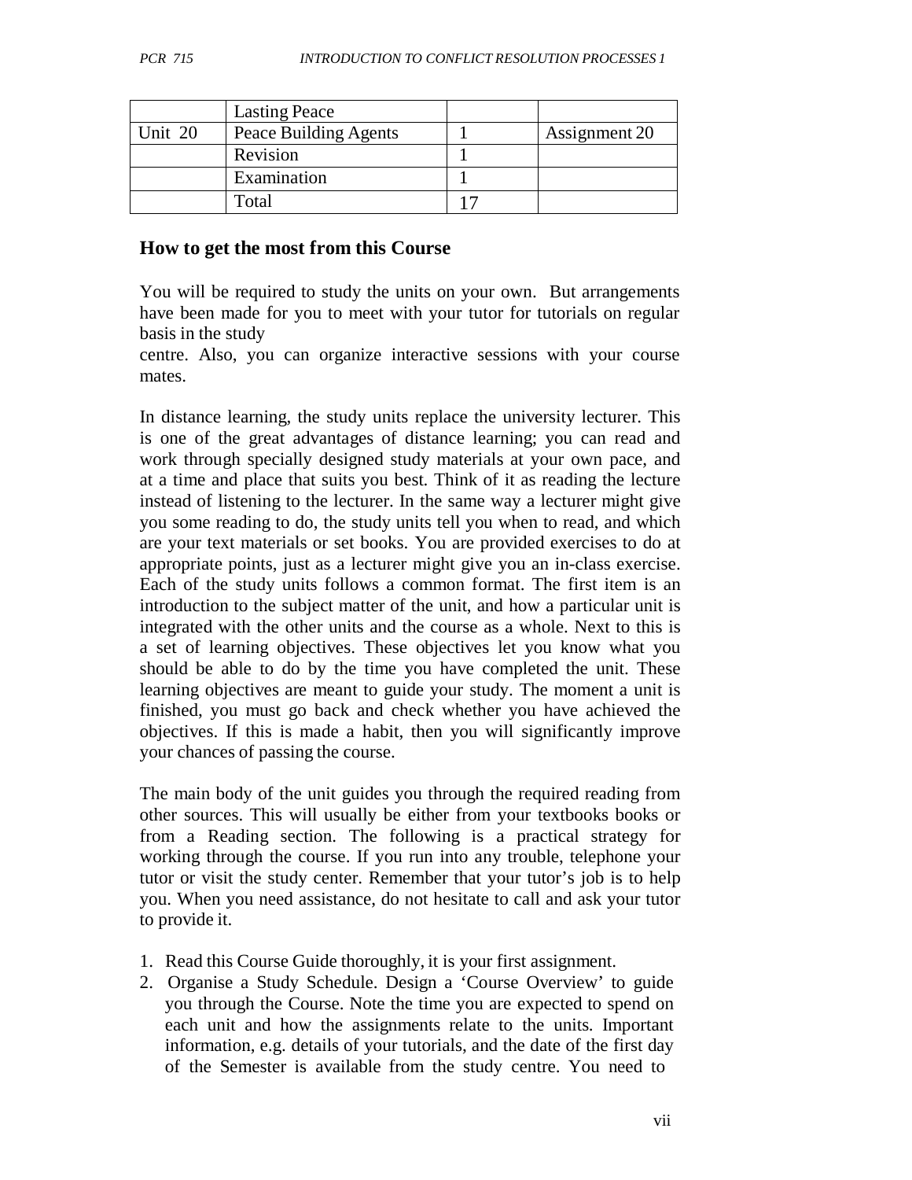|  | Lasting Peace |  |  |
| --- | --- | --- | --- |
| Unit 20 | Peace Building Agents | 1 | Assignment 20 |
|  | Revision | 1 |  |
|  | Examination | 1 |  |
|  | Total | 17 |  |

## How to get the most from this Course

You will be required to study the units on your own. But arrangements have been made for you to meet with your tutor for tutorials on regular basis in the study centre. Also, you can organize interactive sessions with your course mates.

In distance learning, the study units replace the university lecturer. This is one of the great advantages of distance learning; you can read and work through specially designed study materials at your own pace, and at a time and place that suits you best. Think of it as reading the lecture instead of listening to the lecturer. In the same way a lecturer might give you some reading to do, the study units tell you when to read, and which are your text materials or set books. You are provided exercises to do at appropriate points, just as a lecturer might give you an in-class exercise. Each of the study units follows a common format. The first item is an introduction to the subject matter of the unit, and how a particular unit is integrated with the other units and the course as a whole. Next to this is a set of learning objectives. These objectives let you know what you should be able to do by the time you have completed the unit. These learning objectives are meant to guide your study. The moment a unit is finished, you must go back and check whether you have achieved the objectives. If this is made a habit, then you will significantly improve your chances of passing the course.

The main body of the unit guides you through the required reading from other sources. This will usually be either from your textbooks books or from a Reading section. The following is a practical strategy for working through the course. If you run into any trouble, telephone your tutor or visit the study center. Remember that your tutor's job is to help you. When you need assistance, do not hesitate to call and ask your tutor to provide it.

1. Read this Course Guide thoroughly, it is your first assignment.
2. Organise a Study Schedule. Design a 'Course Overview' to guide you through the Course. Note the time you are expected to spend on each unit and how the assignments relate to the units. Important information, e.g. details of your tutorials, and the date of the first day of the Semester is available from the study centre. You need to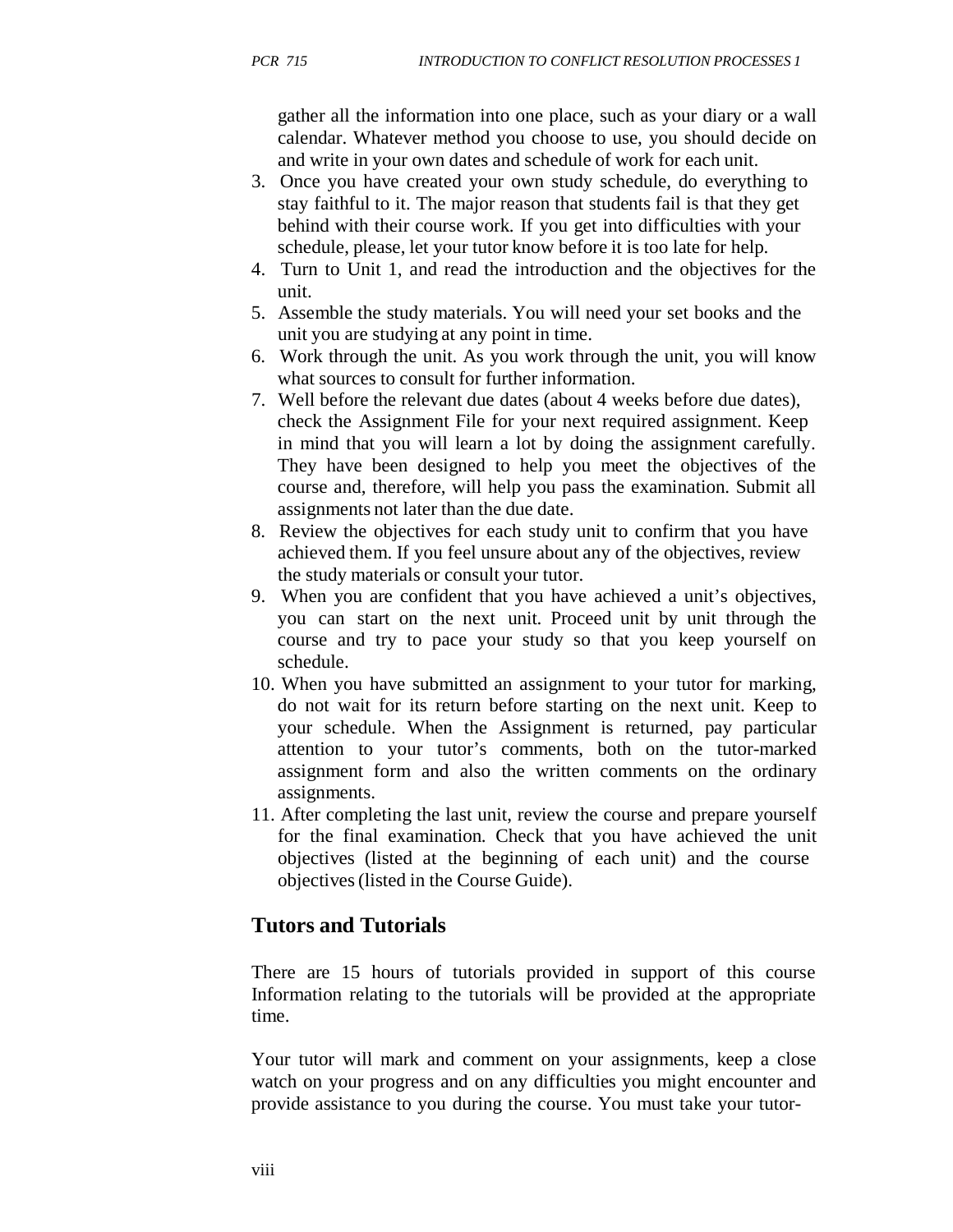gather all the information into one place, such as your diary or a wall calendar. Whatever method you choose to use, you should decide on and write in your own dates and schedule of work for each unit.

3. Once you have created your own study schedule, do everything to stay faithful to it. The major reason that students fail is that they get behind with their course work. If you get into difficulties with your schedule, please, let your tutor know before it is too late for help.
4. Turn to Unit 1, and read the introduction and the objectives for the unit.
5. Assemble the study materials. You will need your set books and the unit you are studying at any point in time.
6. Work through the unit. As you work through the unit, you will know what sources to consult for further information.
7. Well before the relevant due dates (about 4 weeks before due dates), check the Assignment File for your next required assignment. Keep in mind that you will learn a lot by doing the assignment carefully. They have been designed to help you meet the objectives of the course and, therefore, will help you pass the examination. Submit all assignments not later than the due date.
8. Review the objectives for each study unit to confirm that you have achieved them. If you feel unsure about any of the objectives, review the study materials or consult your tutor.
9. When you are confident that you have achieved a unit's objectives, you can start on the next unit. Proceed unit by unit through the course and try to pace your study so that you keep yourself on schedule.
10. When you have submitted an assignment to your tutor for marking, do not wait for its return before starting on the next unit. Keep to your schedule. When the Assignment is returned, pay particular attention to your tutor's comments, both on the tutor-marked assignment form and also the written comments on the ordinary assignments.
11. After completing the last unit, review the course and prepare yourself for the final examination. Check that you have achieved the unit objectives (listed at the beginning of each unit) and the course objectives (listed in the Course Guide).

## Tutors and Tutorials

There are 15 hours of tutorials provided in support of this course Information relating to the tutorials will be provided at the appropriate time.

Your tutor will mark and comment on your assignments, keep a close watch on your progress and on any difficulties you might encounter and provide assistance to you during the course. You must take your tutor-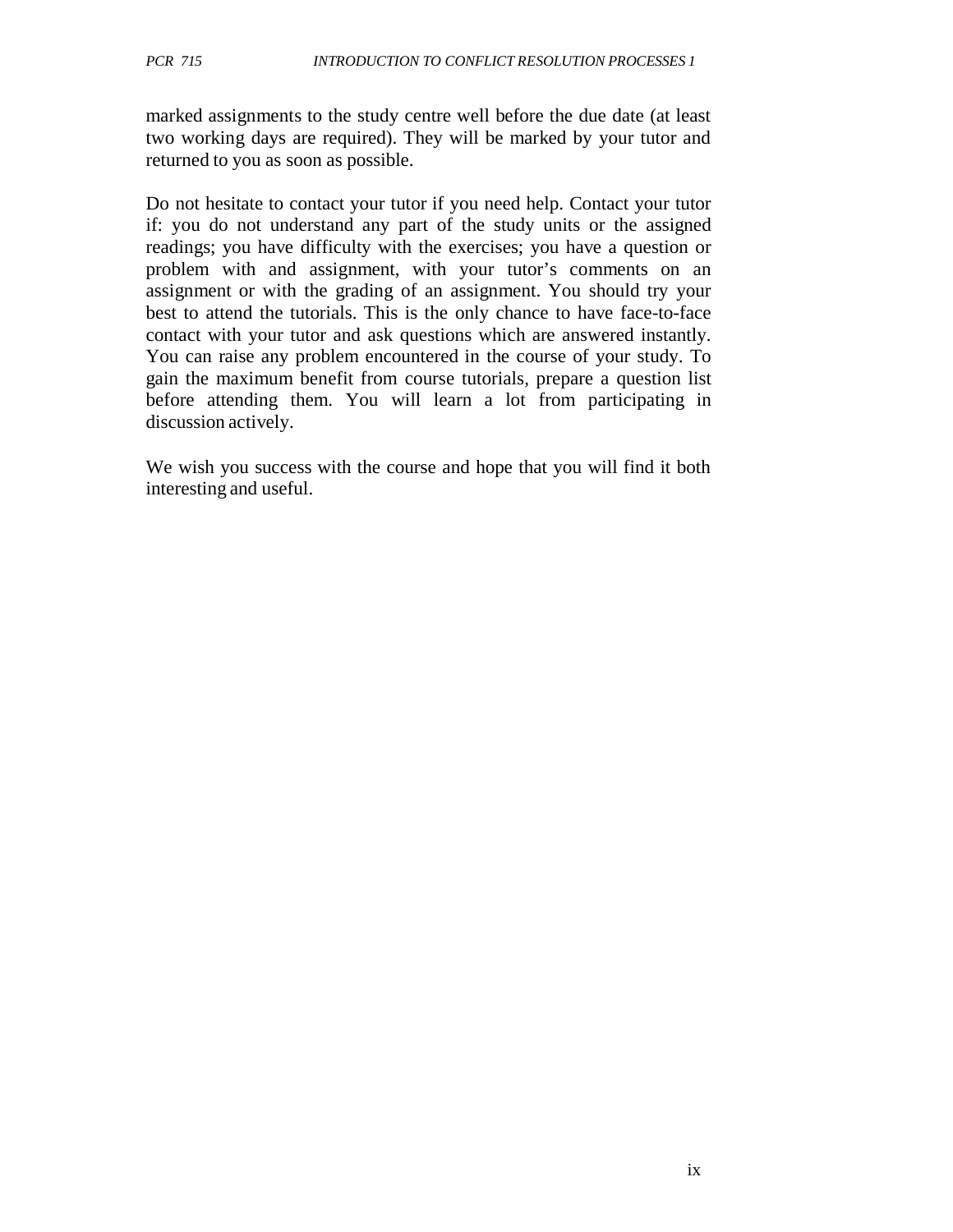marked assignments to the study centre well before the due date (at least two working days are required). They will be marked by your tutor and returned to you as soon as possible.

Do not hesitate to contact your tutor if you need help. Contact your tutor if: you do not understand any part of the study units or the assigned readings; you have difficulty with the exercises; you have a question or problem with and assignment, with your tutor's comments on an assignment or with the grading of an assignment. You should try your best to attend the tutorials. This is the only chance to have face-to-face contact with your tutor and ask questions which are answered instantly. You can raise any problem encountered in the course of your study. To gain the maximum benefit from course tutorials, prepare a question list before attending them. You will learn a lot from participating in discussion actively.

We wish you success with the course and hope that you will find it both interesting and useful.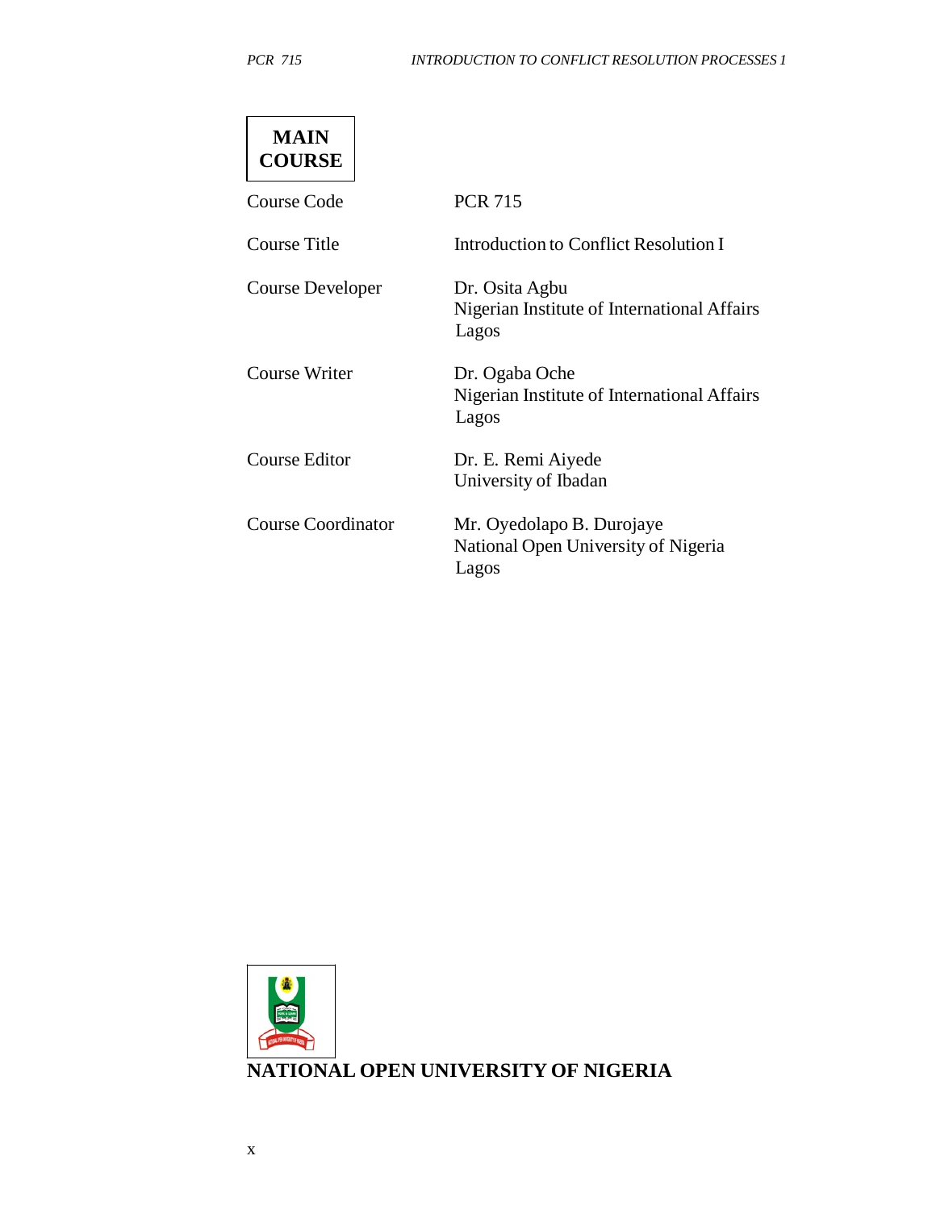**MAIN COURSE**

| | |
|---|---|
| Course Code | PCR 715 |
| Course Title | Introduction to Conflict Resolution I |
| Course Developer | Dr. Osita Agbu<br>Nigerian Institute of International Affairs<br>Lagos |
| Course Writer | Dr. Ogaba Oche<br>Nigerian Institute of International Affairs<br>Lagos |
| Course Editor | Dr. E. Remi Aiyede<br>University of Ibadan |
| Course Coordinator | Mr. Oyedolapo B. Durojaye<br>National Open University of Nigeria<br>Lagos |

**NATIONAL OPEN UNIVERSITY OF NIGERIA**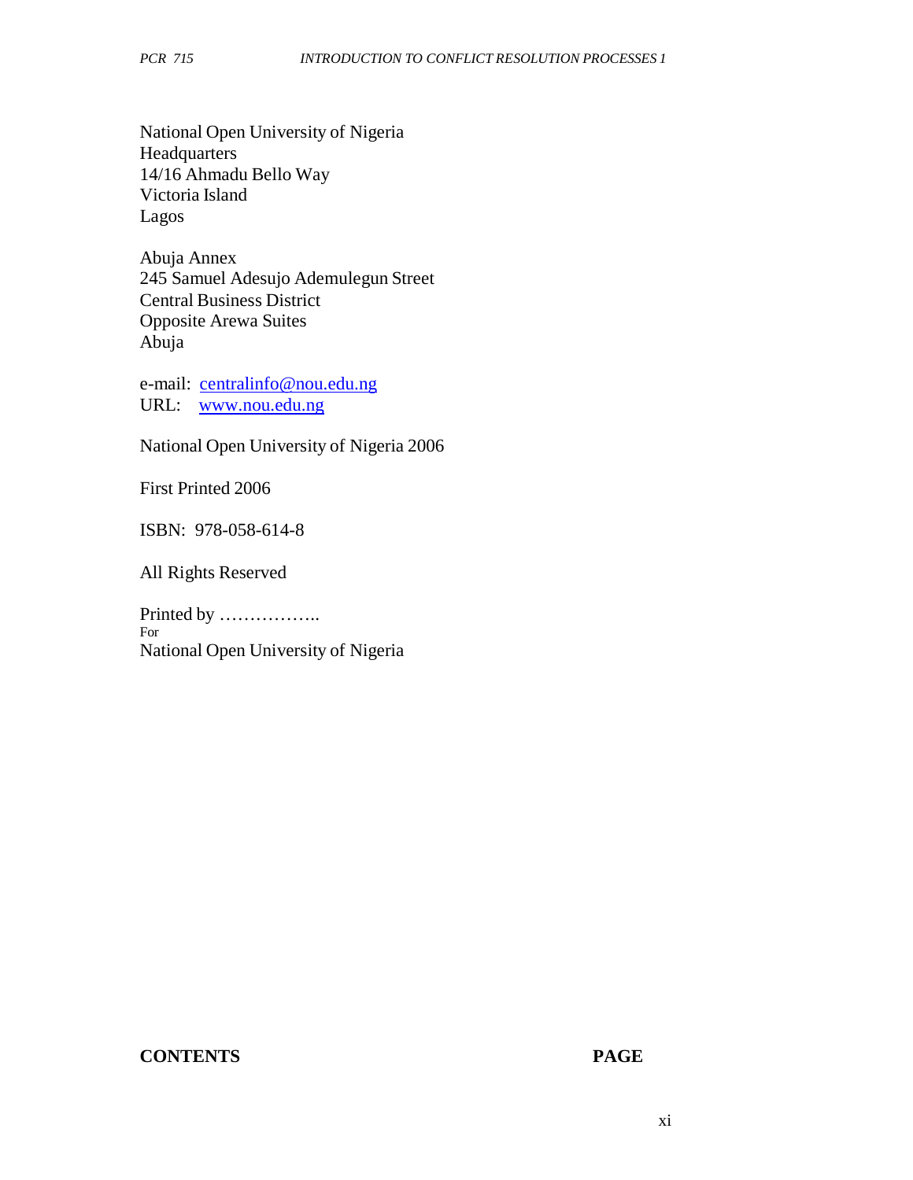National Open University of Nigeria
Headquarters
14/16 Ahmadu Bello Way
Victoria Island
Lagos

Abuja Annex
245 Samuel Adesujo Ademulegun Street
Central Business District
Opposite Arewa Suites
Abuja

e-mail: centralinfo@nou.edu.ng
URL: www.nou.edu.ng

National Open University of Nigeria 2006

First Printed 2006

ISBN: 978-058-614-8

All Rights Reserved

Printed by ……………..
For
National Open University of Nigeria

**CONTENTS** **PAGE**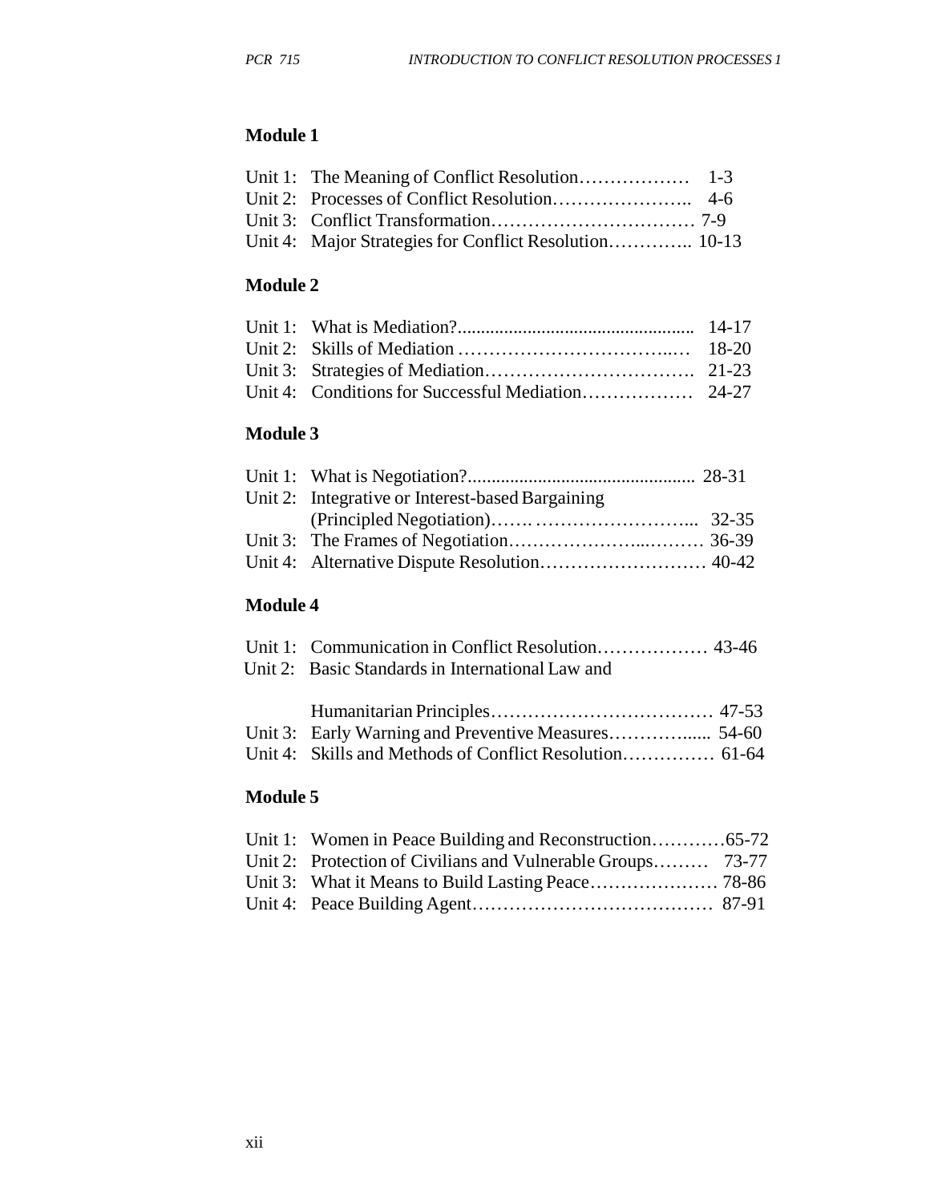## Module 1

Unit 1: The Meaning of Conflict Resolution……………… 1-3
Unit 2: Processes of Conflict Resolution………………….. 4-6
Unit 3: Conflict Transformation…………………………… 7-9
Unit 4: Major Strategies for Conflict Resolution………….. 10-13

## Module 2

Unit 1: What is Mediation?................................................. 14-17
Unit 2: Skills of Mediation ……………………………..… 18-20
Unit 3: Strategies of Mediation……………………………. 21-23
Unit 4: Conditions for Successful Mediation……………… 24-27

## Module 3

Unit 1: What is Negotiation?............................................... 28-31
Unit 2: Integrative or Interest-based Bargaining (Principled Negotiation)……. ……………………... 32-35
Unit 3: The Frames of Negotiation………………...……… 36-39
Unit 4: Alternative Dispute Resolution……………………… 40-42

## Module 4

Unit 1: Communication in Conflict Resolution……………… 43-46
Unit 2: Basic Standards in International Law and Humanitarian Principles……………………………… 47-53
Unit 3: Early Warning and Preventive Measures…………..... 54-60
Unit 4: Skills and Methods of Conflict Resolution…………… 61-64

## Module 5

Unit 1: Women in Peace Building and Reconstruction…………65-72
Unit 2: Protection of Civilians and Vulnerable Groups……… 73-77
Unit 3: What it Means to Build Lasting Peace………………… 78-86
Unit 4: Peace Building Agent………………………………… 87-91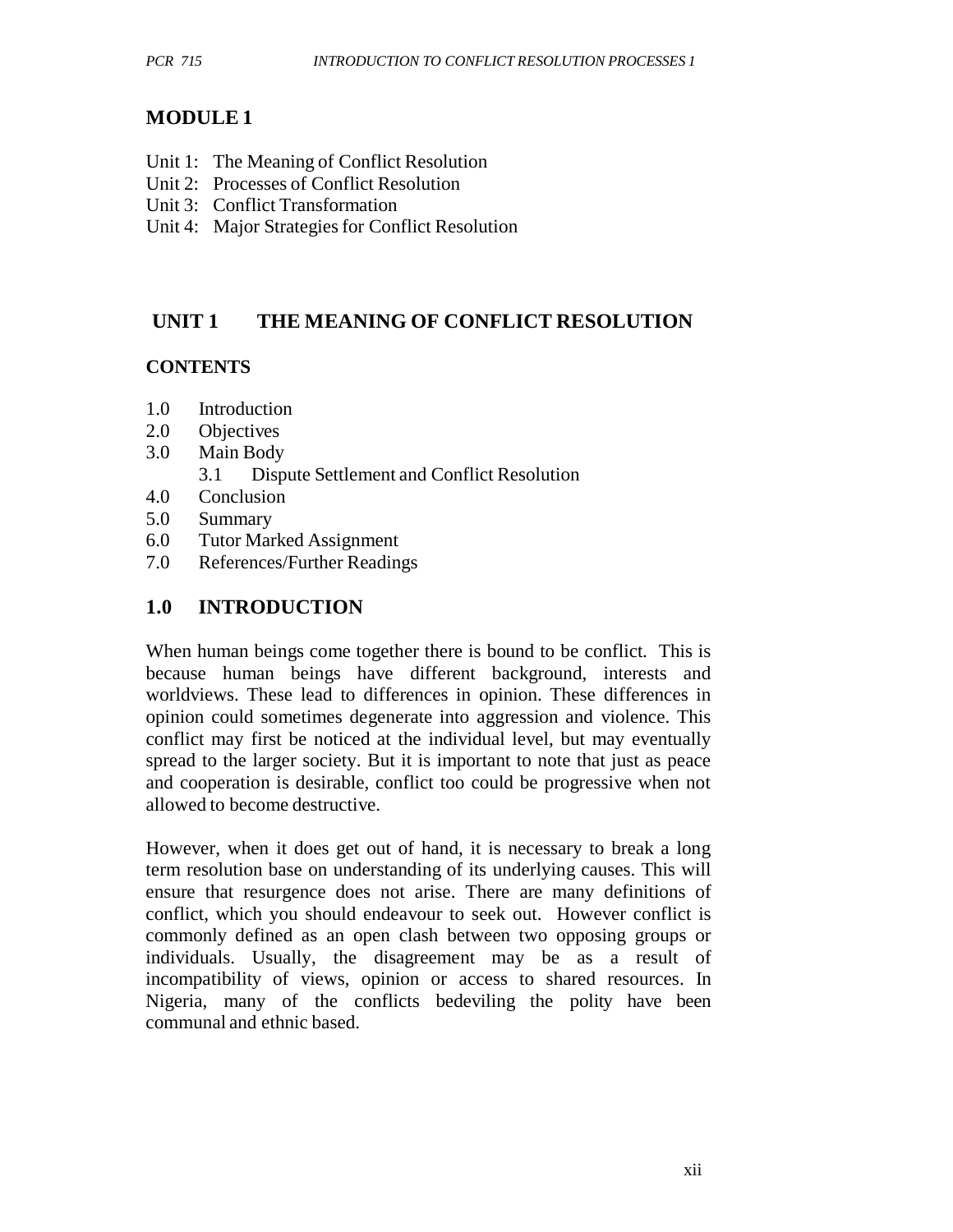## MODULE 1

Unit 1: The Meaning of Conflict Resolution
Unit 2: Processes of Conflict Resolution
Unit 3: Conflict Transformation
Unit 4: Major Strategies for Conflict Resolution

## UNIT 1 THE MEANING OF CONFLICT RESOLUTION

### CONTENTS

1.0 Introduction
2.0 Objectives
3.0 Main Body
    3.1 Dispute Settlement and Conflict Resolution
4.0 Conclusion
5.0 Summary
6.0 Tutor Marked Assignment
7.0 References/Further Readings

### 1.0 INTRODUCTION

When human beings come together there is bound to be conflict. This is because human beings have different background, interests and worldviews. These lead to differences in opinion. These differences in opinion could sometimes degenerate into aggression and violence. This conflict may first be noticed at the individual level, but may eventually spread to the larger society. But it is important to note that just as peace and cooperation is desirable, conflict too could be progressive when not allowed to become destructive.

However, when it does get out of hand, it is necessary to break a long term resolution base on understanding of its underlying causes. This will ensure that resurgence does not arise. There are many definitions of conflict, which you should endeavour to seek out. However conflict is commonly defined as an open clash between two opposing groups or individuals. Usually, the disagreement may be as a result of incompatibility of views, opinion or access to shared resources. In Nigeria, many of the conflicts bedeviling the polity have been communal and ethnic based.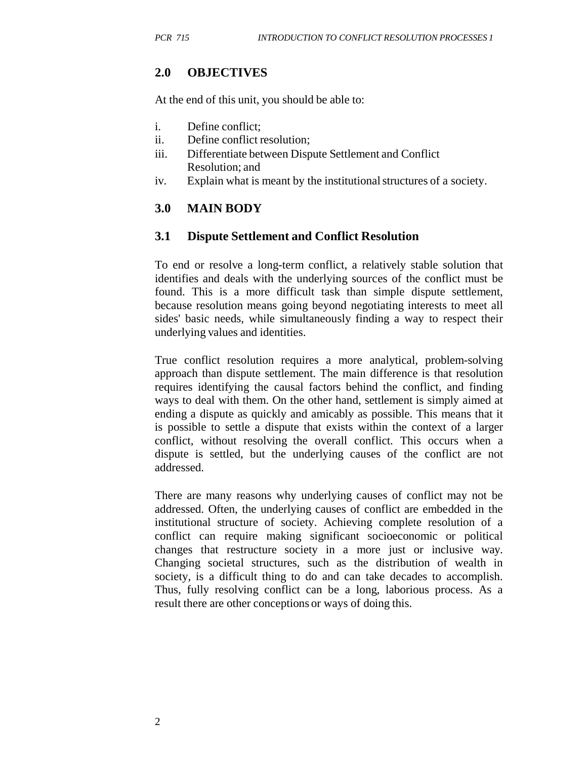## 2.0 OBJECTIVES

At the end of this unit, you should be able to:

i. Define conflict;
ii. Define conflict resolution;
iii. Differentiate between Dispute Settlement and Conflict Resolution; and
iv. Explain what is meant by the institutional structures of a society.

## 3.0 MAIN BODY

### 3.1 Dispute Settlement and Conflict Resolution

To end or resolve a long-term conflict, a relatively stable solution that identifies and deals with the underlying sources of the conflict must be found. This is a more difficult task than simple dispute settlement, because resolution means going beyond negotiating interests to meet all sides' basic needs, while simultaneously finding a way to respect their underlying values and identities.

True conflict resolution requires a more analytical, problem-solving approach than dispute settlement. The main difference is that resolution requires identifying the causal factors behind the conflict, and finding ways to deal with them. On the other hand, settlement is simply aimed at ending a dispute as quickly and amicably as possible. This means that it is possible to settle a dispute that exists within the context of a larger conflict, without resolving the overall conflict. This occurs when a dispute is settled, but the underlying causes of the conflict are not addressed.

There are many reasons why underlying causes of conflict may not be addressed. Often, the underlying causes of conflict are embedded in the institutional structure of society. Achieving complete resolution of a conflict can require making significant socioeconomic or political changes that restructure society in a more just or inclusive way. Changing societal structures, such as the distribution of wealth in society, is a difficult thing to do and can take decades to accomplish. Thus, fully resolving conflict can be a long, laborious process. As a result there are other conceptions or ways of doing this.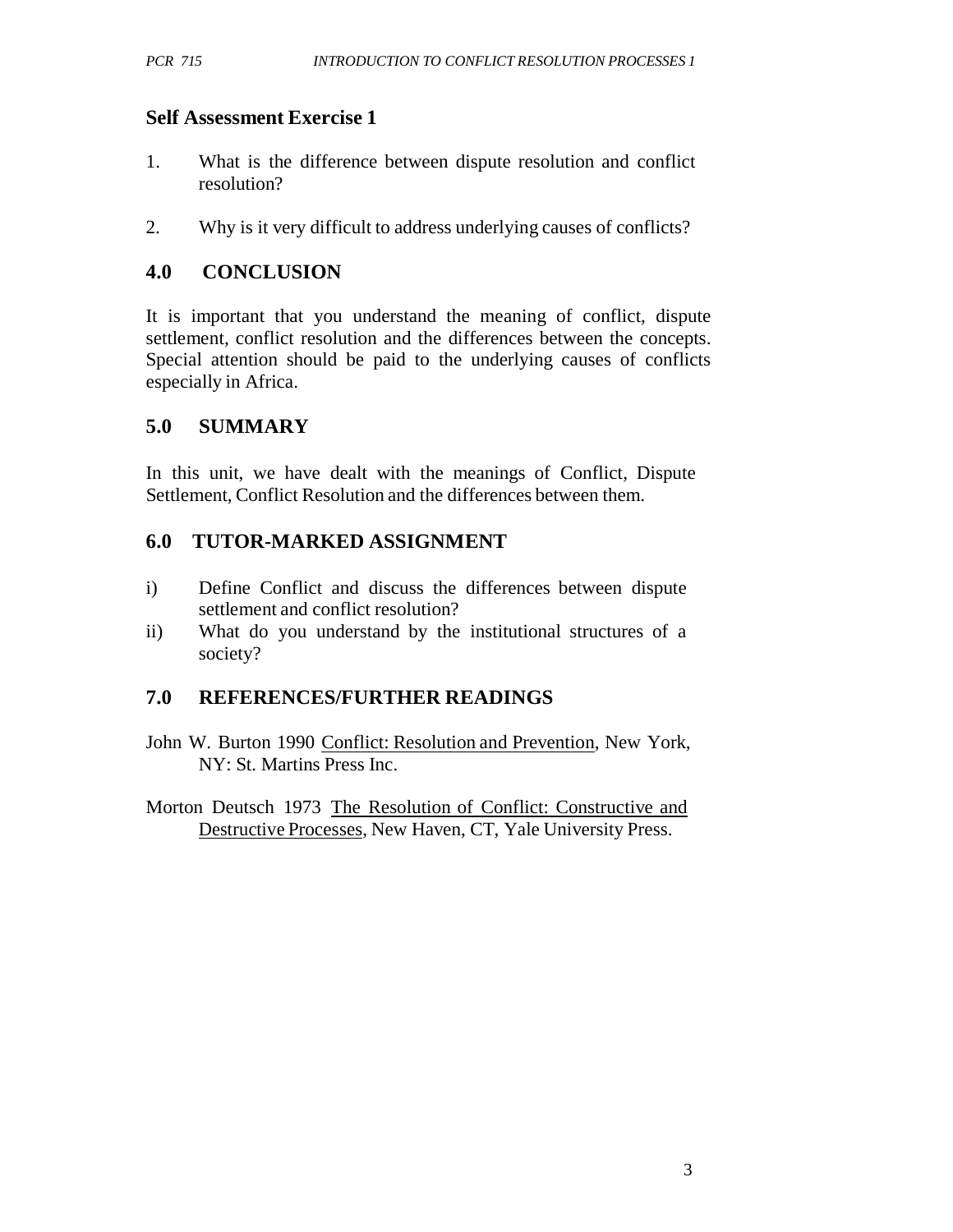### Self Assessment Exercise 1

1. What is the difference between dispute resolution and conflict resolution?

2. Why is it very difficult to address underlying causes of conflicts?

## 4.0 CONCLUSION

It is important that you understand the meaning of conflict, dispute settlement, conflict resolution and the differences between the concepts. Special attention should be paid to the underlying causes of conflicts especially in Africa.

## 5.0 SUMMARY

In this unit, we have dealt with the meanings of Conflict, Dispute Settlement, Conflict Resolution and the differences between them.

## 6.0 TUTOR-MARKED ASSIGNMENT

i) Define Conflict and discuss the differences between dispute settlement and conflict resolution?
ii) What do you understand by the institutional structures of a society?

## 7.0 REFERENCES/FURTHER READINGS

John W. Burton 1990 Conflict: Resolution and Prevention, New York, NY: St. Martins Press Inc.

Morton Deutsch 1973 The Resolution of Conflict: Constructive and Destructive Processes, New Haven, CT, Yale University Press.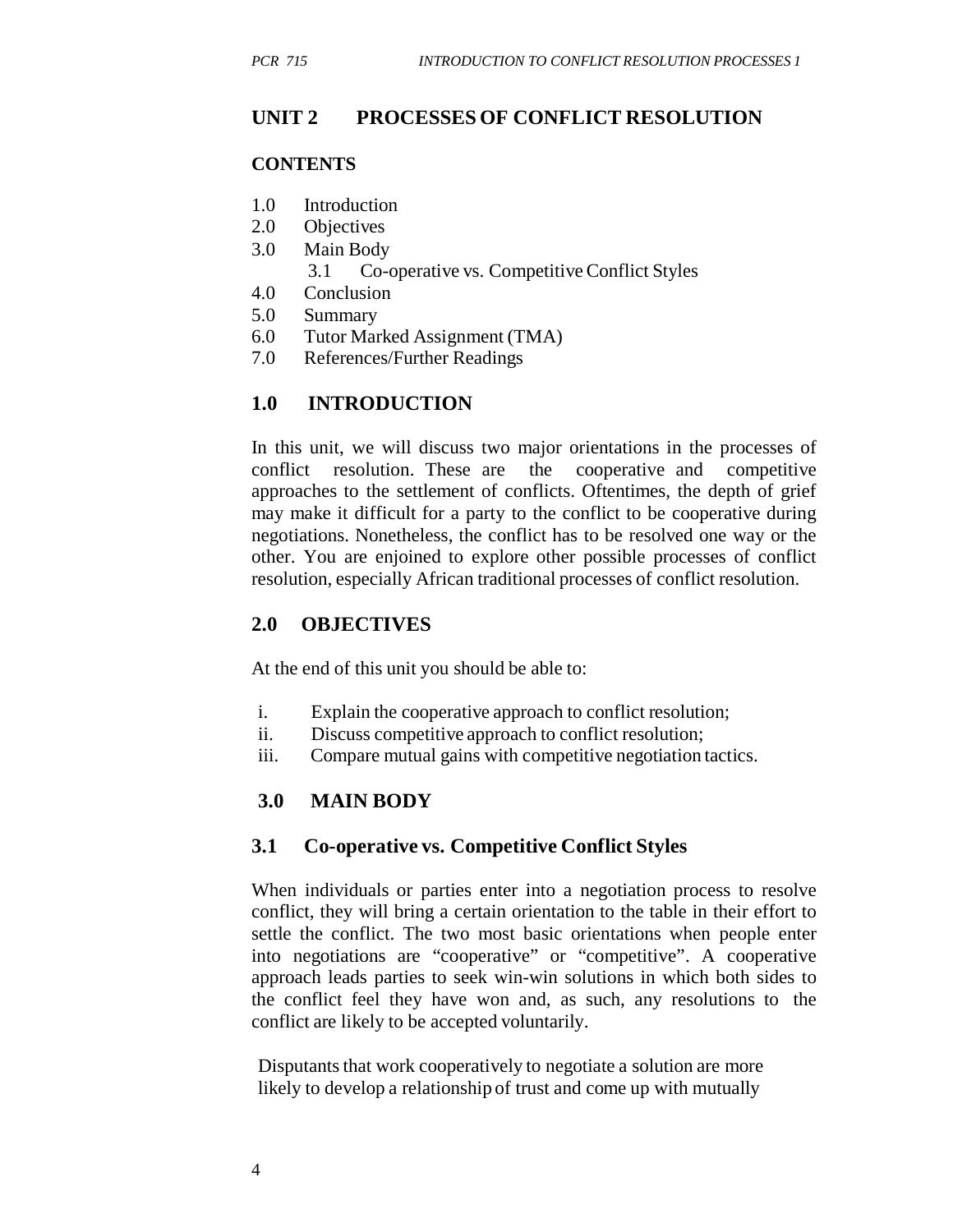## UNIT 2 PROCESSES OF CONFLICT RESOLUTION

### CONTENTS

1.0 Introduction
2.0 Objectives
3.0 Main Body
 3.1 Co-operative vs. Competitive Conflict Styles
4.0 Conclusion
5.0 Summary
6.0 Tutor Marked Assignment (TMA)
7.0 References/Further Readings

### 1.0 INTRODUCTION

In this unit, we will discuss two major orientations in the processes of conflict resolution. These are the cooperative and competitive approaches to the settlement of conflicts. Oftentimes, the depth of grief may make it difficult for a party to the conflict to be cooperative during negotiations. Nonetheless, the conflict has to be resolved one way or the other. You are enjoined to explore other possible processes of conflict resolution, especially African traditional processes of conflict resolution.

### 2.0 OBJECTIVES

At the end of this unit you should be able to:

i. Explain the cooperative approach to conflict resolution;
ii. Discuss competitive approach to conflict resolution;
iii. Compare mutual gains with competitive negotiation tactics.

### 3.0 MAIN BODY

### 3.1 Co-operative vs. Competitive Conflict Styles

When individuals or parties enter into a negotiation process to resolve conflict, they will bring a certain orientation to the table in their effort to settle the conflict. The two most basic orientations when people enter into negotiations are "cooperative" or "competitive". A cooperative approach leads parties to seek win-win solutions in which both sides to the conflict feel they have won and, as such, any resolutions to the conflict are likely to be accepted voluntarily.

Disputants that work cooperatively to negotiate a solution are more likely to develop a relationship of trust and come up with mutually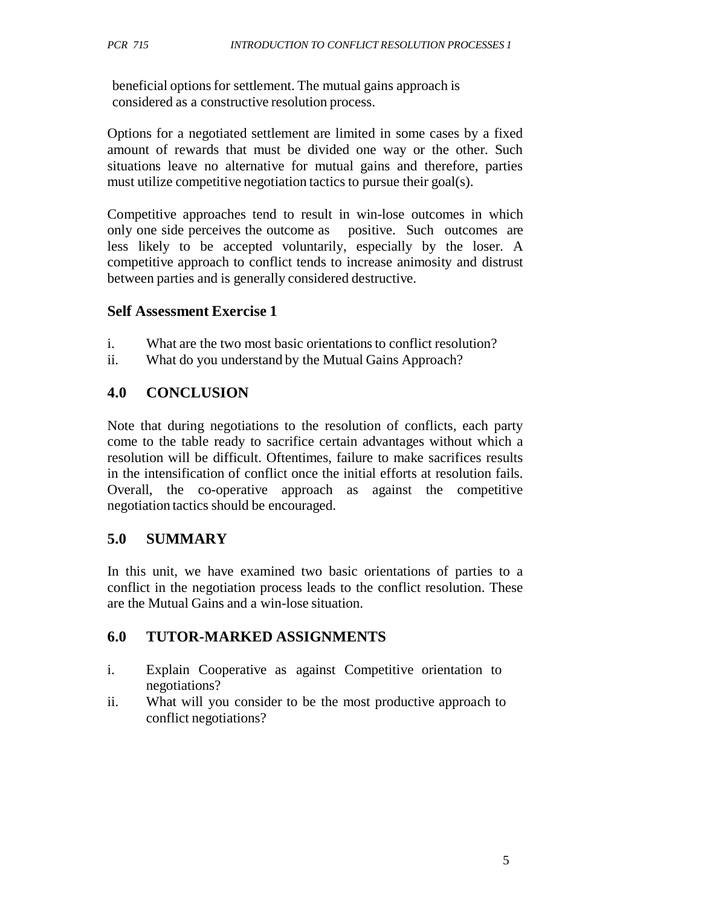beneficial options for settlement. The mutual gains approach is considered as a constructive resolution process.

Options for a negotiated settlement are limited in some cases by a fixed amount of rewards that must be divided one way or the other. Such situations leave no alternative for mutual gains and therefore, parties must utilize competitive negotiation tactics to pursue their goal(s).

Competitive approaches tend to result in win-lose outcomes in which only one side perceives the outcome as positive. Such outcomes are less likely to be accepted voluntarily, especially by the loser. A competitive approach to conflict tends to increase animosity and distrust between parties and is generally considered destructive.

### Self Assessment Exercise 1

i. What are the two most basic orientations to conflict resolution?
ii. What do you understand by the Mutual Gains Approach?

## 4.0 CONCLUSION

Note that during negotiations to the resolution of conflicts, each party come to the table ready to sacrifice certain advantages without which a resolution will be difficult. Oftentimes, failure to make sacrifices results in the intensification of conflict once the initial efforts at resolution fails. Overall, the co-operative approach as against the competitive negotiation tactics should be encouraged.

## 5.0 SUMMARY

In this unit, we have examined two basic orientations of parties to a conflict in the negotiation process leads to the conflict resolution. These are the Mutual Gains and a win-lose situation.

## 6.0 TUTOR-MARKED ASSIGNMENTS

i. Explain Cooperative as against Competitive orientation to negotiations?
ii. What will you consider to be the most productive approach to conflict negotiations?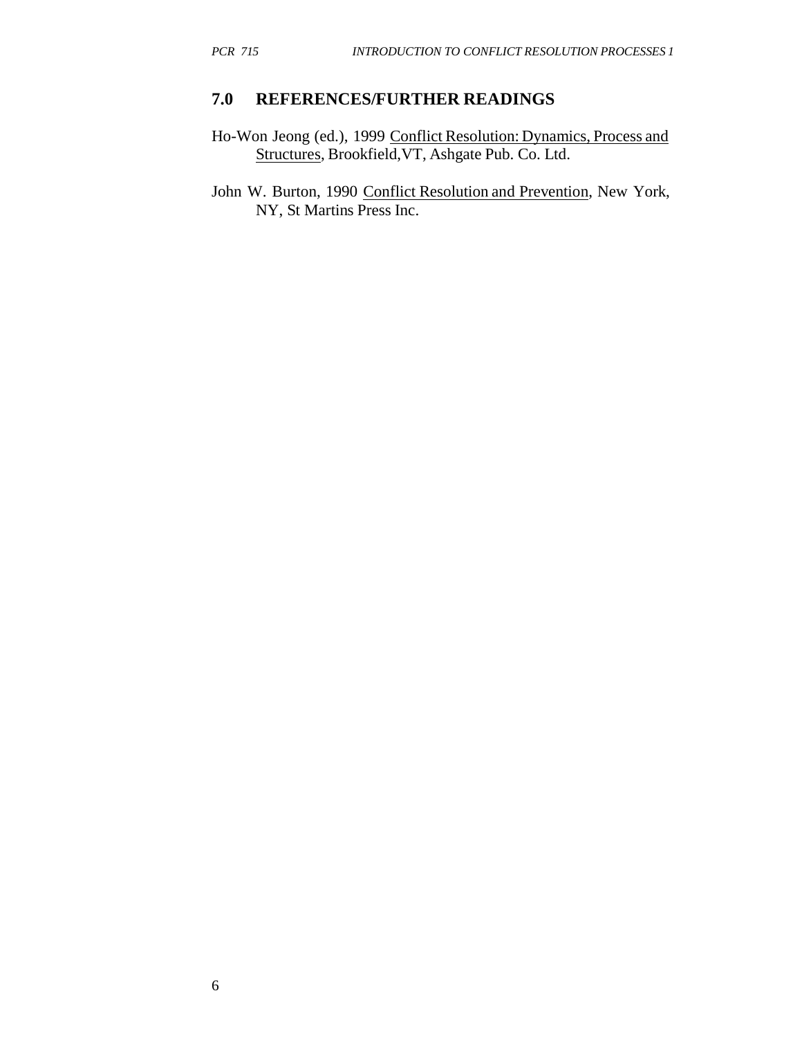## 7.0 REFERENCES/FURTHER READINGS

Ho-Won Jeong (ed.), 1999 Conflict Resolution: Dynamics, Process and Structures, Brookfield,VT, Ashgate Pub. Co. Ltd.

John W. Burton, 1990 Conflict Resolution and Prevention, New York, NY, St Martins Press Inc.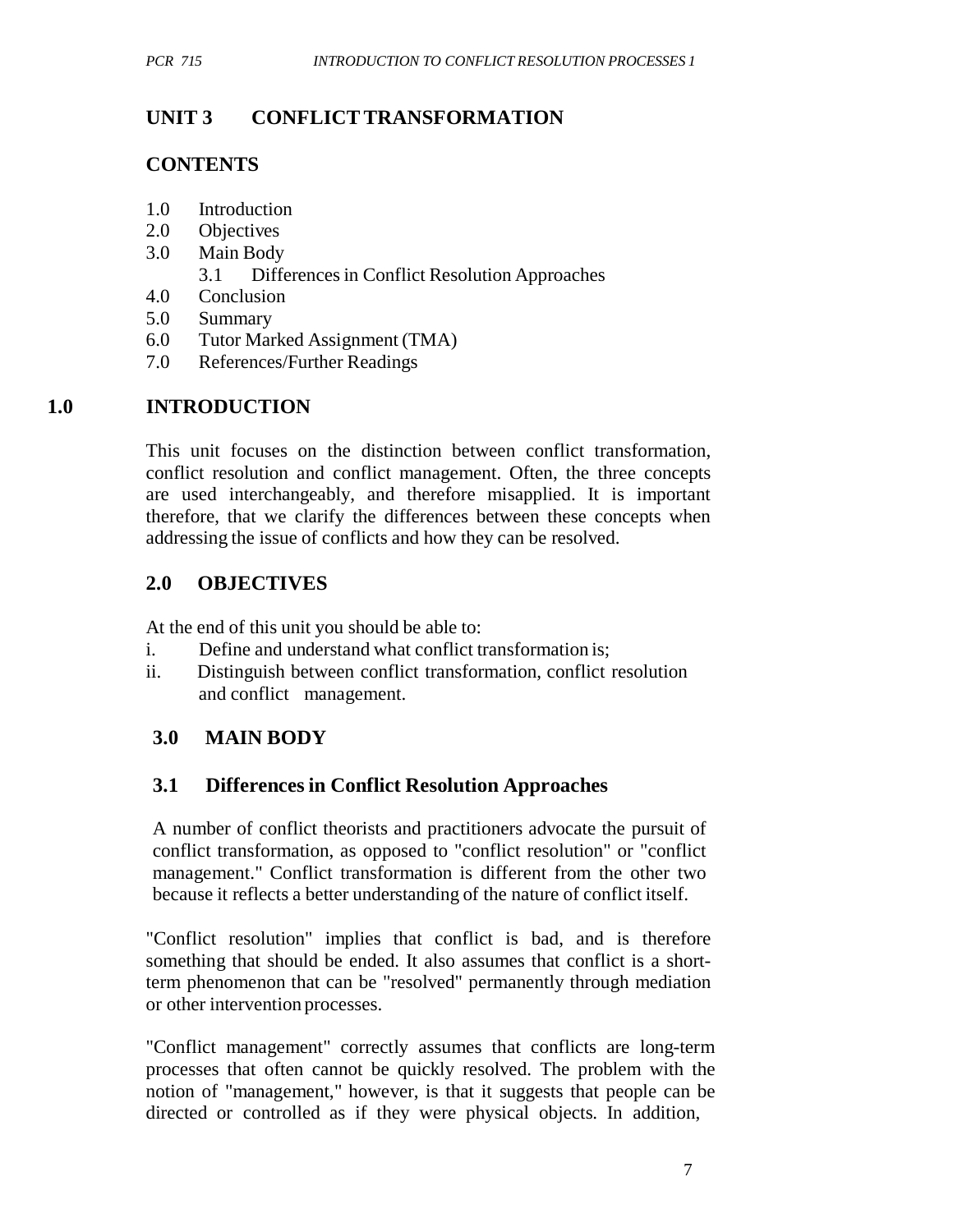# UNIT 3 CONFLICT TRANSFORMATION

## CONTENTS

1.0 Introduction
2.0 Objectives
3.0 Main Body
    3.1 Differences in Conflict Resolution Approaches
4.0 Conclusion
5.0 Summary
6.0 Tutor Marked Assignment (TMA)
7.0 References/Further Readings

## 1.0 INTRODUCTION

This unit focuses on the distinction between conflict transformation, conflict resolution and conflict management. Often, the three concepts are used interchangeably, and therefore misapplied. It is important therefore, that we clarify the differences between these concepts when addressing the issue of conflicts and how they can be resolved.

## 2.0 OBJECTIVES

At the end of this unit you should be able to:

i. Define and understand what conflict transformation is;
ii. Distinguish between conflict transformation, conflict resolution and conflict management.

## 3.0 MAIN BODY

### 3.1 Differences in Conflict Resolution Approaches

A number of conflict theorists and practitioners advocate the pursuit of conflict transformation, as opposed to "conflict resolution" or "conflict management." Conflict transformation is different from the other two because it reflects a better understanding of the nature of conflict itself.

"Conflict resolution" implies that conflict is bad, and is therefore something that should be ended. It also assumes that conflict is a short-term phenomenon that can be "resolved" permanently through mediation or other intervention processes.

"Conflict management" correctly assumes that conflicts are long-term processes that often cannot be quickly resolved. The problem with the notion of "management," however, is that it suggests that people can be directed or controlled as if they were physical objects. In addition,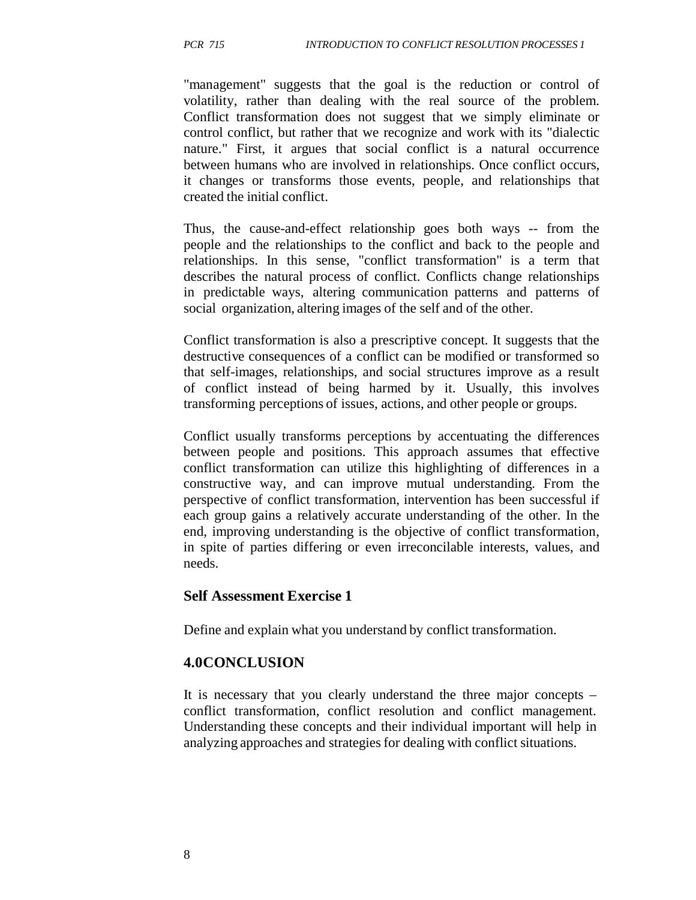"management" suggests that the goal is the reduction or control of volatility, rather than dealing with the real source of the problem. Conflict transformation does not suggest that we simply eliminate or control conflict, but rather that we recognize and work with its "dialectic nature." First, it argues that social conflict is a natural occurrence between humans who are involved in relationships. Once conflict occurs, it changes or transforms those events, people, and relationships that created the initial conflict.

Thus, the cause-and-effect relationship goes both ways -- from the people and the relationships to the conflict and back to the people and relationships. In this sense, "conflict transformation" is a term that describes the natural process of conflict. Conflicts change relationships in predictable ways, altering communication patterns and patterns of social organization, altering images of the self and of the other.

Conflict transformation is also a prescriptive concept. It suggests that the destructive consequences of a conflict can be modified or transformed so that self-images, relationships, and social structures improve as a result of conflict instead of being harmed by it. Usually, this involves transforming perceptions of issues, actions, and other people or groups.

Conflict usually transforms perceptions by accentuating the differences between people and positions. This approach assumes that effective conflict transformation can utilize this highlighting of differences in a constructive way, and can improve mutual understanding. From the perspective of conflict transformation, intervention has been successful if each group gains a relatively accurate understanding of the other. In the end, improving understanding is the objective of conflict transformation, in spite of parties differing or even irreconcilable interests, values, and needs.

### Self Assessment Exercise 1

Define and explain what you understand by conflict transformation.

## 4.0CONCLUSION

It is necessary that you clearly understand the three major concepts – conflict transformation, conflict resolution and conflict management. Understanding these concepts and their individual important will help in analyzing approaches and strategies for dealing with conflict situations.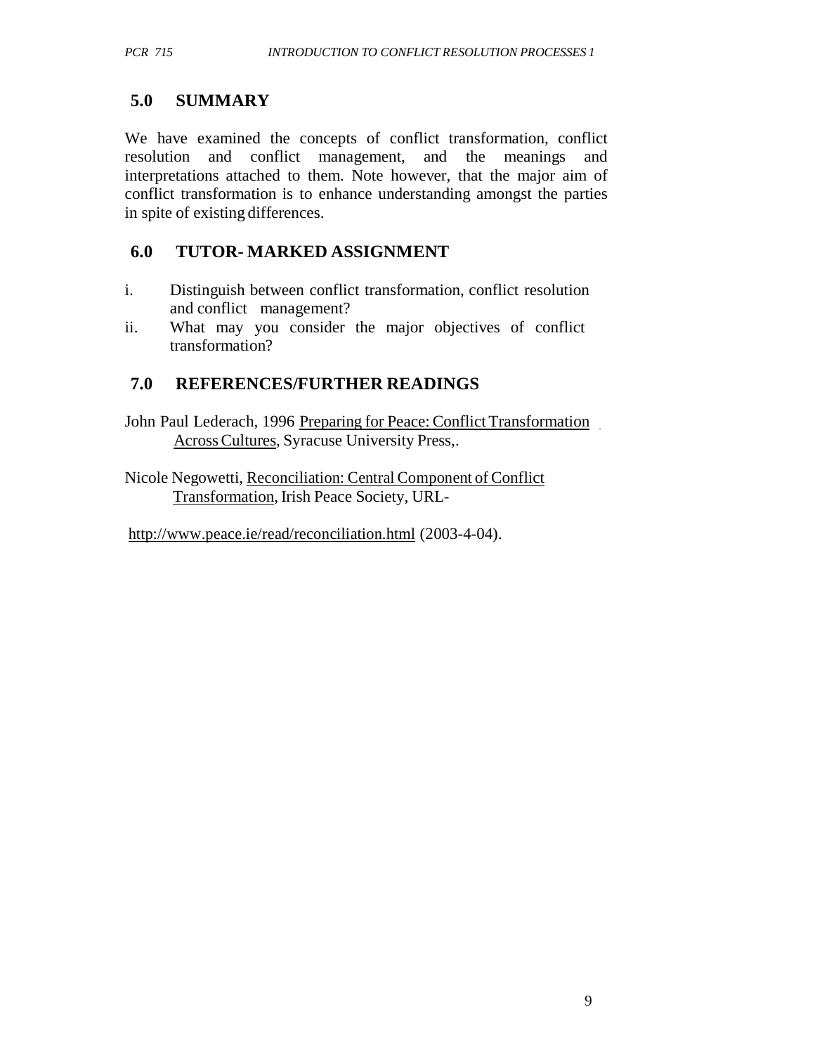## 5.0 SUMMARY

We have examined the concepts of conflict transformation, conflict resolution and conflict management, and the meanings and interpretations attached to them. Note however, that the major aim of conflict transformation is to enhance understanding amongst the parties in spite of existing differences.

## 6.0 TUTOR- MARKED ASSIGNMENT

i. Distinguish between conflict transformation, conflict resolution and conflict management?
ii. What may you consider the major objectives of conflict transformation?

## 7.0 REFERENCES/FURTHER READINGS

John Paul Lederach, 1996 Preparing for Peace: Conflict Transformation Across Cultures, Syracuse University Press,.

Nicole Negowetti, Reconciliation: Central Component of Conflict Transformation, Irish Peace Society, URL-

http://www.peace.ie/read/reconciliation.html (2003-4-04).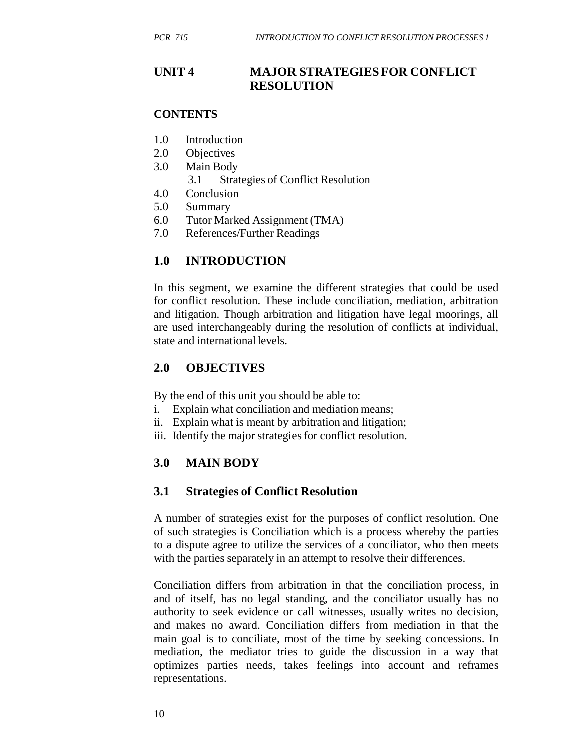# UNIT 4 MAJOR STRATEGIES FOR CONFLICT RESOLUTION

**CONTENTS**

1.0 Introduction
2.0 Objectives
3.0 Main Body
    3.1 Strategies of Conflict Resolution
4.0 Conclusion
5.0 Summary
6.0 Tutor Marked Assignment (TMA)
7.0 References/Further Readings

## 1.0 INTRODUCTION

In this segment, we examine the different strategies that could be used for conflict resolution. These include conciliation, mediation, arbitration and litigation. Though arbitration and litigation have legal moorings, all are used interchangeably during the resolution of conflicts at individual, state and international levels.

## 2.0 OBJECTIVES

By the end of this unit you should be able to:

i. Explain what conciliation and mediation means;
ii. Explain what is meant by arbitration and litigation;
iii. Identify the major strategies for conflict resolution.

## 3.0 MAIN BODY

### 3.1 Strategies of Conflict Resolution

A number of strategies exist for the purposes of conflict resolution. One of such strategies is Conciliation which is a process whereby the parties to a dispute agree to utilize the services of a conciliator, who then meets with the parties separately in an attempt to resolve their differences.

Conciliation differs from arbitration in that the conciliation process, in and of itself, has no legal standing, and the conciliator usually has no authority to seek evidence or call witnesses, usually writes no decision, and makes no award. Conciliation differs from mediation in that the main goal is to conciliate, most of the time by seeking concessions. In mediation, the mediator tries to guide the discussion in a way that optimizes parties needs, takes feelings into account and reframes representations.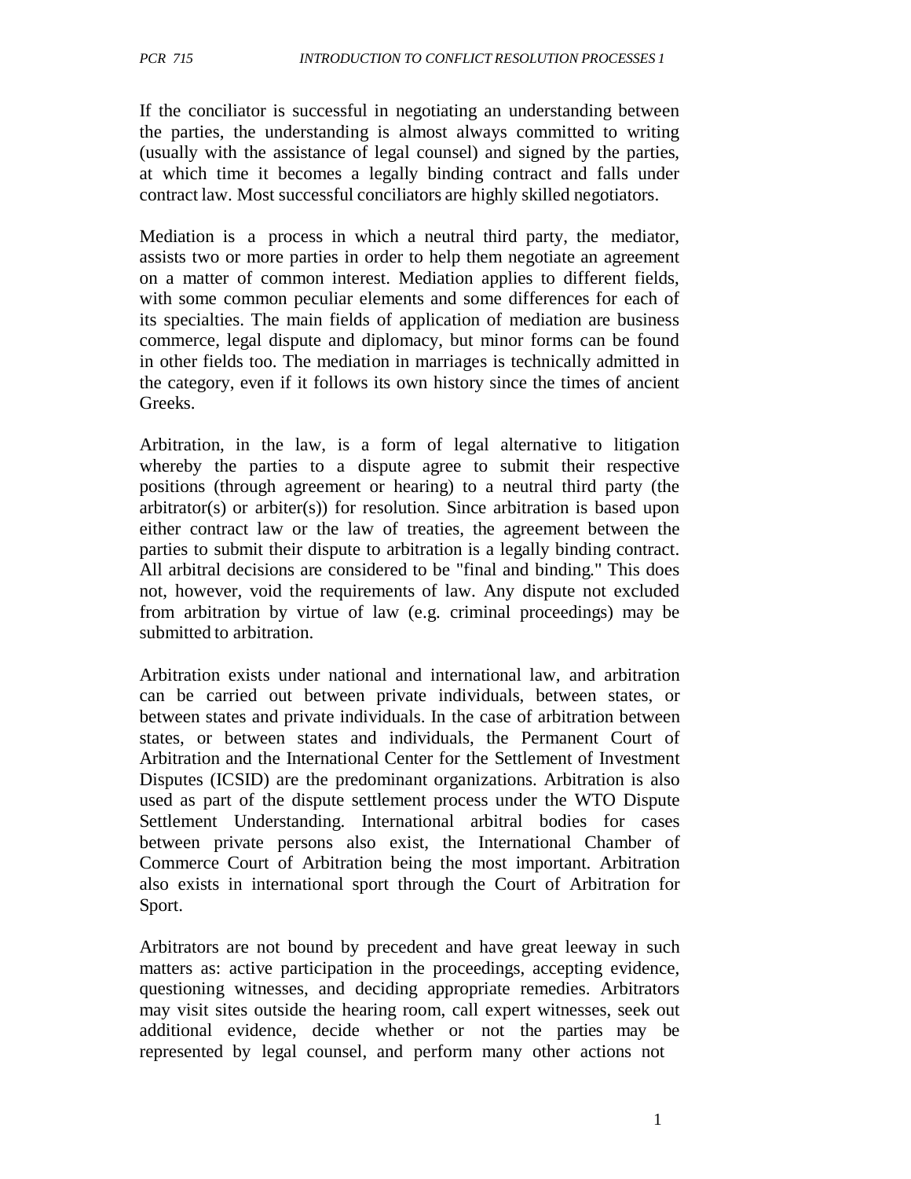If the conciliator is successful in negotiating an understanding between the parties, the understanding is almost always committed to writing (usually with the assistance of legal counsel) and signed by the parties, at which time it becomes a legally binding contract and falls under contract law. Most successful conciliators are highly skilled negotiators.

Mediation is a process in which a neutral third party, the mediator, assists two or more parties in order to help them negotiate an agreement on a matter of common interest. Mediation applies to different fields, with some common peculiar elements and some differences for each of its specialties. The main fields of application of mediation are business commerce, legal dispute and diplomacy, but minor forms can be found in other fields too. The mediation in marriages is technically admitted in the category, even if it follows its own history since the times of ancient Greeks.

Arbitration, in the law, is a form of legal alternative to litigation whereby the parties to a dispute agree to submit their respective positions (through agreement or hearing) to a neutral third party (the arbitrator(s) or arbiter(s)) for resolution. Since arbitration is based upon either contract law or the law of treaties, the agreement between the parties to submit their dispute to arbitration is a legally binding contract. All arbitral decisions are considered to be "final and binding." This does not, however, void the requirements of law. Any dispute not excluded from arbitration by virtue of law (e.g. criminal proceedings) may be submitted to arbitration.

Arbitration exists under national and international law, and arbitration can be carried out between private individuals, between states, or between states and private individuals. In the case of arbitration between states, or between states and individuals, the Permanent Court of Arbitration and the International Center for the Settlement of Investment Disputes (ICSID) are the predominant organizations. Arbitration is also used as part of the dispute settlement process under the WTO Dispute Settlement Understanding. International arbitral bodies for cases between private persons also exist, the International Chamber of Commerce Court of Arbitration being the most important. Arbitration also exists in international sport through the Court of Arbitration for Sport.

Arbitrators are not bound by precedent and have great leeway in such matters as: active participation in the proceedings, accepting evidence, questioning witnesses, and deciding appropriate remedies. Arbitrators may visit sites outside the hearing room, call expert witnesses, seek out additional evidence, decide whether or not the parties may be represented by legal counsel, and perform many other actions not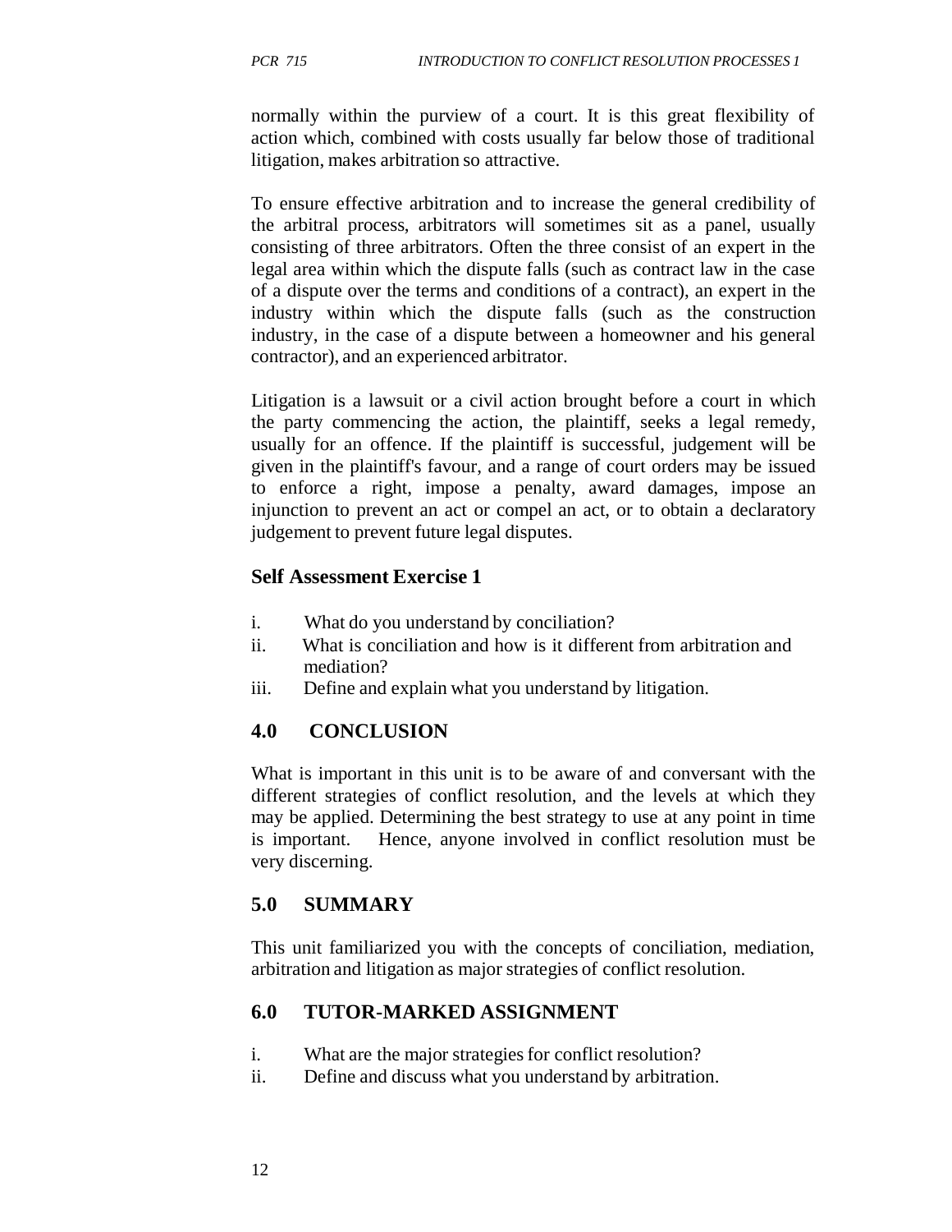normally within the purview of a court. It is this great flexibility of action which, combined with costs usually far below those of traditional litigation, makes arbitration so attractive.

To ensure effective arbitration and to increase the general credibility of the arbitral process, arbitrators will sometimes sit as a panel, usually consisting of three arbitrators. Often the three consist of an expert in the legal area within which the dispute falls (such as contract law in the case of a dispute over the terms and conditions of a contract), an expert in the industry within which the dispute falls (such as the construction industry, in the case of a dispute between a homeowner and his general contractor), and an experienced arbitrator.

Litigation is a lawsuit or a civil action brought before a court in which the party commencing the action, the plaintiff, seeks a legal remedy, usually for an offence. If the plaintiff is successful, judgement will be given in the plaintiff's favour, and a range of court orders may be issued to enforce a right, impose a penalty, award damages, impose an injunction to prevent an act or compel an act, or to obtain a declaratory judgement to prevent future legal disputes.

**Self Assessment Exercise 1**

i. What do you understand by conciliation?
ii. What is conciliation and how is it different from arbitration and mediation?
iii. Define and explain what you understand by litigation.

## 4.0 CONCLUSION

What is important in this unit is to be aware of and conversant with the different strategies of conflict resolution, and the levels at which they may be applied. Determining the best strategy to use at any point in time is important. Hence, anyone involved in conflict resolution must be very discerning.

## 5.0 SUMMARY

This unit familiarized you with the concepts of conciliation, mediation, arbitration and litigation as major strategies of conflict resolution.

## 6.0 TUTOR-MARKED ASSIGNMENT

i. What are the major strategies for conflict resolution?
ii. Define and discuss what you understand by arbitration.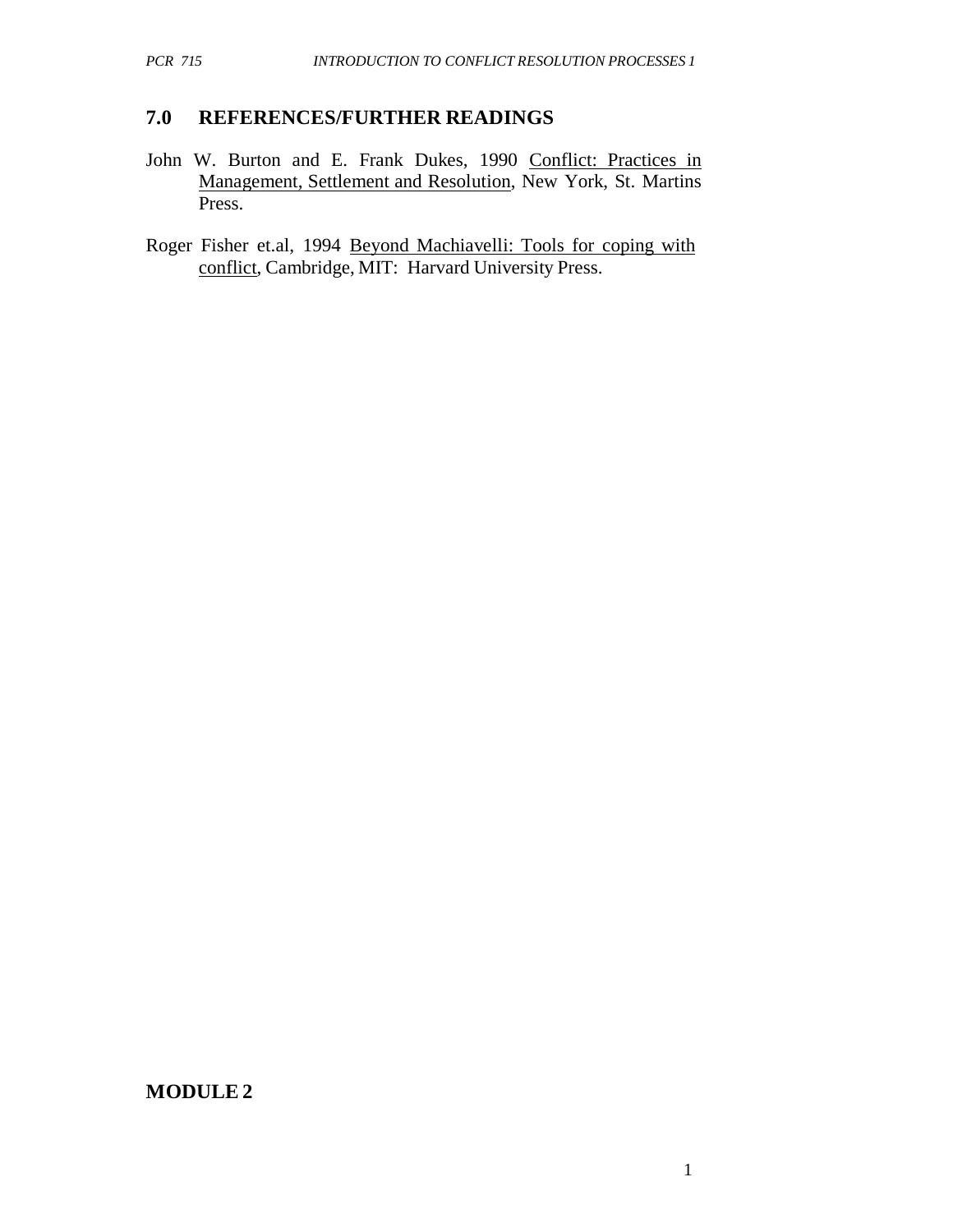## 7.0 REFERENCES/FURTHER READINGS

John W. Burton and E. Frank Dukes, 1990 Conflict: Practices in Management, Settlement and Resolution, New York, St. Martins Press.

Roger Fisher et.al, 1994 Beyond Machiavelli: Tools for coping with conflict, Cambridge, MIT: Harvard University Press.

# MODULE 2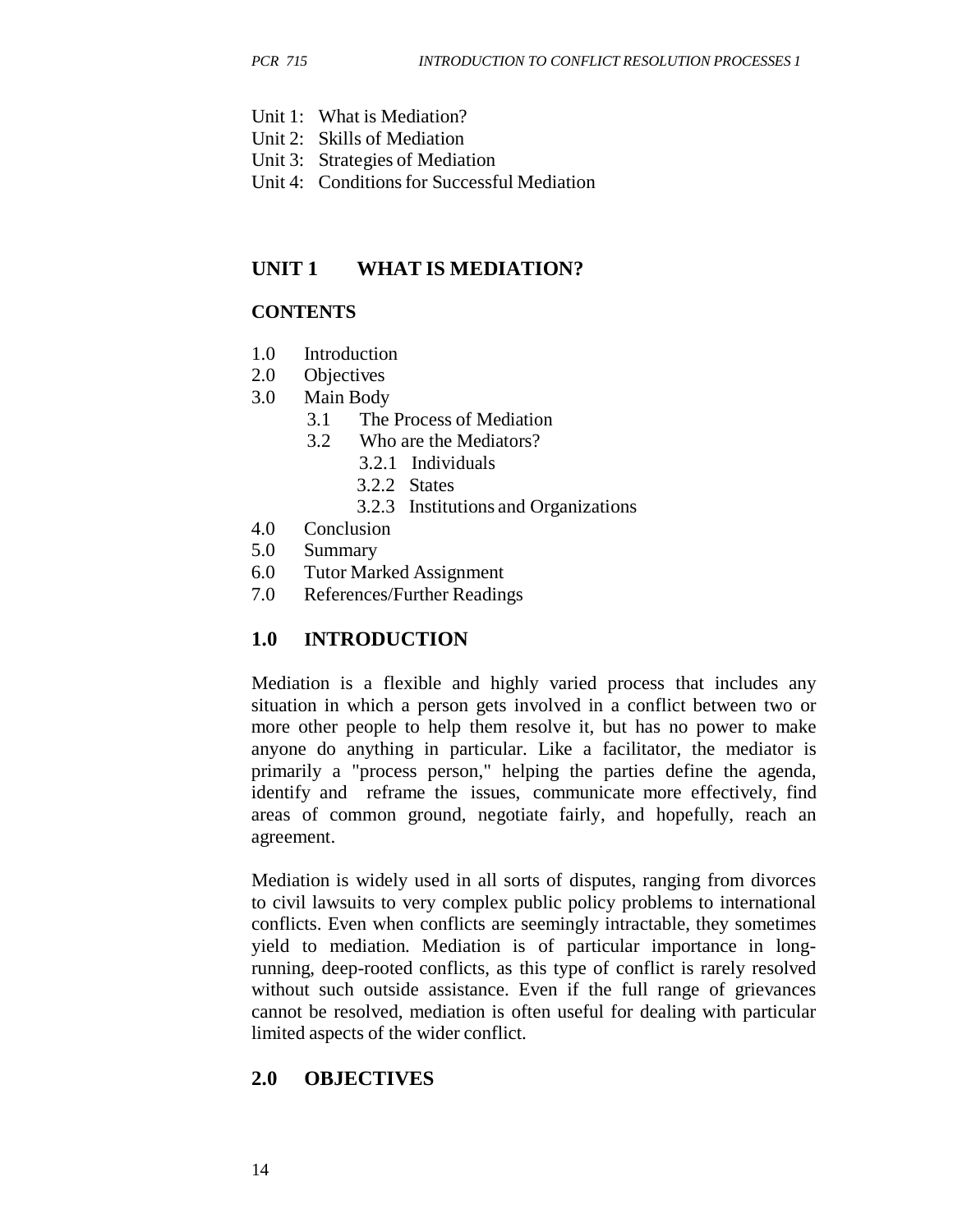Unit 1: What is Mediation?
Unit 2: Skills of Mediation
Unit 3: Strategies of Mediation
Unit 4: Conditions for Successful Mediation

## UNIT 1 WHAT IS MEDIATION?

### CONTENTS

1.0 Introduction
2.0 Objectives
3.0 Main Body
  3.1 The Process of Mediation
  3.2 Who are the Mediators?
    3.2.1 Individuals
    3.2.2 States
    3.2.3 Institutions and Organizations
4.0 Conclusion
5.0 Summary
6.0 Tutor Marked Assignment
7.0 References/Further Readings

## 1.0 INTRODUCTION

Mediation is a flexible and highly varied process that includes any situation in which a person gets involved in a conflict between two or more other people to help them resolve it, but has no power to make anyone do anything in particular. Like a facilitator, the mediator is primarily a "process person," helping the parties define the agenda, identify and reframe the issues, communicate more effectively, find areas of common ground, negotiate fairly, and hopefully, reach an agreement.

Mediation is widely used in all sorts of disputes, ranging from divorces to civil lawsuits to very complex public policy problems to international conflicts. Even when conflicts are seemingly intractable, they sometimes yield to mediation. Mediation is of particular importance in long-running, deep-rooted conflicts, as this type of conflict is rarely resolved without such outside assistance. Even if the full range of grievances cannot be resolved, mediation is often useful for dealing with particular limited aspects of the wider conflict.

## 2.0 OBJECTIVES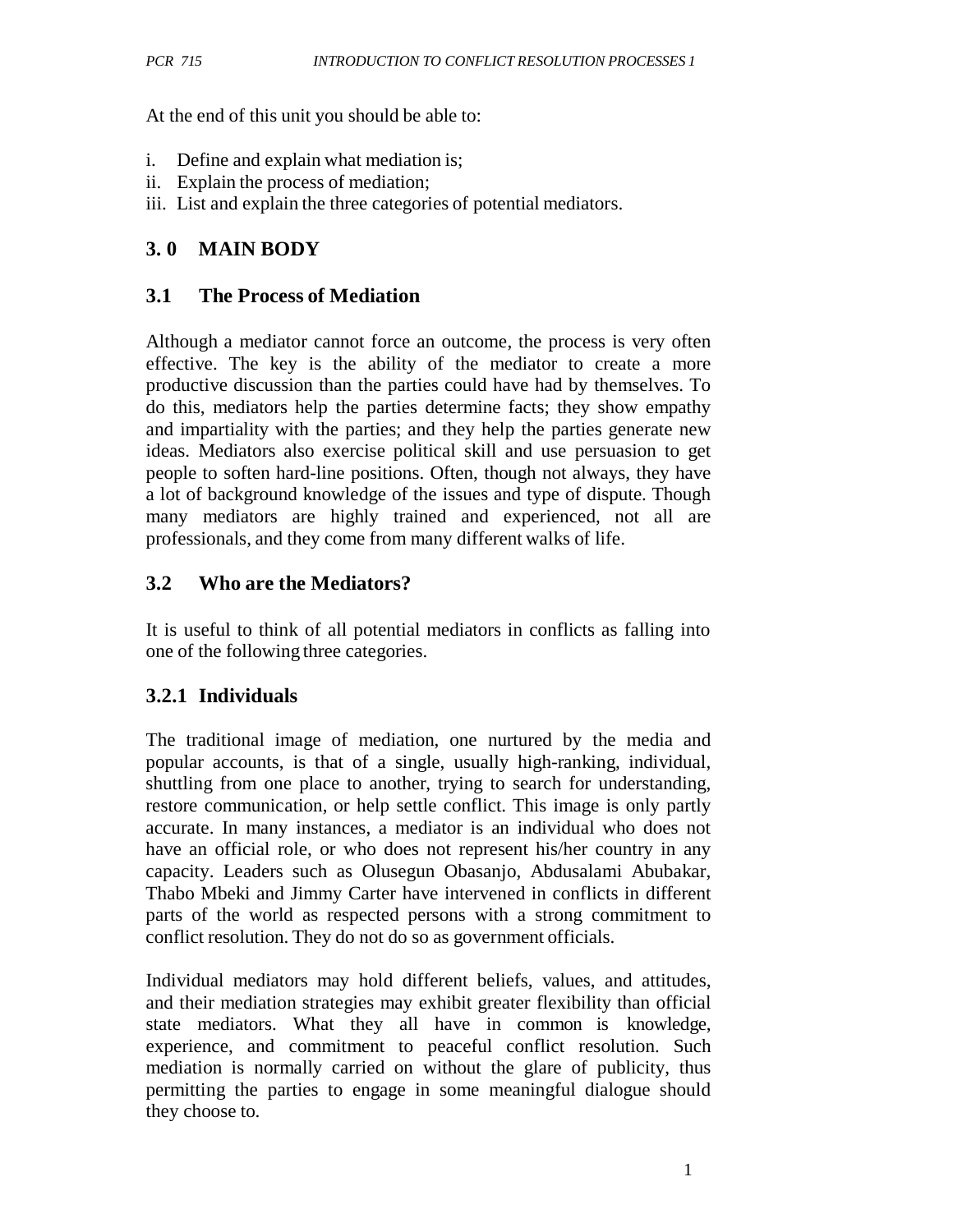At the end of this unit you should be able to:

i. Define and explain what mediation is;
ii. Explain the process of mediation;
iii. List and explain the three categories of potential mediators.

## 3. 0 MAIN BODY

### 3.1 The Process of Mediation

Although a mediator cannot force an outcome, the process is very often effective. The key is the ability of the mediator to create a more productive discussion than the parties could have had by themselves. To do this, mediators help the parties determine facts; they show empathy and impartiality with the parties; and they help the parties generate new ideas. Mediators also exercise political skill and use persuasion to get people to soften hard-line positions. Often, though not always, they have a lot of background knowledge of the issues and type of dispute. Though many mediators are highly trained and experienced, not all are professionals, and they come from many different walks of life.

### 3.2 Who are the Mediators?

It is useful to think of all potential mediators in conflicts as falling into one of the following three categories.

#### 3.2.1 Individuals

The traditional image of mediation, one nurtured by the media and popular accounts, is that of a single, usually high-ranking, individual, shuttling from one place to another, trying to search for understanding, restore communication, or help settle conflict. This image is only partly accurate. In many instances, a mediator is an individual who does not have an official role, or who does not represent his/her country in any capacity. Leaders such as Olusegun Obasanjo, Abdusalami Abubakar, Thabo Mbeki and Jimmy Carter have intervened in conflicts in different parts of the world as respected persons with a strong commitment to conflict resolution. They do not do so as government officials.

Individual mediators may hold different beliefs, values, and attitudes, and their mediation strategies may exhibit greater flexibility than official state mediators. What they all have in common is knowledge, experience, and commitment to peaceful conflict resolution. Such mediation is normally carried on without the glare of publicity, thus permitting the parties to engage in some meaningful dialogue should they choose to.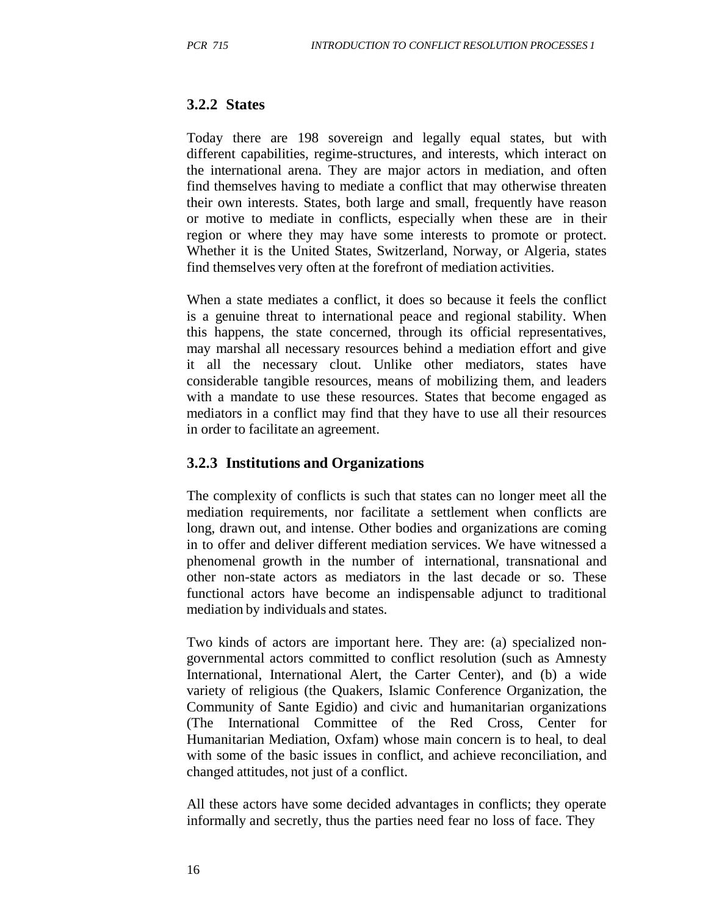### 3.2.2 States

Today there are 198 sovereign and legally equal states, but with different capabilities, regime-structures, and interests, which interact on the international arena. They are major actors in mediation, and often find themselves having to mediate a conflict that may otherwise threaten their own interests. States, both large and small, frequently have reason or motive to mediate in conflicts, especially when these are in their region or where they may have some interests to promote or protect. Whether it is the United States, Switzerland, Norway, or Algeria, states find themselves very often at the forefront of mediation activities.

When a state mediates a conflict, it does so because it feels the conflict is a genuine threat to international peace and regional stability. When this happens, the state concerned, through its official representatives, may marshal all necessary resources behind a mediation effort and give it all the necessary clout. Unlike other mediators, states have considerable tangible resources, means of mobilizing them, and leaders with a mandate to use these resources. States that become engaged as mediators in a conflict may find that they have to use all their resources in order to facilitate an agreement.

### 3.2.3 Institutions and Organizations

The complexity of conflicts is such that states can no longer meet all the mediation requirements, nor facilitate a settlement when conflicts are long, drawn out, and intense. Other bodies and organizations are coming in to offer and deliver different mediation services. We have witnessed a phenomenal growth in the number of international, transnational and other non-state actors as mediators in the last decade or so. These functional actors have become an indispensable adjunct to traditional mediation by individuals and states.

Two kinds of actors are important here. They are: (a) specialized non-governmental actors committed to conflict resolution (such as Amnesty International, International Alert, the Carter Center), and (b) a wide variety of religious (the Quakers, Islamic Conference Organization, the Community of Sante Egidio) and civic and humanitarian organizations (The International Committee of the Red Cross, Center for Humanitarian Mediation, Oxfam) whose main concern is to heal, to deal with some of the basic issues in conflict, and achieve reconciliation, and changed attitudes, not just of a conflict.

All these actors have some decided advantages in conflicts; they operate informally and secretly, thus the parties need fear no loss of face. They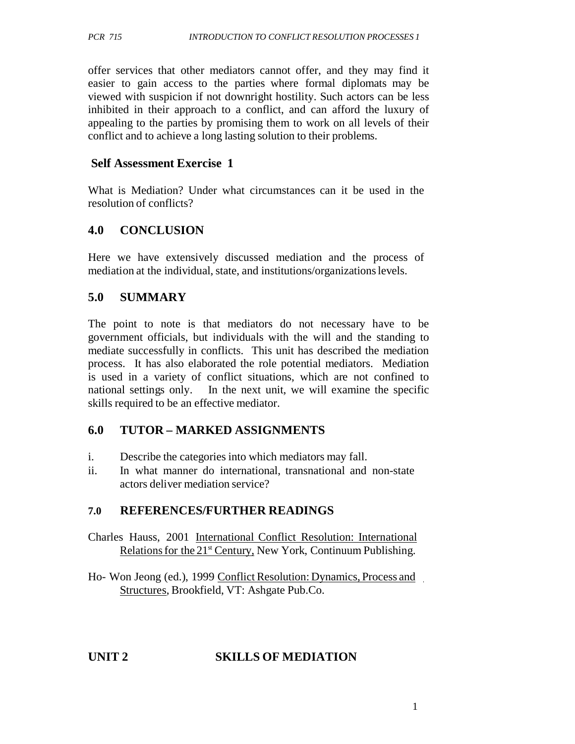offer services that other mediators cannot offer, and they may find it easier to gain access to the parties where formal diplomats may be viewed with suspicion if not downright hostility. Such actors can be less inhibited in their approach to a conflict, and can afford the luxury of appealing to the parties by promising them to work on all levels of their conflict and to achieve a long lasting solution to their problems.

### Self Assessment Exercise 1

What is Mediation? Under what circumstances can it be used in the resolution of conflicts?

## 4.0 CONCLUSION

Here we have extensively discussed mediation and the process of mediation at the individual, state, and institutions/organizations levels.

## 5.0 SUMMARY

The point to note is that mediators do not necessary have to be government officials, but individuals with the will and the standing to mediate successfully in conflicts. This unit has described the mediation process. It has also elaborated the role potential mediators. Mediation is used in a variety of conflict situations, which are not confined to national settings only. In the next unit, we will examine the specific skills required to be an effective mediator.

## 6.0 TUTOR – MARKED ASSIGNMENTS

i. Describe the categories into which mediators may fall.
ii. In what manner do international, transnational and non-state actors deliver mediation service?

## 7.0 REFERENCES/FURTHER READINGS

Charles Hauss, 2001 International Conflict Resolution: International Relations for the 21st Century, New York, Continuum Publishing.

Ho- Won Jeong (ed.), 1999 Conflict Resolution: Dynamics, Process and Structures, Brookfield, VT: Ashgate Pub.Co.

# UNIT 2 SKILLS OF MEDIATION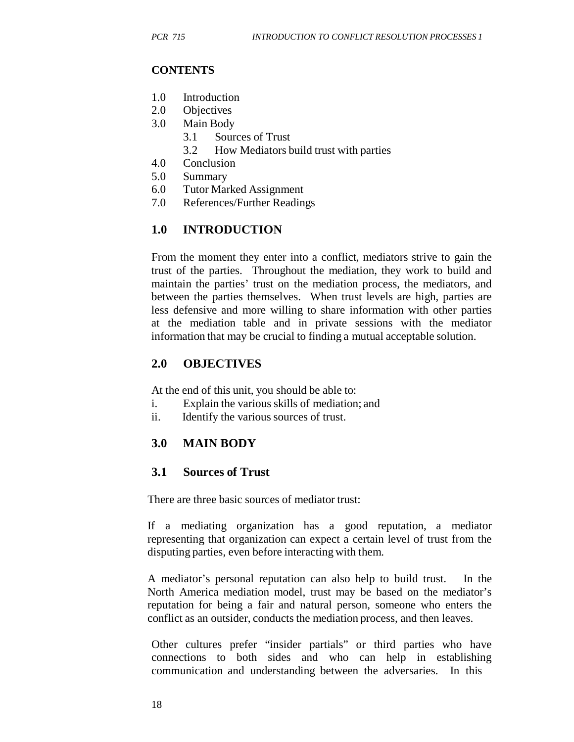**CONTENTS**

1.0 Introduction
2.0 Objectives
3.0 Main Body
    3.1 Sources of Trust
    3.2 How Mediators build trust with parties
4.0 Conclusion
5.0 Summary
6.0 Tutor Marked Assignment
7.0 References/Further Readings

## 1.0 INTRODUCTION

From the moment they enter into a conflict, mediators strive to gain the trust of the parties. Throughout the mediation, they work to build and maintain the parties' trust on the mediation process, the mediators, and between the parties themselves. When trust levels are high, parties are less defensive and more willing to share information with other parties at the mediation table and in private sessions with the mediator information that may be crucial to finding a mutual acceptable solution.

## 2.0 OBJECTIVES

At the end of this unit, you should be able to:

i. Explain the various skills of mediation; and
ii. Identify the various sources of trust.

## 3.0 MAIN BODY

### 3.1 Sources of Trust

There are three basic sources of mediator trust:

If a mediating organization has a good reputation, a mediator representing that organization can expect a certain level of trust from the disputing parties, even before interacting with them.

A mediator's personal reputation can also help to build trust. In the North America mediation model, trust may be based on the mediator's reputation for being a fair and natural person, someone who enters the conflict as an outsider, conducts the mediation process, and then leaves.

Other cultures prefer "insider partials" or third parties who have connections to both sides and who can help in establishing communication and understanding between the adversaries. In this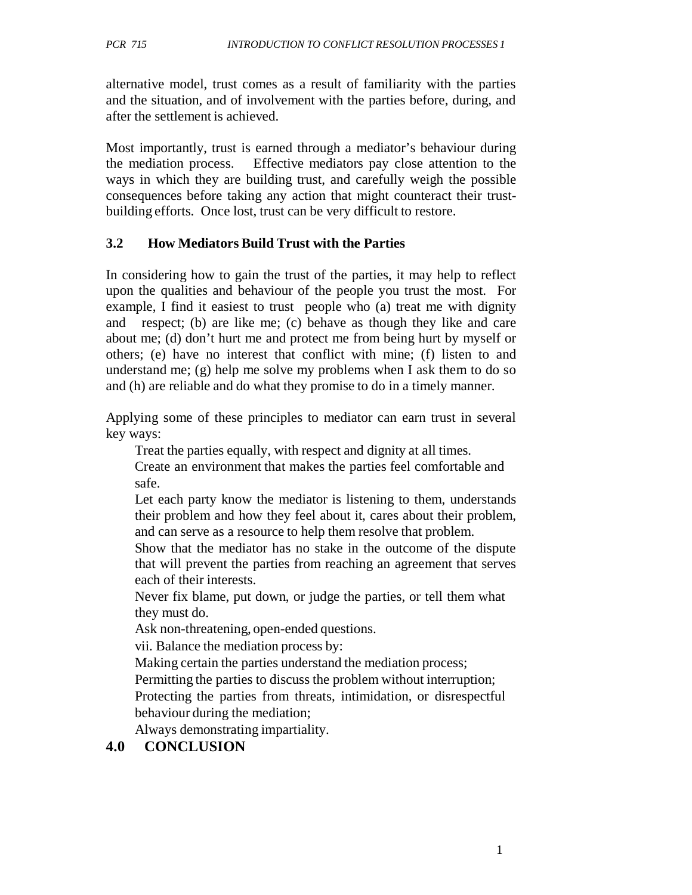alternative model, trust comes as a result of familiarity with the parties and the situation, and of involvement with the parties before, during, and after the settlement is achieved.

Most importantly, trust is earned through a mediator's behaviour during the mediation process. Effective mediators pay close attention to the ways in which they are building trust, and carefully weigh the possible consequences before taking any action that might counteract their trust-building efforts. Once lost, trust can be very difficult to restore.

### 3.2 How Mediators Build Trust with the Parties

In considering how to gain the trust of the parties, it may help to reflect upon the qualities and behaviour of the people you trust the most. For example, I find it easiest to trust people who (a) treat me with dignity and respect; (b) are like me; (c) behave as though they like and care about me; (d) don't hurt me and protect me from being hurt by myself or others; (e) have no interest that conflict with mine; (f) listen to and understand me; (g) help me solve my problems when I ask them to do so and (h) are reliable and do what they promise to do in a timely manner.

Applying some of these principles to mediator can earn trust in several key ways:

Treat the parties equally, with respect and dignity at all times.

Create an environment that makes the parties feel comfortable and safe.

Let each party know the mediator is listening to them, understands their problem and how they feel about it, cares about their problem, and can serve as a resource to help them resolve that problem.

Show that the mediator has no stake in the outcome of the dispute that will prevent the parties from reaching an agreement that serves each of their interests.

Never fix blame, put down, or judge the parties, or tell them what they must do.

Ask non-threatening, open-ended questions.

vii. Balance the mediation process by:

Making certain the parties understand the mediation process;

Permitting the parties to discuss the problem without interruption;

Protecting the parties from threats, intimidation, or disrespectful behaviour during the mediation;

Always demonstrating impartiality.

## 4.0 CONCLUSION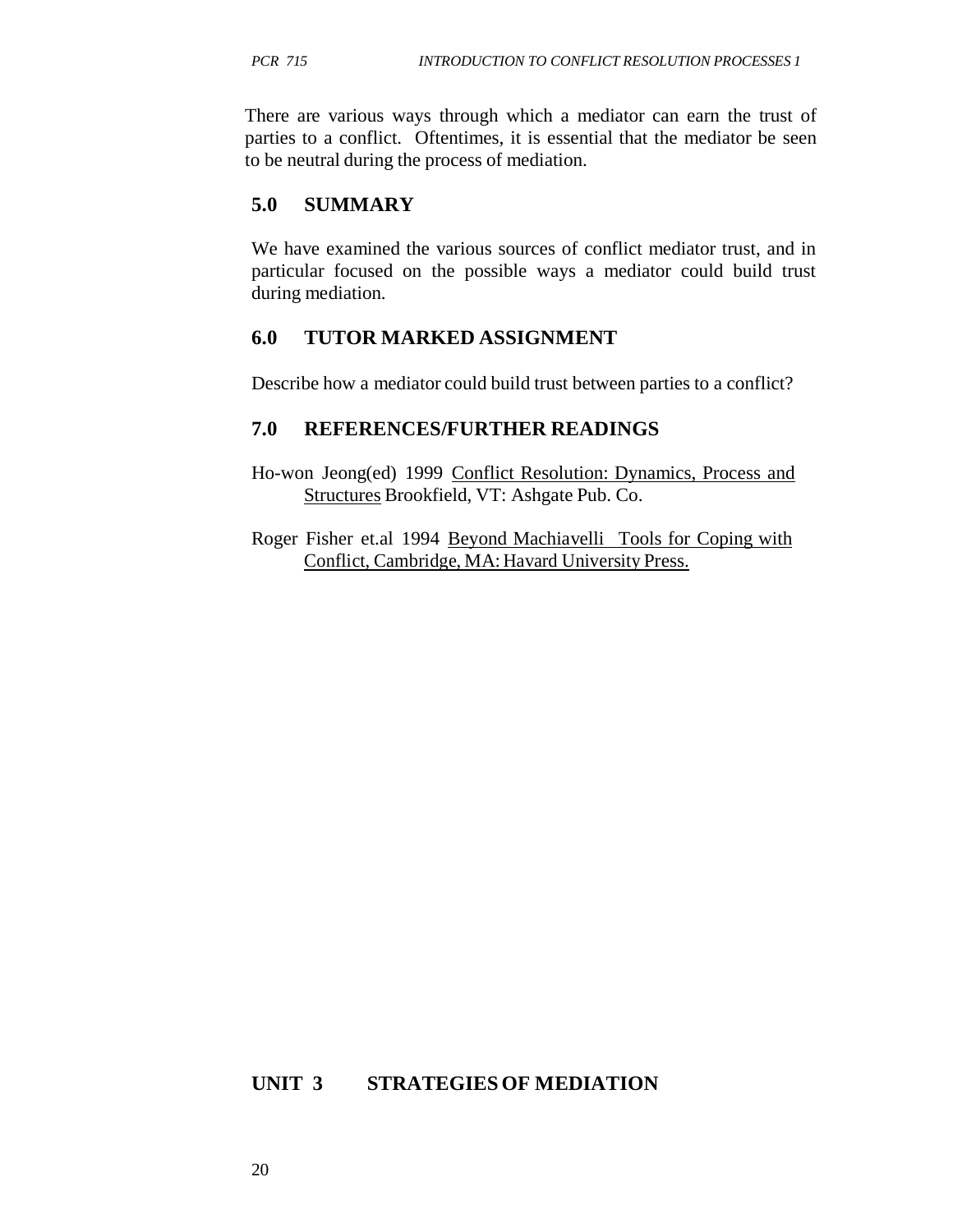There are various ways through which a mediator can earn the trust of parties to a conflict. Oftentimes, it is essential that the mediator be seen to be neutral during the process of mediation.

## 5.0 SUMMARY

We have examined the various sources of conflict mediator trust, and in particular focused on the possible ways a mediator could build trust during mediation.

## 6.0 TUTOR MARKED ASSIGNMENT

Describe how a mediator could build trust between parties to a conflict?

## 7.0 REFERENCES/FURTHER READINGS

Ho-won Jeong(ed) 1999 Conflict Resolution: Dynamics, Process and Structures Brookfield, VT: Ashgate Pub. Co.

Roger Fisher et.al 1994 Beyond Machiavelli Tools for Coping with Conflict, Cambridge, MA: Havard University Press.

# UNIT 3 STRATEGIES OF MEDIATION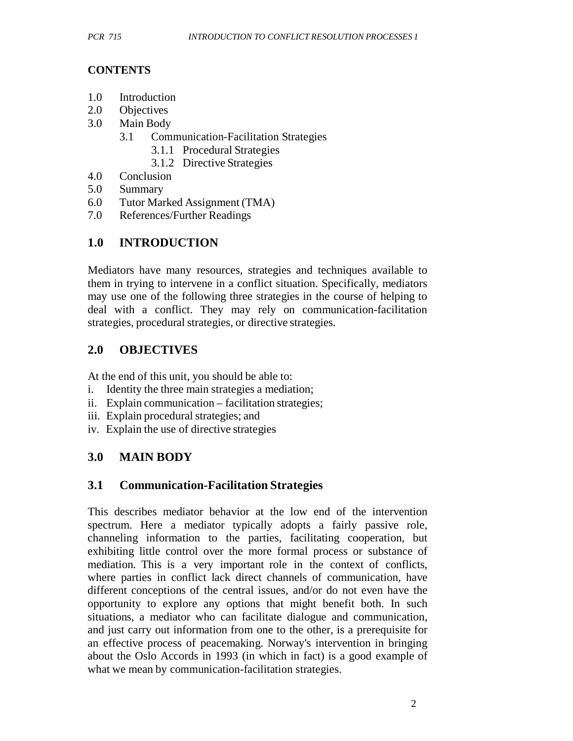## CONTENTS

1.0 Introduction
2.0 Objectives
3.0 Main Body
    3.1 Communication-Facilitation Strategies
        3.1.1 Procedural Strategies
        3.1.2 Directive Strategies
4.0 Conclusion
5.0 Summary
6.0 Tutor Marked Assignment (TMA)
7.0 References/Further Readings

## 1.0 INTRODUCTION

Mediators have many resources, strategies and techniques available to them in trying to intervene in a conflict situation. Specifically, mediators may use one of the following three strategies in the course of helping to deal with a conflict. They may rely on communication-facilitation strategies, procedural strategies, or directive strategies.

## 2.0 OBJECTIVES

At the end of this unit, you should be able to:

i. Identity the three main strategies a mediation;
ii. Explain communication – facilitation strategies;
iii. Explain procedural strategies; and
iv. Explain the use of directive strategies

## 3.0 MAIN BODY

### 3.1 Communication-Facilitation Strategies

This describes mediator behavior at the low end of the intervention spectrum. Here a mediator typically adopts a fairly passive role, channeling information to the parties, facilitating cooperation, but exhibiting little control over the more formal process or substance of mediation. This is a very important role in the context of conflicts, where parties in conflict lack direct channels of communication, have different conceptions of the central issues, and/or do not even have the opportunity to explore any options that might benefit both. In such situations, a mediator who can facilitate dialogue and communication, and just carry out information from one to the other, is a prerequisite for an effective process of peacemaking. Norway's intervention in bringing about the Oslo Accords in 1993 (in which in fact) is a good example of what we mean by communication-facilitation strategies.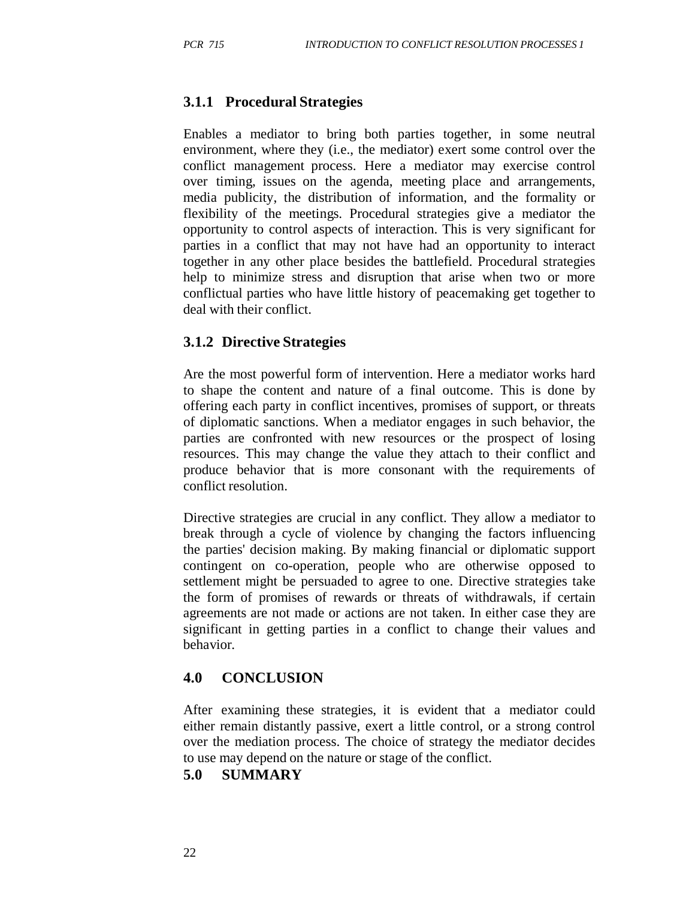### 3.1.1 Procedural Strategies

Enables a mediator to bring both parties together, in some neutral environment, where they (i.e., the mediator) exert some control over the conflict management process. Here a mediator may exercise control over timing, issues on the agenda, meeting place and arrangements, media publicity, the distribution of information, and the formality or flexibility of the meetings. Procedural strategies give a mediator the opportunity to control aspects of interaction. This is very significant for parties in a conflict that may not have had an opportunity to interact together in any other place besides the battlefield. Procedural strategies help to minimize stress and disruption that arise when two or more conflictual parties who have little history of peacemaking get together to deal with their conflict.

### 3.1.2 Directive Strategies

Are the most powerful form of intervention. Here a mediator works hard to shape the content and nature of a final outcome. This is done by offering each party in conflict incentives, promises of support, or threats of diplomatic sanctions. When a mediator engages in such behavior, the parties are confronted with new resources or the prospect of losing resources. This may change the value they attach to their conflict and produce behavior that is more consonant with the requirements of conflict resolution.

Directive strategies are crucial in any conflict. They allow a mediator to break through a cycle of violence by changing the factors influencing the parties' decision making. By making financial or diplomatic support contingent on co-operation, people who are otherwise opposed to settlement might be persuaded to agree to one. Directive strategies take the form of promises of rewards or threats of withdrawals, if certain agreements are not made or actions are not taken. In either case they are significant in getting parties in a conflict to change their values and behavior.

## 4.0 CONCLUSION

After examining these strategies, it is evident that a mediator could either remain distantly passive, exert a little control, or a strong control over the mediation process. The choice of strategy the mediator decides to use may depend on the nature or stage of the conflict.

## 5.0 SUMMARY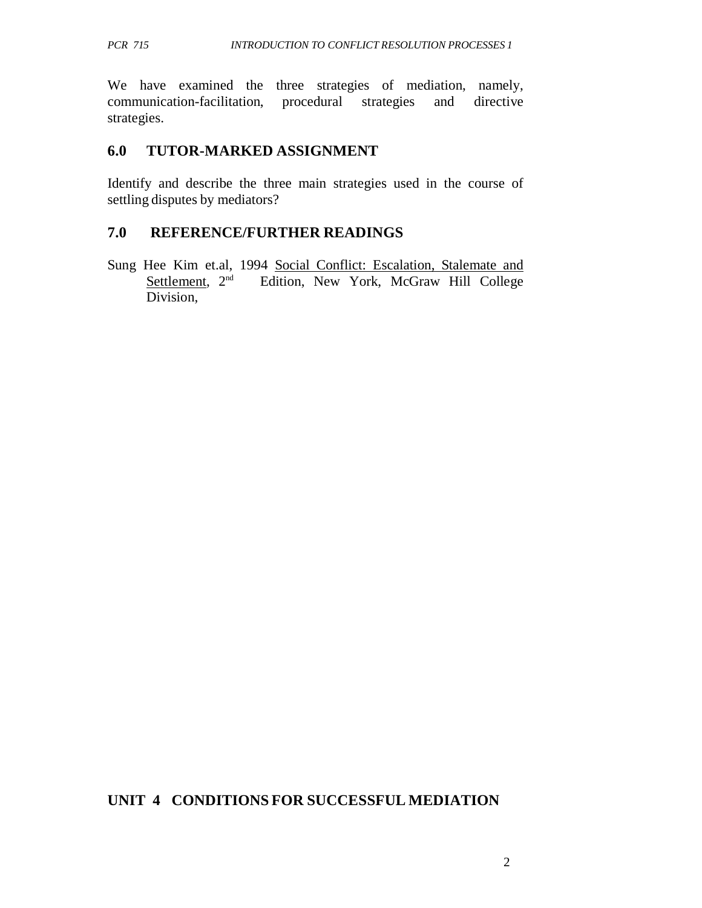We have examined the three strategies of mediation, namely, communication-facilitation, procedural strategies and directive strategies.

## 6.0 TUTOR-MARKED ASSIGNMENT

Identify and describe the three main strategies used in the course of settling disputes by mediators?

## 7.0 REFERENCE/FURTHER READINGS

Sung Hee Kim et.al, 1994 Social Conflict: Escalation, Stalemate and Settlement, 2nd Edition, New York, McGraw Hill College Division,

# UNIT 4 CONDITIONS FOR SUCCESSFUL MEDIATION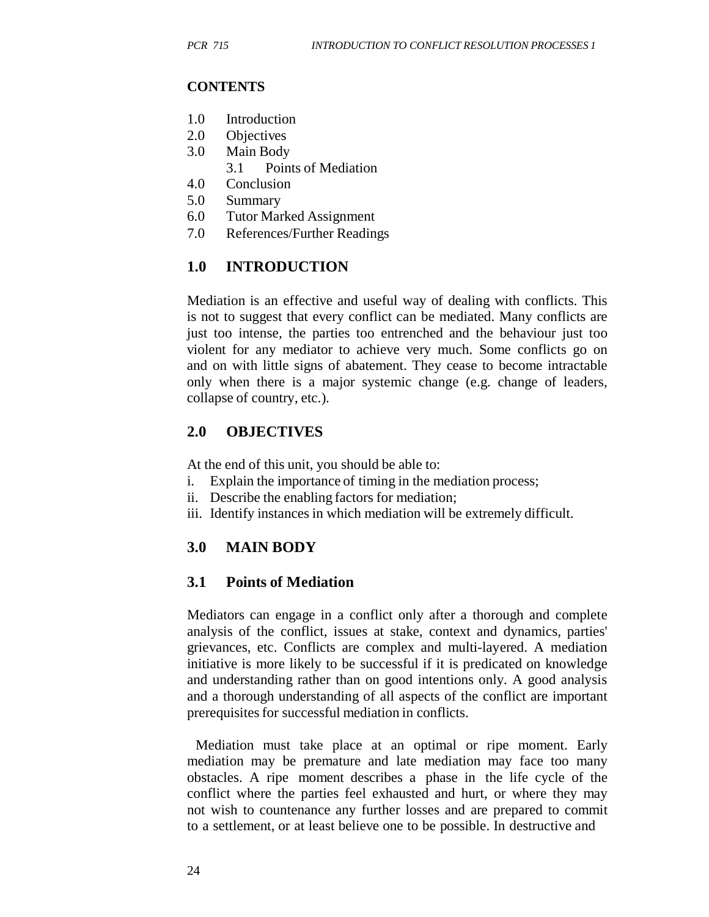**CONTENTS**

1.0 Introduction
2.0 Objectives
3.0 Main Body
    3.1 Points of Mediation
4.0 Conclusion
5.0 Summary
6.0 Tutor Marked Assignment
7.0 References/Further Readings

## 1.0 INTRODUCTION

Mediation is an effective and useful way of dealing with conflicts. This is not to suggest that every conflict can be mediated. Many conflicts are just too intense, the parties too entrenched and the behaviour just too violent for any mediator to achieve very much. Some conflicts go on and on with little signs of abatement. They cease to become intractable only when there is a major systemic change (e.g. change of leaders, collapse of country, etc.).

## 2.0 OBJECTIVES

At the end of this unit, you should be able to:

i. Explain the importance of timing in the mediation process;
ii. Describe the enabling factors for mediation;
iii. Identify instances in which mediation will be extremely difficult.

## 3.0 MAIN BODY

### 3.1 Points of Mediation

Mediators can engage in a conflict only after a thorough and complete analysis of the conflict, issues at stake, context and dynamics, parties' grievances, etc. Conflicts are complex and multi-layered. A mediation initiative is more likely to be successful if it is predicated on knowledge and understanding rather than on good intentions only. A good analysis and a thorough understanding of all aspects of the conflict are important prerequisites for successful mediation in conflicts.

Mediation must take place at an optimal or ripe moment. Early mediation may be premature and late mediation may face too many obstacles. A ripe moment describes a phase in the life cycle of the conflict where the parties feel exhausted and hurt, or where they may not wish to countenance any further losses and are prepared to commit to a settlement, or at least believe one to be possible. In destructive and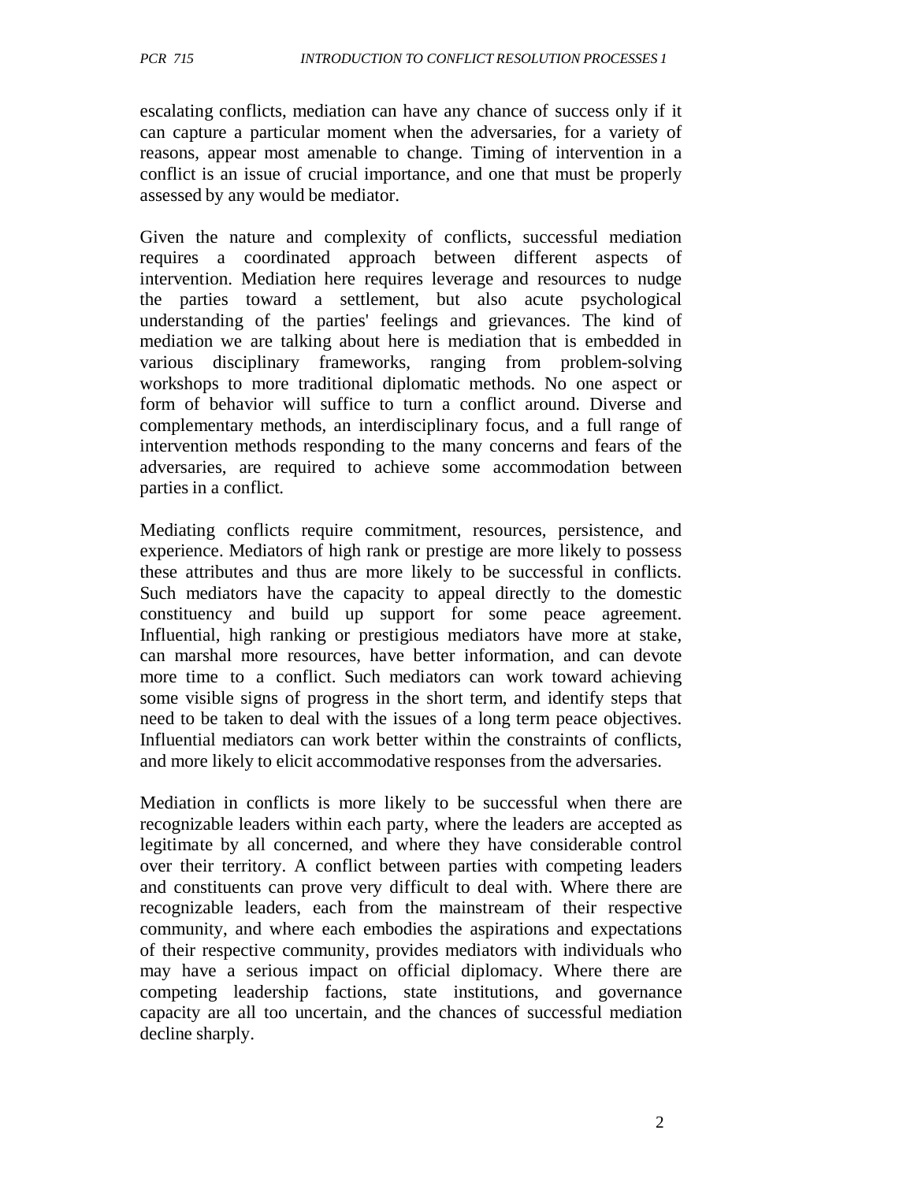escalating conflicts, mediation can have any chance of success only if it can capture a particular moment when the adversaries, for a variety of reasons, appear most amenable to change. Timing of intervention in a conflict is an issue of crucial importance, and one that must be properly assessed by any would be mediator.

Given the nature and complexity of conflicts, successful mediation requires a coordinated approach between different aspects of intervention. Mediation here requires leverage and resources to nudge the parties toward a settlement, but also acute psychological understanding of the parties' feelings and grievances. The kind of mediation we are talking about here is mediation that is embedded in various disciplinary frameworks, ranging from problem-solving workshops to more traditional diplomatic methods. No one aspect or form of behavior will suffice to turn a conflict around. Diverse and complementary methods, an interdisciplinary focus, and a full range of intervention methods responding to the many concerns and fears of the adversaries, are required to achieve some accommodation between parties in a conflict.

Mediating conflicts require commitment, resources, persistence, and experience. Mediators of high rank or prestige are more likely to possess these attributes and thus are more likely to be successful in conflicts. Such mediators have the capacity to appeal directly to the domestic constituency and build up support for some peace agreement. Influential, high ranking or prestigious mediators have more at stake, can marshal more resources, have better information, and can devote more time to a conflict. Such mediators can work toward achieving some visible signs of progress in the short term, and identify steps that need to be taken to deal with the issues of a long term peace objectives. Influential mediators can work better within the constraints of conflicts, and more likely to elicit accommodative responses from the adversaries.

Mediation in conflicts is more likely to be successful when there are recognizable leaders within each party, where the leaders are accepted as legitimate by all concerned, and where they have considerable control over their territory. A conflict between parties with competing leaders and constituents can prove very difficult to deal with. Where there are recognizable leaders, each from the mainstream of their respective community, and where each embodies the aspirations and expectations of their respective community, provides mediators with individuals who may have a serious impact on official diplomacy. Where there are competing leadership factions, state institutions, and governance capacity are all too uncertain, and the chances of successful mediation decline sharply.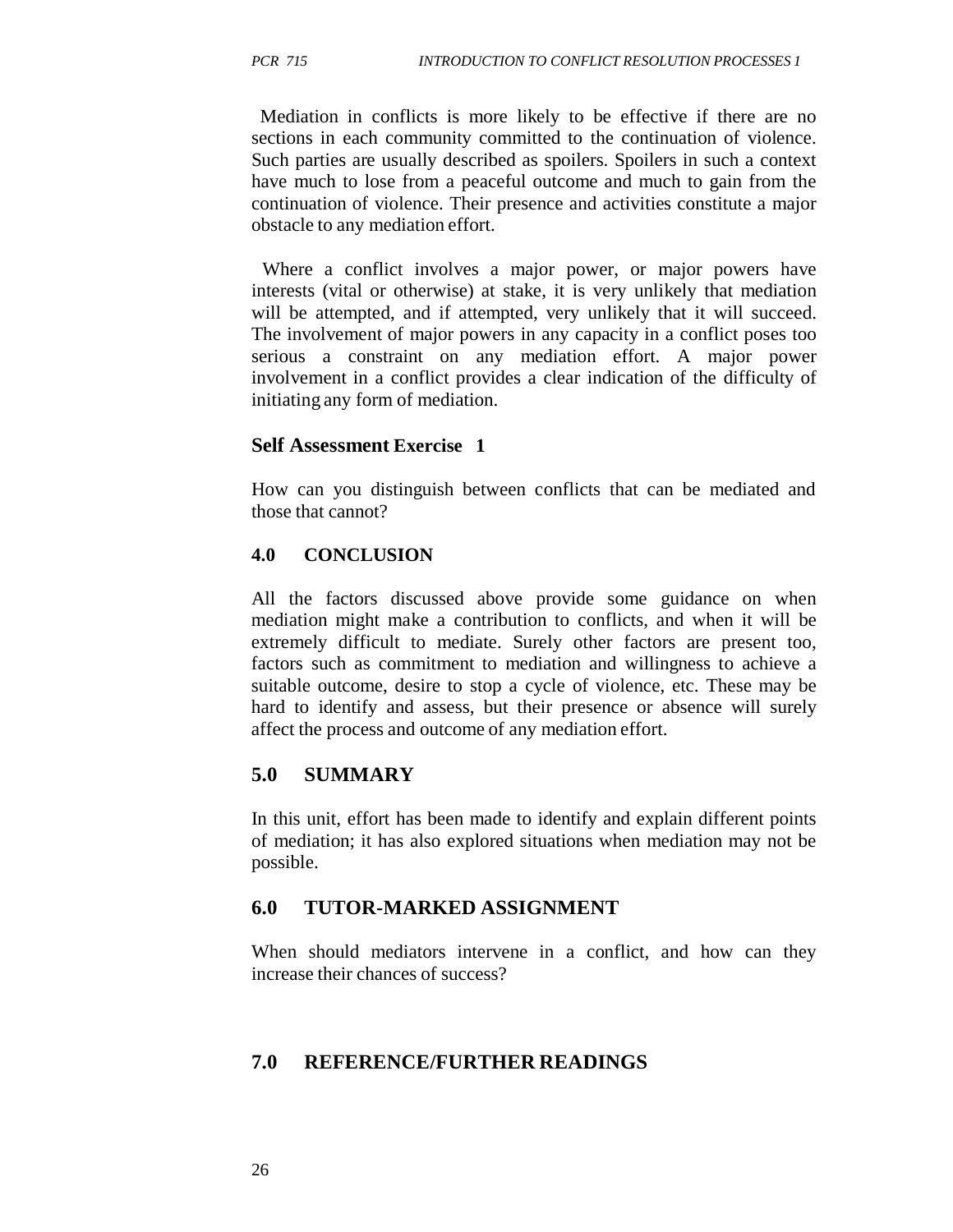Mediation in conflicts is more likely to be effective if there are no sections in each community committed to the continuation of violence. Such parties are usually described as spoilers. Spoilers in such a context have much to lose from a peaceful outcome and much to gain from the continuation of violence. Their presence and activities constitute a major obstacle to any mediation effort.

Where a conflict involves a major power, or major powers have interests (vital or otherwise) at stake, it is very unlikely that mediation will be attempted, and if attempted, very unlikely that it will succeed. The involvement of major powers in any capacity in a conflict poses too serious a constraint on any mediation effort. A major power involvement in a conflict provides a clear indication of the difficulty of initiating any form of mediation.

### Self Assessment Exercise 1

How can you distinguish between conflicts that can be mediated and those that cannot?

## 4.0 CONCLUSION

All the factors discussed above provide some guidance on when mediation might make a contribution to conflicts, and when it will be extremely difficult to mediate. Surely other factors are present too, factors such as commitment to mediation and willingness to achieve a suitable outcome, desire to stop a cycle of violence, etc. These may be hard to identify and assess, but their presence or absence will surely affect the process and outcome of any mediation effort.

## 5.0 SUMMARY

In this unit, effort has been made to identify and explain different points of mediation; it has also explored situations when mediation may not be possible.

## 6.0 TUTOR-MARKED ASSIGNMENT

When should mediators intervene in a conflict, and how can they increase their chances of success?

## 7.0 REFERENCE/FURTHER READINGS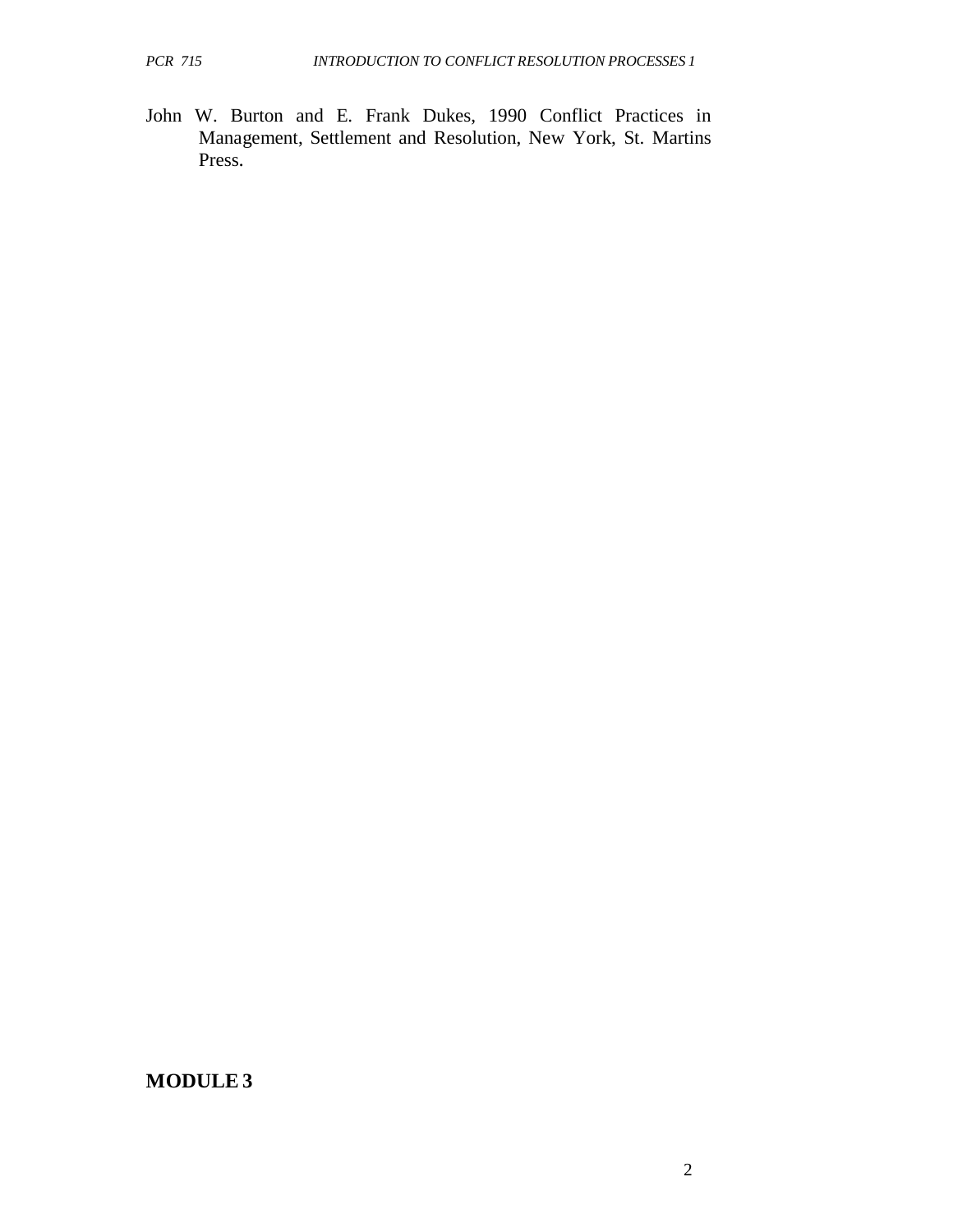John W. Burton and E. Frank Dukes, 1990 Conflict Practices in Management, Settlement and Resolution, New York, St. Martins Press.

# MODULE 3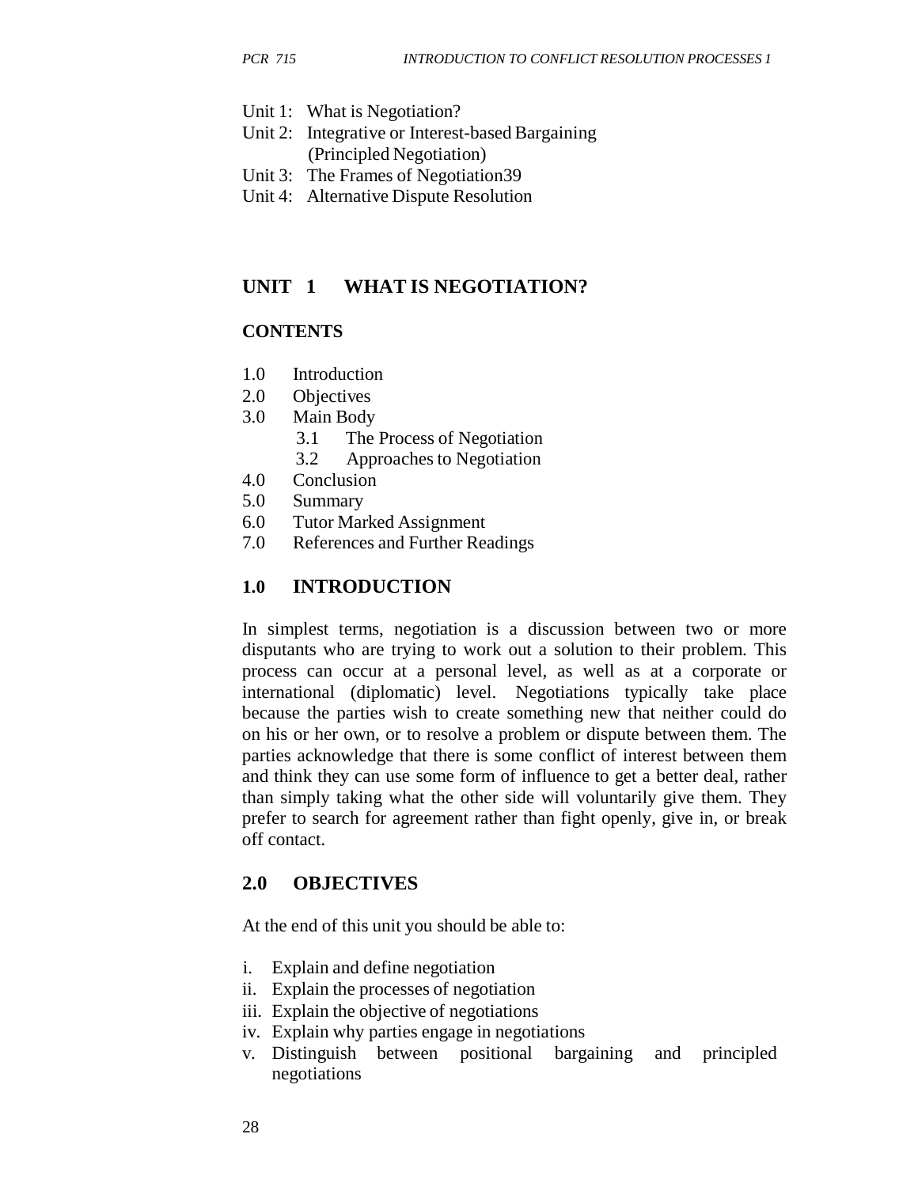Unit 1: What is Negotiation?
Unit 2: Integrative or Interest-based Bargaining (Principled Negotiation)
Unit 3: The Frames of Negotiation39
Unit 4: Alternative Dispute Resolution

## UNIT 1 WHAT IS NEGOTIATION?

### CONTENTS

1.0 Introduction
2.0 Objectives
3.0 Main Body
  3.1 The Process of Negotiation
  3.2 Approaches to Negotiation
4.0 Conclusion
5.0 Summary
6.0 Tutor Marked Assignment
7.0 References and Further Readings

## 1.0 INTRODUCTION

In simplest terms, negotiation is a discussion between two or more disputants who are trying to work out a solution to their problem. This process can occur at a personal level, as well as at a corporate or international (diplomatic) level. Negotiations typically take place because the parties wish to create something new that neither could do on his or her own, or to resolve a problem or dispute between them. The parties acknowledge that there is some conflict of interest between them and think they can use some form of influence to get a better deal, rather than simply taking what the other side will voluntarily give them. They prefer to search for agreement rather than fight openly, give in, or break off contact.

## 2.0 OBJECTIVES

At the end of this unit you should be able to:

i. Explain and define negotiation
ii. Explain the processes of negotiation
iii. Explain the objective of negotiations
iv. Explain why parties engage in negotiations
v. Distinguish between positional bargaining and principled negotiations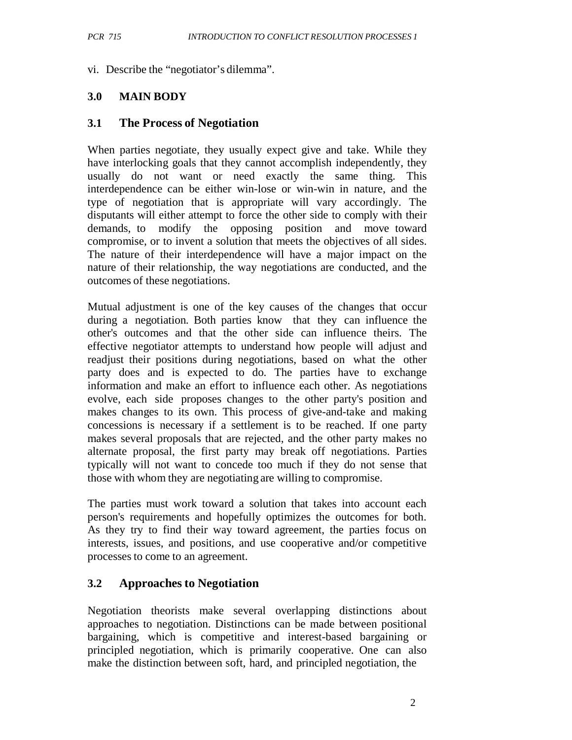vi. Describe the "negotiator's dilemma".

## 3.0 MAIN BODY

### 3.1 The Process of Negotiation

When parties negotiate, they usually expect give and take. While they have interlocking goals that they cannot accomplish independently, they usually do not want or need exactly the same thing. This interdependence can be either win-lose or win-win in nature, and the type of negotiation that is appropriate will vary accordingly. The disputants will either attempt to force the other side to comply with their demands, to modify the opposing position and move toward compromise, or to invent a solution that meets the objectives of all sides. The nature of their interdependence will have a major impact on the nature of their relationship, the way negotiations are conducted, and the outcomes of these negotiations.

Mutual adjustment is one of the key causes of the changes that occur during a negotiation. Both parties know that they can influence the other's outcomes and that the other side can influence theirs. The effective negotiator attempts to understand how people will adjust and readjust their positions during negotiations, based on what the other party does and is expected to do. The parties have to exchange information and make an effort to influence each other. As negotiations evolve, each side proposes changes to the other party's position and makes changes to its own. This process of give-and-take and making concessions is necessary if a settlement is to be reached. If one party makes several proposals that are rejected, and the other party makes no alternate proposal, the first party may break off negotiations. Parties typically will not want to concede too much if they do not sense that those with whom they are negotiating are willing to compromise.

The parties must work toward a solution that takes into account each person's requirements and hopefully optimizes the outcomes for both. As they try to find their way toward agreement, the parties focus on interests, issues, and positions, and use cooperative and/or competitive processes to come to an agreement.

### 3.2 Approaches to Negotiation

Negotiation theorists make several overlapping distinctions about approaches to negotiation. Distinctions can be made between positional bargaining, which is competitive and interest-based bargaining or principled negotiation, which is primarily cooperative. One can also make the distinction between soft, hard, and principled negotiation, the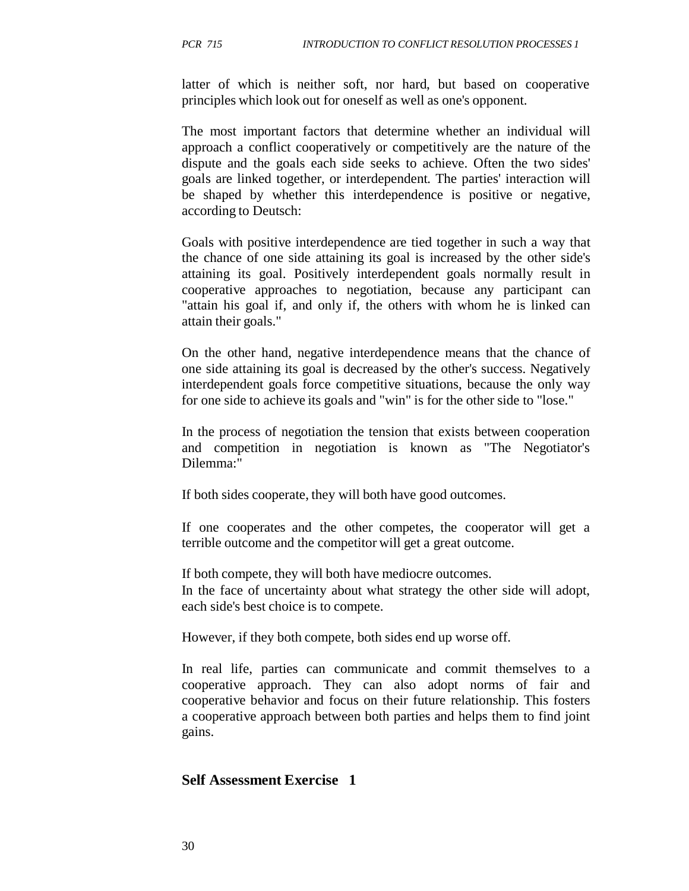latter of which is neither soft, nor hard, but based on cooperative principles which look out for oneself as well as one's opponent.

The most important factors that determine whether an individual will approach a conflict cooperatively or competitively are the nature of the dispute and the goals each side seeks to achieve. Often the two sides' goals are linked together, or interdependent. The parties' interaction will be shaped by whether this interdependence is positive or negative, according to Deutsch:

Goals with positive interdependence are tied together in such a way that the chance of one side attaining its goal is increased by the other side's attaining its goal. Positively interdependent goals normally result in cooperative approaches to negotiation, because any participant can "attain his goal if, and only if, the others with whom he is linked can attain their goals."

On the other hand, negative interdependence means that the chance of one side attaining its goal is decreased by the other's success. Negatively interdependent goals force competitive situations, because the only way for one side to achieve its goals and "win" is for the other side to "lose."

In the process of negotiation the tension that exists between cooperation and competition in negotiation is known as "The Negotiator's Dilemma:"

If both sides cooperate, they will both have good outcomes.

If one cooperates and the other competes, the cooperator will get a terrible outcome and the competitor will get a great outcome.

If both compete, they will both have mediocre outcomes.
In the face of uncertainty about what strategy the other side will adopt, each side's best choice is to compete.

However, if they both compete, both sides end up worse off.

In real life, parties can communicate and commit themselves to a cooperative approach. They can also adopt norms of fair and cooperative behavior and focus on their future relationship. This fosters a cooperative approach between both parties and helps them to find joint gains.

## Self Assessment Exercise 1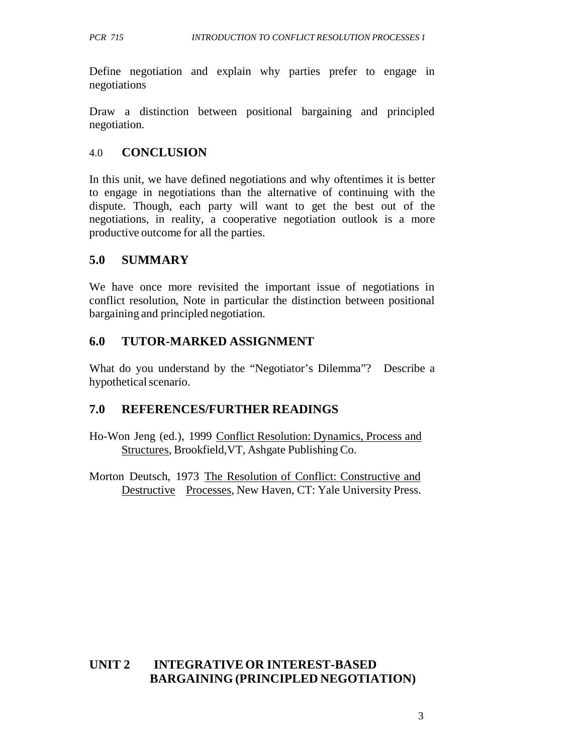Define negotiation and explain why parties prefer to engage in negotiations

Draw a distinction between positional bargaining and principled negotiation.

## 4.0 CONCLUSION

In this unit, we have defined negotiations and why oftentimes it is better to engage in negotiations than the alternative of continuing with the dispute. Though, each party will want to get the best out of the negotiations, in reality, a cooperative negotiation outlook is a more productive outcome for all the parties.

## 5.0 SUMMARY

We have once more revisited the important issue of negotiations in conflict resolution, Note in particular the distinction between positional bargaining and principled negotiation.

## 6.0 TUTOR-MARKED ASSIGNMENT

What do you understand by the “Negotiator’s Dilemma”? Describe a hypothetical scenario.

## 7.0 REFERENCES/FURTHER READINGS

Ho-Won Jeng (ed.), 1999 Conflict Resolution: Dynamics, Process and Structures, Brookfield,VT, Ashgate Publishing Co.

Morton Deutsch, 1973 The Resolution of Conflict: Constructive and Destructive Processes, New Haven, CT: Yale University Press.

# UNIT 2 INTEGRATIVE OR INTEREST-BASED BARGAINING (PRINCIPLED NEGOTIATION)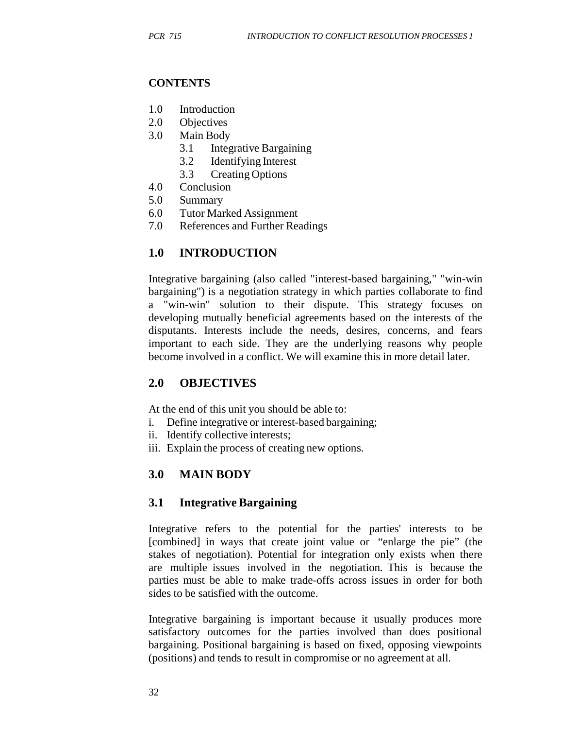**CONTENTS**

1.0 Introduction
2.0 Objectives
3.0 Main Body
    3.1 Integrative Bargaining
    3.2 Identifying Interest
    3.3 Creating Options
4.0 Conclusion
5.0 Summary
6.0 Tutor Marked Assignment
7.0 References and Further Readings

## 1.0 INTRODUCTION

Integrative bargaining (also called "interest-based bargaining," "win-win bargaining") is a negotiation strategy in which parties collaborate to find a "win-win" solution to their dispute. This strategy focuses on developing mutually beneficial agreements based on the interests of the disputants. Interests include the needs, desires, concerns, and fears important to each side. They are the underlying reasons why people become involved in a conflict. We will examine this in more detail later.

## 2.0 OBJECTIVES

At the end of this unit you should be able to:

i. Define integrative or interest-based bargaining;
ii. Identify collective interests;
iii. Explain the process of creating new options.

## 3.0 MAIN BODY

### 3.1 Integrative Bargaining

Integrative refers to the potential for the parties' interests to be [combined] in ways that create joint value or "enlarge the pie" (the stakes of negotiation). Potential for integration only exists when there are multiple issues involved in the negotiation. This is because the parties must be able to make trade-offs across issues in order for both sides to be satisfied with the outcome.

Integrative bargaining is important because it usually produces more satisfactory outcomes for the parties involved than does positional bargaining. Positional bargaining is based on fixed, opposing viewpoints (positions) and tends to result in compromise or no agreement at all.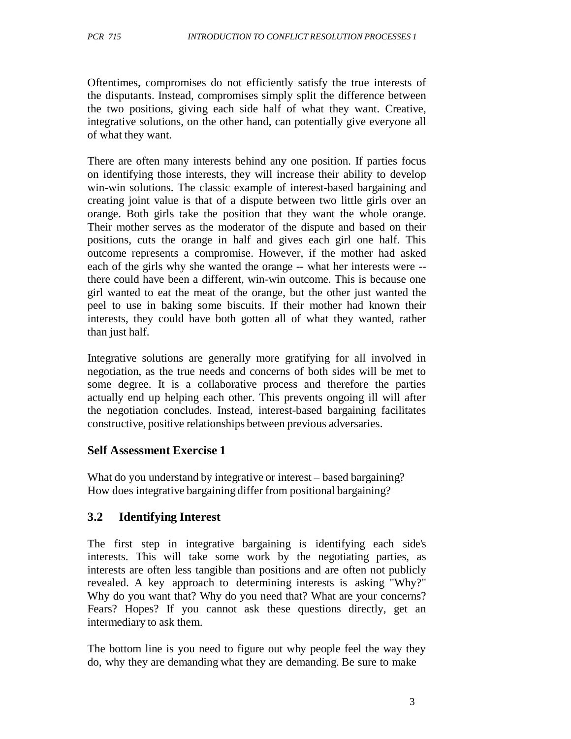Oftentimes, compromises do not efficiently satisfy the true interests of the disputants. Instead, compromises simply split the difference between the two positions, giving each side half of what they want. Creative, integrative solutions, on the other hand, can potentially give everyone all of what they want.

There are often many interests behind any one position. If parties focus on identifying those interests, they will increase their ability to develop win-win solutions. The classic example of interest-based bargaining and creating joint value is that of a dispute between two little girls over an orange. Both girls take the position that they want the whole orange. Their mother serves as the moderator of the dispute and based on their positions, cuts the orange in half and gives each girl one half. This outcome represents a compromise. However, if the mother had asked each of the girls why she wanted the orange -- what her interests were -- there could have been a different, win-win outcome. This is because one girl wanted to eat the meat of the orange, but the other just wanted the peel to use in baking some biscuits. If their mother had known their interests, they could have both gotten all of what they wanted, rather than just half.

Integrative solutions are generally more gratifying for all involved in negotiation, as the true needs and concerns of both sides will be met to some degree. It is a collaborative process and therefore the parties actually end up helping each other. This prevents ongoing ill will after the negotiation concludes. Instead, interest-based bargaining facilitates constructive, positive relationships between previous adversaries.

### Self Assessment Exercise 1

What do you understand by integrative or interest – based bargaining?
How does integrative bargaining differ from positional bargaining?

## 3.2 Identifying Interest

The first step in integrative bargaining is identifying each side's interests. This will take some work by the negotiating parties, as interests are often less tangible than positions and are often not publicly revealed. A key approach to determining interests is asking "Why?" Why do you want that? Why do you need that? What are your concerns? Fears? Hopes? If you cannot ask these questions directly, get an intermediary to ask them.

The bottom line is you need to figure out why people feel the way they do, why they are demanding what they are demanding. Be sure to make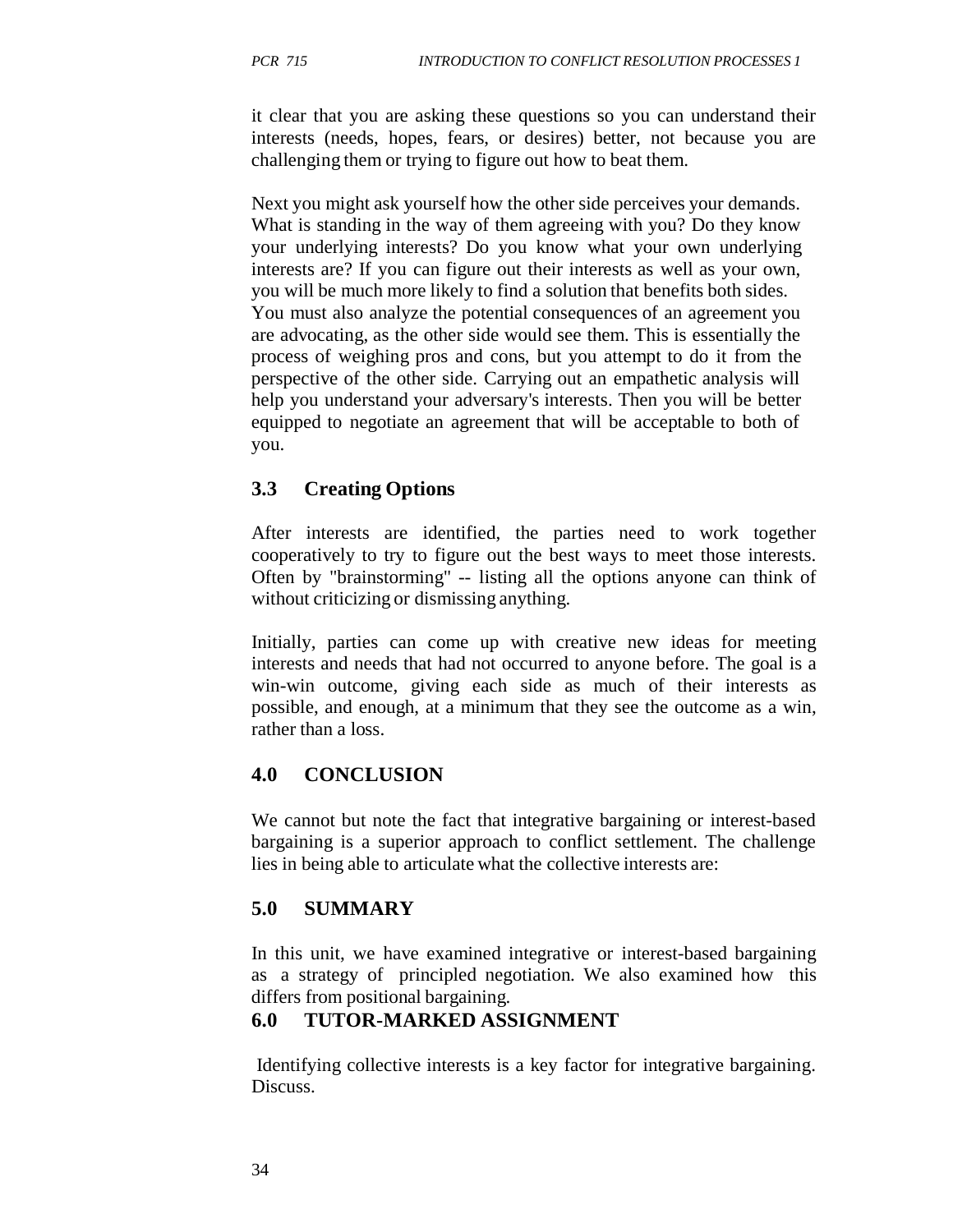it clear that you are asking these questions so you can understand their interests (needs, hopes, fears, or desires) better, not because you are challenging them or trying to figure out how to beat them.

Next you might ask yourself how the other side perceives your demands. What is standing in the way of them agreeing with you? Do they know your underlying interests? Do you know what your own underlying interests are? If you can figure out their interests as well as your own, you will be much more likely to find a solution that benefits both sides. You must also analyze the potential consequences of an agreement you are advocating, as the other side would see them. This is essentially the process of weighing pros and cons, but you attempt to do it from the perspective of the other side. Carrying out an empathetic analysis will help you understand your adversary's interests. Then you will be better equipped to negotiate an agreement that will be acceptable to both of you.

### 3.3 Creating Options

After interests are identified, the parties need to work together cooperatively to try to figure out the best ways to meet those interests. Often by "brainstorming" -- listing all the options anyone can think of without criticizing or dismissing anything.

Initially, parties can come up with creative new ideas for meeting interests and needs that had not occurred to anyone before. The goal is a win-win outcome, giving each side as much of their interests as possible, and enough, at a minimum that they see the outcome as a win, rather than a loss.

## 4.0 CONCLUSION

We cannot but note the fact that integrative bargaining or interest-based bargaining is a superior approach to conflict settlement. The challenge lies in being able to articulate what the collective interests are:

## 5.0 SUMMARY

In this unit, we have examined integrative or interest-based bargaining as a strategy of principled negotiation. We also examined how this differs from positional bargaining.

## 6.0 TUTOR-MARKED ASSIGNMENT

Identifying collective interests is a key factor for integrative bargaining. Discuss.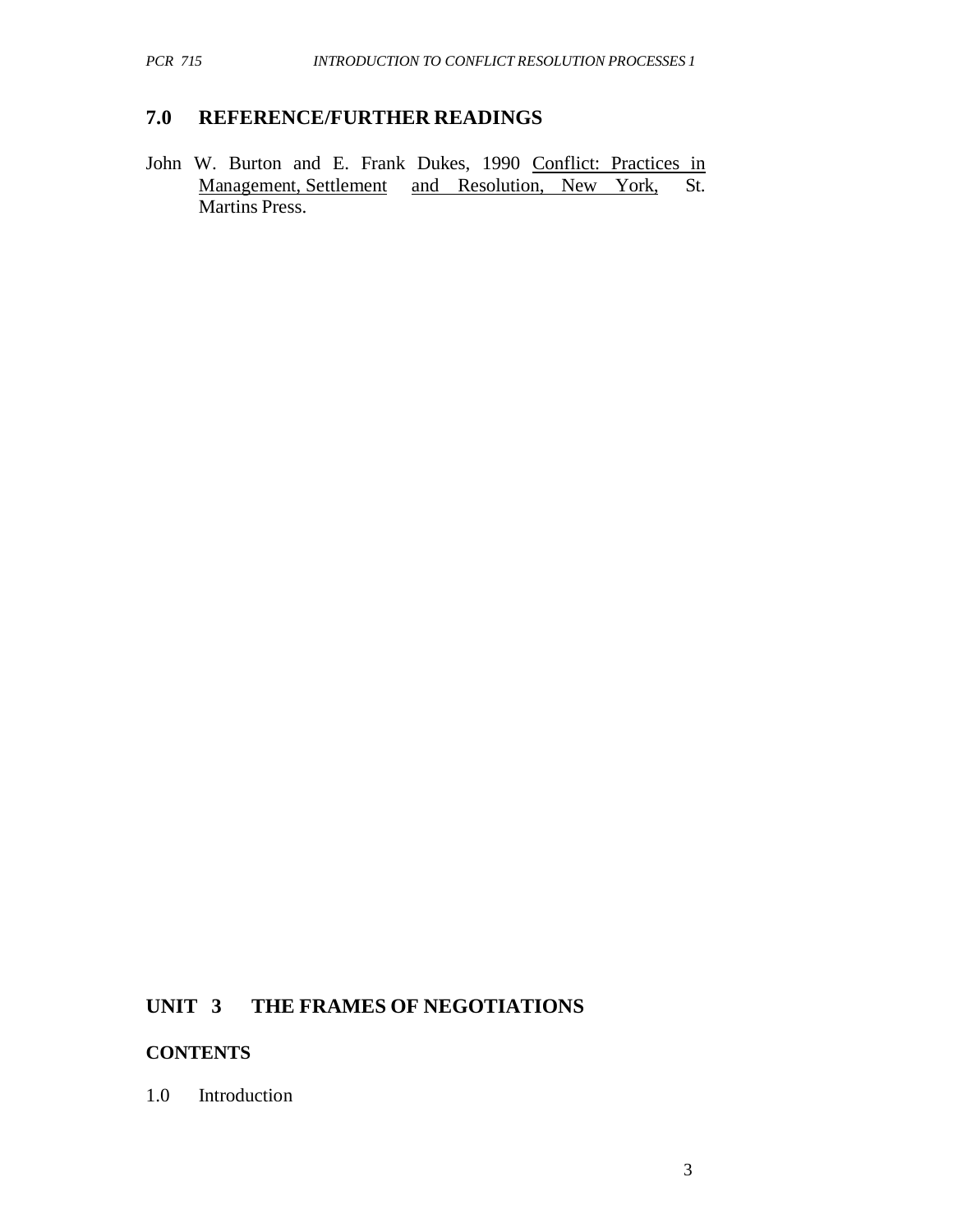## 7.0 REFERENCE/FURTHER READINGS

John W. Burton and E. Frank Dukes, 1990 Conflict: Practices in Management, Settlement and Resolution, New York, St. Martins Press.

## UNIT 3 THE FRAMES OF NEGOTIATIONS

### CONTENTS

1.0 Introduction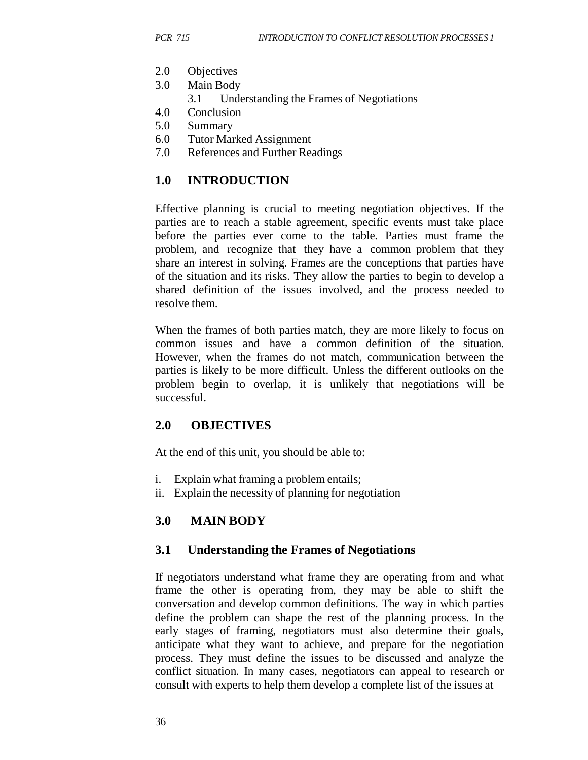2.0 Objectives
3.0 Main Body
    3.1 Understanding the Frames of Negotiations
4.0 Conclusion
5.0 Summary
6.0 Tutor Marked Assignment
7.0 References and Further Readings

## 1.0 INTRODUCTION

Effective planning is crucial to meeting negotiation objectives. If the parties are to reach a stable agreement, specific events must take place before the parties ever come to the table. Parties must frame the problem, and recognize that they have a common problem that they share an interest in solving. Frames are the conceptions that parties have of the situation and its risks. They allow the parties to begin to develop a shared definition of the issues involved, and the process needed to resolve them.

When the frames of both parties match, they are more likely to focus on common issues and have a common definition of the situation. However, when the frames do not match, communication between the parties is likely to be more difficult. Unless the different outlooks on the problem begin to overlap, it is unlikely that negotiations will be successful.

## 2.0 OBJECTIVES

At the end of this unit, you should be able to:

i. Explain what framing a problem entails;
ii. Explain the necessity of planning for negotiation

## 3.0 MAIN BODY

### 3.1 Understanding the Frames of Negotiations

If negotiators understand what frame they are operating from and what frame the other is operating from, they may be able to shift the conversation and develop common definitions. The way in which parties define the problem can shape the rest of the planning process. In the early stages of framing, negotiators must also determine their goals, anticipate what they want to achieve, and prepare for the negotiation process. They must define the issues to be discussed and analyze the conflict situation. In many cases, negotiators can appeal to research or consult with experts to help them develop a complete list of the issues at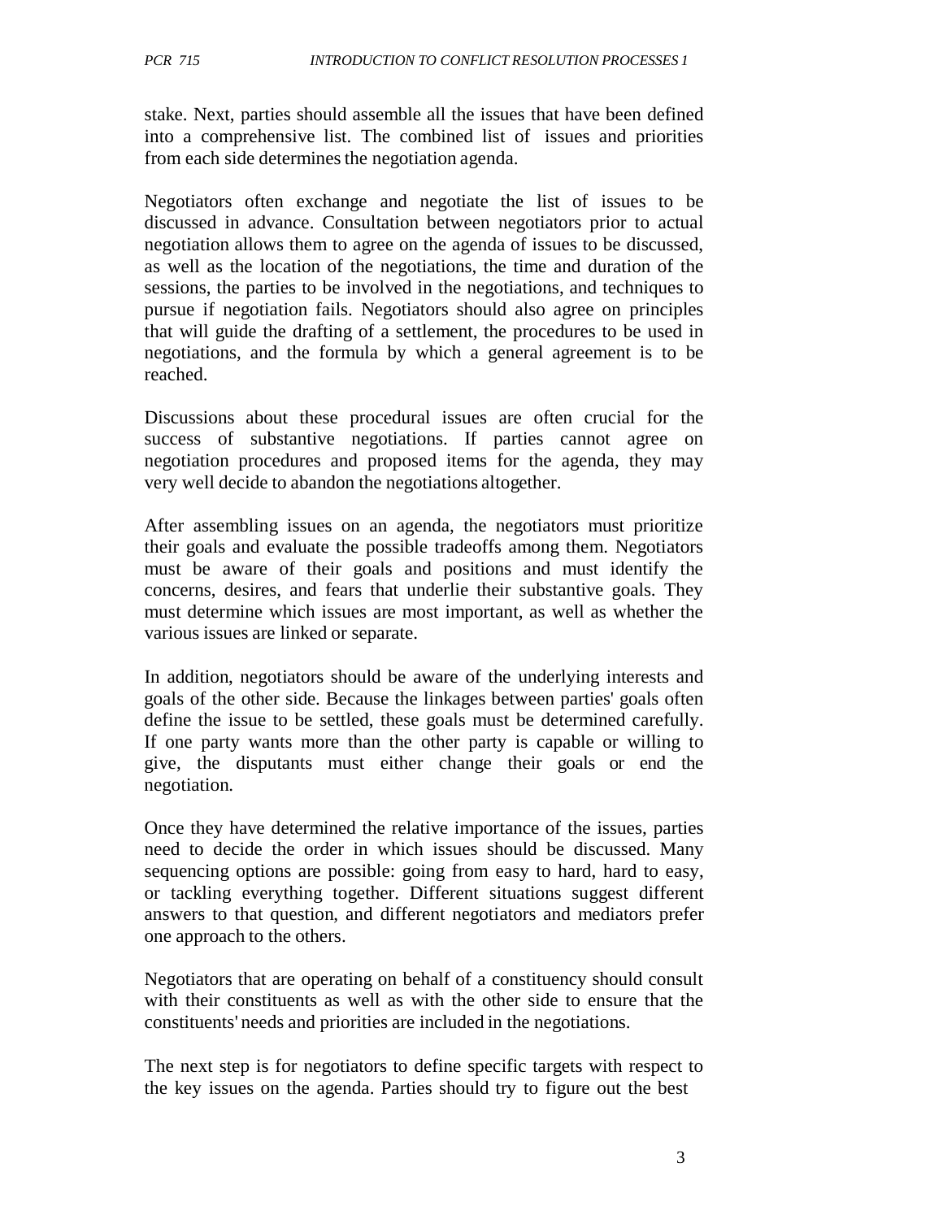stake. Next, parties should assemble all the issues that have been defined into a comprehensive list. The combined list of issues and priorities from each side determines the negotiation agenda.

Negotiators often exchange and negotiate the list of issues to be discussed in advance. Consultation between negotiators prior to actual negotiation allows them to agree on the agenda of issues to be discussed, as well as the location of the negotiations, the time and duration of the sessions, the parties to be involved in the negotiations, and techniques to pursue if negotiation fails. Negotiators should also agree on principles that will guide the drafting of a settlement, the procedures to be used in negotiations, and the formula by which a general agreement is to be reached.

Discussions about these procedural issues are often crucial for the success of substantive negotiations. If parties cannot agree on negotiation procedures and proposed items for the agenda, they may very well decide to abandon the negotiations altogether.

After assembling issues on an agenda, the negotiators must prioritize their goals and evaluate the possible tradeoffs among them. Negotiators must be aware of their goals and positions and must identify the concerns, desires, and fears that underlie their substantive goals. They must determine which issues are most important, as well as whether the various issues are linked or separate.

In addition, negotiators should be aware of the underlying interests and goals of the other side. Because the linkages between parties' goals often define the issue to be settled, these goals must be determined carefully. If one party wants more than the other party is capable or willing to give, the disputants must either change their goals or end the negotiation.

Once they have determined the relative importance of the issues, parties need to decide the order in which issues should be discussed. Many sequencing options are possible: going from easy to hard, hard to easy, or tackling everything together. Different situations suggest different answers to that question, and different negotiators and mediators prefer one approach to the others.

Negotiators that are operating on behalf of a constituency should consult with their constituents as well as with the other side to ensure that the constituents' needs and priorities are included in the negotiations.

The next step is for negotiators to define specific targets with respect to the key issues on the agenda. Parties should try to figure out the best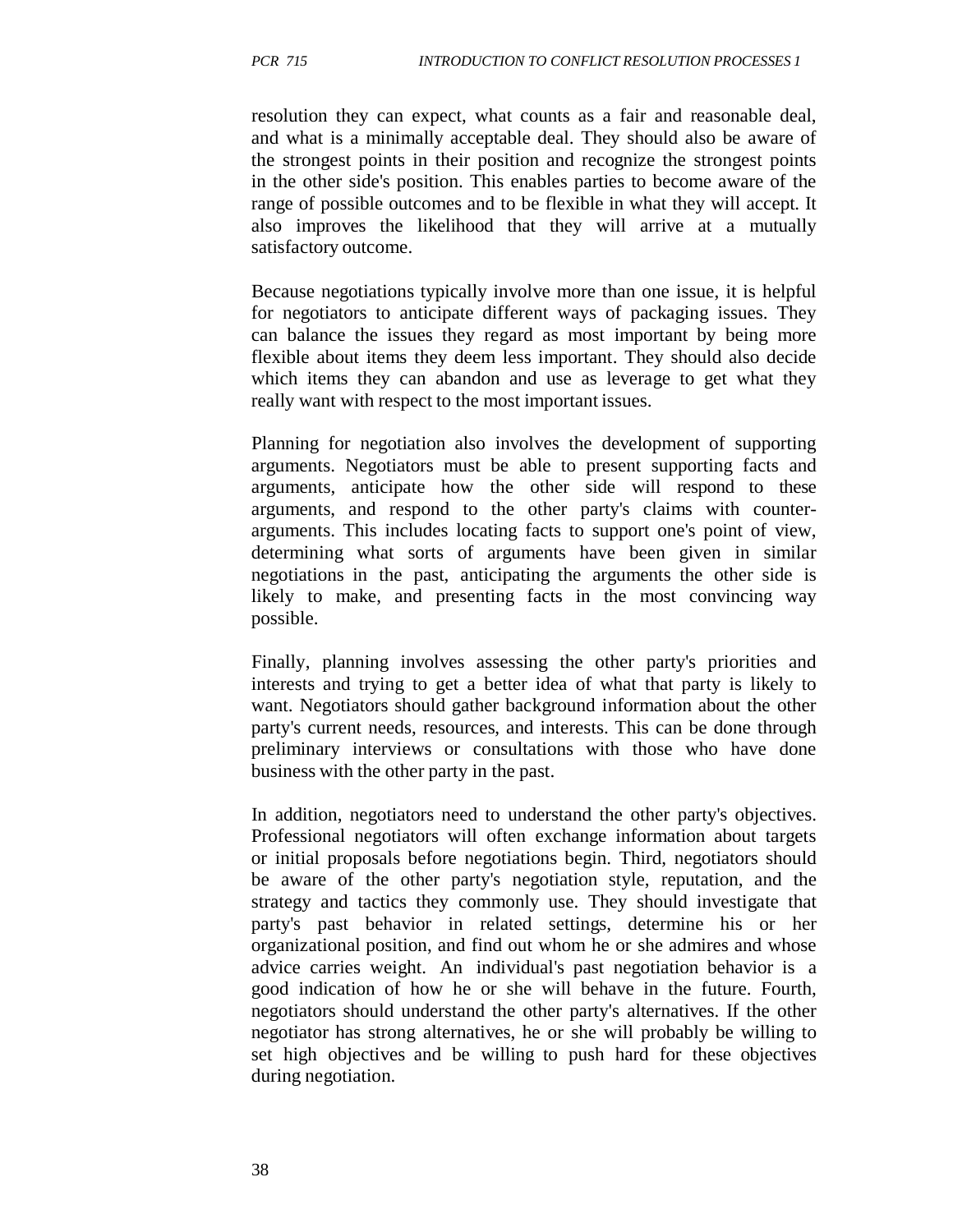resolution they can expect, what counts as a fair and reasonable deal, and what is a minimally acceptable deal. They should also be aware of the strongest points in their position and recognize the strongest points in the other side's position. This enables parties to become aware of the range of possible outcomes and to be flexible in what they will accept. It also improves the likelihood that they will arrive at a mutually satisfactory outcome.

Because negotiations typically involve more than one issue, it is helpful for negotiators to anticipate different ways of packaging issues. They can balance the issues they regard as most important by being more flexible about items they deem less important. They should also decide which items they can abandon and use as leverage to get what they really want with respect to the most important issues.

Planning for negotiation also involves the development of supporting arguments. Negotiators must be able to present supporting facts and arguments, anticipate how the other side will respond to these arguments, and respond to the other party's claims with counter-arguments. This includes locating facts to support one's point of view, determining what sorts of arguments have been given in similar negotiations in the past, anticipating the arguments the other side is likely to make, and presenting facts in the most convincing way possible.

Finally, planning involves assessing the other party's priorities and interests and trying to get a better idea of what that party is likely to want. Negotiators should gather background information about the other party's current needs, resources, and interests. This can be done through preliminary interviews or consultations with those who have done business with the other party in the past.

In addition, negotiators need to understand the other party's objectives. Professional negotiators will often exchange information about targets or initial proposals before negotiations begin. Third, negotiators should be aware of the other party's negotiation style, reputation, and the strategy and tactics they commonly use. They should investigate that party's past behavior in related settings, determine his or her organizational position, and find out whom he or she admires and whose advice carries weight. An individual's past negotiation behavior is a good indication of how he or she will behave in the future. Fourth, negotiators should understand the other party's alternatives. If the other negotiator has strong alternatives, he or she will probably be willing to set high objectives and be willing to push hard for these objectives during negotiation.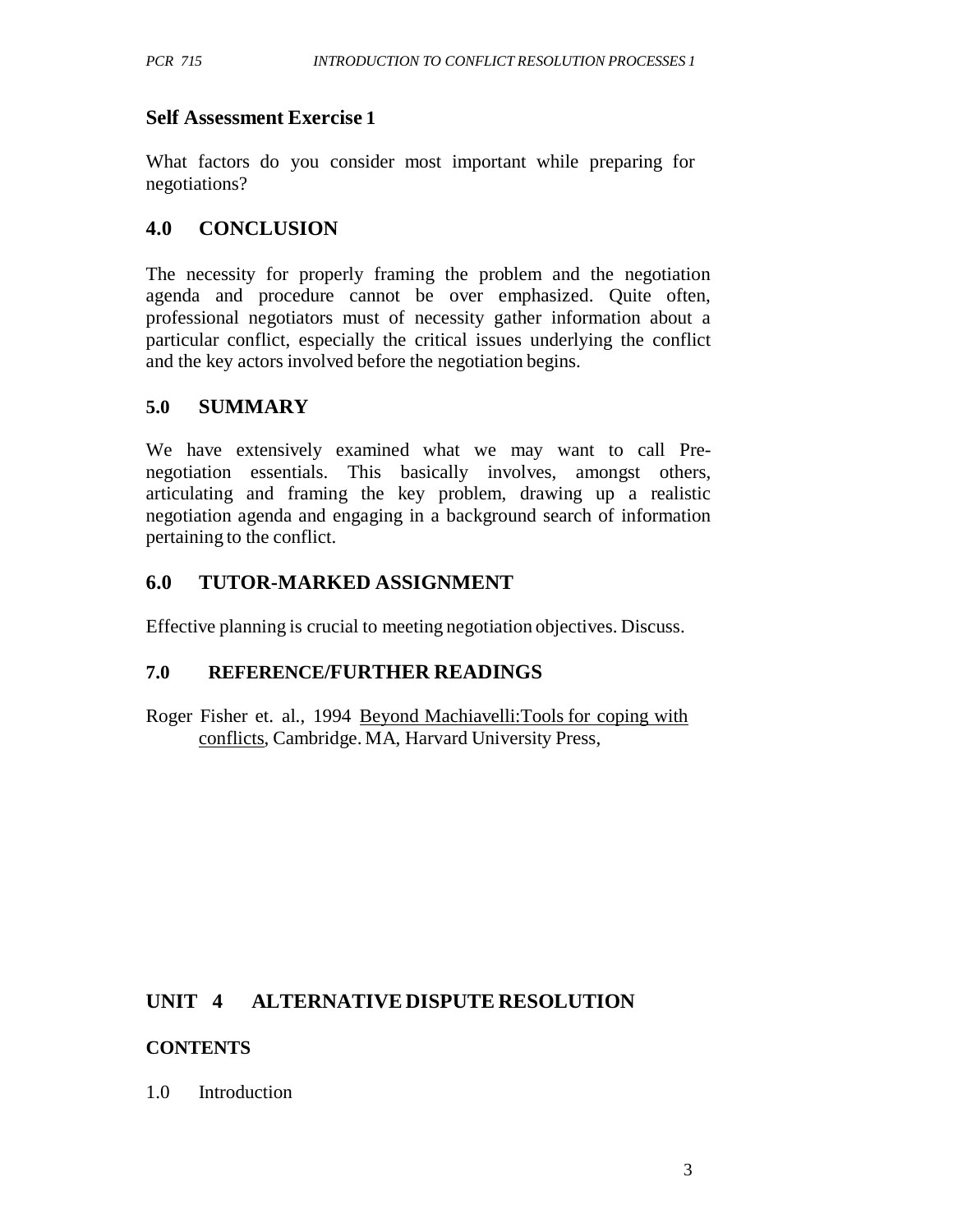### Self Assessment Exercise 1

What factors do you consider most important while preparing for negotiations?

## 4.0 CONCLUSION

The necessity for properly framing the problem and the negotiation agenda and procedure cannot be over emphasized. Quite often, professional negotiators must of necessity gather information about a particular conflict, especially the critical issues underlying the conflict and the key actors involved before the negotiation begins.

## 5.0 SUMMARY

We have extensively examined what we may want to call Pre-negotiation essentials. This basically involves, amongst others, articulating and framing the key problem, drawing up a realistic negotiation agenda and engaging in a background search of information pertaining to the conflict.

## 6.0 TUTOR-MARKED ASSIGNMENT

Effective planning is crucial to meeting negotiation objectives. Discuss.

## 7.0 REFERENCE/FURTHER READINGS

Roger Fisher et. al., 1994 Beyond Machiavelli:Tools for coping with conflicts, Cambridge. MA, Harvard University Press,

# UNIT 4 ALTERNATIVE DISPUTE RESOLUTION

## CONTENTS

1.0 Introduction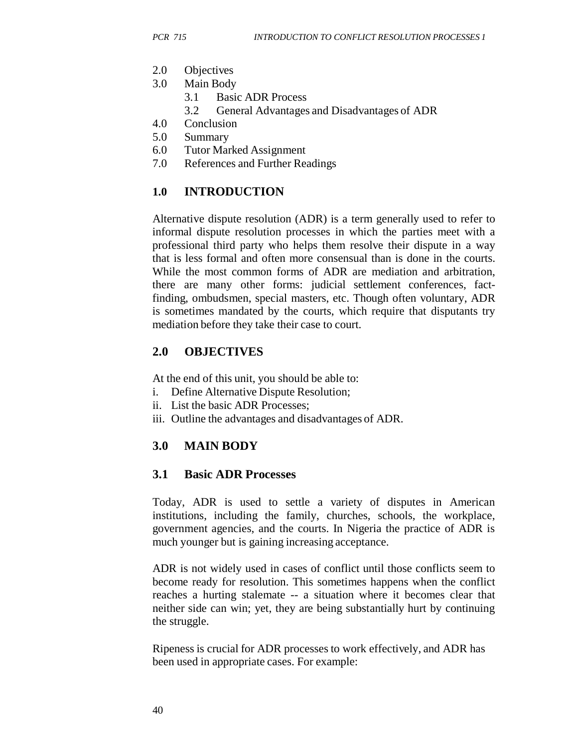2.0 Objectives
3.0 Main Body
    3.1 Basic ADR Process
    3.2 General Advantages and Disadvantages of ADR
4.0 Conclusion
5.0 Summary
6.0 Tutor Marked Assignment
7.0 References and Further Readings

## 1.0 INTRODUCTION

Alternative dispute resolution (ADR) is a term generally used to refer to informal dispute resolution processes in which the parties meet with a professional third party who helps them resolve their dispute in a way that is less formal and often more consensual than is done in the courts. While the most common forms of ADR are mediation and arbitration, there are many other forms: judicial settlement conferences, fact-finding, ombudsmen, special masters, etc. Though often voluntary, ADR is sometimes mandated by the courts, which require that disputants try mediation before they take their case to court.

## 2.0 OBJECTIVES

At the end of this unit, you should be able to:

i. Define Alternative Dispute Resolution;
ii. List the basic ADR Processes;
iii. Outline the advantages and disadvantages of ADR.

## 3.0 MAIN BODY

### 3.1 Basic ADR Processes

Today, ADR is used to settle a variety of disputes in American institutions, including the family, churches, schools, the workplace, government agencies, and the courts. In Nigeria the practice of ADR is much younger but is gaining increasing acceptance.

ADR is not widely used in cases of conflict until those conflicts seem to become ready for resolution. This sometimes happens when the conflict reaches a hurting stalemate -- a situation where it becomes clear that neither side can win; yet, they are being substantially hurt by continuing the struggle.

Ripeness is crucial for ADR processes to work effectively, and ADR has been used in appropriate cases. For example: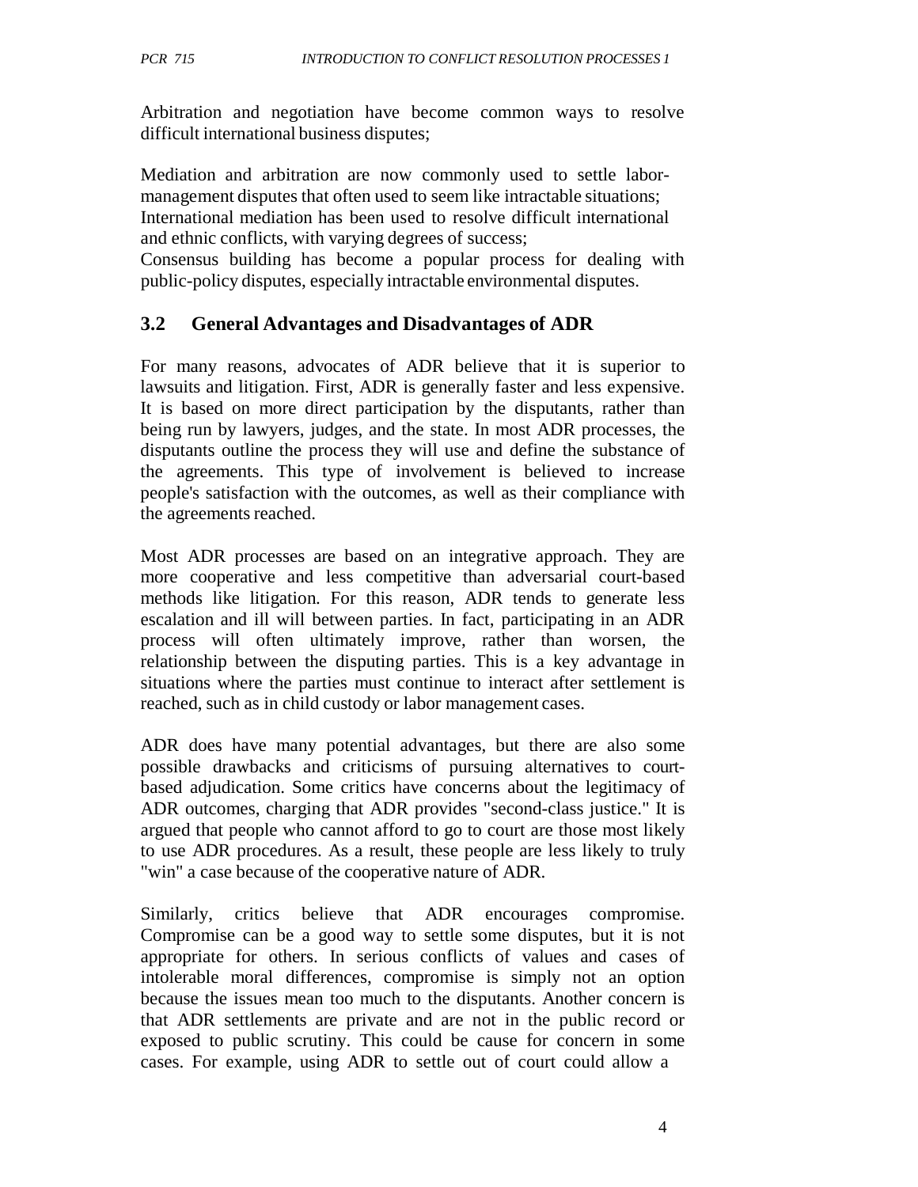Arbitration and negotiation have become common ways to resolve difficult international business disputes;

Mediation and arbitration are now commonly used to settle labor-management disputes that often used to seem like intractable situations; International mediation has been used to resolve difficult international and ethnic conflicts, with varying degrees of success;
Consensus building has become a popular process for dealing with public-policy disputes, especially intractable environmental disputes.

### 3.2 General Advantages and Disadvantages of ADR

For many reasons, advocates of ADR believe that it is superior to lawsuits and litigation. First, ADR is generally faster and less expensive. It is based on more direct participation by the disputants, rather than being run by lawyers, judges, and the state. In most ADR processes, the disputants outline the process they will use and define the substance of the agreements. This type of involvement is believed to increase people's satisfaction with the outcomes, as well as their compliance with the agreements reached.

Most ADR processes are based on an integrative approach. They are more cooperative and less competitive than adversarial court-based methods like litigation. For this reason, ADR tends to generate less escalation and ill will between parties. In fact, participating in an ADR process will often ultimately improve, rather than worsen, the relationship between the disputing parties. This is a key advantage in situations where the parties must continue to interact after settlement is reached, such as in child custody or labor management cases.

ADR does have many potential advantages, but there are also some possible drawbacks and criticisms of pursuing alternatives to court-based adjudication. Some critics have concerns about the legitimacy of ADR outcomes, charging that ADR provides "second-class justice." It is argued that people who cannot afford to go to court are those most likely to use ADR procedures. As a result, these people are less likely to truly "win" a case because of the cooperative nature of ADR.

Similarly, critics believe that ADR encourages compromise. Compromise can be a good way to settle some disputes, but it is not appropriate for others. In serious conflicts of values and cases of intolerable moral differences, compromise is simply not an option because the issues mean too much to the disputants. Another concern is that ADR settlements are private and are not in the public record or exposed to public scrutiny. This could be cause for concern in some cases. For example, using ADR to settle out of court could allow a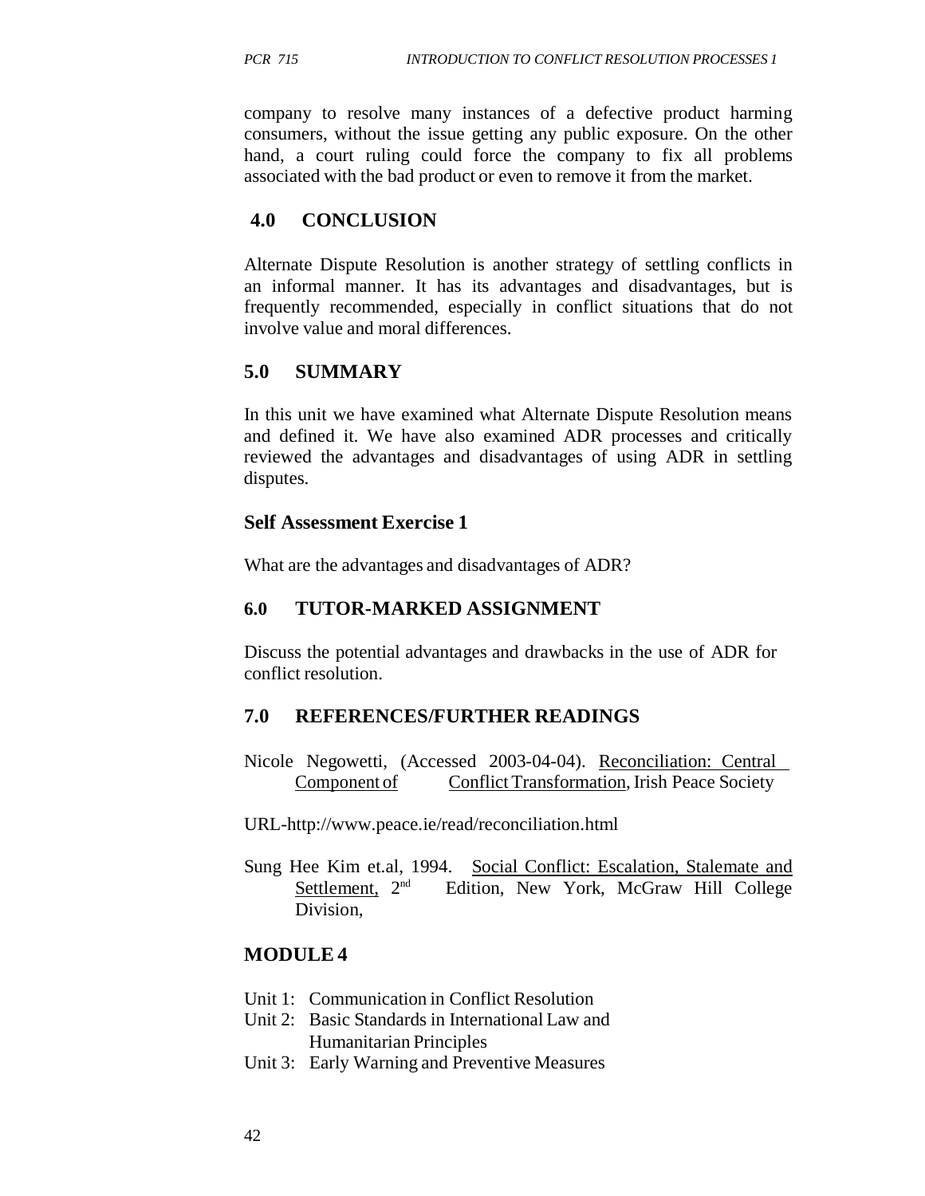company to resolve many instances of a defective product harming consumers, without the issue getting any public exposure. On the other hand, a court ruling could force the company to fix all problems associated with the bad product or even to remove it from the market.

## 4.0 CONCLUSION

Alternate Dispute Resolution is another strategy of settling conflicts in an informal manner. It has its advantages and disadvantages, but is frequently recommended, especially in conflict situations that do not involve value and moral differences.

## 5.0 SUMMARY

In this unit we have examined what Alternate Dispute Resolution means and defined it. We have also examined ADR processes and critically reviewed the advantages and disadvantages of using ADR in settling disputes.

### Self Assessment Exercise 1

What are the advantages and disadvantages of ADR?

## 6.0 TUTOR-MARKED ASSIGNMENT

Discuss the potential advantages and drawbacks in the use of ADR for conflict resolution.

## 7.0 REFERENCES/FURTHER READINGS

Nicole Negowetti, (Accessed 2003-04-04). Reconciliation: Central Component of Conflict Transformation, Irish Peace Society

URL-http://www.peace.ie/read/reconciliation.html

Sung Hee Kim et.al, 1994. Social Conflict: Escalation, Stalemate and Settlement, 2nd Edition, New York, McGraw Hill College Division,

## MODULE 4

Unit 1: Communication in Conflict Resolution
Unit 2: Basic Standards in International Law and Humanitarian Principles
Unit 3: Early Warning and Preventive Measures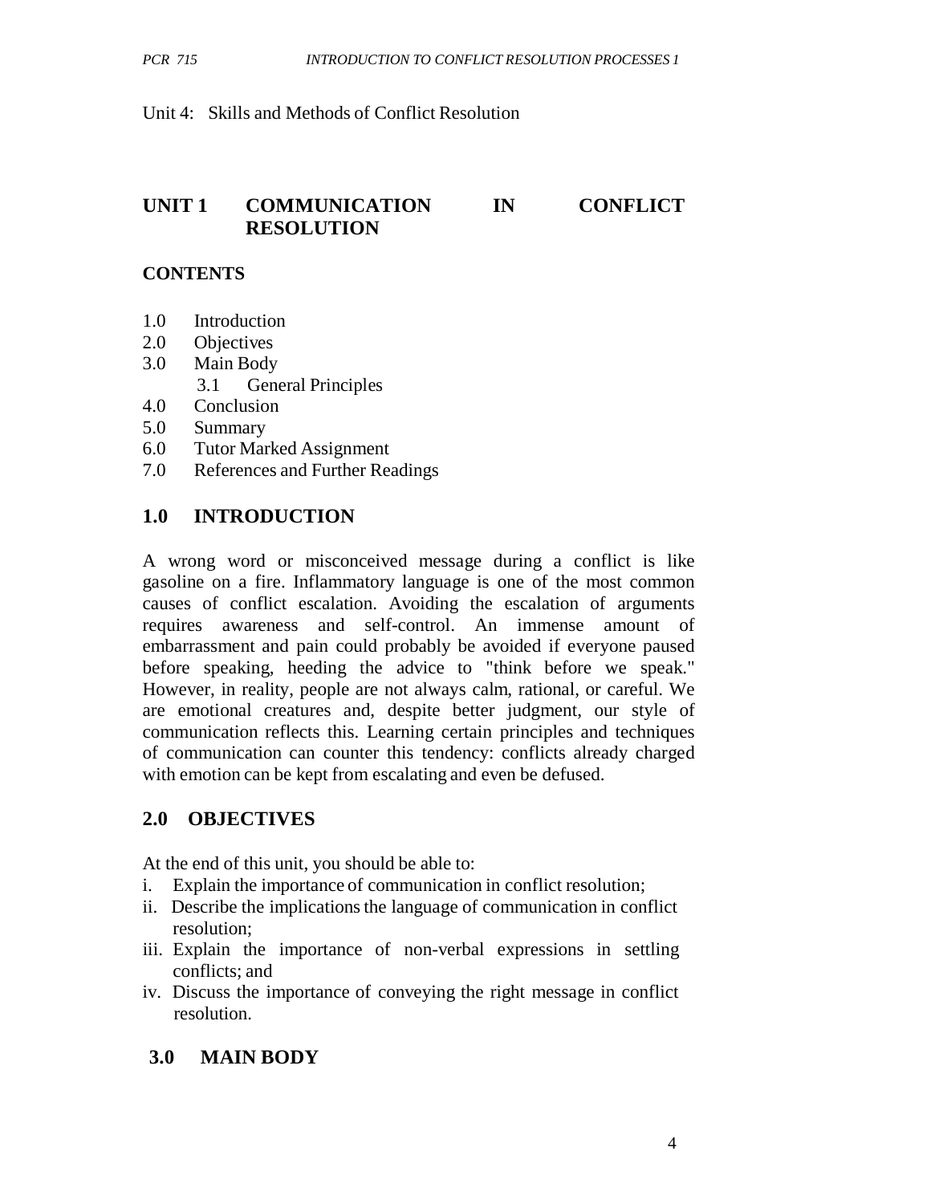Unit 4: Skills and Methods of Conflict Resolution

# UNIT 1 COMMUNICATION IN CONFLICT RESOLUTION

**CONTENTS**

1.0 Introduction
2.0 Objectives
3.0 Main Body
  3.1 General Principles
4.0 Conclusion
5.0 Summary
6.0 Tutor Marked Assignment
7.0 References and Further Readings

## 1.0 INTRODUCTION

A wrong word or misconceived message during a conflict is like gasoline on a fire. Inflammatory language is one of the most common causes of conflict escalation. Avoiding the escalation of arguments requires awareness and self-control. An immense amount of embarrassment and pain could probably be avoided if everyone paused before speaking, heeding the advice to "think before we speak." However, in reality, people are not always calm, rational, or careful. We are emotional creatures and, despite better judgment, our style of communication reflects this. Learning certain principles and techniques of communication can counter this tendency: conflicts already charged with emotion can be kept from escalating and even be defused.

## 2.0 OBJECTIVES

At the end of this unit, you should be able to:

i. Explain the importance of communication in conflict resolution;
ii. Describe the implications the language of communication in conflict resolution;
iii. Explain the importance of non-verbal expressions in settling conflicts; and
iv. Discuss the importance of conveying the right message in conflict resolution.

## 3.0 MAIN BODY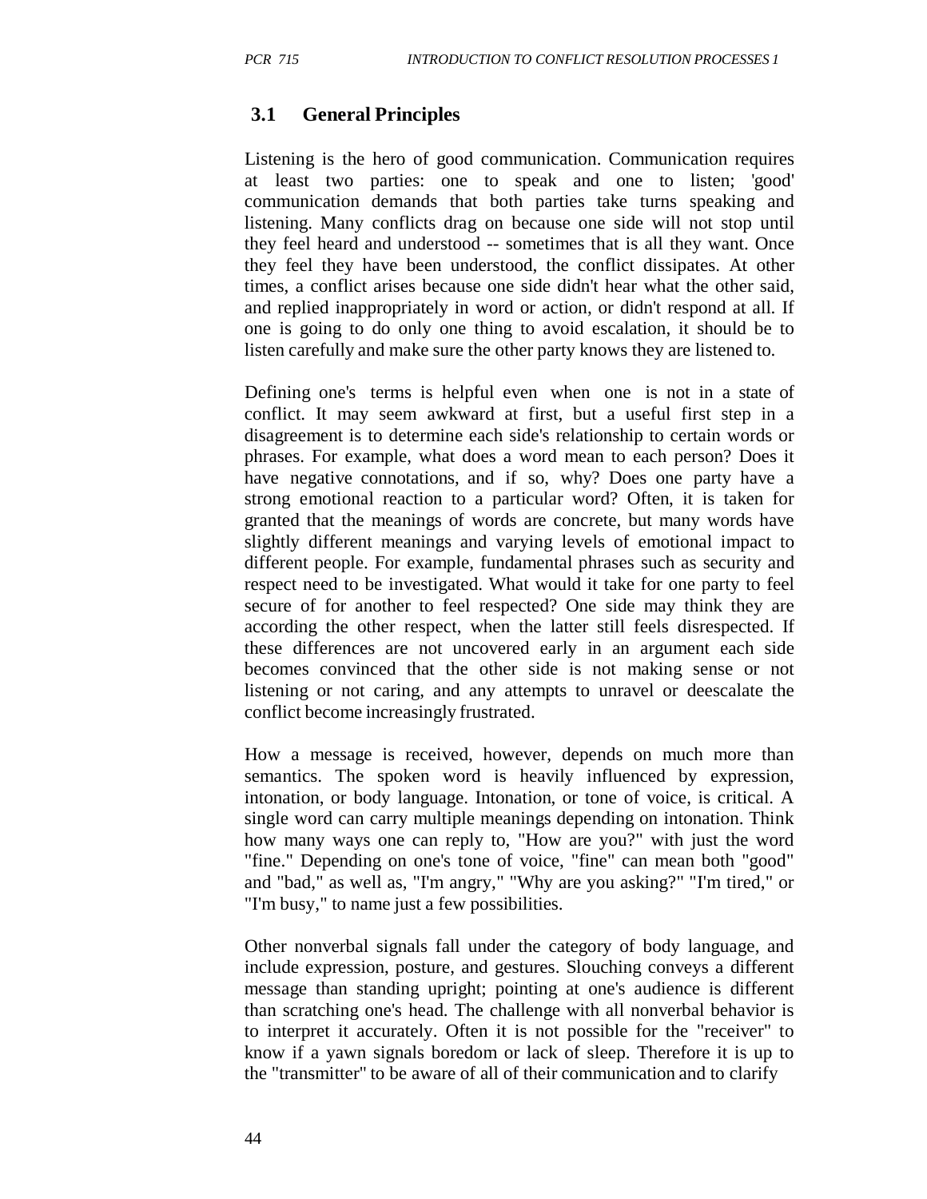### 3.1 General Principles

Listening is the hero of good communication. Communication requires at least two parties: one to speak and one to listen; 'good' communication demands that both parties take turns speaking and listening. Many conflicts drag on because one side will not stop until they feel heard and understood -- sometimes that is all they want. Once they feel they have been understood, the conflict dissipates. At other times, a conflict arises because one side didn't hear what the other said, and replied inappropriately in word or action, or didn't respond at all. If one is going to do only one thing to avoid escalation, it should be to listen carefully and make sure the other party knows they are listened to.

Defining one's terms is helpful even when one is not in a state of conflict. It may seem awkward at first, but a useful first step in a disagreement is to determine each side's relationship to certain words or phrases. For example, what does a word mean to each person? Does it have negative connotations, and if so, why? Does one party have a strong emotional reaction to a particular word? Often, it is taken for granted that the meanings of words are concrete, but many words have slightly different meanings and varying levels of emotional impact to different people. For example, fundamental phrases such as security and respect need to be investigated. What would it take for one party to feel secure of for another to feel respected? One side may think they are according the other respect, when the latter still feels disrespected. If these differences are not uncovered early in an argument each side becomes convinced that the other side is not making sense or not listening or not caring, and any attempts to unravel or deescalate the conflict become increasingly frustrated.

How a message is received, however, depends on much more than semantics. The spoken word is heavily influenced by expression, intonation, or body language. Intonation, or tone of voice, is critical. A single word can carry multiple meanings depending on intonation. Think how many ways one can reply to, "How are you?" with just the word "fine." Depending on one's tone of voice, "fine" can mean both "good" and "bad," as well as, "I'm angry," "Why are you asking?" "I'm tired," or "I'm busy," to name just a few possibilities.

Other nonverbal signals fall under the category of body language, and include expression, posture, and gestures. Slouching conveys a different message than standing upright; pointing at one's audience is different than scratching one's head. The challenge with all nonverbal behavior is to interpret it accurately. Often it is not possible for the "receiver" to know if a yawn signals boredom or lack of sleep. Therefore it is up to the "transmitter" to be aware of all of their communication and to clarify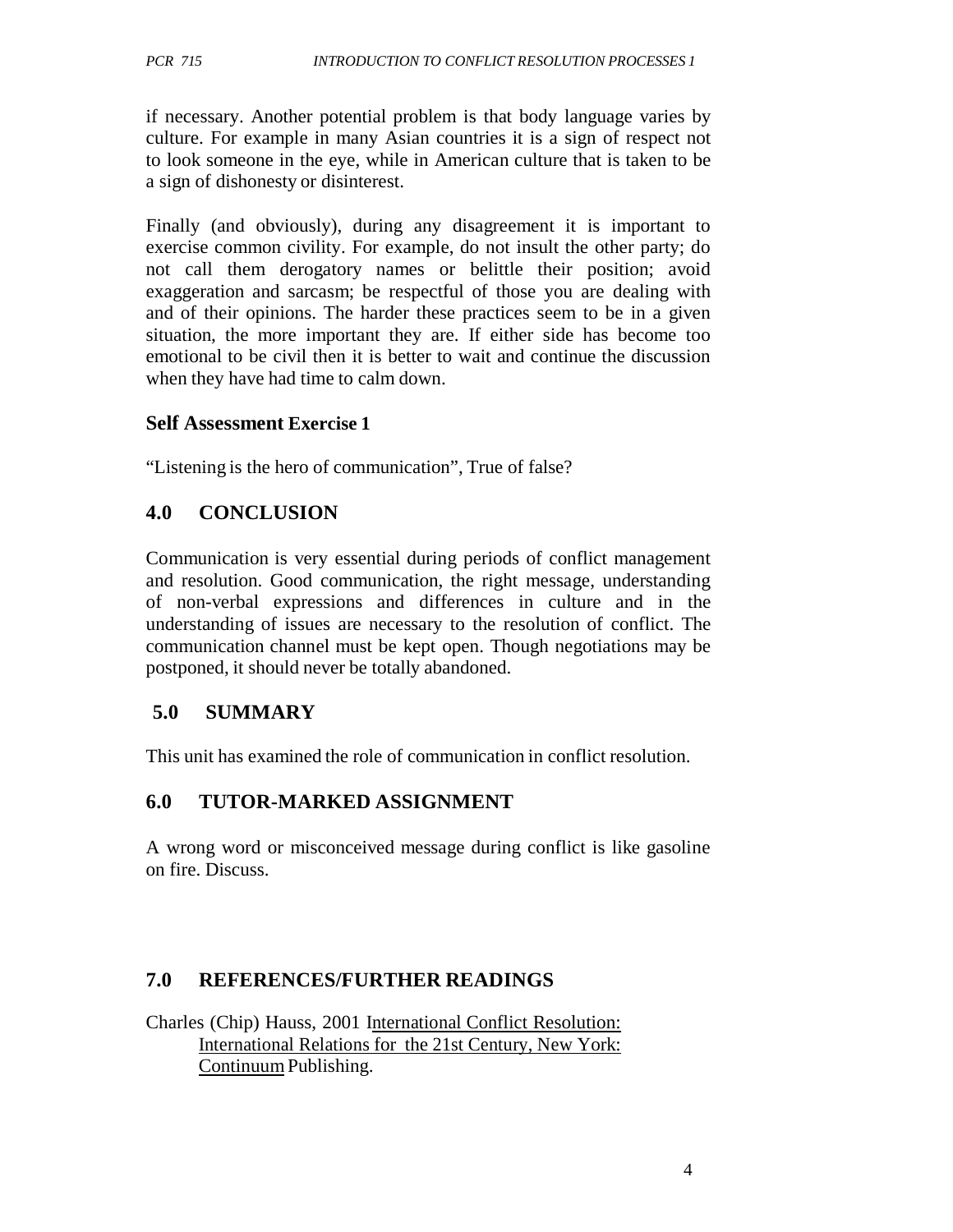if necessary. Another potential problem is that body language varies by culture. For example in many Asian countries it is a sign of respect not to look someone in the eye, while in American culture that is taken to be a sign of dishonesty or disinterest.

Finally (and obviously), during any disagreement it is important to exercise common civility. For example, do not insult the other party; do not call them derogatory names or belittle their position; avoid exaggeration and sarcasm; be respectful of those you are dealing with and of their opinions. The harder these practices seem to be in a given situation, the more important they are. If either side has become too emotional to be civil then it is better to wait and continue the discussion when they have had time to calm down.

### Self Assessment Exercise 1

"Listening is the hero of communication", True of false?

## 4.0 CONCLUSION

Communication is very essential during periods of conflict management and resolution. Good communication, the right message, understanding of non-verbal expressions and differences in culture and in the understanding of issues are necessary to the resolution of conflict. The communication channel must be kept open. Though negotiations may be postponed, it should never be totally abandoned.

## 5.0 SUMMARY

This unit has examined the role of communication in conflict resolution.

## 6.0 TUTOR-MARKED ASSIGNMENT

A wrong word or misconceived message during conflict is like gasoline on fire. Discuss.

## 7.0 REFERENCES/FURTHER READINGS

Charles (Chip) Hauss, 2001 International Conflict Resolution: International Relations for the 21st Century, New York: Continuum Publishing.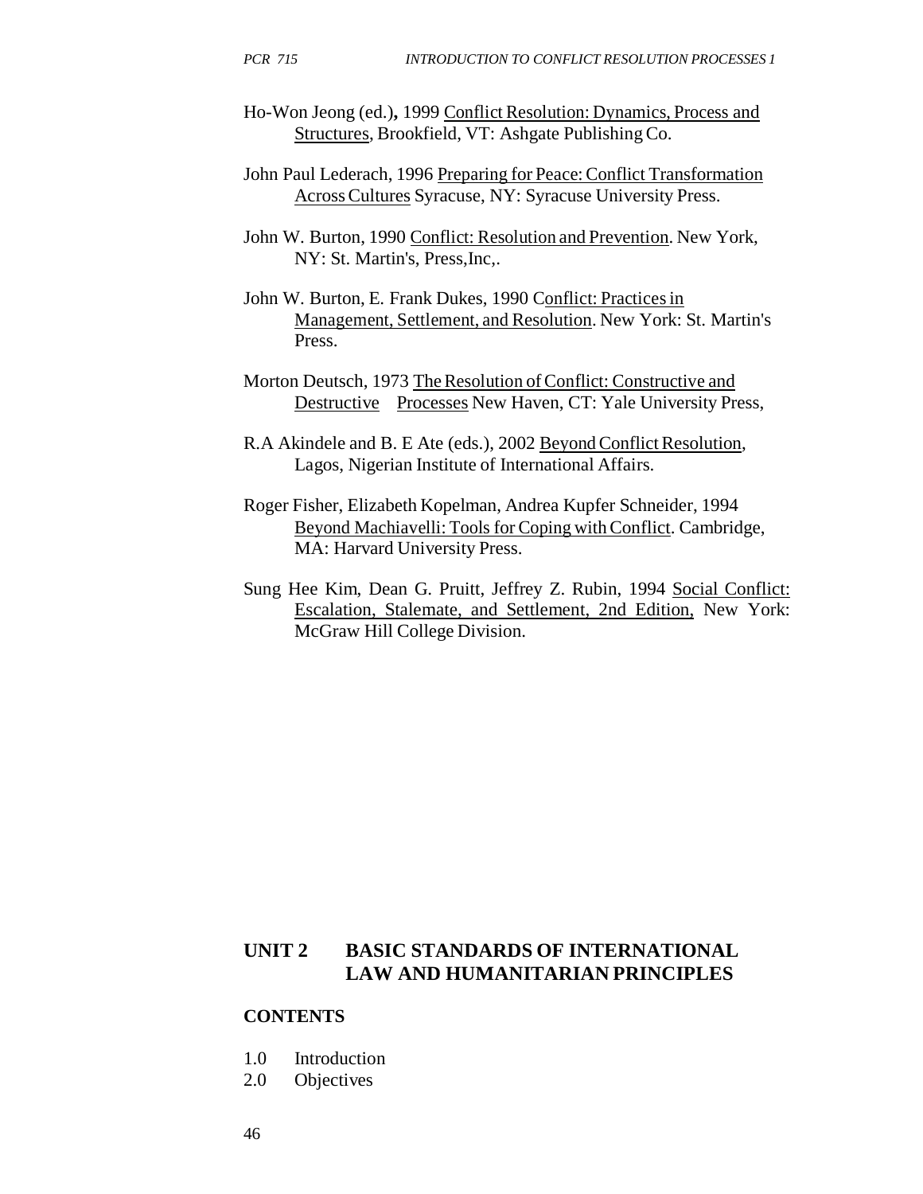Ho-Won Jeong (ed.), 1999 Conflict Resolution: Dynamics, Process and Structures, Brookfield, VT: Ashgate Publishing Co.

John Paul Lederach, 1996 Preparing for Peace: Conflict Transformation Across Cultures Syracuse, NY: Syracuse University Press.

John W. Burton, 1990 Conflict: Resolution and Prevention. New York, NY: St. Martin's, Press,Inc,.

John W. Burton, E. Frank Dukes, 1990 Conflict: Practices in Management, Settlement, and Resolution. New York: St. Martin's Press.

Morton Deutsch, 1973 The Resolution of Conflict: Constructive and Destructive Processes New Haven, CT: Yale University Press,

R.A Akindele and B. E Ate (eds.), 2002 Beyond Conflict Resolution, Lagos, Nigerian Institute of International Affairs.

Roger Fisher, Elizabeth Kopelman, Andrea Kupfer Schneider, 1994 Beyond Machiavelli: Tools for Coping with Conflict. Cambridge, MA: Harvard University Press.

Sung Hee Kim, Dean G. Pruitt, Jeffrey Z. Rubin, 1994 Social Conflict: Escalation, Stalemate, and Settlement, 2nd Edition, New York: McGraw Hill College Division.

## UNIT 2 BASIC STANDARDS OF INTERNATIONAL LAW AND HUMANITARIAN PRINCIPLES

**CONTENTS**

1.0 Introduction
2.0 Objectives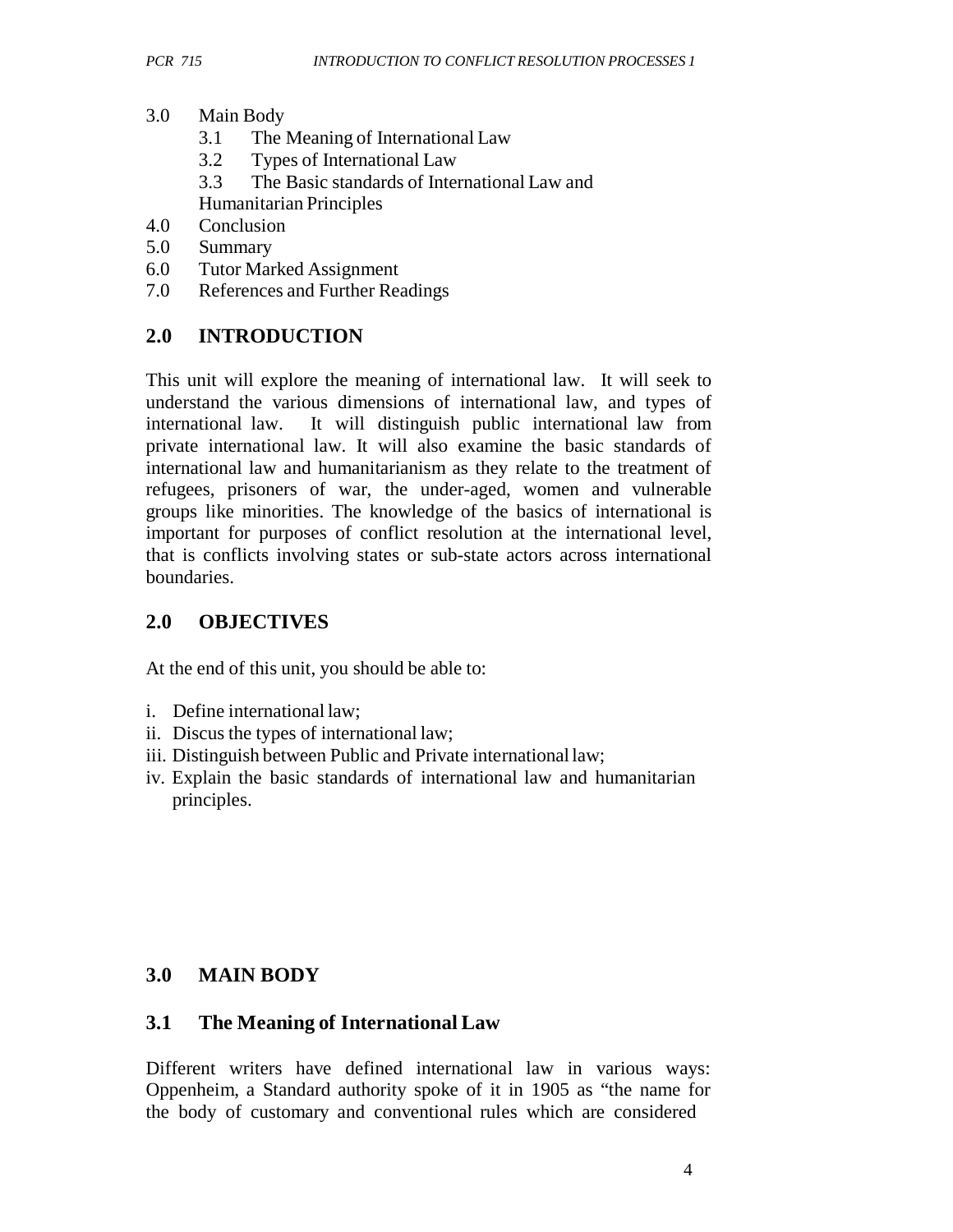3.0 Main Body
   3.1 The Meaning of International Law
   3.2 Types of International Law
   3.3 The Basic standards of International Law and Humanitarian Principles
4.0 Conclusion
5.0 Summary
6.0 Tutor Marked Assignment
7.0 References and Further Readings

## 2.0 INTRODUCTION

This unit will explore the meaning of international law. It will seek to understand the various dimensions of international law, and types of international law. It will distinguish public international law from private international law. It will also examine the basic standards of international law and humanitarianism as they relate to the treatment of refugees, prisoners of war, the under-aged, women and vulnerable groups like minorities. The knowledge of the basics of international is important for purposes of conflict resolution at the international level, that is conflicts involving states or sub-state actors across international boundaries.

## 2.0 OBJECTIVES

At the end of this unit, you should be able to:

i. Define international law;
ii. Discus the types of international law;
iii. Distinguish between Public and Private international law;
iv. Explain the basic standards of international law and humanitarian principles.

## 3.0 MAIN BODY

### 3.1 The Meaning of International Law

Different writers have defined international law in various ways: Oppenheim, a Standard authority spoke of it in 1905 as "the name for the body of customary and conventional rules which are considered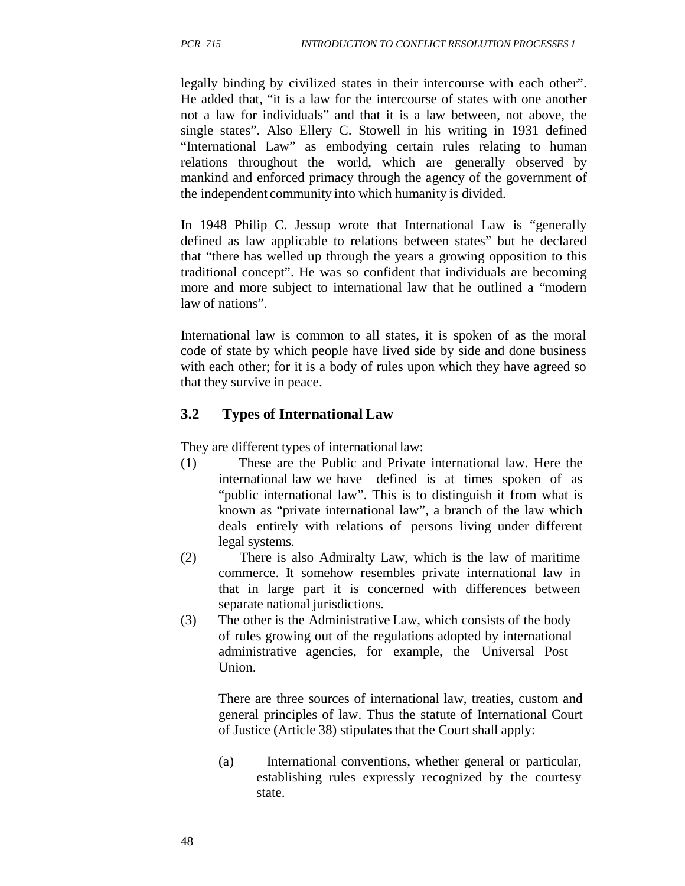legally binding by civilized states in their intercourse with each other". He added that, "it is a law for the intercourse of states with one another not a law for individuals" and that it is a law between, not above, the single states". Also Ellery C. Stowell in his writing in 1931 defined "International Law" as embodying certain rules relating to human relations throughout the world, which are generally observed by mankind and enforced primacy through the agency of the government of the independent community into which humanity is divided.

In 1948 Philip C. Jessup wrote that International Law is "generally defined as law applicable to relations between states" but he declared that "there has welled up through the years a growing opposition to this traditional concept". He was so confident that individuals are becoming more and more subject to international law that he outlined a "modern law of nations".

International law is common to all states, it is spoken of as the moral code of state by which people have lived side by side and done business with each other; for it is a body of rules upon which they have agreed so that they survive in peace.

## 3.2 Types of International Law

They are different types of international law:

(1) These are the Public and Private international law. Here the international law we have defined is at times spoken of as "public international law". This is to distinguish it from what is known as "private international law", a branch of the law which deals entirely with relations of persons living under different legal systems.

(2) There is also Admiralty Law, which is the law of maritime commerce. It somehow resembles private international law in that in large part it is concerned with differences between separate national jurisdictions.

(3) The other is the Administrative Law, which consists of the body of rules growing out of the regulations adopted by international administrative agencies, for example, the Universal Post Union.

There are three sources of international law, treaties, custom and general principles of law. Thus the statute of International Court of Justice (Article 38) stipulates that the Court shall apply:

(a) International conventions, whether general or particular, establishing rules expressly recognized by the courtesy state.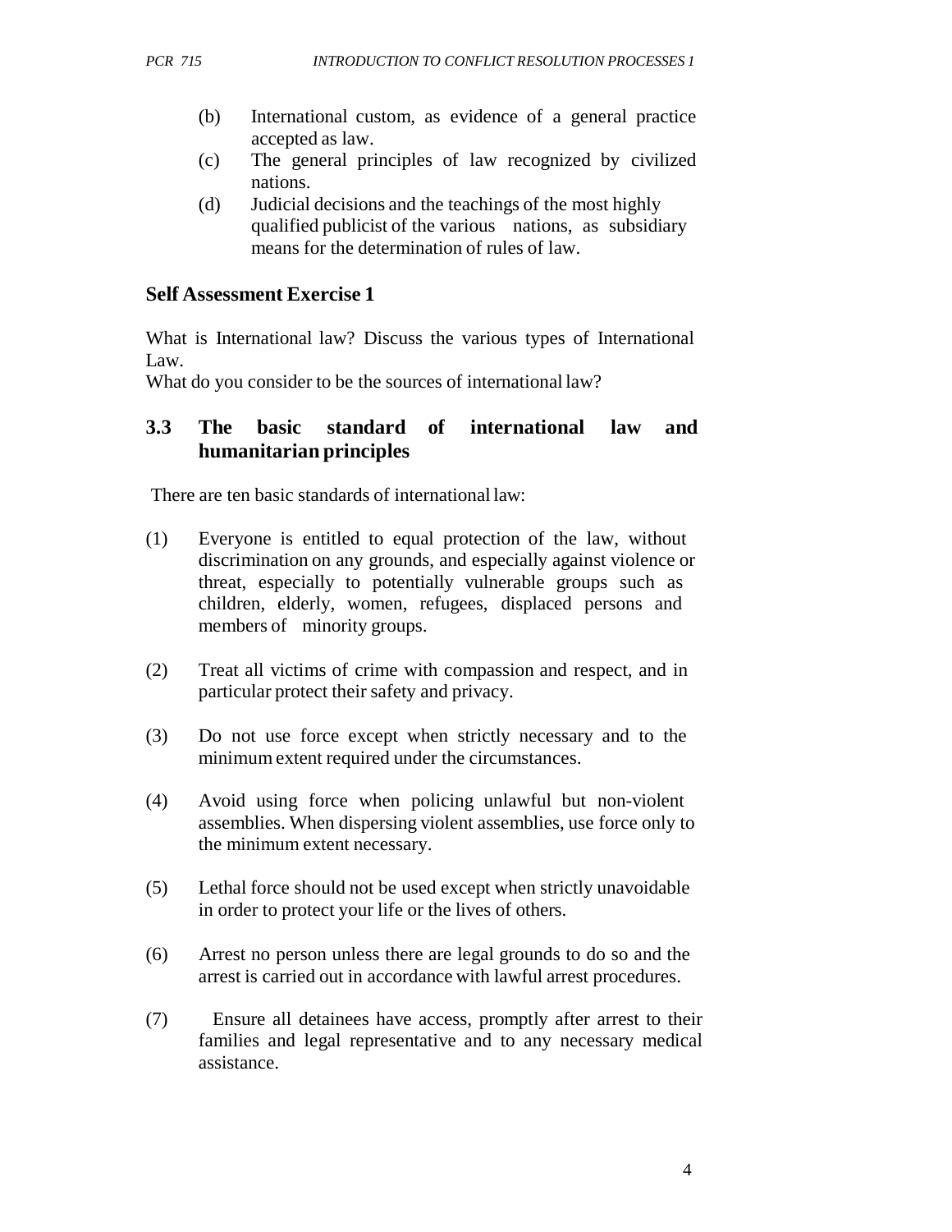(b) International custom, as evidence of a general practice accepted as law.

(c) The general principles of law recognized by civilized nations.

(d) Judicial decisions and the teachings of the most highly qualified publicist of the various nations, as subsidiary means for the determination of rules of law.

**Self Assessment Exercise 1**

What is International law? Discuss the various types of International Law.

What do you consider to be the sources of international law?

## 3.3 The basic standard of international law and humanitarian principles

There are ten basic standards of international law:

(1) Everyone is entitled to equal protection of the law, without discrimination on any grounds, and especially against violence or threat, especially to potentially vulnerable groups such as children, elderly, women, refugees, displaced persons and members of minority groups.

(2) Treat all victims of crime with compassion and respect, and in particular protect their safety and privacy.

(3) Do not use force except when strictly necessary and to the minimum extent required under the circumstances.

(4) Avoid using force when policing unlawful but non-violent assemblies. When dispersing violent assemblies, use force only to the minimum extent necessary.

(5) Lethal force should not be used except when strictly unavoidable in order to protect your life or the lives of others.

(6) Arrest no person unless there are legal grounds to do so and the arrest is carried out in accordance with lawful arrest procedures.

(7) Ensure all detainees have access, promptly after arrest to their families and legal representative and to any necessary medical assistance.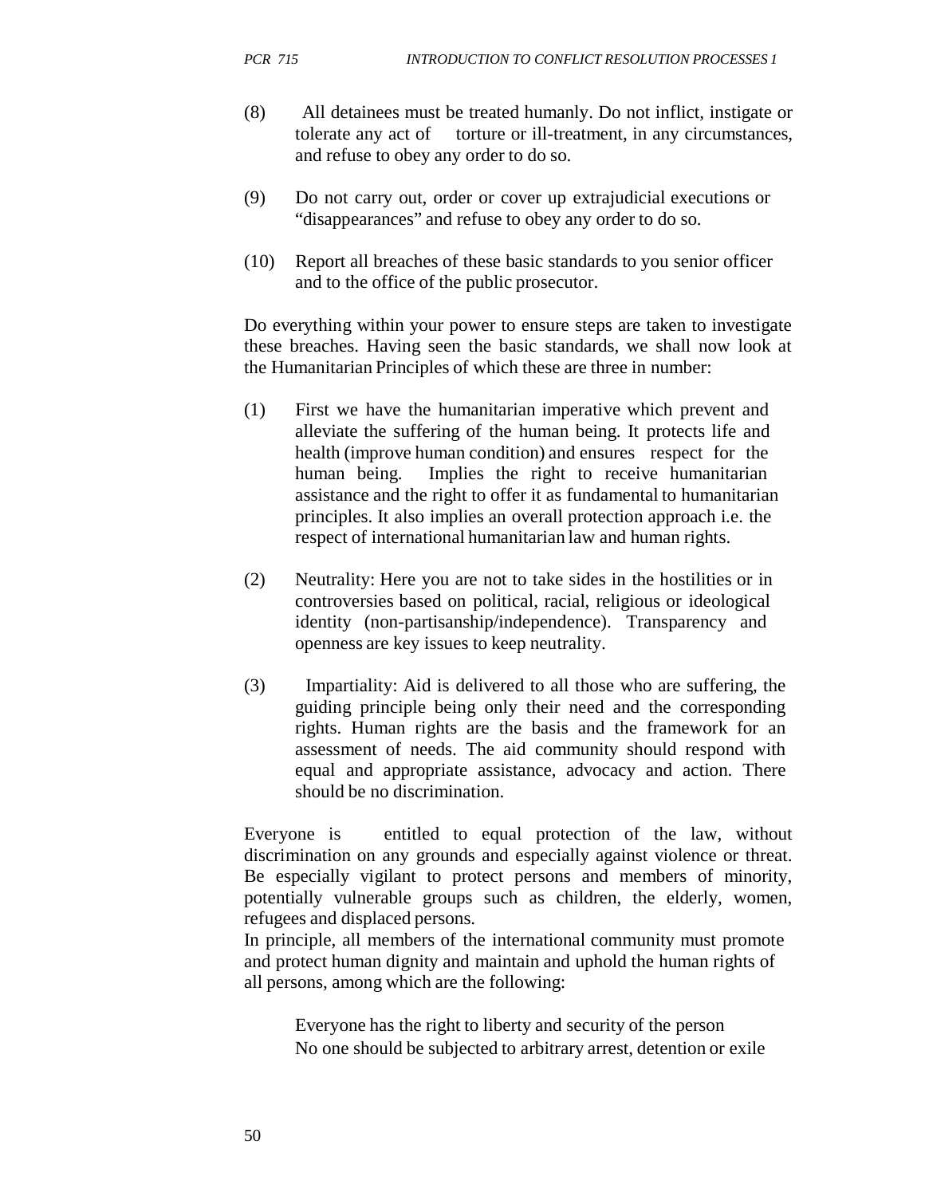(8) All detainees must be treated humanly. Do not inflict, instigate or tolerate any act of torture or ill-treatment, in any circumstances, and refuse to obey any order to do so.

(9) Do not carry out, order or cover up extrajudicial executions or "disappearances" and refuse to obey any order to do so.

(10) Report all breaches of these basic standards to you senior officer and to the office of the public prosecutor.

Do everything within your power to ensure steps are taken to investigate these breaches. Having seen the basic standards, we shall now look at the Humanitarian Principles of which these are three in number:

(1) First we have the humanitarian imperative which prevent and alleviate the suffering of the human being. It protects life and health (improve human condition) and ensures respect for the human being. Implies the right to receive humanitarian assistance and the right to offer it as fundamental to humanitarian principles. It also implies an overall protection approach i.e. the respect of international humanitarian law and human rights.

(2) Neutrality: Here you are not to take sides in the hostilities or in controversies based on political, racial, religious or ideological identity (non-partisanship/independence). Transparency and openness are key issues to keep neutrality.

(3) Impartiality: Aid is delivered to all those who are suffering, the guiding principle being only their need and the corresponding rights. Human rights are the basis and the framework for an assessment of needs. The aid community should respond with equal and appropriate assistance, advocacy and action. There should be no discrimination.

Everyone is entitled to equal protection of the law, without discrimination on any grounds and especially against violence or threat. Be especially vigilant to protect persons and members of minority, potentially vulnerable groups such as children, the elderly, women, refugees and displaced persons.
In principle, all members of the international community must promote and protect human dignity and maintain and uphold the human rights of all persons, among which are the following:

Everyone has the right to liberty and security of the person
No one should be subjected to arbitrary arrest, detention or exile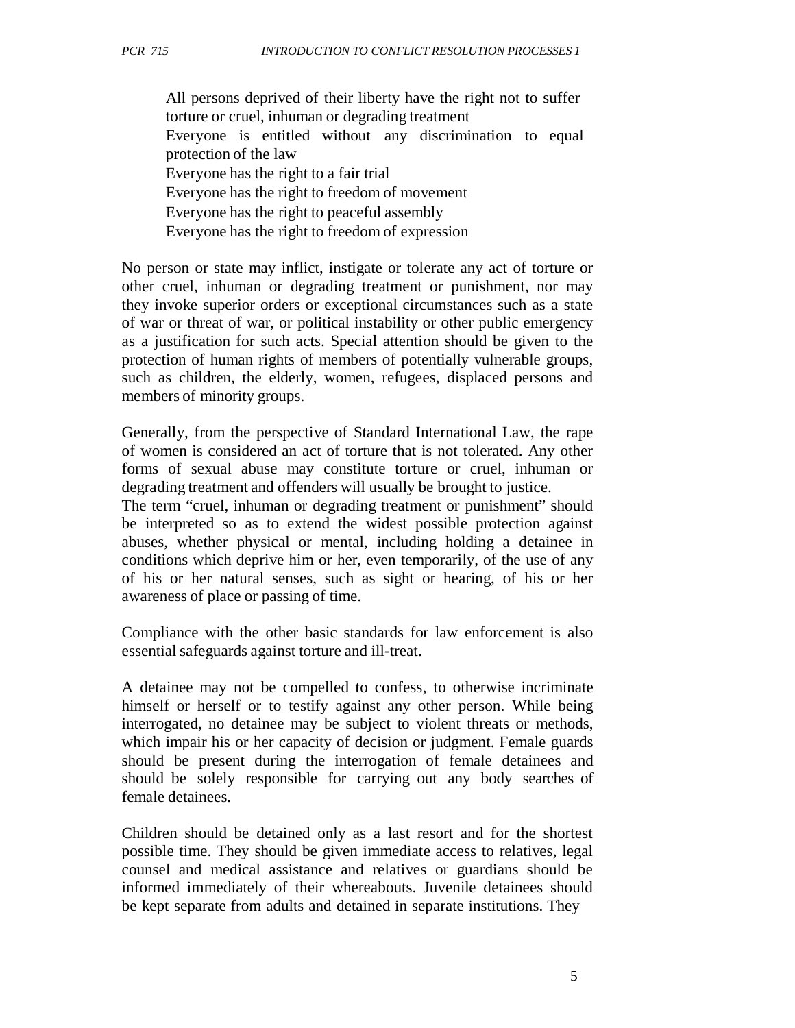- All persons deprived of their liberty have the right not to suffer torture or cruel, inhuman or degrading treatment
- Everyone is entitled without any discrimination to equal protection of the law
- Everyone has the right to a fair trial
- Everyone has the right to freedom of movement
- Everyone has the right to peaceful assembly
- Everyone has the right to freedom of expression

No person or state may inflict, instigate or tolerate any act of torture or other cruel, inhuman or degrading treatment or punishment, nor may they invoke superior orders or exceptional circumstances such as a state of war or threat of war, or political instability or other public emergency as a justification for such acts. Special attention should be given to the protection of human rights of members of potentially vulnerable groups, such as children, the elderly, women, refugees, displaced persons and members of minority groups.

Generally, from the perspective of Standard International Law, the rape of women is considered an act of torture that is not tolerated. Any other forms of sexual abuse may constitute torture or cruel, inhuman or degrading treatment and offenders will usually be brought to justice.
The term "cruel, inhuman or degrading treatment or punishment" should be interpreted so as to extend the widest possible protection against abuses, whether physical or mental, including holding a detainee in conditions which deprive him or her, even temporarily, of the use of any of his or her natural senses, such as sight or hearing, of his or her awareness of place or passing of time.

Compliance with the other basic standards for law enforcement is also essential safeguards against torture and ill-treat.

A detainee may not be compelled to confess, to otherwise incriminate himself or herself or to testify against any other person. While being interrogated, no detainee may be subject to violent threats or methods, which impair his or her capacity of decision or judgment. Female guards should be present during the interrogation of female detainees and should be solely responsible for carrying out any body searches of female detainees.

Children should be detained only as a last resort and for the shortest possible time. They should be given immediate access to relatives, legal counsel and medical assistance and relatives or guardians should be informed immediately of their whereabouts. Juvenile detainees should be kept separate from adults and detained in separate institutions. They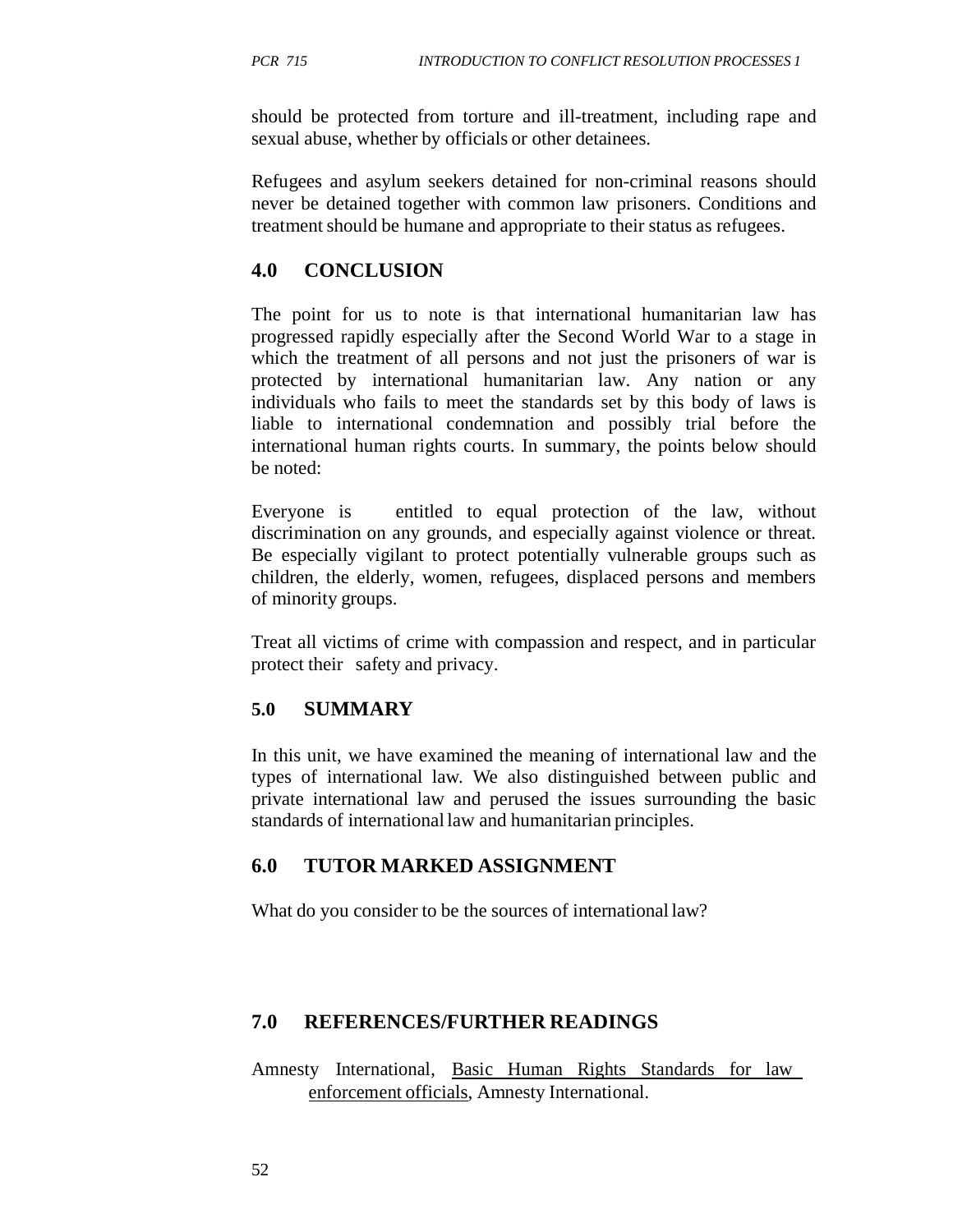should be protected from torture and ill-treatment, including rape and sexual abuse, whether by officials or other detainees.

Refugees and asylum seekers detained for non-criminal reasons should never be detained together with common law prisoners. Conditions and treatment should be humane and appropriate to their status as refugees.

## 4.0 CONCLUSION

The point for us to note is that international humanitarian law has progressed rapidly especially after the Second World War to a stage in which the treatment of all persons and not just the prisoners of war is protected by international humanitarian law. Any nation or any individuals who fails to meet the standards set by this body of laws is liable to international condemnation and possibly trial before the international human rights courts. In summary, the points below should be noted:

Everyone is entitled to equal protection of the law, without discrimination on any grounds, and especially against violence or threat. Be especially vigilant to protect potentially vulnerable groups such as children, the elderly, women, refugees, displaced persons and members of minority groups.

Treat all victims of crime with compassion and respect, and in particular protect their safety and privacy.

## 5.0 SUMMARY

In this unit, we have examined the meaning of international law and the types of international law. We also distinguished between public and private international law and perused the issues surrounding the basic standards of international law and humanitarian principles.

## 6.0 TUTOR MARKED ASSIGNMENT

What do you consider to be the sources of international law?

## 7.0 REFERENCES/FURTHER READINGS

Amnesty International, Basic Human Rights Standards for law enforcement officials, Amnesty International.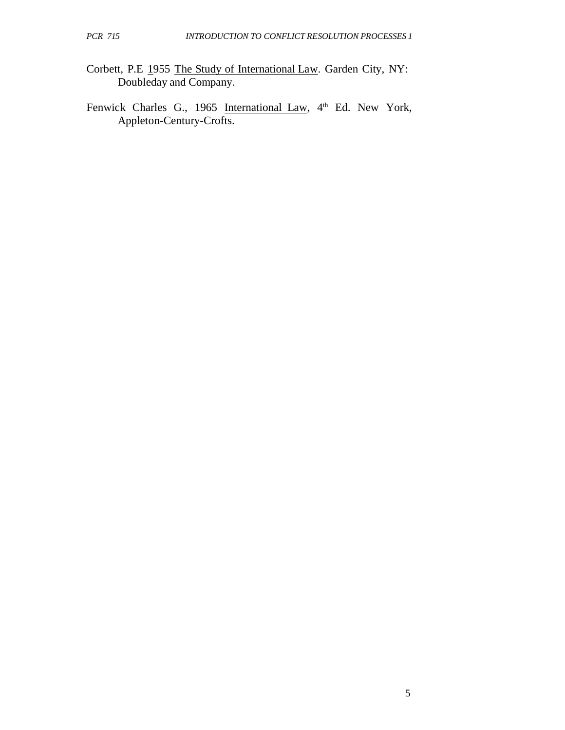Corbett, P.E 1955 The Study of International Law. Garden City, NY: Doubleday and Company.

Fenwick Charles G., 1965 International Law, 4th Ed. New York, Appleton-Century-Crofts.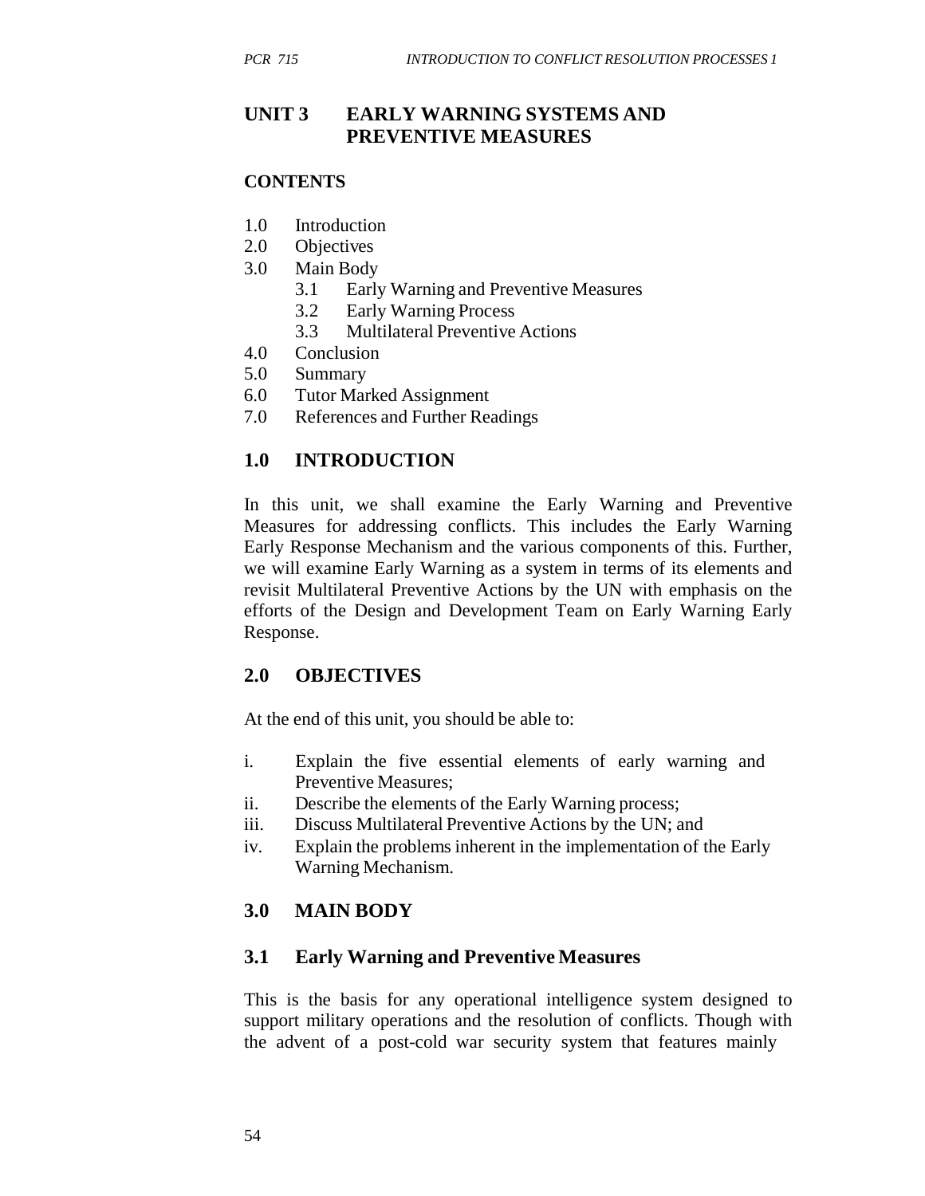## UNIT 3 EARLY WARNING SYSTEMS AND PREVENTIVE MEASURES

### CONTENTS

1.0 Introduction
2.0 Objectives
3.0 Main Body
    3.1 Early Warning and Preventive Measures
    3.2 Early Warning Process
    3.3 Multilateral Preventive Actions
4.0 Conclusion
5.0 Summary
6.0 Tutor Marked Assignment
7.0 References and Further Readings

### 1.0 INTRODUCTION

In this unit, we shall examine the Early Warning and Preventive Measures for addressing conflicts. This includes the Early Warning Early Response Mechanism and the various components of this. Further, we will examine Early Warning as a system in terms of its elements and revisit Multilateral Preventive Actions by the UN with emphasis on the efforts of the Design and Development Team on Early Warning Early Response.

### 2.0 OBJECTIVES

At the end of this unit, you should be able to:

i. Explain the five essential elements of early warning and Preventive Measures;
ii. Describe the elements of the Early Warning process;
iii. Discuss Multilateral Preventive Actions by the UN; and
iv. Explain the problems inherent in the implementation of the Early Warning Mechanism.

### 3.0 MAIN BODY

### 3.1 Early Warning and Preventive Measures

This is the basis for any operational intelligence system designed to support military operations and the resolution of conflicts. Though with the advent of a post-cold war security system that features mainly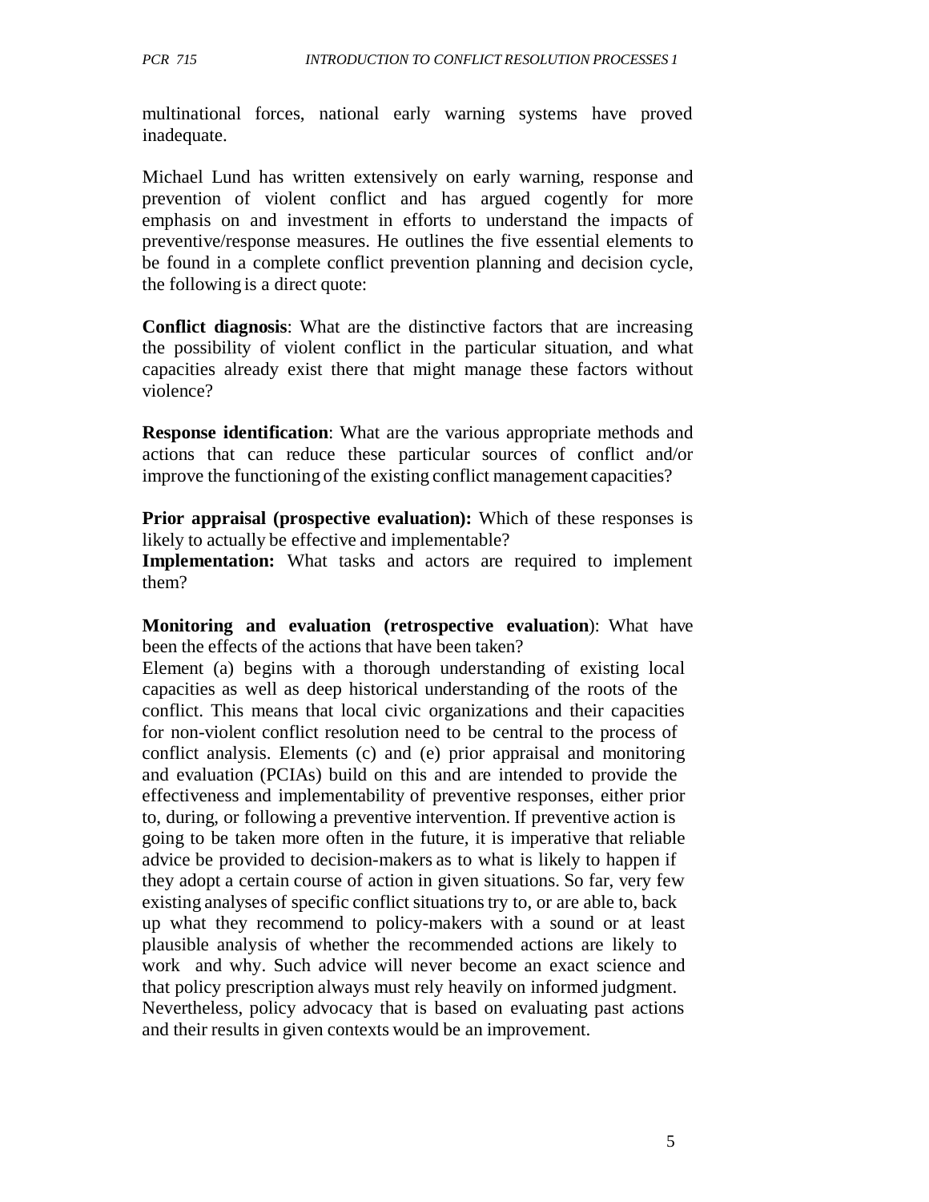multinational forces, national early warning systems have proved inadequate.

Michael Lund has written extensively on early warning, response and prevention of violent conflict and has argued cogently for more emphasis on and investment in efforts to understand the impacts of preventive/response measures. He outlines the five essential elements to be found in a complete conflict prevention planning and decision cycle, the following is a direct quote:

**Conflict diagnosis**: What are the distinctive factors that are increasing the possibility of violent conflict in the particular situation, and what capacities already exist there that might manage these factors without violence?

**Response identification**: What are the various appropriate methods and actions that can reduce these particular sources of conflict and/or improve the functioning of the existing conflict management capacities?

**Prior appraisal (prospective evaluation):** Which of these responses is likely to actually be effective and implementable?

**Implementation:** What tasks and actors are required to implement them?

**Monitoring and evaluation (retrospective evaluation**): What have been the effects of the actions that have been taken?

Element (a) begins with a thorough understanding of existing local capacities as well as deep historical understanding of the roots of the conflict. This means that local civic organizations and their capacities for non-violent conflict resolution need to be central to the process of conflict analysis. Elements (c) and (e) prior appraisal and monitoring and evaluation (PCIAs) build on this and are intended to provide the effectiveness and implementability of preventive responses, either prior to, during, or following a preventive intervention. If preventive action is going to be taken more often in the future, it is imperative that reliable advice be provided to decision-makers as to what is likely to happen if they adopt a certain course of action in given situations. So far, very few existing analyses of specific conflict situations try to, or are able to, back up what they recommend to policy-makers with a sound or at least plausible analysis of whether the recommended actions are likely to work and why. Such advice will never become an exact science and that policy prescription always must rely heavily on informed judgment. Nevertheless, policy advocacy that is based on evaluating past actions and their results in given contexts would be an improvement.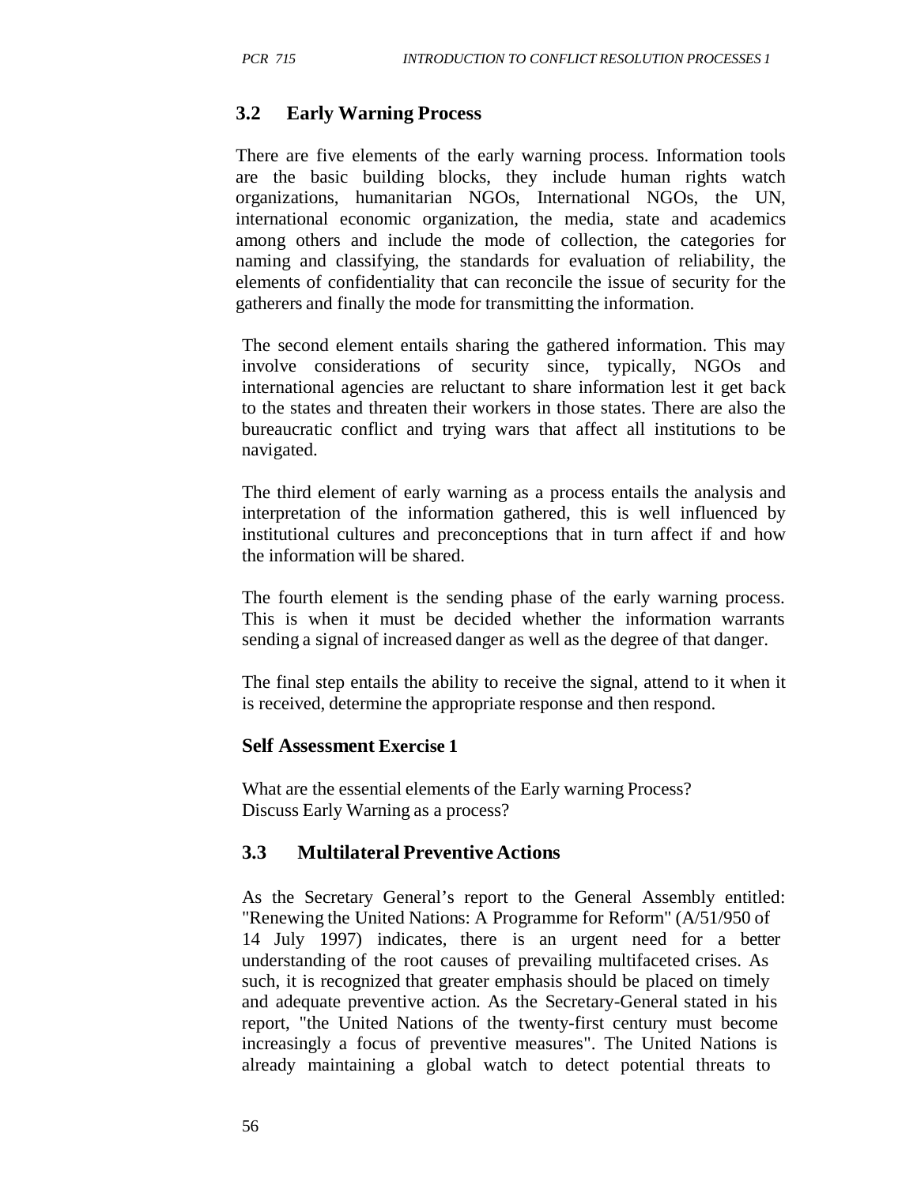## 3.2 Early Warning Process

There are five elements of the early warning process. Information tools are the basic building blocks, they include human rights watch organizations, humanitarian NGOs, International NGOs, the UN, international economic organization, the media, state and academics among others and include the mode of collection, the categories for naming and classifying, the standards for evaluation of reliability, the elements of confidentiality that can reconcile the issue of security for the gatherers and finally the mode for transmitting the information.

The second element entails sharing the gathered information. This may involve considerations of security since, typically, NGOs and international agencies are reluctant to share information lest it get back to the states and threaten their workers in those states. There are also the bureaucratic conflict and trying wars that affect all institutions to be navigated.

The third element of early warning as a process entails the analysis and interpretation of the information gathered, this is well influenced by institutional cultures and preconceptions that in turn affect if and how the information will be shared.

The fourth element is the sending phase of the early warning process. This is when it must be decided whether the information warrants sending a signal of increased danger as well as the degree of that danger.

The final step entails the ability to receive the signal, attend to it when it is received, determine the appropriate response and then respond.

**Self Assessment Exercise 1**

What are the essential elements of the Early warning Process?
Discuss Early Warning as a process?

## 3.3 Multilateral Preventive Actions

As the Secretary General's report to the General Assembly entitled: "Renewing the United Nations: A Programme for Reform" (A/51/950 of 14 July 1997) indicates, there is an urgent need for a better understanding of the root causes of prevailing multifaceted crises. As such, it is recognized that greater emphasis should be placed on timely and adequate preventive action. As the Secretary-General stated in his report, "the United Nations of the twenty-first century must become increasingly a focus of preventive measures". The United Nations is already maintaining a global watch to detect potential threats to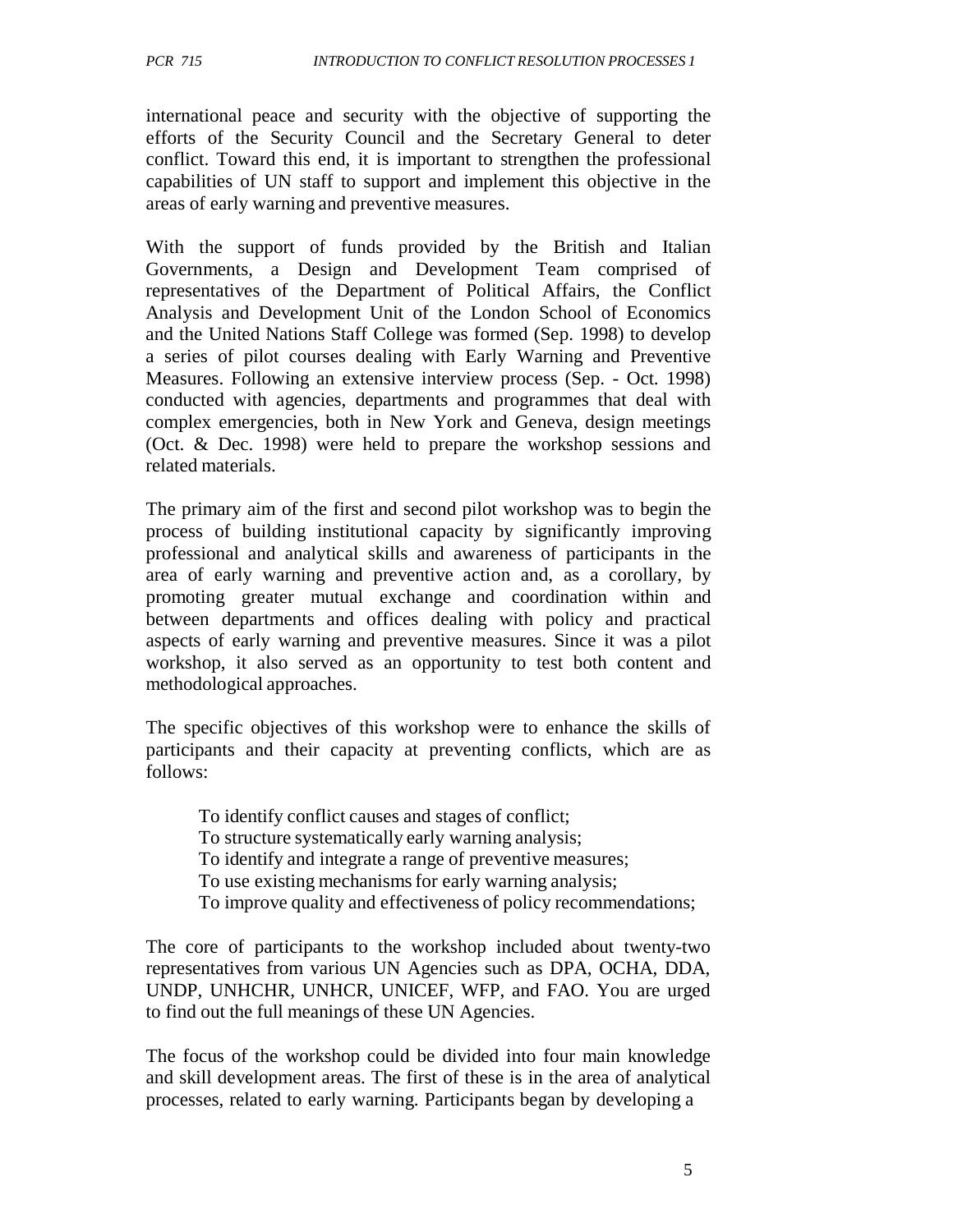international peace and security with the objective of supporting the efforts of the Security Council and the Secretary General to deter conflict. Toward this end, it is important to strengthen the professional capabilities of UN staff to support and implement this objective in the areas of early warning and preventive measures.

With the support of funds provided by the British and Italian Governments, a Design and Development Team comprised of representatives of the Department of Political Affairs, the Conflict Analysis and Development Unit of the London School of Economics and the United Nations Staff College was formed (Sep. 1998) to develop a series of pilot courses dealing with Early Warning and Preventive Measures. Following an extensive interview process (Sep. - Oct. 1998) conducted with agencies, departments and programmes that deal with complex emergencies, both in New York and Geneva, design meetings (Oct. & Dec. 1998) were held to prepare the workshop sessions and related materials.

The primary aim of the first and second pilot workshop was to begin the process of building institutional capacity by significantly improving professional and analytical skills and awareness of participants in the area of early warning and preventive action and, as a corollary, by promoting greater mutual exchange and coordination within and between departments and offices dealing with policy and practical aspects of early warning and preventive measures. Since it was a pilot workshop, it also served as an opportunity to test both content and methodological approaches.

The specific objectives of this workshop were to enhance the skills of participants and their capacity at preventing conflicts, which are as follows:

- To identify conflict causes and stages of conflict;
- To structure systematically early warning analysis;
- To identify and integrate a range of preventive measures;
- To use existing mechanisms for early warning analysis;
- To improve quality and effectiveness of policy recommendations;

The core of participants to the workshop included about twenty-two representatives from various UN Agencies such as DPA, OCHA, DDA, UNDP, UNHCHR, UNHCR, UNICEF, WFP, and FAO. You are urged to find out the full meanings of these UN Agencies.

The focus of the workshop could be divided into four main knowledge and skill development areas. The first of these is in the area of analytical processes, related to early warning. Participants began by developing a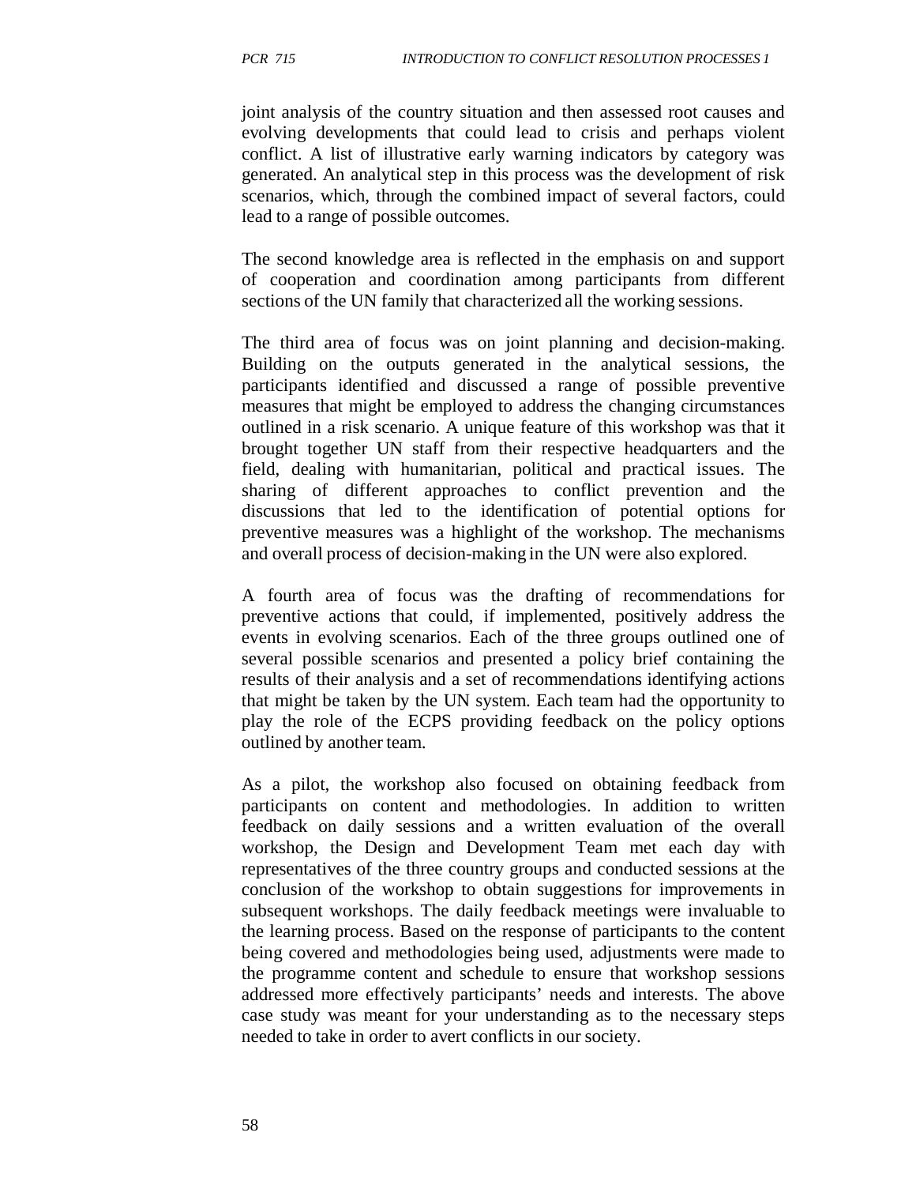joint analysis of the country situation and then assessed root causes and evolving developments that could lead to crisis and perhaps violent conflict. A list of illustrative early warning indicators by category was generated. An analytical step in this process was the development of risk scenarios, which, through the combined impact of several factors, could lead to a range of possible outcomes.

The second knowledge area is reflected in the emphasis on and support of cooperation and coordination among participants from different sections of the UN family that characterized all the working sessions.

The third area of focus was on joint planning and decision-making. Building on the outputs generated in the analytical sessions, the participants identified and discussed a range of possible preventive measures that might be employed to address the changing circumstances outlined in a risk scenario. A unique feature of this workshop was that it brought together UN staff from their respective headquarters and the field, dealing with humanitarian, political and practical issues. The sharing of different approaches to conflict prevention and the discussions that led to the identification of potential options for preventive measures was a highlight of the workshop. The mechanisms and overall process of decision-making in the UN were also explored.

A fourth area of focus was the drafting of recommendations for preventive actions that could, if implemented, positively address the events in evolving scenarios. Each of the three groups outlined one of several possible scenarios and presented a policy brief containing the results of their analysis and a set of recommendations identifying actions that might be taken by the UN system. Each team had the opportunity to play the role of the ECPS providing feedback on the policy options outlined by another team.

As a pilot, the workshop also focused on obtaining feedback from participants on content and methodologies. In addition to written feedback on daily sessions and a written evaluation of the overall workshop, the Design and Development Team met each day with representatives of the three country groups and conducted sessions at the conclusion of the workshop to obtain suggestions for improvements in subsequent workshops. The daily feedback meetings were invaluable to the learning process. Based on the response of participants to the content being covered and methodologies being used, adjustments were made to the programme content and schedule to ensure that workshop sessions addressed more effectively participants' needs and interests. The above case study was meant for your understanding as to the necessary steps needed to take in order to avert conflicts in our society.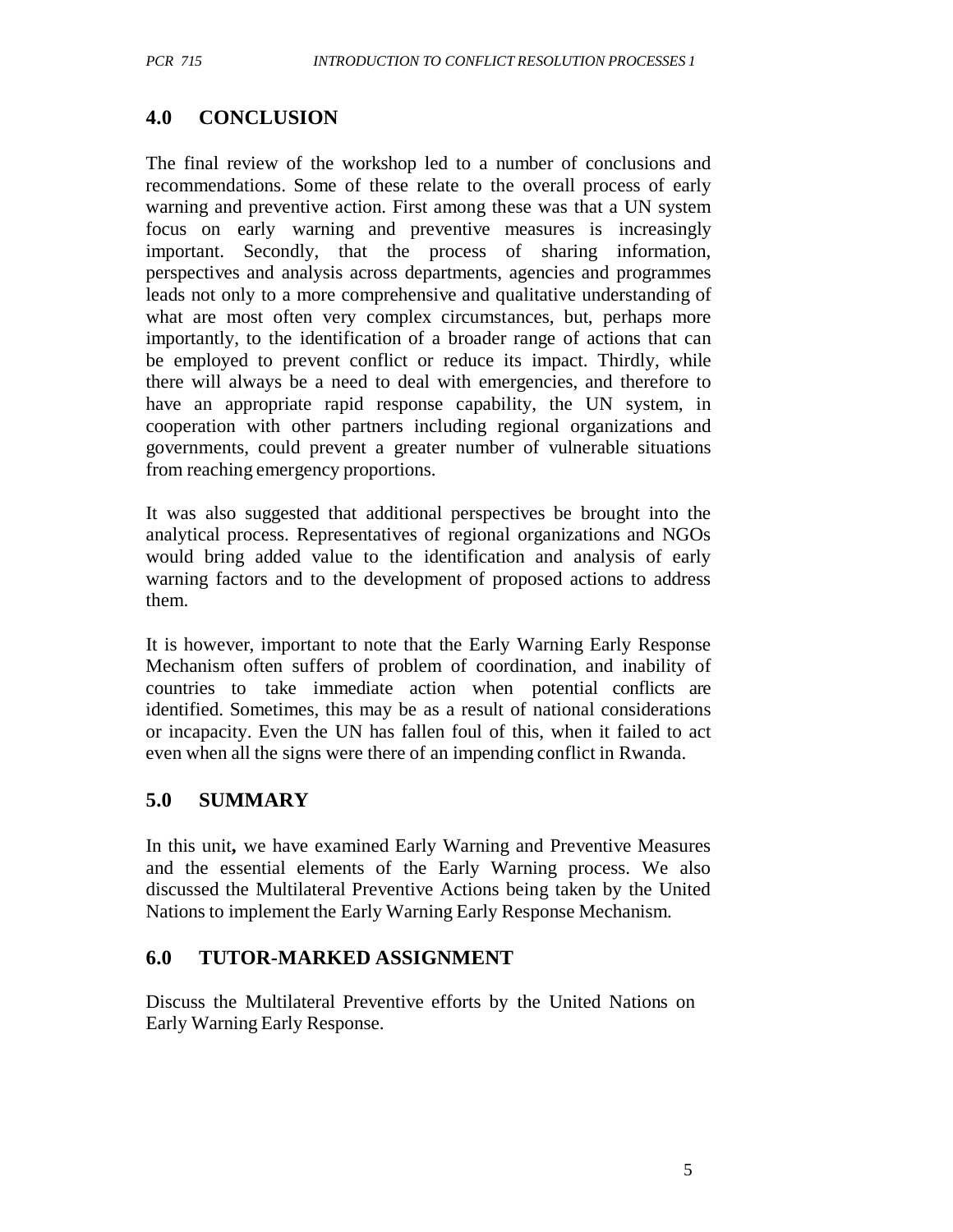## 4.0 CONCLUSION

The final review of the workshop led to a number of conclusions and recommendations. Some of these relate to the overall process of early warning and preventive action. First among these was that a UN system focus on early warning and preventive measures is increasingly important. Secondly, that the process of sharing information, perspectives and analysis across departments, agencies and programmes leads not only to a more comprehensive and qualitative understanding of what are most often very complex circumstances, but, perhaps more importantly, to the identification of a broader range of actions that can be employed to prevent conflict or reduce its impact. Thirdly, while there will always be a need to deal with emergencies, and therefore to have an appropriate rapid response capability, the UN system, in cooperation with other partners including regional organizations and governments, could prevent a greater number of vulnerable situations from reaching emergency proportions.

It was also suggested that additional perspectives be brought into the analytical process. Representatives of regional organizations and NGOs would bring added value to the identification and analysis of early warning factors and to the development of proposed actions to address them.

It is however, important to note that the Early Warning Early Response Mechanism often suffers of problem of coordination, and inability of countries to take immediate action when potential conflicts are identified. Sometimes, this may be as a result of national considerations or incapacity. Even the UN has fallen foul of this, when it failed to act even when all the signs were there of an impending conflict in Rwanda.

## 5.0 SUMMARY

In this unit**,** we have examined Early Warning and Preventive Measures and the essential elements of the Early Warning process. We also discussed the Multilateral Preventive Actions being taken by the United Nations to implement the Early Warning Early Response Mechanism.

## 6.0 TUTOR-MARKED ASSIGNMENT

Discuss the Multilateral Preventive efforts by the United Nations on Early Warning Early Response.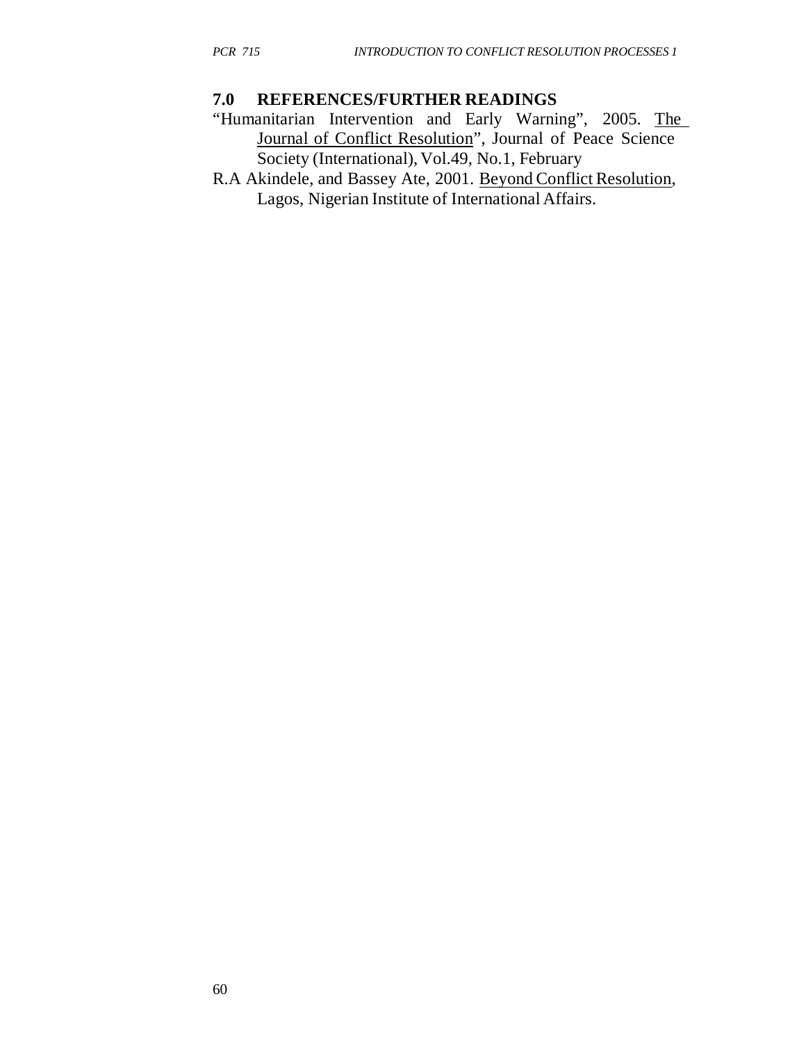## 7.0 REFERENCES/FURTHER READINGS

"Humanitarian Intervention and Early Warning", 2005. The Journal of Conflict Resolution", Journal of Peace Science Society (International), Vol.49, No.1, February

R.A Akindele, and Bassey Ate, 2001. Beyond Conflict Resolution, Lagos, Nigerian Institute of International Affairs.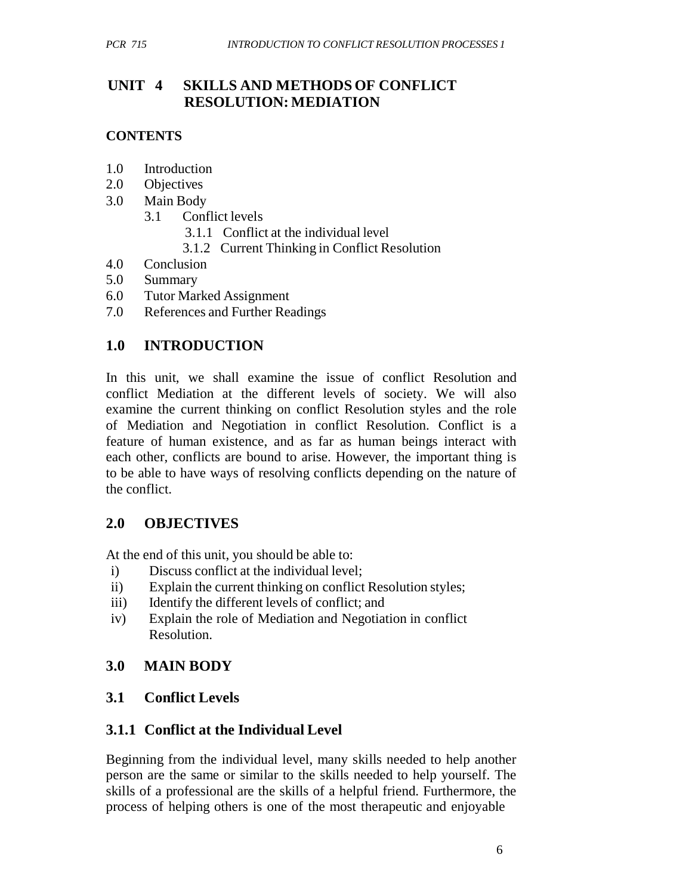# UNIT 4 SKILLS AND METHODS OF CONFLICT RESOLUTION: MEDIATION

**CONTENTS**

1.0 Introduction
2.0 Objectives
3.0 Main Body
  3.1 Conflict levels
    3.1.1 Conflict at the individual level
    3.1.2 Current Thinking in Conflict Resolution
4.0 Conclusion
5.0 Summary
6.0 Tutor Marked Assignment
7.0 References and Further Readings

## 1.0 INTRODUCTION

In this unit, we shall examine the issue of conflict Resolution and conflict Mediation at the different levels of society. We will also examine the current thinking on conflict Resolution styles and the role of Mediation and Negotiation in conflict Resolution. Conflict is a feature of human existence, and as far as human beings interact with each other, conflicts are bound to arise. However, the important thing is to be able to have ways of resolving conflicts depending on the nature of the conflict.

## 2.0 OBJECTIVES

At the end of this unit, you should be able to:

i) Discuss conflict at the individual level;
ii) Explain the current thinking on conflict Resolution styles;
iii) Identify the different levels of conflict; and
iv) Explain the role of Mediation and Negotiation in conflict Resolution.

## 3.0 MAIN BODY

### 3.1 Conflict Levels

### 3.1.1 Conflict at the Individual Level

Beginning from the individual level, many skills needed to help another person are the same or similar to the skills needed to help yourself. The skills of a professional are the skills of a helpful friend. Furthermore, the process of helping others is one of the most therapeutic and enjoyable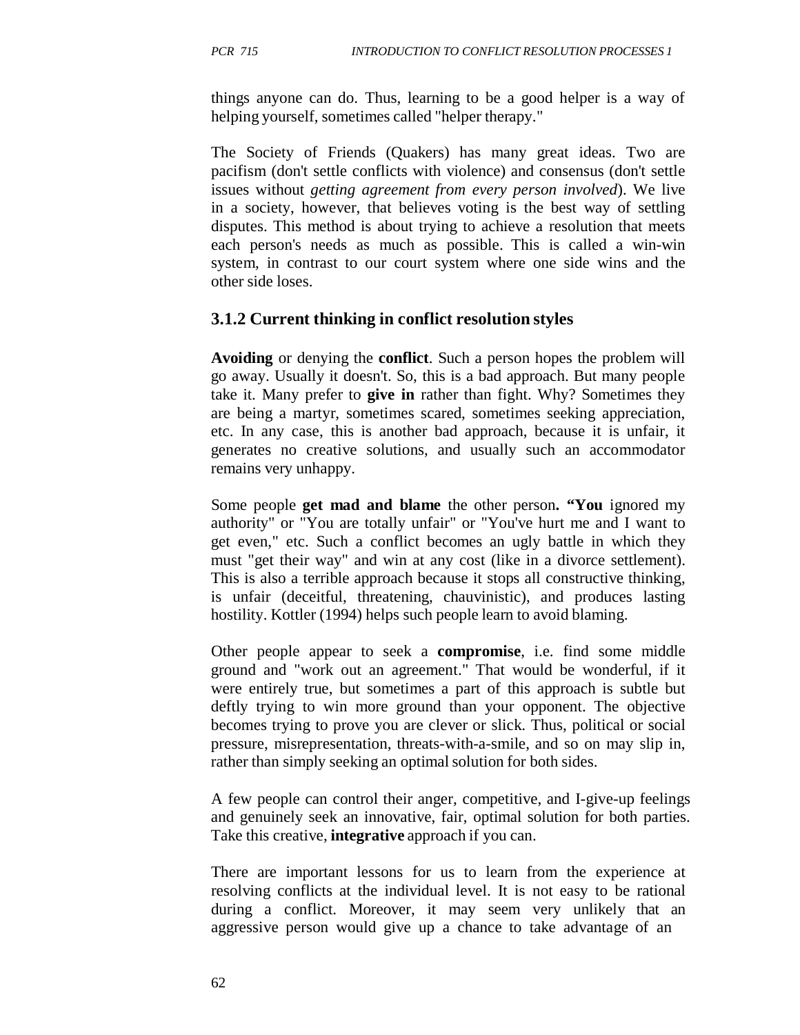things anyone can do. Thus, learning to be a good helper is a way of helping yourself, sometimes called "helper therapy."

The Society of Friends (Quakers) has many great ideas. Two are pacifism (don't settle conflicts with violence) and consensus (don't settle issues without *getting agreement from every person involved*). We live in a society, however, that believes voting is the best way of settling disputes. This method is about trying to achieve a resolution that meets each person's needs as much as possible. This is called a win-win system, in contrast to our court system where one side wins and the other side loses.

### 3.1.2 Current thinking in conflict resolution styles

**Avoiding** or denying the **conflict**. Such a person hopes the problem will go away. Usually it doesn't. So, this is a bad approach. But many people take it. Many prefer to **give in** rather than fight. Why? Sometimes they are being a martyr, sometimes scared, sometimes seeking appreciation, etc. In any case, this is another bad approach, because it is unfair, it generates no creative solutions, and usually such an accommodator remains very unhappy.

Some people **get mad and blame** the other person**. "You** ignored my authority" or "You are totally unfair" or "You've hurt me and I want to get even," etc. Such a conflict becomes an ugly battle in which they must "get their way" and win at any cost (like in a divorce settlement). This is also a terrible approach because it stops all constructive thinking, is unfair (deceitful, threatening, chauvinistic), and produces lasting hostility. Kottler (1994) helps such people learn to avoid blaming.

Other people appear to seek a **compromise**, i.e. find some middle ground and "work out an agreement." That would be wonderful, if it were entirely true, but sometimes a part of this approach is subtle but deftly trying to win more ground than your opponent. The objective becomes trying to prove you are clever or slick. Thus, political or social pressure, misrepresentation, threats-with-a-smile, and so on may slip in, rather than simply seeking an optimal solution for both sides.

A few people can control their anger, competitive, and I-give-up feelings and genuinely seek an innovative, fair, optimal solution for both parties. Take this creative, **integrative** approach if you can.

There are important lessons for us to learn from the experience at resolving conflicts at the individual level. It is not easy to be rational during a conflict. Moreover, it may seem very unlikely that an aggressive person would give up a chance to take advantage of an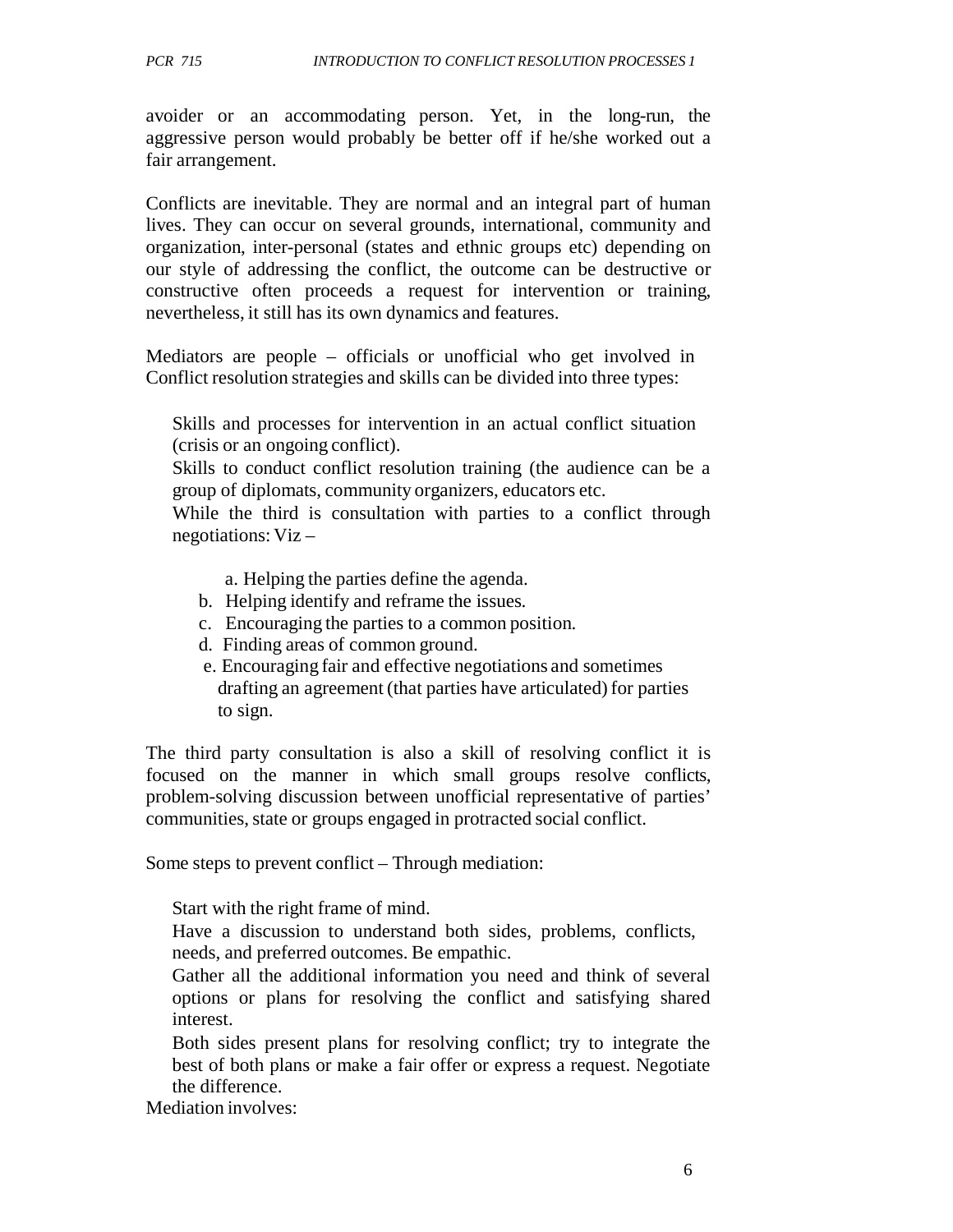avoider or an accommodating person. Yet, in the long-run, the aggressive person would probably be better off if he/she worked out a fair arrangement.

Conflicts are inevitable. They are normal and an integral part of human lives. They can occur on several grounds, international, community and organization, inter-personal (states and ethnic groups etc) depending on our style of addressing the conflict, the outcome can be destructive or constructive often proceeds a request for intervention or training, nevertheless, it still has its own dynamics and features.

Mediators are people – officials or unofficial who get involved in Conflict resolution strategies and skills can be divided into three types:

Skills and processes for intervention in an actual conflict situation (crisis or an ongoing conflict).

Skills to conduct conflict resolution training (the audience can be a group of diplomats, community organizers, educators etc.

While the third is consultation with parties to a conflict through negotiations: Viz –

a. Helping the parties define the agenda.
b. Helping identify and reframe the issues.
c. Encouraging the parties to a common position.
d. Finding areas of common ground.
e. Encouraging fair and effective negotiations and sometimes drafting an agreement (that parties have articulated) for parties to sign.

The third party consultation is also a skill of resolving conflict it is focused on the manner in which small groups resolve conflicts, problem-solving discussion between unofficial representative of parties' communities, state or groups engaged in protracted social conflict.

Some steps to prevent conflict – Through mediation:

Start with the right frame of mind.

Have a discussion to understand both sides, problems, conflicts, needs, and preferred outcomes. Be empathic.

Gather all the additional information you need and think of several options or plans for resolving the conflict and satisfying shared interest.

Both sides present plans for resolving conflict; try to integrate the best of both plans or make a fair offer or express a request. Negotiate the difference.

Mediation involves: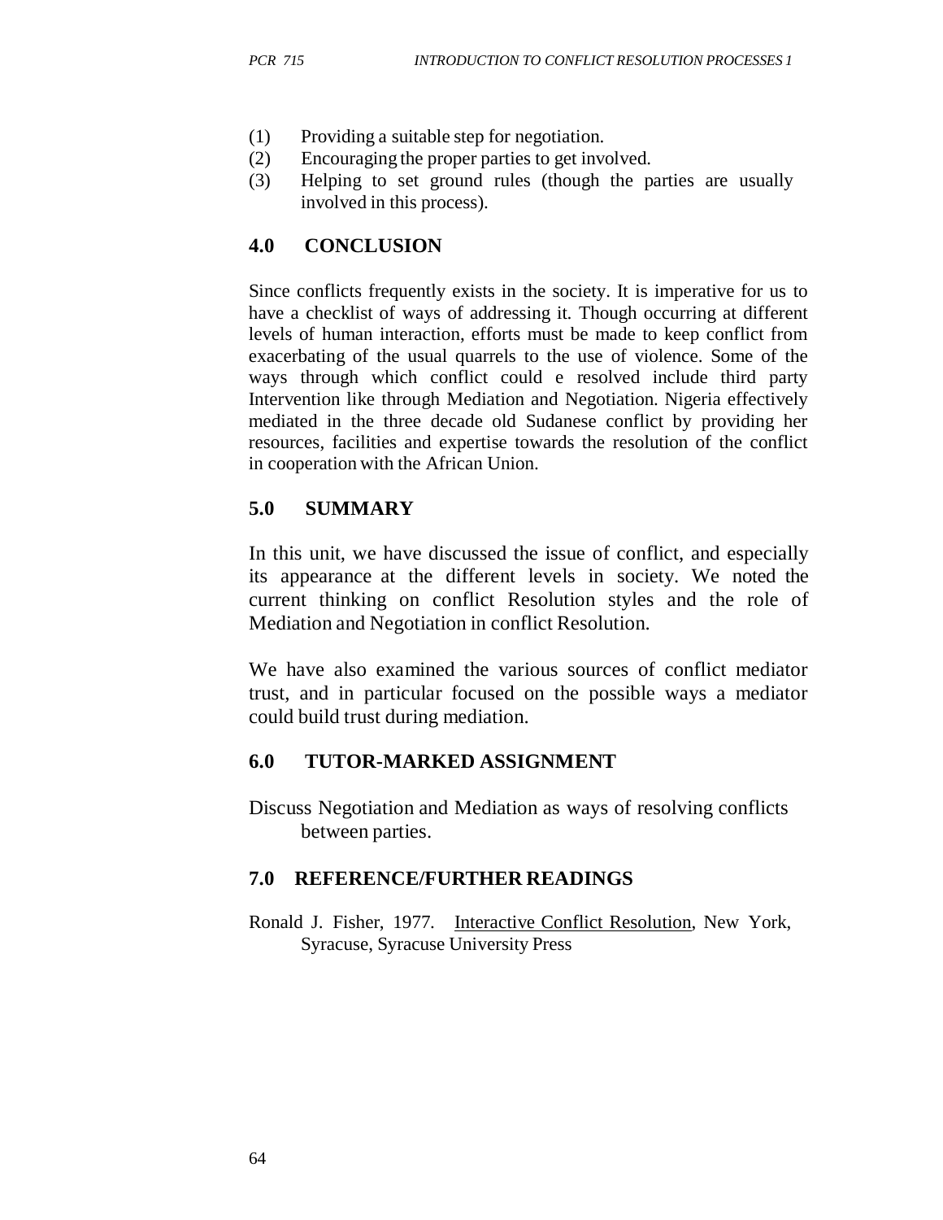(1) Providing a suitable step for negotiation.
(2) Encouraging the proper parties to get involved.
(3) Helping to set ground rules (though the parties are usually involved in this process).

## 4.0 CONCLUSION

Since conflicts frequently exists in the society. It is imperative for us to have a checklist of ways of addressing it. Though occurring at different levels of human interaction, efforts must be made to keep conflict from exacerbating of the usual quarrels to the use of violence. Some of the ways through which conflict could e resolved include third party Intervention like through Mediation and Negotiation. Nigeria effectively mediated in the three decade old Sudanese conflict by providing her resources, facilities and expertise towards the resolution of the conflict in cooperation with the African Union.

## 5.0 SUMMARY

In this unit, we have discussed the issue of conflict, and especially its appearance at the different levels in society. We noted the current thinking on conflict Resolution styles and the role of Mediation and Negotiation in conflict Resolution.

We have also examined the various sources of conflict mediator trust, and in particular focused on the possible ways a mediator could build trust during mediation.

## 6.0 TUTOR-MARKED ASSIGNMENT

Discuss Negotiation and Mediation as ways of resolving conflicts between parties.

## 7.0 REFERENCE/FURTHER READINGS

Ronald J. Fisher, 1977. Interactive Conflict Resolution, New York, Syracuse, Syracuse University Press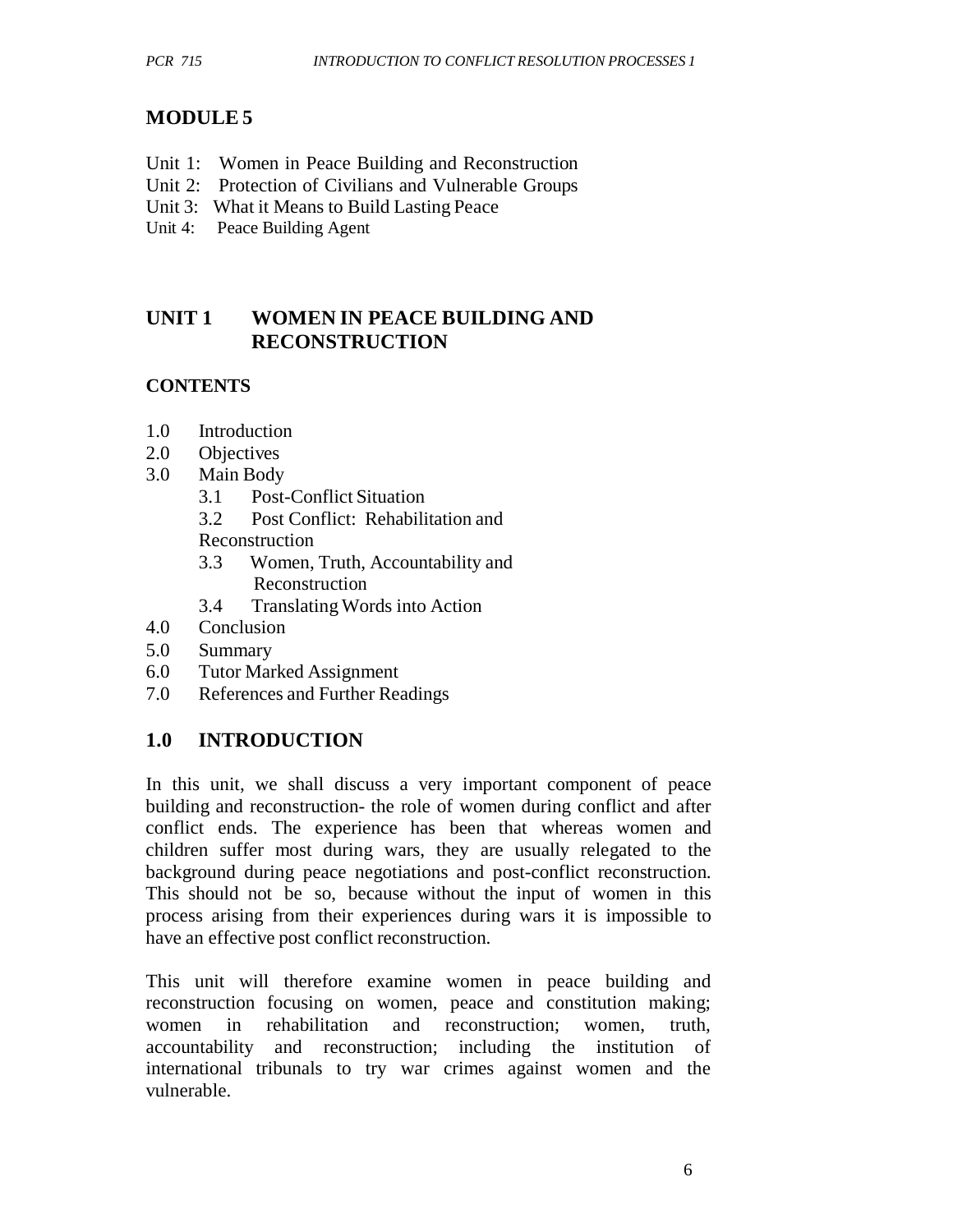# MODULE 5

Unit 1: Women in Peace Building and Reconstruction
Unit 2: Protection of Civilians and Vulnerable Groups
Unit 3: What it Means to Build Lasting Peace
Unit 4: Peace Building Agent

## UNIT 1 WOMEN IN PEACE BUILDING AND RECONSTRUCTION

### CONTENTS

- 1.0 Introduction
- 2.0 Objectives
- 3.0 Main Body
  - 3.1 Post-Conflict Situation
  - 3.2 Post Conflict: Rehabilitation and Reconstruction
  - 3.3 Women, Truth, Accountability and Reconstruction
  - 3.4 Translating Words into Action
- 4.0 Conclusion
- 5.0 Summary
- 6.0 Tutor Marked Assignment
- 7.0 References and Further Readings

## 1.0 INTRODUCTION

In this unit, we shall discuss a very important component of peace building and reconstruction- the role of women during conflict and after conflict ends. The experience has been that whereas women and children suffer most during wars, they are usually relegated to the background during peace negotiations and post-conflict reconstruction. This should not be so, because without the input of women in this process arising from their experiences during wars it is impossible to have an effective post conflict reconstruction.

This unit will therefore examine women in peace building and reconstruction focusing on women, peace and constitution making; women in rehabilitation and reconstruction; women, truth, accountability and reconstruction; including the institution of international tribunals to try war crimes against women and the vulnerable.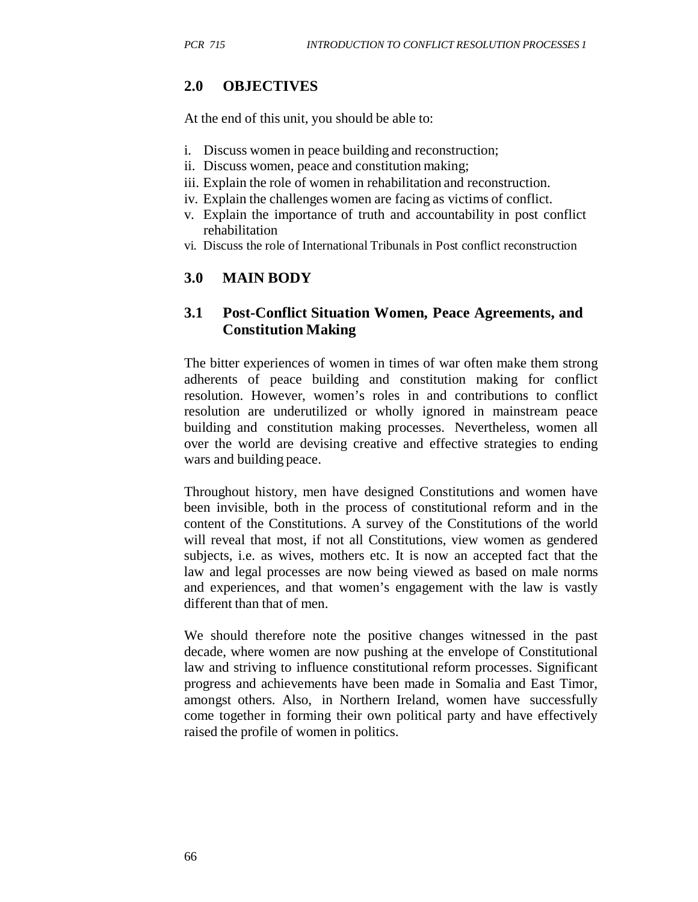## 2.0 OBJECTIVES

At the end of this unit, you should be able to:

i. Discuss women in peace building and reconstruction;
ii. Discuss women, peace and constitution making;
iii. Explain the role of women in rehabilitation and reconstruction.
iv. Explain the challenges women are facing as victims of conflict.
v. Explain the importance of truth and accountability in post conflict rehabilitation
vi. Discuss the role of International Tribunals in Post conflict reconstruction

## 3.0 MAIN BODY

### 3.1 Post-Conflict Situation Women, Peace Agreements, and Constitution Making

The bitter experiences of women in times of war often make them strong adherents of peace building and constitution making for conflict resolution. However, women's roles in and contributions to conflict resolution are underutilized or wholly ignored in mainstream peace building and constitution making processes. Nevertheless, women all over the world are devising creative and effective strategies to ending wars and building peace.

Throughout history, men have designed Constitutions and women have been invisible, both in the process of constitutional reform and in the content of the Constitutions. A survey of the Constitutions of the world will reveal that most, if not all Constitutions, view women as gendered subjects, i.e. as wives, mothers etc. It is now an accepted fact that the law and legal processes are now being viewed as based on male norms and experiences, and that women's engagement with the law is vastly different than that of men.

We should therefore note the positive changes witnessed in the past decade, where women are now pushing at the envelope of Constitutional law and striving to influence constitutional reform processes. Significant progress and achievements have been made in Somalia and East Timor, amongst others. Also, in Northern Ireland, women have successfully come together in forming their own political party and have effectively raised the profile of women in politics.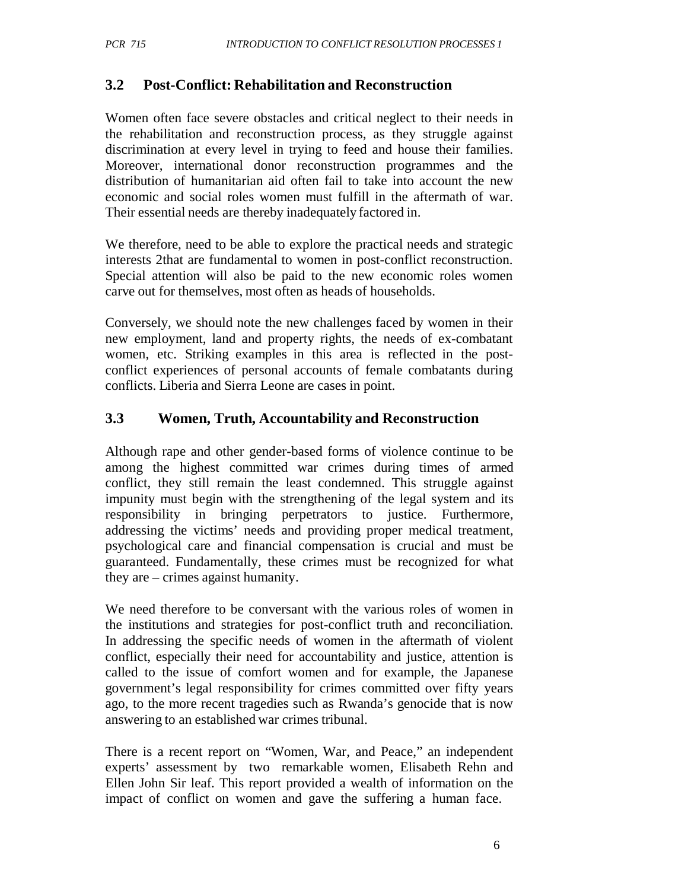## 3.2 Post-Conflict: Rehabilitation and Reconstruction

Women often face severe obstacles and critical neglect to their needs in the rehabilitation and reconstruction process, as they struggle against discrimination at every level in trying to feed and house their families. Moreover, international donor reconstruction programmes and the distribution of humanitarian aid often fail to take into account the new economic and social roles women must fulfill in the aftermath of war. Their essential needs are thereby inadequately factored in.

We therefore, need to be able to explore the practical needs and strategic interests 2that are fundamental to women in post-conflict reconstruction. Special attention will also be paid to the new economic roles women carve out for themselves, most often as heads of households.

Conversely, we should note the new challenges faced by women in their new employment, land and property rights, the needs of ex-combatant women, etc. Striking examples in this area is reflected in the post-conflict experiences of personal accounts of female combatants during conflicts. Liberia and Sierra Leone are cases in point.

## 3.3 Women, Truth, Accountability and Reconstruction

Although rape and other gender-based forms of violence continue to be among the highest committed war crimes during times of armed conflict, they still remain the least condemned. This struggle against impunity must begin with the strengthening of the legal system and its responsibility in bringing perpetrators to justice. Furthermore, addressing the victims' needs and providing proper medical treatment, psychological care and financial compensation is crucial and must be guaranteed. Fundamentally, these crimes must be recognized for what they are – crimes against humanity.

We need therefore to be conversant with the various roles of women in the institutions and strategies for post-conflict truth and reconciliation. In addressing the specific needs of women in the aftermath of violent conflict, especially their need for accountability and justice, attention is called to the issue of comfort women and for example, the Japanese government's legal responsibility for crimes committed over fifty years ago, to the more recent tragedies such as Rwanda's genocide that is now answering to an established war crimes tribunal.

There is a recent report on "Women, War, and Peace," an independent experts' assessment by two remarkable women, Elisabeth Rehn and Ellen John Sir leaf. This report provided a wealth of information on the impact of conflict on women and gave the suffering a human face.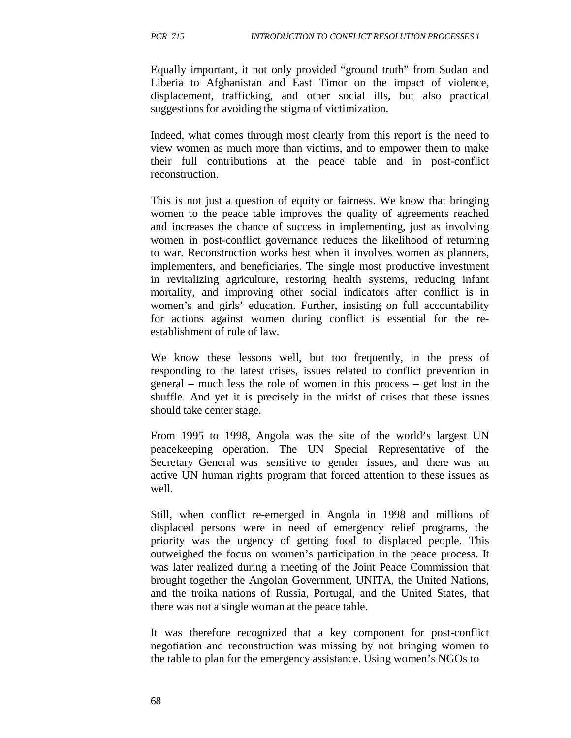Equally important, it not only provided "ground truth" from Sudan and Liberia to Afghanistan and East Timor on the impact of violence, displacement, trafficking, and other social ills, but also practical suggestions for avoiding the stigma of victimization.

Indeed, what comes through most clearly from this report is the need to view women as much more than victims, and to empower them to make their full contributions at the peace table and in post-conflict reconstruction.

This is not just a question of equity or fairness. We know that bringing women to the peace table improves the quality of agreements reached and increases the chance of success in implementing, just as involving women in post-conflict governance reduces the likelihood of returning to war. Reconstruction works best when it involves women as planners, implementers, and beneficiaries. The single most productive investment in revitalizing agriculture, restoring health systems, reducing infant mortality, and improving other social indicators after conflict is in women's and girls' education. Further, insisting on full accountability for actions against women during conflict is essential for the re-establishment of rule of law.

We know these lessons well, but too frequently, in the press of responding to the latest crises, issues related to conflict prevention in general – much less the role of women in this process – get lost in the shuffle. And yet it is precisely in the midst of crises that these issues should take center stage.

From 1995 to 1998, Angola was the site of the world's largest UN peacekeeping operation. The UN Special Representative of the Secretary General was sensitive to gender issues, and there was an active UN human rights program that forced attention to these issues as well.

Still, when conflict re-emerged in Angola in 1998 and millions of displaced persons were in need of emergency relief programs, the priority was the urgency of getting food to displaced people. This outweighed the focus on women's participation in the peace process. It was later realized during a meeting of the Joint Peace Commission that brought together the Angolan Government, UNITA, the United Nations, and the troika nations of Russia, Portugal, and the United States, that there was not a single woman at the peace table.

It was therefore recognized that a key component for post-conflict negotiation and reconstruction was missing by not bringing women to the table to plan for the emergency assistance. Using women's NGOs to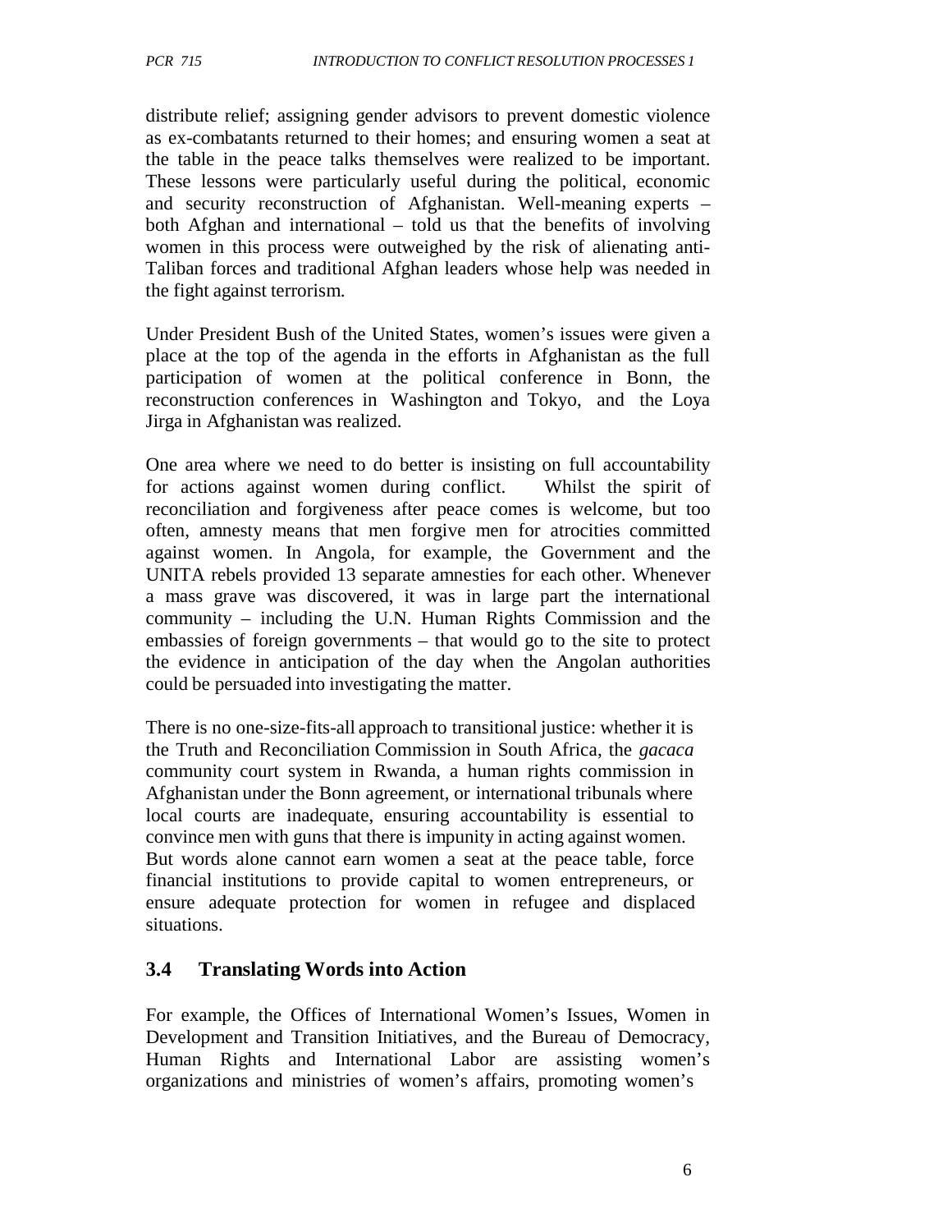distribute relief; assigning gender advisors to prevent domestic violence as ex-combatants returned to their homes; and ensuring women a seat at the table in the peace talks themselves were realized to be important. These lessons were particularly useful during the political, economic and security reconstruction of Afghanistan. Well-meaning experts – both Afghan and international – told us that the benefits of involving women in this process were outweighed by the risk of alienating anti-Taliban forces and traditional Afghan leaders whose help was needed in the fight against terrorism.

Under President Bush of the United States, women's issues were given a place at the top of the agenda in the efforts in Afghanistan as the full participation of women at the political conference in Bonn, the reconstruction conferences in Washington and Tokyo, and the Loya Jirga in Afghanistan was realized.

One area where we need to do better is insisting on full accountability for actions against women during conflict. Whilst the spirit of reconciliation and forgiveness after peace comes is welcome, but too often, amnesty means that men forgive men for atrocities committed against women. In Angola, for example, the Government and the UNITA rebels provided 13 separate amnesties for each other. Whenever a mass grave was discovered, it was in large part the international community – including the U.N. Human Rights Commission and the embassies of foreign governments – that would go to the site to protect the evidence in anticipation of the day when the Angolan authorities could be persuaded into investigating the matter.

There is no one-size-fits-all approach to transitional justice: whether it is the Truth and Reconciliation Commission in South Africa, the *gacaca* community court system in Rwanda, a human rights commission in Afghanistan under the Bonn agreement, or international tribunals where local courts are inadequate, ensuring accountability is essential to convince men with guns that there is impunity in acting against women. But words alone cannot earn women a seat at the peace table, force financial institutions to provide capital to women entrepreneurs, or ensure adequate protection for women in refugee and displaced situations.

### 3.4 Translating Words into Action

For example, the Offices of International Women's Issues, Women in Development and Transition Initiatives, and the Bureau of Democracy, Human Rights and International Labor are assisting women's organizations and ministries of women's affairs, promoting women's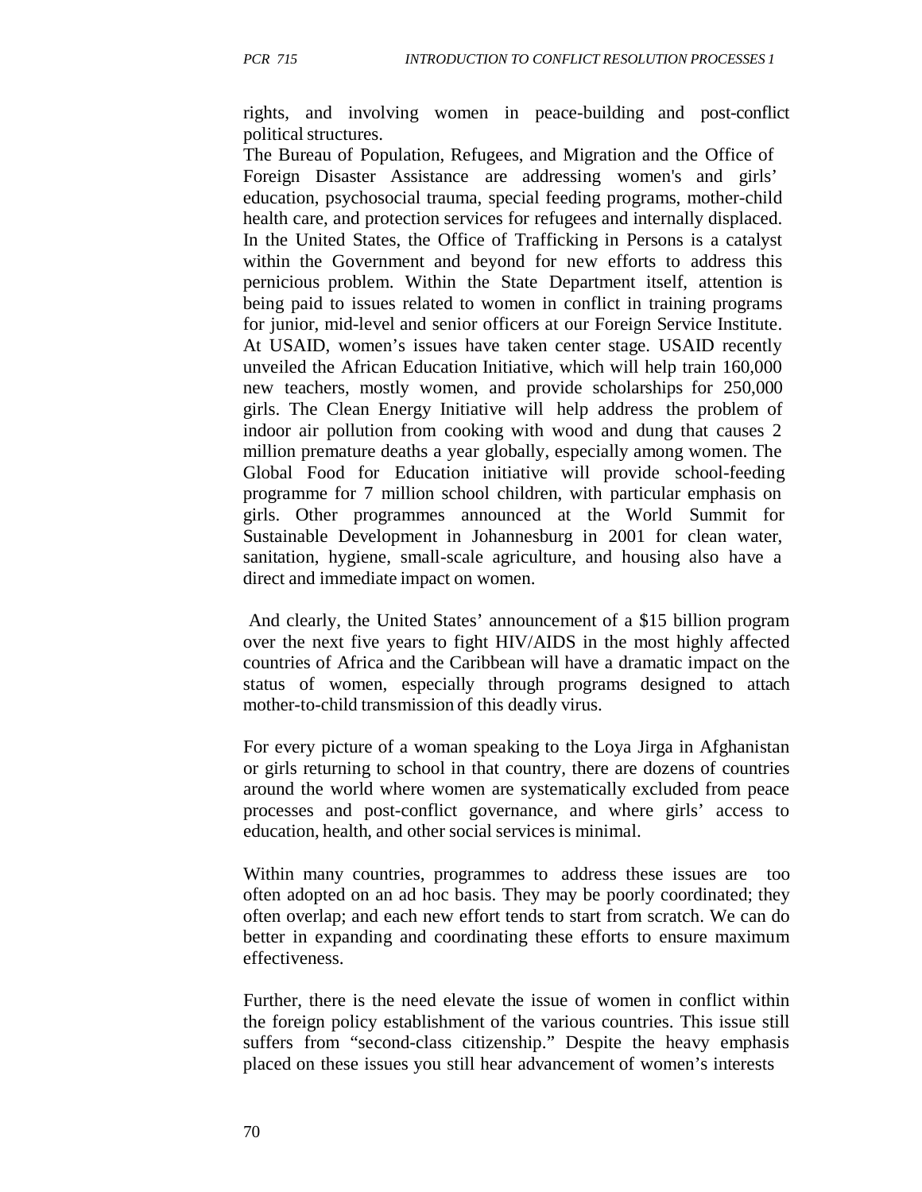rights, and involving women in peace-building and post-conflict political structures.

The Bureau of Population, Refugees, and Migration and the Office of Foreign Disaster Assistance are addressing women's and girls' education, psychosocial trauma, special feeding programs, mother-child health care, and protection services for refugees and internally displaced. In the United States, the Office of Trafficking in Persons is a catalyst within the Government and beyond for new efforts to address this pernicious problem. Within the State Department itself, attention is being paid to issues related to women in conflict in training programs for junior, mid-level and senior officers at our Foreign Service Institute. At USAID, women's issues have taken center stage. USAID recently unveiled the African Education Initiative, which will help train 160,000 new teachers, mostly women, and provide scholarships for 250,000 girls. The Clean Energy Initiative will help address the problem of indoor air pollution from cooking with wood and dung that causes 2 million premature deaths a year globally, especially among women. The Global Food for Education initiative will provide school-feeding programme for 7 million school children, with particular emphasis on girls. Other programmes announced at the World Summit for Sustainable Development in Johannesburg in 2001 for clean water, sanitation, hygiene, small-scale agriculture, and housing also have a direct and immediate impact on women.

And clearly, the United States' announcement of a $15 billion program over the next five years to fight HIV/AIDS in the most highly affected countries of Africa and the Caribbean will have a dramatic impact on the status of women, especially through programs designed to attach mother-to-child transmission of this deadly virus.

For every picture of a woman speaking to the Loya Jirga in Afghanistan or girls returning to school in that country, there are dozens of countries around the world where women are systematically excluded from peace processes and post-conflict governance, and where girls' access to education, health, and other social services is minimal.

Within many countries, programmes to address these issues are too often adopted on an ad hoc basis. They may be poorly coordinated; they often overlap; and each new effort tends to start from scratch. We can do better in expanding and coordinating these efforts to ensure maximum effectiveness.

Further, there is the need elevate the issue of women in conflict within the foreign policy establishment of the various countries. This issue still suffers from "second-class citizenship." Despite the heavy emphasis placed on these issues you still hear advancement of women's interests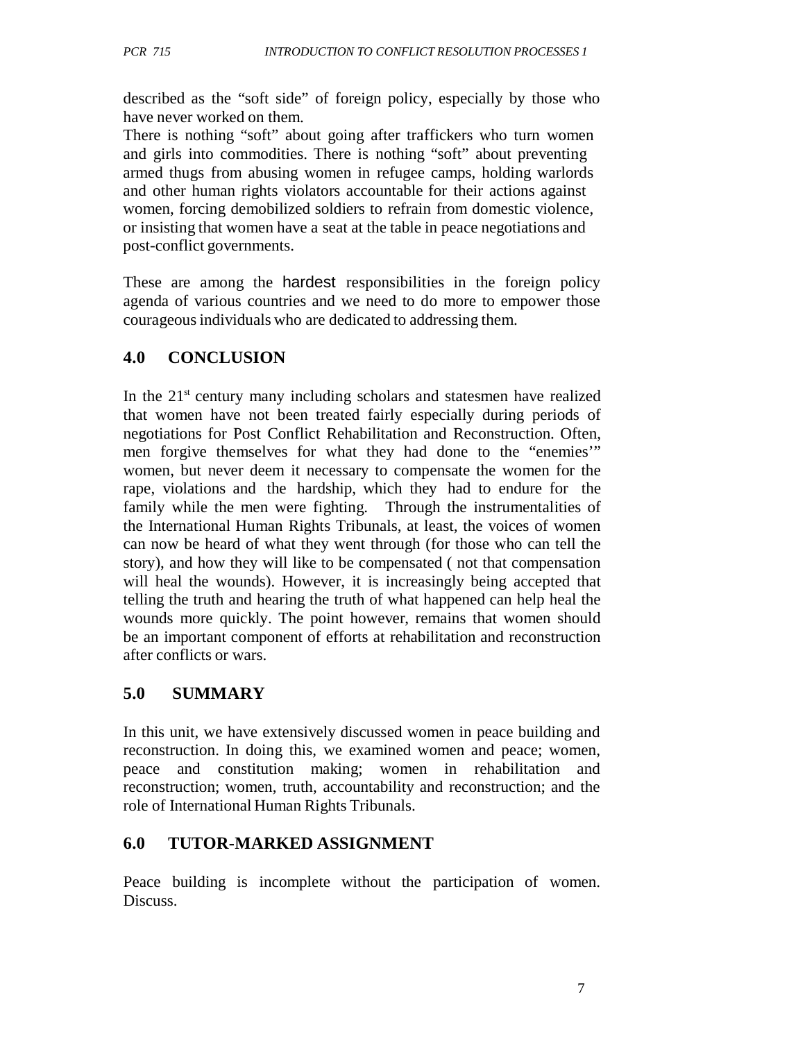described as the "soft side" of foreign policy, especially by those who have never worked on them.

There is nothing "soft" about going after traffickers who turn women and girls into commodities. There is nothing "soft" about preventing armed thugs from abusing women in refugee camps, holding warlords and other human rights violators accountable for their actions against women, forcing demobilized soldiers to refrain from domestic violence, or insisting that women have a seat at the table in peace negotiations and post-conflict governments.

These are among the hardest responsibilities in the foreign policy agenda of various countries and we need to do more to empower those courageous individuals who are dedicated to addressing them.

## 4.0 CONCLUSION

In the 21st century many including scholars and statesmen have realized that women have not been treated fairly especially during periods of negotiations for Post Conflict Rehabilitation and Reconstruction. Often, men forgive themselves for what they had done to the "enemies'" women, but never deem it necessary to compensate the women for the rape, violations and the hardship, which they had to endure for the family while the men were fighting. Through the instrumentalities of the International Human Rights Tribunals, at least, the voices of women can now be heard of what they went through (for those who can tell the story), and how they will like to be compensated ( not that compensation will heal the wounds). However, it is increasingly being accepted that telling the truth and hearing the truth of what happened can help heal the wounds more quickly. The point however, remains that women should be an important component of efforts at rehabilitation and reconstruction after conflicts or wars.

## 5.0 SUMMARY

In this unit, we have extensively discussed women in peace building and reconstruction. In doing this, we examined women and peace; women, peace and constitution making; women in rehabilitation and reconstruction; women, truth, accountability and reconstruction; and the role of International Human Rights Tribunals.

## 6.0 TUTOR-MARKED ASSIGNMENT

Peace building is incomplete without the participation of women. Discuss.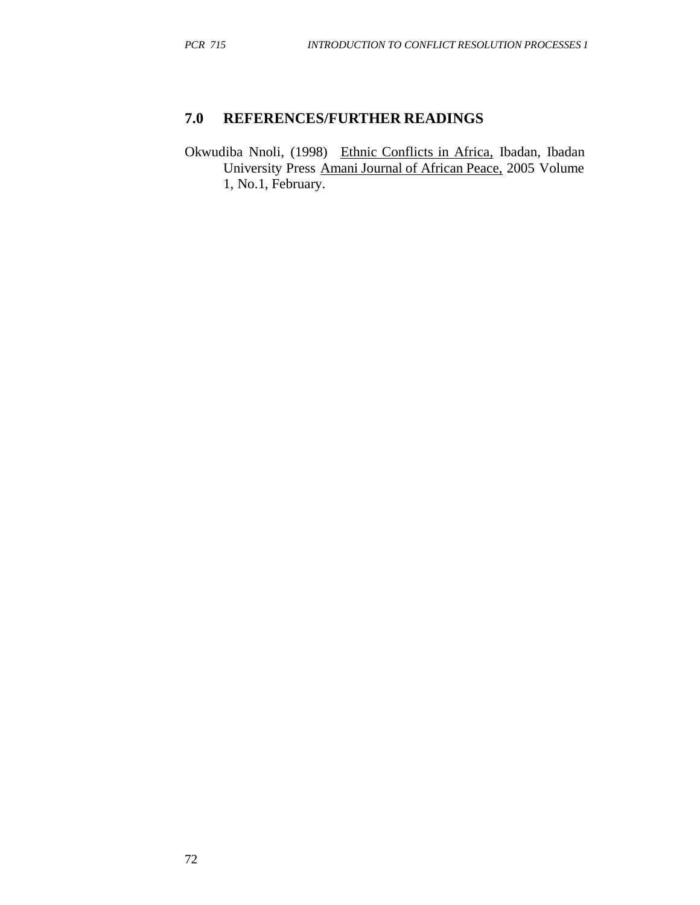## 7.0 REFERENCES/FURTHER READINGS

Okwudiba Nnoli, (1998) Ethnic Conflicts in Africa, Ibadan, Ibadan University Press Amani Journal of African Peace, 2005 Volume 1, No.1, February.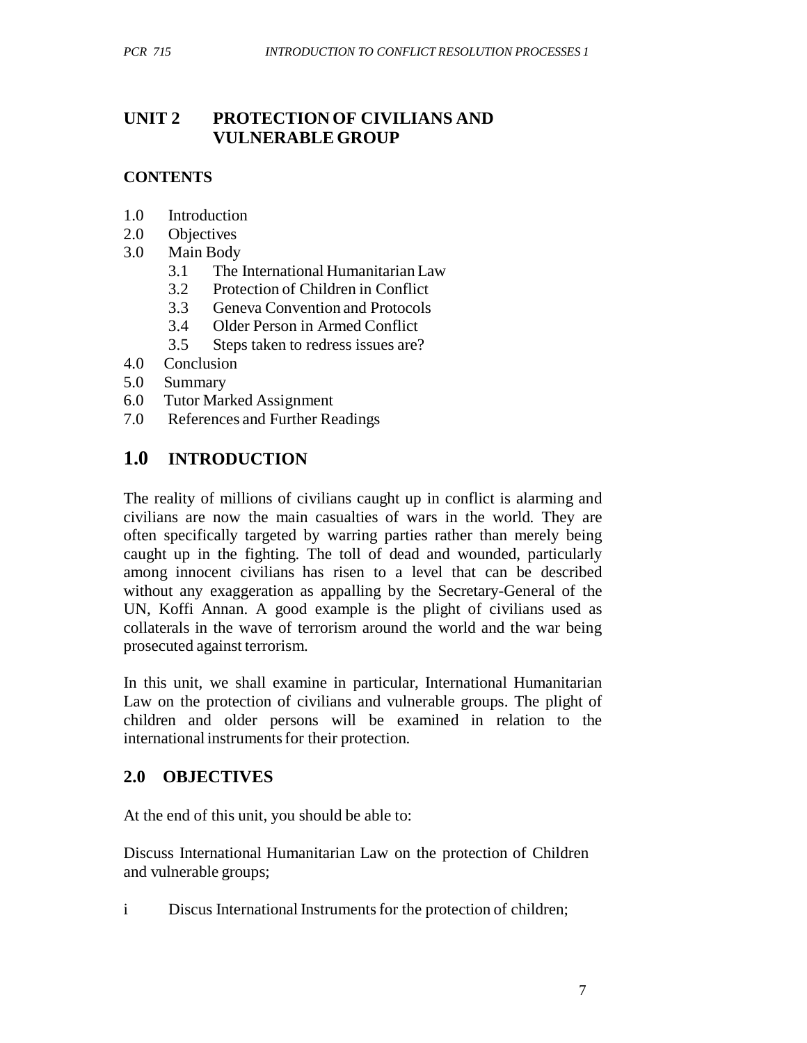## UNIT 2 PROTECTION OF CIVILIANS AND VULNERABLE GROUP

### CONTENTS

1.0 Introduction
2.0 Objectives
3.0 Main Body
   - 3.1 The International Humanitarian Law
   - 3.2 Protection of Children in Conflict
   - 3.3 Geneva Convention and Protocols
   - 3.4 Older Person in Armed Conflict
   - 3.5 Steps taken to redress issues are?

4.0 Conclusion
5.0 Summary
6.0 Tutor Marked Assignment
7.0 References and Further Readings

## 1.0 INTRODUCTION

The reality of millions of civilians caught up in conflict is alarming and civilians are now the main casualties of wars in the world. They are often specifically targeted by warring parties rather than merely being caught up in the fighting. The toll of dead and wounded, particularly among innocent civilians has risen to a level that can be described without any exaggeration as appalling by the Secretary-General of the UN, Koffi Annan. A good example is the plight of civilians used as collaterals in the wave of terrorism around the world and the war being prosecuted against terrorism.

In this unit, we shall examine in particular, International Humanitarian Law on the protection of civilians and vulnerable groups. The plight of children and older persons will be examined in relation to the international instruments for their protection.

## 2.0 OBJECTIVES

At the end of this unit, you should be able to:

Discuss International Humanitarian Law on the protection of Children and vulnerable groups;

i Discus International Instruments for the protection of children;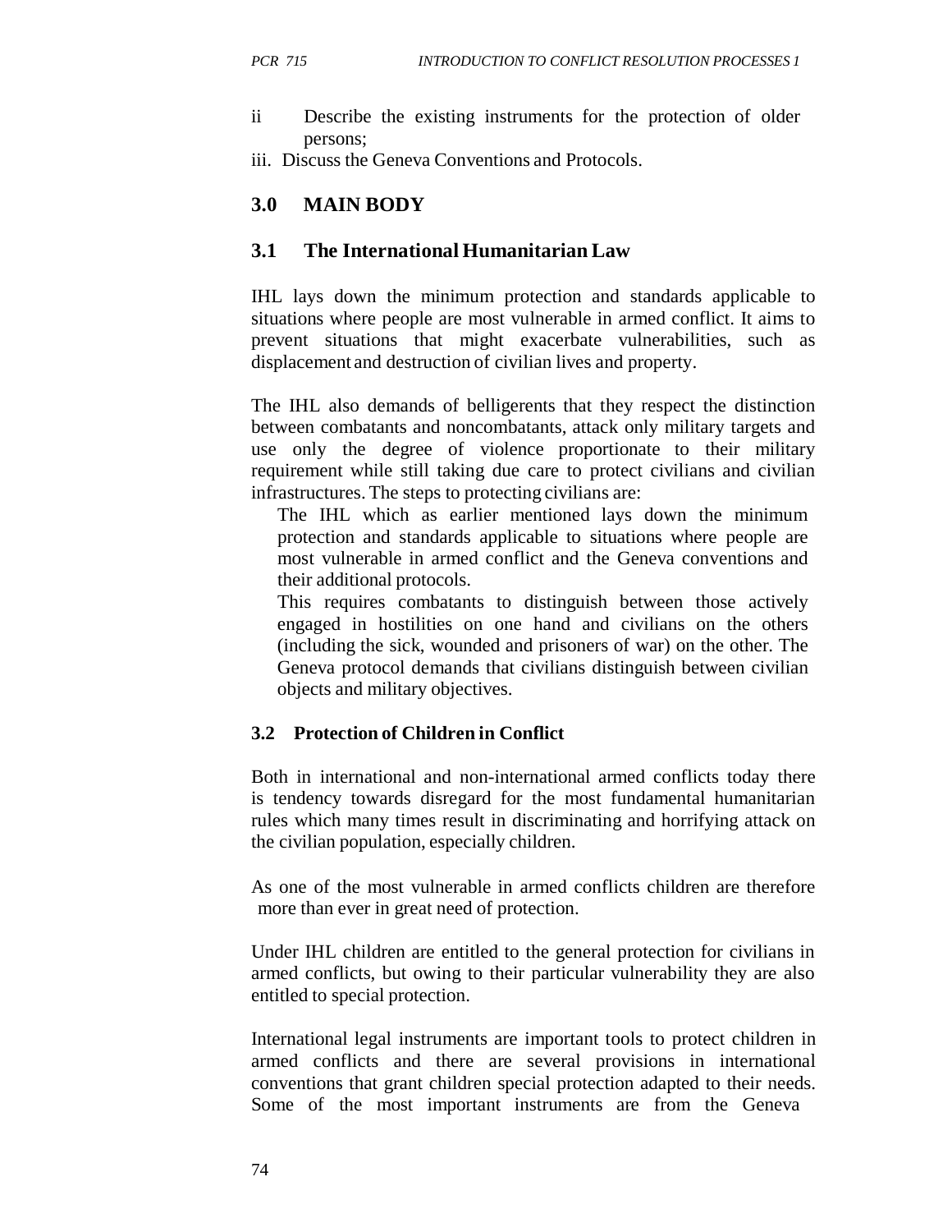ii Describe the existing instruments for the protection of older persons;

iii. Discuss the Geneva Conventions and Protocols.

## 3.0 MAIN BODY

### 3.1 The International Humanitarian Law

IHL lays down the minimum protection and standards applicable to situations where people are most vulnerable in armed conflict. It aims to prevent situations that might exacerbate vulnerabilities, such as displacement and destruction of civilian lives and property.

The IHL also demands of belligerents that they respect the distinction between combatants and noncombatants, attack only military targets and use only the degree of violence proportionate to their military requirement while still taking due care to protect civilians and civilian infrastructures. The steps to protecting civilians are:

The IHL which as earlier mentioned lays down the minimum protection and standards applicable to situations where people are most vulnerable in armed conflict and the Geneva conventions and their additional protocols.

This requires combatants to distinguish between those actively engaged in hostilities on one hand and civilians on the others (including the sick, wounded and prisoners of war) on the other. The Geneva protocol demands that civilians distinguish between civilian objects and military objectives.

### 3.2 Protection of Children in Conflict

Both in international and non-international armed conflicts today there is tendency towards disregard for the most fundamental humanitarian rules which many times result in discriminating and horrifying attack on the civilian population, especially children.

As one of the most vulnerable in armed conflicts children are therefore more than ever in great need of protection.

Under IHL children are entitled to the general protection for civilians in armed conflicts, but owing to their particular vulnerability they are also entitled to special protection.

International legal instruments are important tools to protect children in armed conflicts and there are several provisions in international conventions that grant children special protection adapted to their needs. Some of the most important instruments are from the Geneva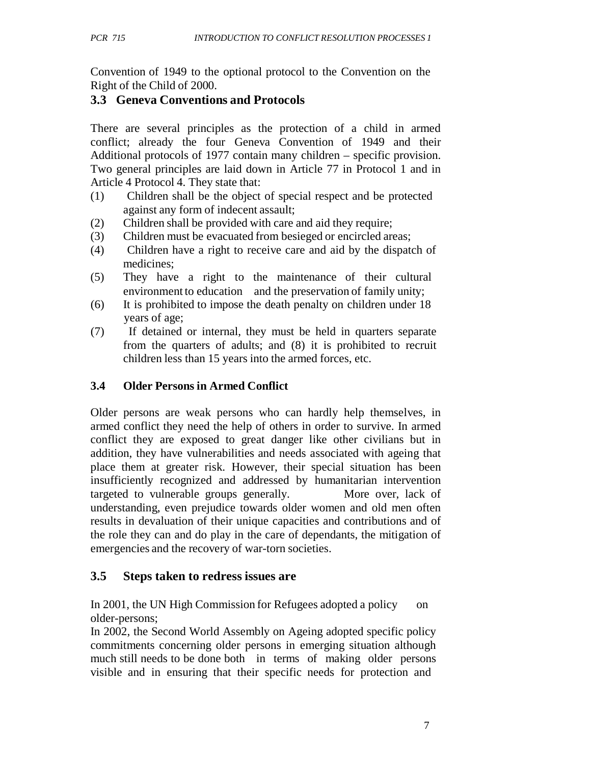Convention of 1949 to the optional protocol to the Convention on the Right of the Child of 2000.

### 3.3 Geneva Conventions and Protocols

There are several principles as the protection of a child in armed conflict; already the four Geneva Convention of 1949 and their Additional protocols of 1977 contain many children – specific provision. Two general principles are laid down in Article 77 in Protocol 1 and in Article 4 Protocol 4. They state that:

(1) Children shall be the object of special respect and be protected against any form of indecent assault;
(2) Children shall be provided with care and aid they require;
(3) Children must be evacuated from besieged or encircled areas;
(4) Children have a right to receive care and aid by the dispatch of medicines;
(5) They have a right to the maintenance of their cultural environment to education and the preservation of family unity;
(6) It is prohibited to impose the death penalty on children under 18 years of age;
(7) If detained or internal, they must be held in quarters separate from the quarters of adults; and (8) it is prohibited to recruit children less than 15 years into the armed forces, etc.

### 3.4 Older Persons in Armed Conflict

Older persons are weak persons who can hardly help themselves, in armed conflict they need the help of others in order to survive. In armed conflict they are exposed to great danger like other civilians but in addition, they have vulnerabilities and needs associated with ageing that place them at greater risk. However, their special situation has been insufficiently recognized and addressed by humanitarian intervention targeted to vulnerable groups generally. More over, lack of understanding, even prejudice towards older women and old men often results in devaluation of their unique capacities and contributions and of the role they can and do play in the care of dependants, the mitigation of emergencies and the recovery of war-torn societies.

### 3.5 Steps taken to redress issues are

In 2001, the UN High Commission for Refugees adopted a policy on older-persons;

In 2002, the Second World Assembly on Ageing adopted specific policy commitments concerning older persons in emerging situation although much still needs to be done both in terms of making older persons visible and in ensuring that their specific needs for protection and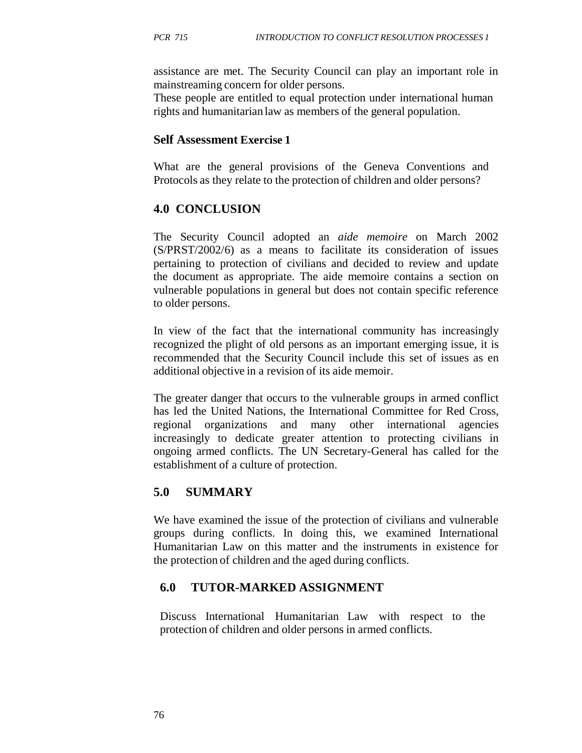assistance are met. The Security Council can play an important role in mainstreaming concern for older persons.
These people are entitled to equal protection under international human rights and humanitarian law as members of the general population.

**Self Assessment Exercise 1**

What are the general provisions of the Geneva Conventions and Protocols as they relate to the protection of children and older persons?

## 4.0 CONCLUSION

The Security Council adopted an *aide memoire* on March 2002 (S/PRST/2002/6) as a means to facilitate its consideration of issues pertaining to protection of civilians and decided to review and update the document as appropriate. The aide memoire contains a section on vulnerable populations in general but does not contain specific reference to older persons.

In view of the fact that the international community has increasingly recognized the plight of old persons as an important emerging issue, it is recommended that the Security Council include this set of issues as en additional objective in a revision of its aide memoir.

The greater danger that occurs to the vulnerable groups in armed conflict has led the United Nations, the International Committee for Red Cross, regional organizations and many other international agencies increasingly to dedicate greater attention to protecting civilians in ongoing armed conflicts. The UN Secretary-General has called for the establishment of a culture of protection.

## 5.0 SUMMARY

We have examined the issue of the protection of civilians and vulnerable groups during conflicts. In doing this, we examined International Humanitarian Law on this matter and the instruments in existence for the protection of children and the aged during conflicts.

## 6.0 TUTOR-MARKED ASSIGNMENT

Discuss International Humanitarian Law with respect to the protection of children and older persons in armed conflicts.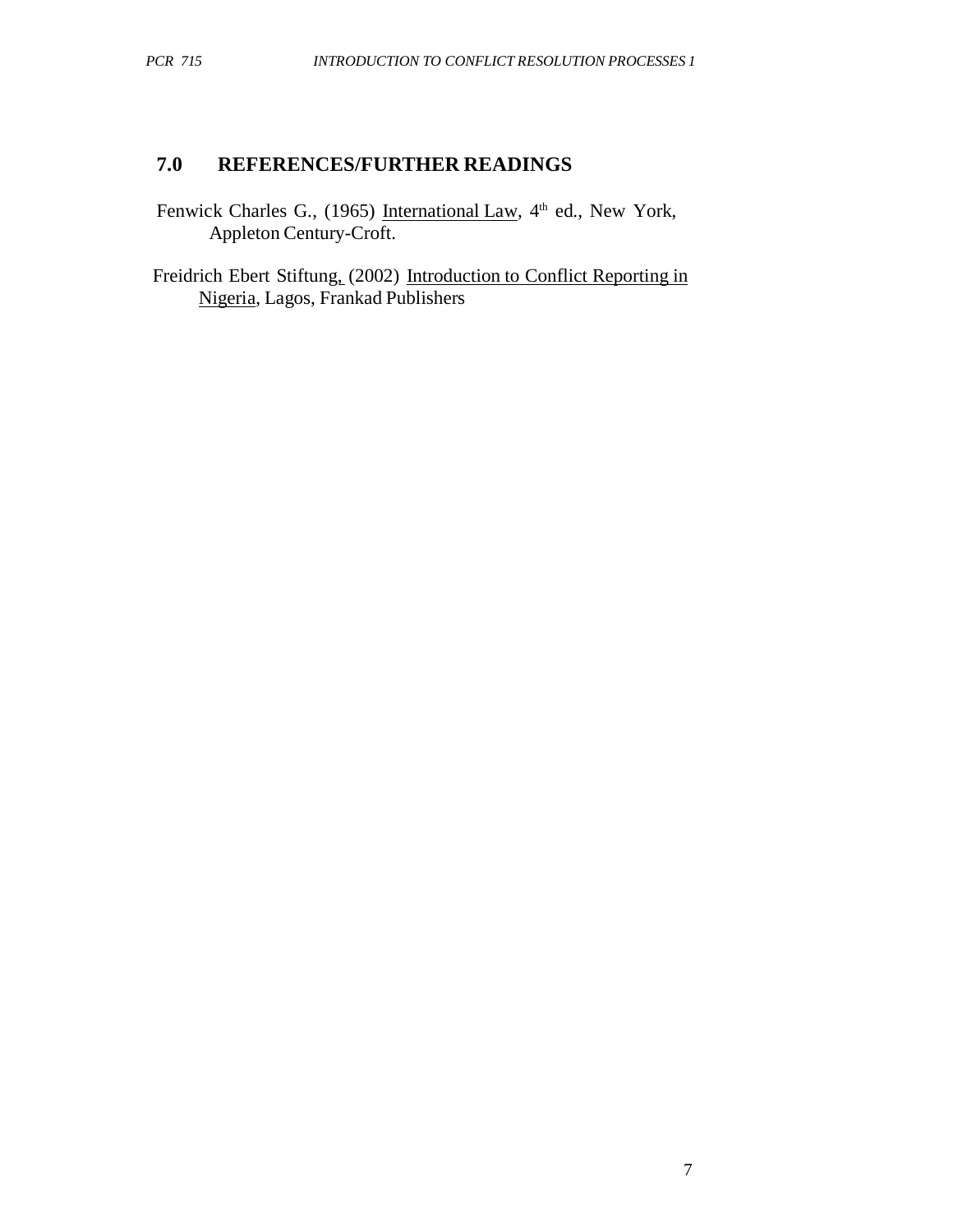## 7.0 REFERENCES/FURTHER READINGS

Fenwick Charles G., (1965) International Law, 4th ed., New York, Appleton Century-Croft.

Freidrich Ebert Stiftung, (2002) Introduction to Conflict Reporting in Nigeria, Lagos, Frankad Publishers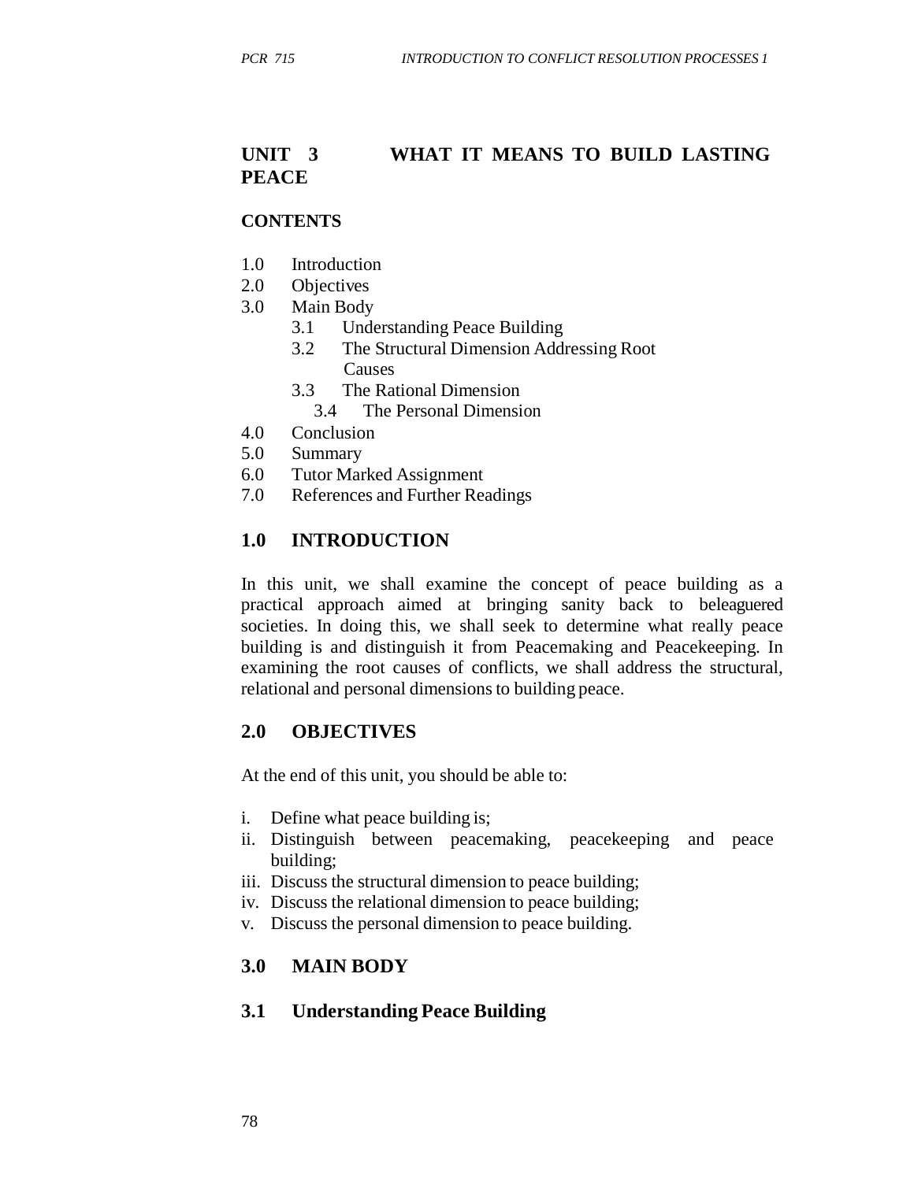## UNIT 3 WHAT IT MEANS TO BUILD LASTING PEACE

**CONTENTS**

- 1.0 Introduction
- 2.0 Objectives
- 3.0 Main Body
  - 3.1 Understanding Peace Building
  - 3.2 The Structural Dimension Addressing Root Causes
  - 3.3 The Rational Dimension
  - 3.4 The Personal Dimension
- 4.0 Conclusion
- 5.0 Summary
- 6.0 Tutor Marked Assignment
- 7.0 References and Further Readings

### 1.0 INTRODUCTION

In this unit, we shall examine the concept of peace building as a practical approach aimed at bringing sanity back to beleaguered societies. In doing this, we shall seek to determine what really peace building is and distinguish it from Peacemaking and Peacekeeping. In examining the root causes of conflicts, we shall address the structural, relational and personal dimensions to building peace.

### 2.0 OBJECTIVES

At the end of this unit, you should be able to:

- i. Define what peace building is;
- ii. Distinguish between peacemaking, peacekeeping and peace building;
- iii. Discuss the structural dimension to peace building;
- iv. Discuss the relational dimension to peace building;
- v. Discuss the personal dimension to peace building.

### 3.0 MAIN BODY

### 3.1 Understanding Peace Building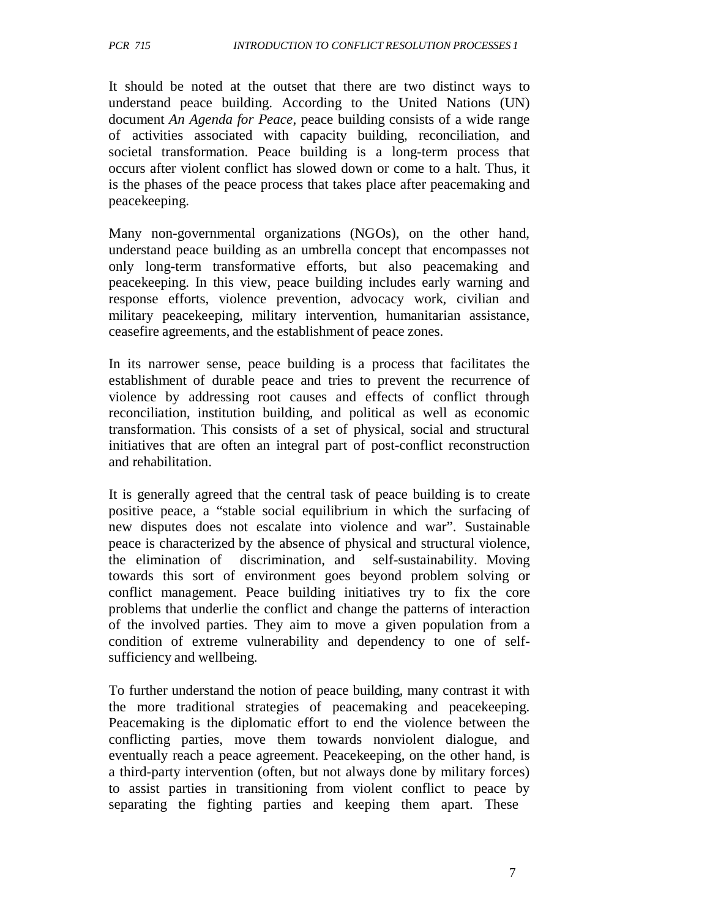It should be noted at the outset that there are two distinct ways to understand peace building. According to the United Nations (UN) document *An Agenda for Peace*, peace building consists of a wide range of activities associated with capacity building, reconciliation, and societal transformation. Peace building is a long-term process that occurs after violent conflict has slowed down or come to a halt. Thus, it is the phases of the peace process that takes place after peacemaking and peacekeeping.

Many non-governmental organizations (NGOs), on the other hand, understand peace building as an umbrella concept that encompasses not only long-term transformative efforts, but also peacemaking and peacekeeping. In this view, peace building includes early warning and response efforts, violence prevention, advocacy work, civilian and military peacekeeping, military intervention, humanitarian assistance, ceasefire agreements, and the establishment of peace zones.

In its narrower sense, peace building is a process that facilitates the establishment of durable peace and tries to prevent the recurrence of violence by addressing root causes and effects of conflict through reconciliation, institution building, and political as well as economic transformation. This consists of a set of physical, social and structural initiatives that are often an integral part of post-conflict reconstruction and rehabilitation.

It is generally agreed that the central task of peace building is to create positive peace, a "stable social equilibrium in which the surfacing of new disputes does not escalate into violence and war". Sustainable peace is characterized by the absence of physical and structural violence, the elimination of discrimination, and self-sustainability. Moving towards this sort of environment goes beyond problem solving or conflict management. Peace building initiatives try to fix the core problems that underlie the conflict and change the patterns of interaction of the involved parties. They aim to move a given population from a condition of extreme vulnerability and dependency to one of self-sufficiency and wellbeing.

To further understand the notion of peace building, many contrast it with the more traditional strategies of peacemaking and peacekeeping. Peacemaking is the diplomatic effort to end the violence between the conflicting parties, move them towards nonviolent dialogue, and eventually reach a peace agreement. Peacekeeping, on the other hand, is a third-party intervention (often, but not always done by military forces) to assist parties in transitioning from violent conflict to peace by separating the fighting parties and keeping them apart. These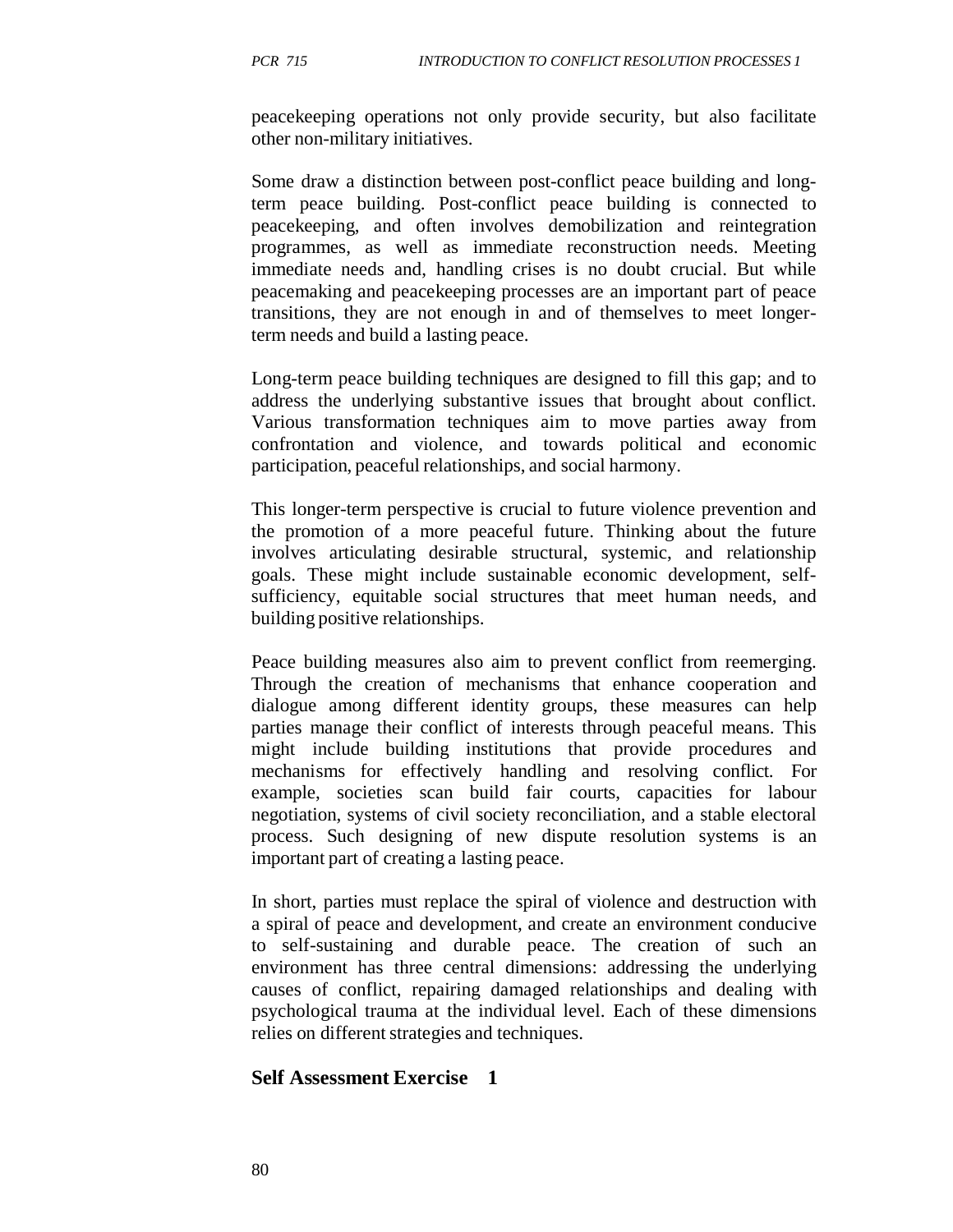peacekeeping operations not only provide security, but also facilitate other non-military initiatives.

Some draw a distinction between post-conflict peace building and long-term peace building. Post-conflict peace building is connected to peacekeeping, and often involves demobilization and reintegration programmes, as well as immediate reconstruction needs. Meeting immediate needs and, handling crises is no doubt crucial. But while peacemaking and peacekeeping processes are an important part of peace transitions, they are not enough in and of themselves to meet longer-term needs and build a lasting peace.

Long-term peace building techniques are designed to fill this gap; and to address the underlying substantive issues that brought about conflict. Various transformation techniques aim to move parties away from confrontation and violence, and towards political and economic participation, peaceful relationships, and social harmony.

This longer-term perspective is crucial to future violence prevention and the promotion of a more peaceful future. Thinking about the future involves articulating desirable structural, systemic, and relationship goals. These might include sustainable economic development, self-sufficiency, equitable social structures that meet human needs, and building positive relationships.

Peace building measures also aim to prevent conflict from reemerging. Through the creation of mechanisms that enhance cooperation and dialogue among different identity groups, these measures can help parties manage their conflict of interests through peaceful means. This might include building institutions that provide procedures and mechanisms for effectively handling and resolving conflict. For example, societies scan build fair courts, capacities for labour negotiation, systems of civil society reconciliation, and a stable electoral process. Such designing of new dispute resolution systems is an important part of creating a lasting peace.

In short, parties must replace the spiral of violence and destruction with a spiral of peace and development, and create an environment conducive to self-sustaining and durable peace. The creation of such an environment has three central dimensions: addressing the underlying causes of conflict, repairing damaged relationships and dealing with psychological trauma at the individual level. Each of these dimensions relies on different strategies and techniques.

**Self Assessment Exercise 1**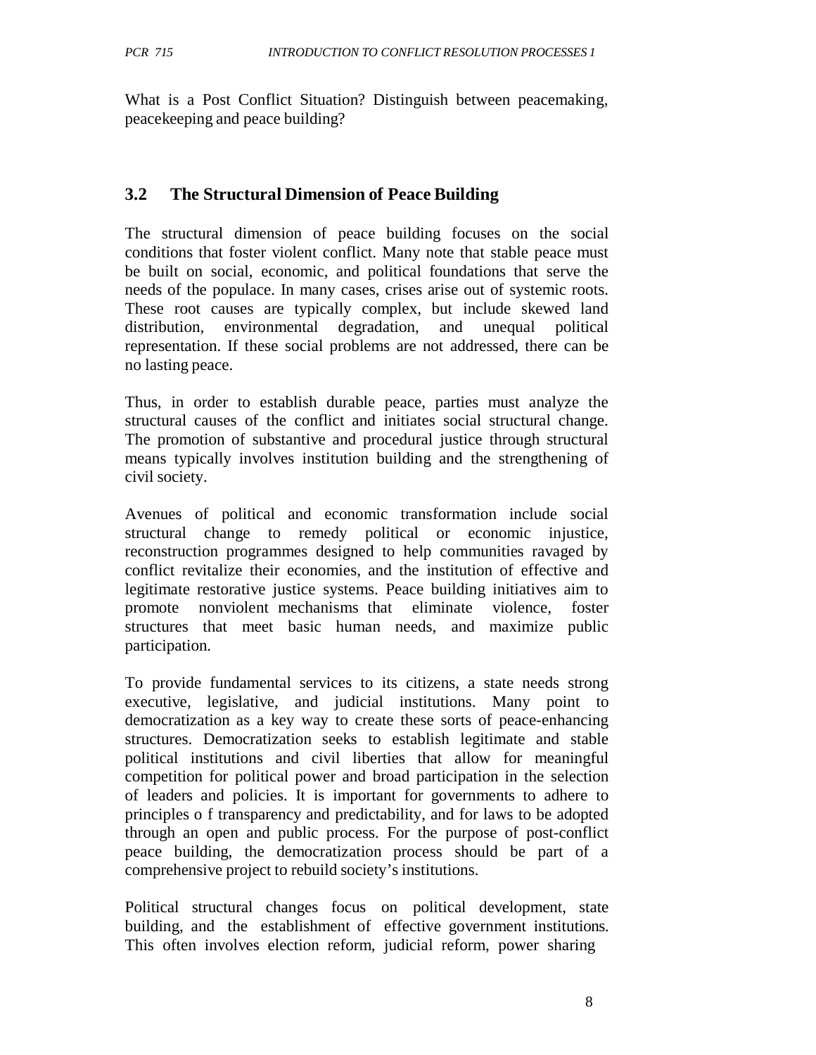What is a Post Conflict Situation? Distinguish between peacemaking, peacekeeping and peace building?

### 3.2 The Structural Dimension of Peace Building

The structural dimension of peace building focuses on the social conditions that foster violent conflict. Many note that stable peace must be built on social, economic, and political foundations that serve the needs of the populace. In many cases, crises arise out of systemic roots. These root causes are typically complex, but include skewed land distribution, environmental degradation, and unequal political representation. If these social problems are not addressed, there can be no lasting peace.

Thus, in order to establish durable peace, parties must analyze the structural causes of the conflict and initiates social structural change. The promotion of substantive and procedural justice through structural means typically involves institution building and the strengthening of civil society.

Avenues of political and economic transformation include social structural change to remedy political or economic injustice, reconstruction programmes designed to help communities ravaged by conflict revitalize their economies, and the institution of effective and legitimate restorative justice systems. Peace building initiatives aim to promote nonviolent mechanisms that eliminate violence, foster structures that meet basic human needs, and maximize public participation.

To provide fundamental services to its citizens, a state needs strong executive, legislative, and judicial institutions. Many point to democratization as a key way to create these sorts of peace-enhancing structures. Democratization seeks to establish legitimate and stable political institutions and civil liberties that allow for meaningful competition for political power and broad participation in the selection of leaders and policies. It is important for governments to adhere to principles o f transparency and predictability, and for laws to be adopted through an open and public process. For the purpose of post-conflict peace building, the democratization process should be part of a comprehensive project to rebuild society's institutions.

Political structural changes focus on political development, state building, and the establishment of effective government institutions. This often involves election reform, judicial reform, power sharing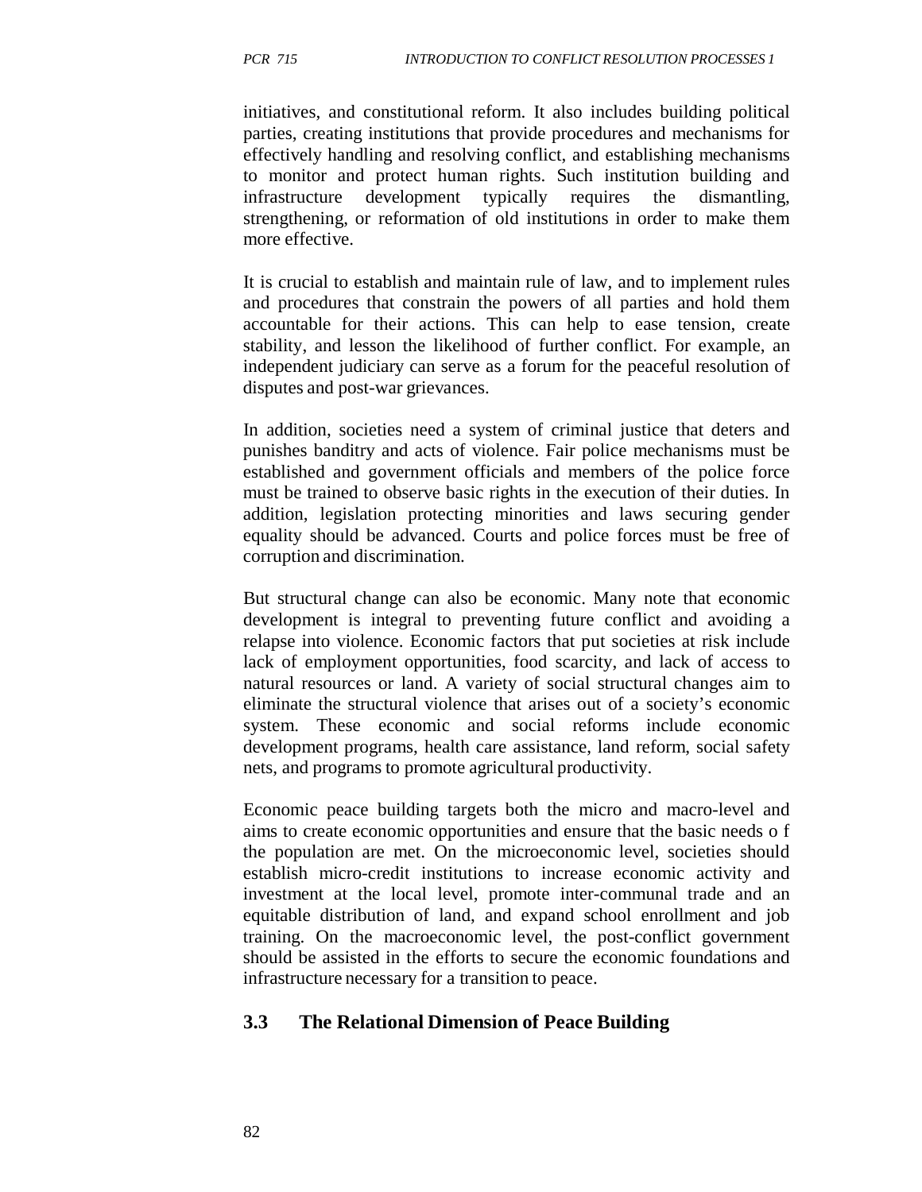initiatives, and constitutional reform. It also includes building political parties, creating institutions that provide procedures and mechanisms for effectively handling and resolving conflict, and establishing mechanisms to monitor and protect human rights. Such institution building and infrastructure development typically requires the dismantling, strengthening, or reformation of old institutions in order to make them more effective.

It is crucial to establish and maintain rule of law, and to implement rules and procedures that constrain the powers of all parties and hold them accountable for their actions. This can help to ease tension, create stability, and lesson the likelihood of further conflict. For example, an independent judiciary can serve as a forum for the peaceful resolution of disputes and post-war grievances.

In addition, societies need a system of criminal justice that deters and punishes banditry and acts of violence. Fair police mechanisms must be established and government officials and members of the police force must be trained to observe basic rights in the execution of their duties. In addition, legislation protecting minorities and laws securing gender equality should be advanced. Courts and police forces must be free of corruption and discrimination.

But structural change can also be economic. Many note that economic development is integral to preventing future conflict and avoiding a relapse into violence. Economic factors that put societies at risk include lack of employment opportunities, food scarcity, and lack of access to natural resources or land. A variety of social structural changes aim to eliminate the structural violence that arises out of a society's economic system. These economic and social reforms include economic development programs, health care assistance, land reform, social safety nets, and programs to promote agricultural productivity.

Economic peace building targets both the micro and macro-level and aims to create economic opportunities and ensure that the basic needs o f the population are met. On the microeconomic level, societies should establish micro-credit institutions to increase economic activity and investment at the local level, promote inter-communal trade and an equitable distribution of land, and expand school enrollment and job training. On the macroeconomic level, the post-conflict government should be assisted in the efforts to secure the economic foundations and infrastructure necessary for a transition to peace.

## 3.3 The Relational Dimension of Peace Building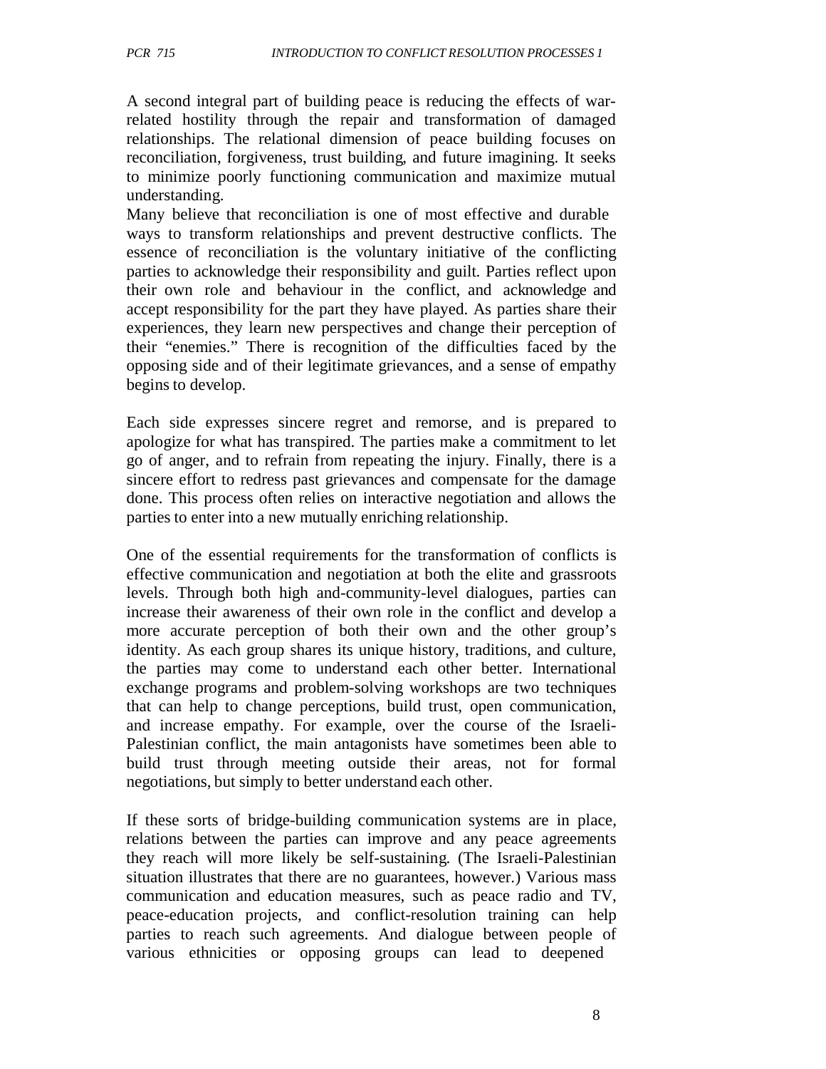A second integral part of building peace is reducing the effects of war-related hostility through the repair and transformation of damaged relationships. The relational dimension of peace building focuses on reconciliation, forgiveness, trust building, and future imagining. It seeks to minimize poorly functioning communication and maximize mutual understanding.

Many believe that reconciliation is one of most effective and durable ways to transform relationships and prevent destructive conflicts. The essence of reconciliation is the voluntary initiative of the conflicting parties to acknowledge their responsibility and guilt. Parties reflect upon their own role and behaviour in the conflict, and acknowledge and accept responsibility for the part they have played. As parties share their experiences, they learn new perspectives and change their perception of their "enemies." There is recognition of the difficulties faced by the opposing side and of their legitimate grievances, and a sense of empathy begins to develop.

Each side expresses sincere regret and remorse, and is prepared to apologize for what has transpired. The parties make a commitment to let go of anger, and to refrain from repeating the injury. Finally, there is a sincere effort to redress past grievances and compensate for the damage done. This process often relies on interactive negotiation and allows the parties to enter into a new mutually enriching relationship.

One of the essential requirements for the transformation of conflicts is effective communication and negotiation at both the elite and grassroots levels. Through both high and-community-level dialogues, parties can increase their awareness of their own role in the conflict and develop a more accurate perception of both their own and the other group's identity. As each group shares its unique history, traditions, and culture, the parties may come to understand each other better. International exchange programs and problem-solving workshops are two techniques that can help to change perceptions, build trust, open communication, and increase empathy. For example, over the course of the Israeli-Palestinian conflict, the main antagonists have sometimes been able to build trust through meeting outside their areas, not for formal negotiations, but simply to better understand each other.

If these sorts of bridge-building communication systems are in place, relations between the parties can improve and any peace agreements they reach will more likely be self-sustaining. (The Israeli-Palestinian situation illustrates that there are no guarantees, however.) Various mass communication and education measures, such as peace radio and TV, peace-education projects, and conflict-resolution training can help parties to reach such agreements. And dialogue between people of various ethnicities or opposing groups can lead to deepened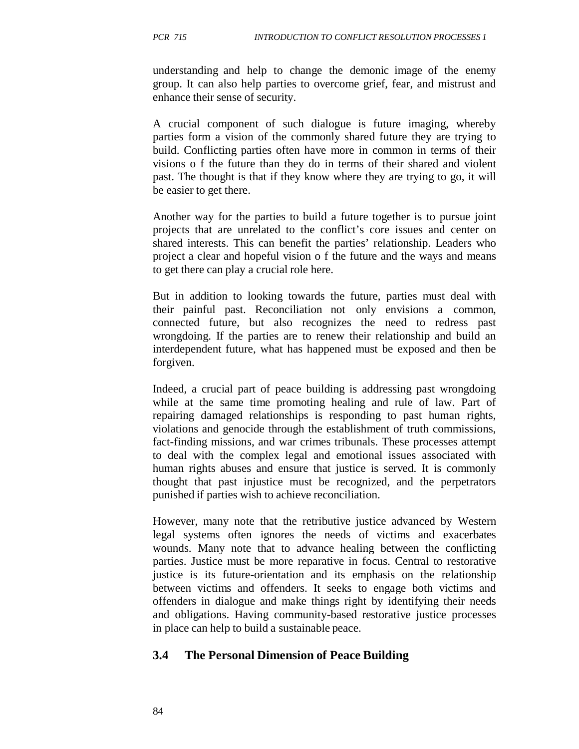understanding and help to change the demonic image of the enemy group. It can also help parties to overcome grief, fear, and mistrust and enhance their sense of security.

A crucial component of such dialogue is future imaging, whereby parties form a vision of the commonly shared future they are trying to build. Conflicting parties often have more in common in terms of their visions o f the future than they do in terms of their shared and violent past. The thought is that if they know where they are trying to go, it will be easier to get there.

Another way for the parties to build a future together is to pursue joint projects that are unrelated to the conflict's core issues and center on shared interests. This can benefit the parties' relationship. Leaders who project a clear and hopeful vision o f the future and the ways and means to get there can play a crucial role here.

But in addition to looking towards the future, parties must deal with their painful past. Reconciliation not only envisions a common, connected future, but also recognizes the need to redress past wrongdoing. If the parties are to renew their relationship and build an interdependent future, what has happened must be exposed and then be forgiven.

Indeed, a crucial part of peace building is addressing past wrongdoing while at the same time promoting healing and rule of law. Part of repairing damaged relationships is responding to past human rights, violations and genocide through the establishment of truth commissions, fact-finding missions, and war crimes tribunals. These processes attempt to deal with the complex legal and emotional issues associated with human rights abuses and ensure that justice is served. It is commonly thought that past injustice must be recognized, and the perpetrators punished if parties wish to achieve reconciliation.

However, many note that the retributive justice advanced by Western legal systems often ignores the needs of victims and exacerbates wounds. Many note that to advance healing between the conflicting parties. Justice must be more reparative in focus. Central to restorative justice is its future-orientation and its emphasis on the relationship between victims and offenders. It seeks to engage both victims and offenders in dialogue and make things right by identifying their needs and obligations. Having community-based restorative justice processes in place can help to build a sustainable peace.

## 3.4 The Personal Dimension of Peace Building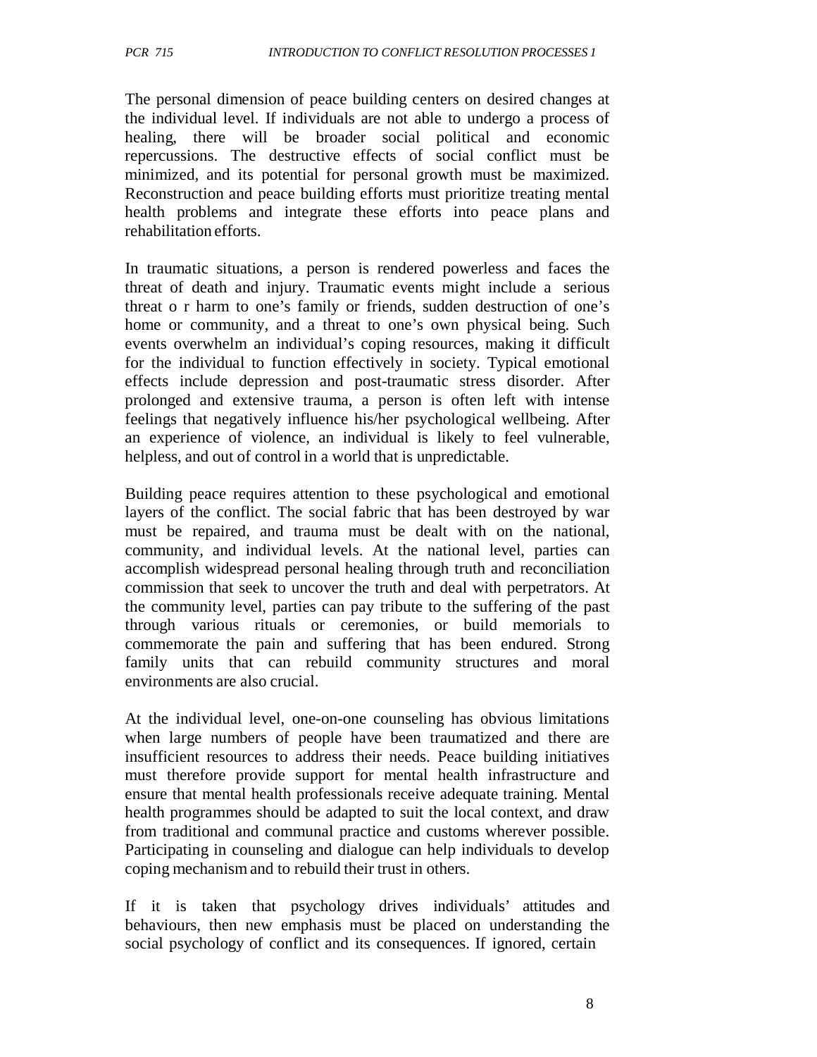The personal dimension of peace building centers on desired changes at the individual level. If individuals are not able to undergo a process of healing, there will be broader social political and economic repercussions. The destructive effects of social conflict must be minimized, and its potential for personal growth must be maximized. Reconstruction and peace building efforts must prioritize treating mental health problems and integrate these efforts into peace plans and rehabilitation efforts.

In traumatic situations, a person is rendered powerless and faces the threat of death and injury. Traumatic events might include a serious threat o r harm to one's family or friends, sudden destruction of one's home or community, and a threat to one's own physical being. Such events overwhelm an individual's coping resources, making it difficult for the individual to function effectively in society. Typical emotional effects include depression and post-traumatic stress disorder. After prolonged and extensive trauma, a person is often left with intense feelings that negatively influence his/her psychological wellbeing. After an experience of violence, an individual is likely to feel vulnerable, helpless, and out of control in a world that is unpredictable.

Building peace requires attention to these psychological and emotional layers of the conflict. The social fabric that has been destroyed by war must be repaired, and trauma must be dealt with on the national, community, and individual levels. At the national level, parties can accomplish widespread personal healing through truth and reconciliation commission that seek to uncover the truth and deal with perpetrators. At the community level, parties can pay tribute to the suffering of the past through various rituals or ceremonies, or build memorials to commemorate the pain and suffering that has been endured. Strong family units that can rebuild community structures and moral environments are also crucial.

At the individual level, one-on-one counseling has obvious limitations when large numbers of people have been traumatized and there are insufficient resources to address their needs. Peace building initiatives must therefore provide support for mental health infrastructure and ensure that mental health professionals receive adequate training. Mental health programmes should be adapted to suit the local context, and draw from traditional and communal practice and customs wherever possible. Participating in counseling and dialogue can help individuals to develop coping mechanism and to rebuild their trust in others.

If it is taken that psychology drives individuals' attitudes and behaviours, then new emphasis must be placed on understanding the social psychology of conflict and its consequences. If ignored, certain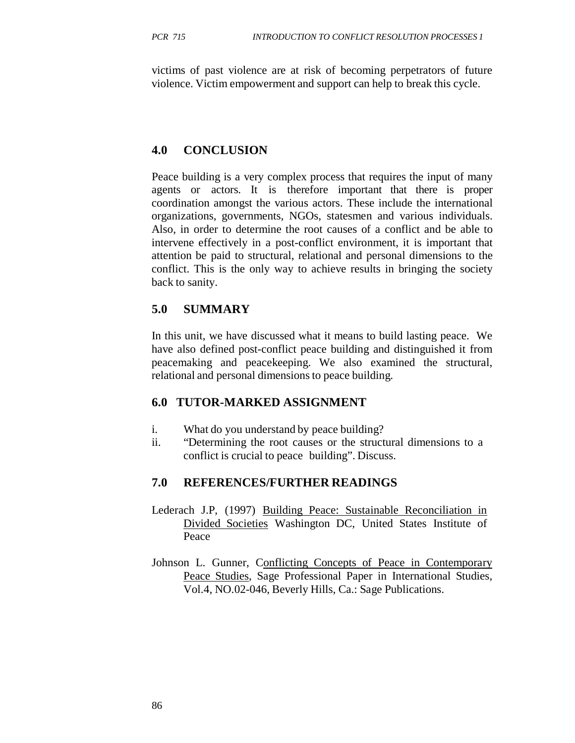victims of past violence are at risk of becoming perpetrators of future violence. Victim empowerment and support can help to break this cycle.

## 4.0 CONCLUSION

Peace building is a very complex process that requires the input of many agents or actors. It is therefore important that there is proper coordination amongst the various actors. These include the international organizations, governments, NGOs, statesmen and various individuals. Also, in order to determine the root causes of a conflict and be able to intervene effectively in a post-conflict environment, it is important that attention be paid to structural, relational and personal dimensions to the conflict. This is the only way to achieve results in bringing the society back to sanity.

## 5.0 SUMMARY

In this unit, we have discussed what it means to build lasting peace. We have also defined post-conflict peace building and distinguished it from peacemaking and peacekeeping. We also examined the structural, relational and personal dimensions to peace building.

## 6.0 TUTOR-MARKED ASSIGNMENT

i. What do you understand by peace building?
ii. "Determining the root causes or the structural dimensions to a conflict is crucial to peace building". Discuss.

## 7.0 REFERENCES/FURTHER READINGS

Lederach J.P, (1997) Building Peace: Sustainable Reconciliation in Divided Societies Washington DC, United States Institute of Peace

Johnson L. Gunner, Conflicting Concepts of Peace in Contemporary Peace Studies, Sage Professional Paper in International Studies, Vol.4, NO.02-046, Beverly Hills, Ca.: Sage Publications.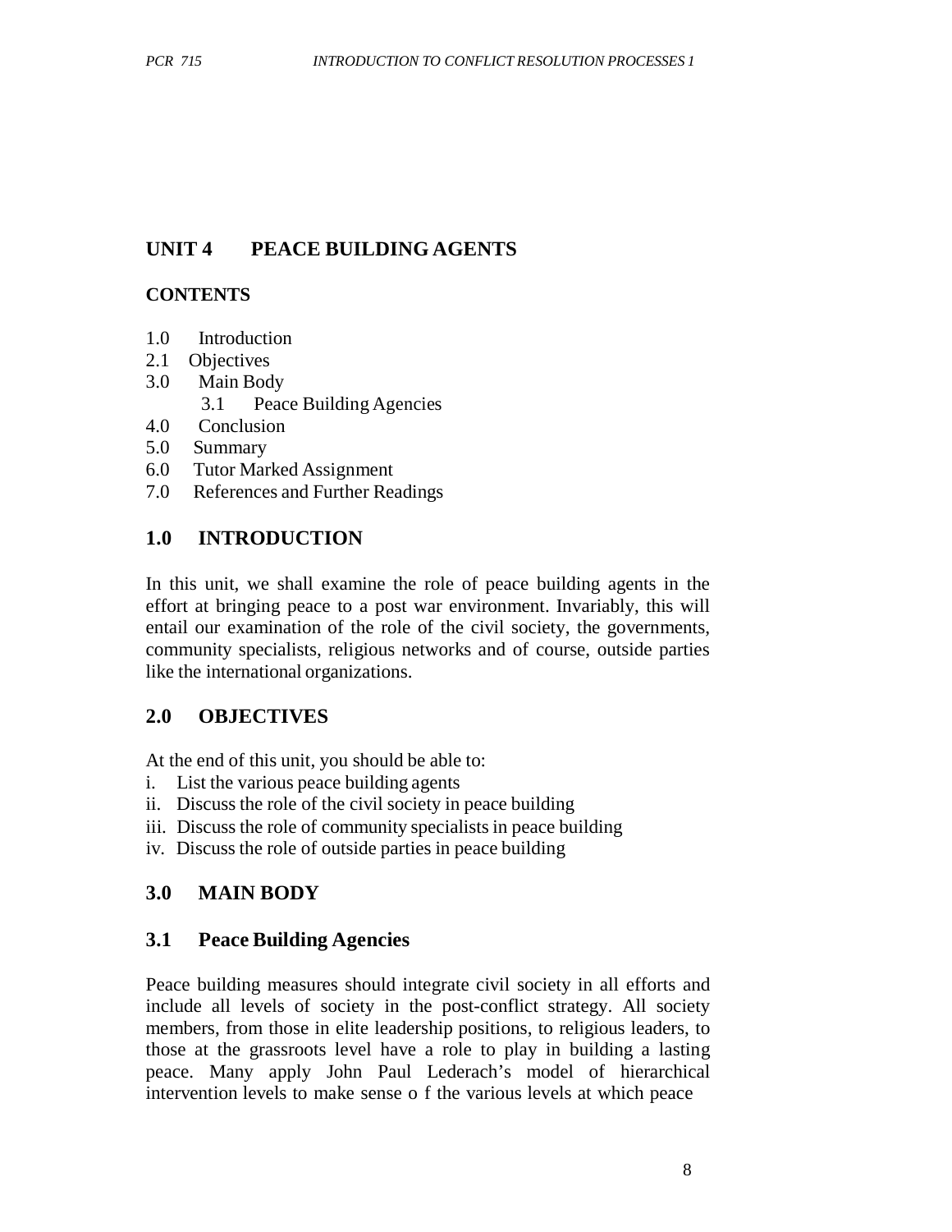## UNIT 4 PEACE BUILDING AGENTS

### CONTENTS

1.0 Introduction
2.1 Objectives
3.0 Main Body
    3.1 Peace Building Agencies
4.0 Conclusion
5.0 Summary
6.0 Tutor Marked Assignment
7.0 References and Further Readings

## 1.0 INTRODUCTION

In this unit, we shall examine the role of peace building agents in the effort at bringing peace to a post war environment. Invariably, this will entail our examination of the role of the civil society, the governments, community specialists, religious networks and of course, outside parties like the international organizations.

## 2.0 OBJECTIVES

At the end of this unit, you should be able to:

i. List the various peace building agents
ii. Discuss the role of the civil society in peace building
iii. Discuss the role of community specialists in peace building
iv. Discuss the role of outside parties in peace building

## 3.0 MAIN BODY

### 3.1 Peace Building Agencies

Peace building measures should integrate civil society in all efforts and include all levels of society in the post-conflict strategy. All society members, from those in elite leadership positions, to religious leaders, to those at the grassroots level have a role to play in building a lasting peace. Many apply John Paul Lederach's model of hierarchical intervention levels to make sense o f the various levels at which peace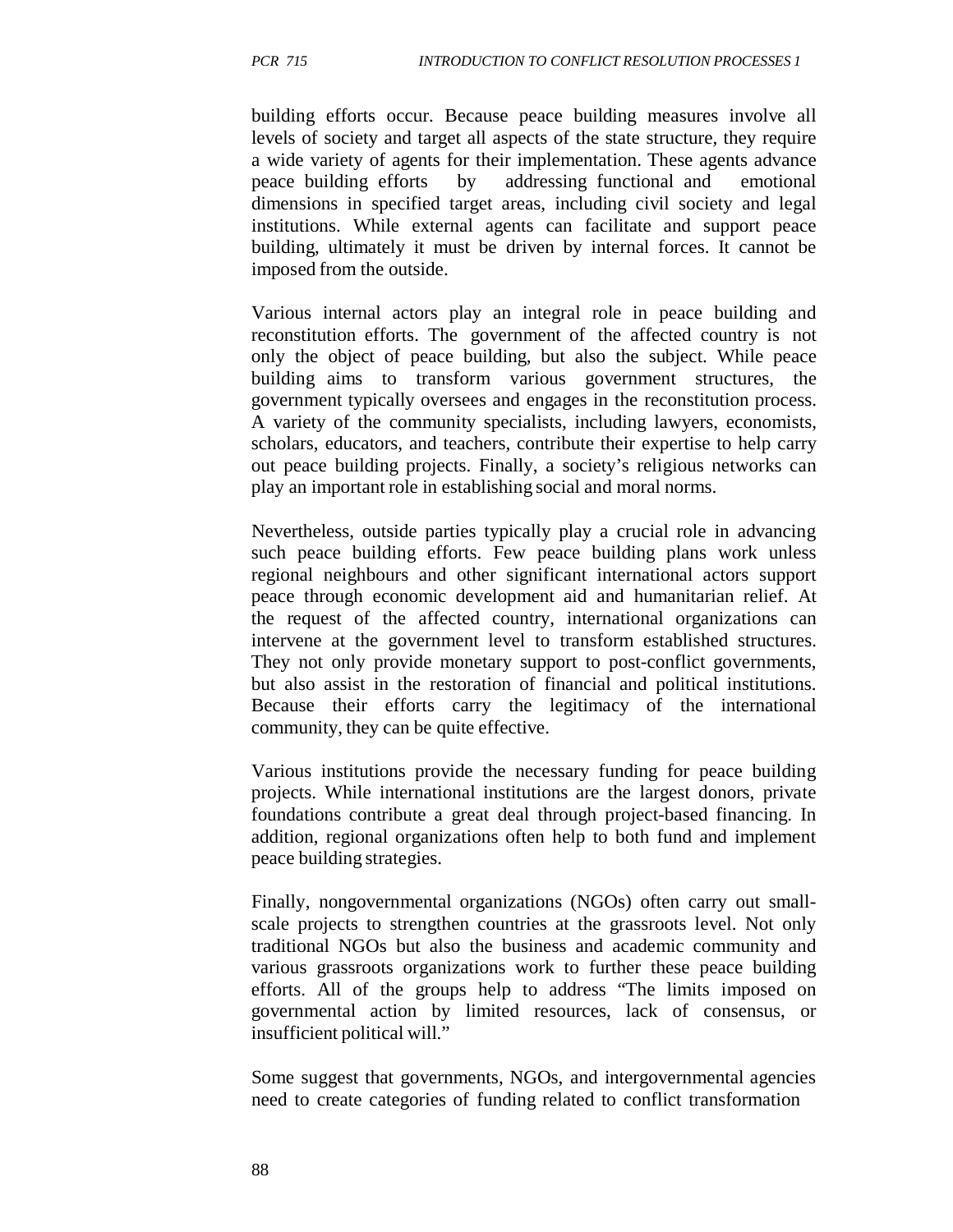building efforts occur. Because peace building measures involve all levels of society and target all aspects of the state structure, they require a wide variety of agents for their implementation. These agents advance peace building efforts by addressing functional and emotional dimensions in specified target areas, including civil society and legal institutions. While external agents can facilitate and support peace building, ultimately it must be driven by internal forces. It cannot be imposed from the outside.

Various internal actors play an integral role in peace building and reconstitution efforts. The government of the affected country is not only the object of peace building, but also the subject. While peace building aims to transform various government structures, the government typically oversees and engages in the reconstitution process. A variety of the community specialists, including lawyers, economists, scholars, educators, and teachers, contribute their expertise to help carry out peace building projects. Finally, a society's religious networks can play an important role in establishing social and moral norms.

Nevertheless, outside parties typically play a crucial role in advancing such peace building efforts. Few peace building plans work unless regional neighbours and other significant international actors support peace through economic development aid and humanitarian relief. At the request of the affected country, international organizations can intervene at the government level to transform established structures. They not only provide monetary support to post-conflict governments, but also assist in the restoration of financial and political institutions. Because their efforts carry the legitimacy of the international community, they can be quite effective.

Various institutions provide the necessary funding for peace building projects. While international institutions are the largest donors, private foundations contribute a great deal through project-based financing. In addition, regional organizations often help to both fund and implement peace building strategies.

Finally, nongovernmental organizations (NGOs) often carry out small-scale projects to strengthen countries at the grassroots level. Not only traditional NGOs but also the business and academic community and various grassroots organizations work to further these peace building efforts. All of the groups help to address "The limits imposed on governmental action by limited resources, lack of consensus, or insufficient political will."

Some suggest that governments, NGOs, and intergovernmental agencies need to create categories of funding related to conflict transformation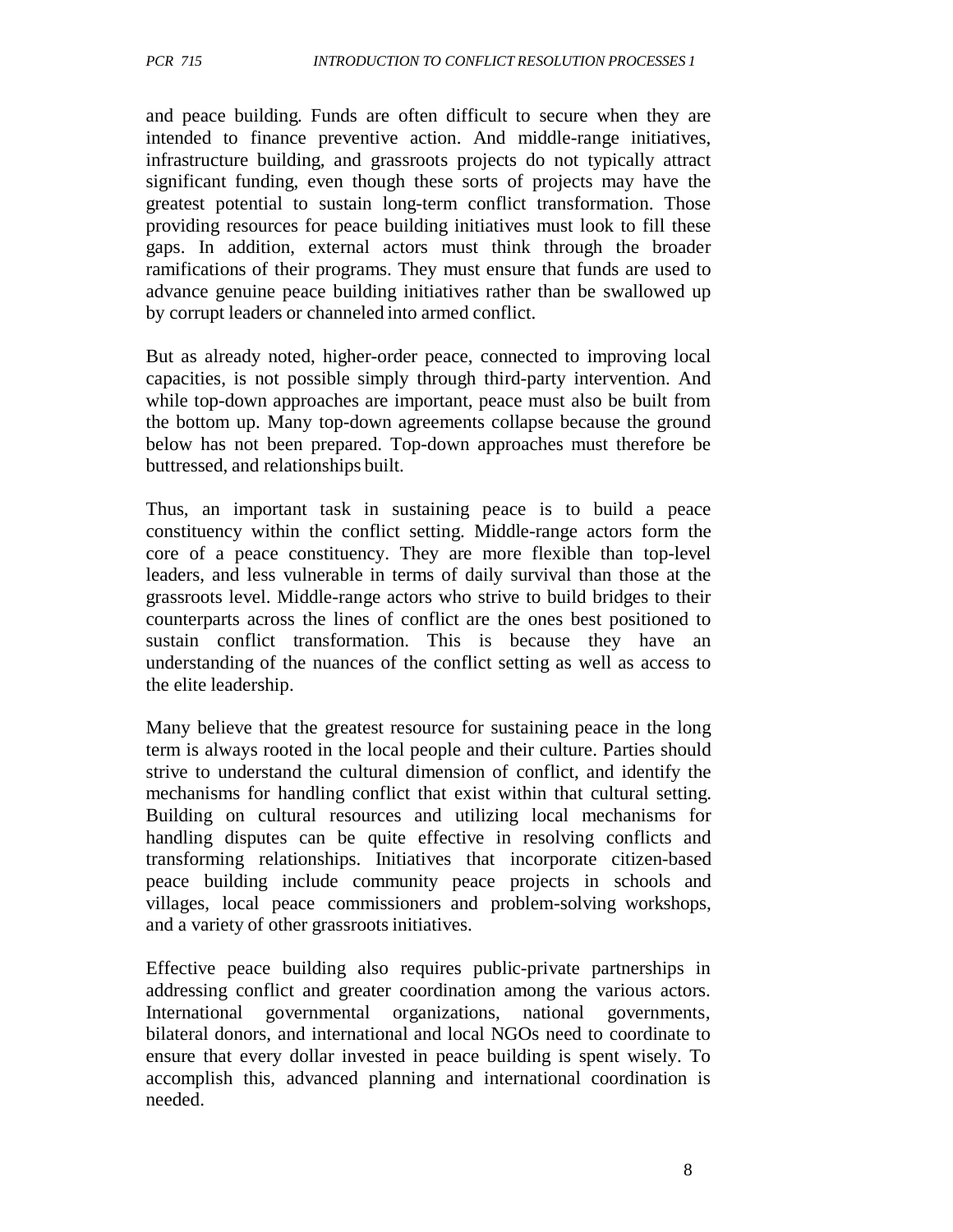and peace building. Funds are often difficult to secure when they are intended to finance preventive action. And middle-range initiatives, infrastructure building, and grassroots projects do not typically attract significant funding, even though these sorts of projects may have the greatest potential to sustain long-term conflict transformation. Those providing resources for peace building initiatives must look to fill these gaps. In addition, external actors must think through the broader ramifications of their programs. They must ensure that funds are used to advance genuine peace building initiatives rather than be swallowed up by corrupt leaders or channeled into armed conflict.

But as already noted, higher-order peace, connected to improving local capacities, is not possible simply through third-party intervention. And while top-down approaches are important, peace must also be built from the bottom up. Many top-down agreements collapse because the ground below has not been prepared. Top-down approaches must therefore be buttressed, and relationships built.

Thus, an important task in sustaining peace is to build a peace constituency within the conflict setting. Middle-range actors form the core of a peace constituency. They are more flexible than top-level leaders, and less vulnerable in terms of daily survival than those at the grassroots level. Middle-range actors who strive to build bridges to their counterparts across the lines of conflict are the ones best positioned to sustain conflict transformation. This is because they have an understanding of the nuances of the conflict setting as well as access to the elite leadership.

Many believe that the greatest resource for sustaining peace in the long term is always rooted in the local people and their culture. Parties should strive to understand the cultural dimension of conflict, and identify the mechanisms for handling conflict that exist within that cultural setting. Building on cultural resources and utilizing local mechanisms for handling disputes can be quite effective in resolving conflicts and transforming relationships. Initiatives that incorporate citizen-based peace building include community peace projects in schools and villages, local peace commissioners and problem-solving workshops, and a variety of other grassroots initiatives.

Effective peace building also requires public-private partnerships in addressing conflict and greater coordination among the various actors. International governmental organizations, national governments, bilateral donors, and international and local NGOs need to coordinate to ensure that every dollar invested in peace building is spent wisely. To accomplish this, advanced planning and international coordination is needed.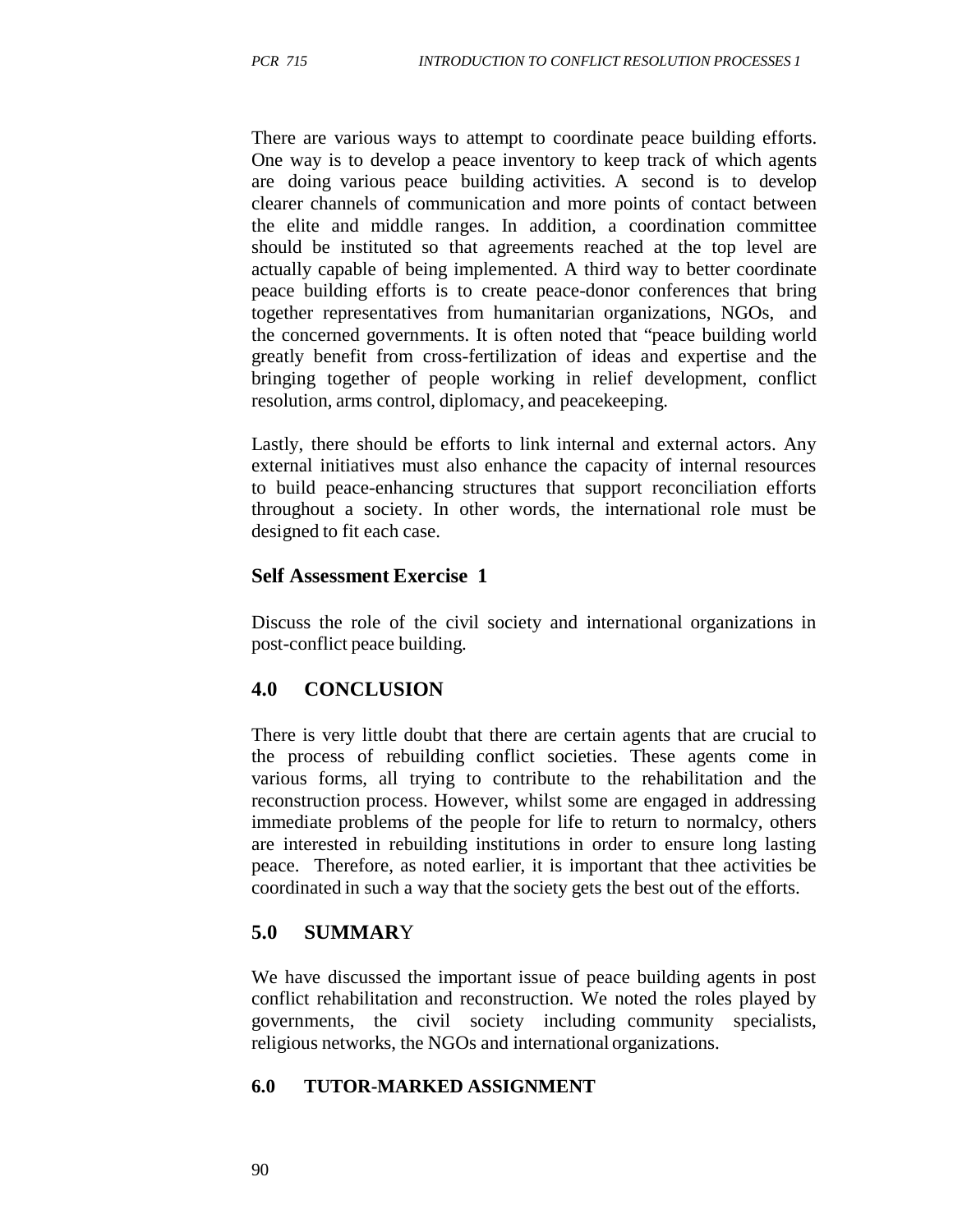There are various ways to attempt to coordinate peace building efforts. One way is to develop a peace inventory to keep track of which agents are doing various peace building activities. A second is to develop clearer channels of communication and more points of contact between the elite and middle ranges. In addition, a coordination committee should be instituted so that agreements reached at the top level are actually capable of being implemented. A third way to better coordinate peace building efforts is to create peace-donor conferences that bring together representatives from humanitarian organizations, NGOs, and the concerned governments. It is often noted that "peace building world greatly benefit from cross-fertilization of ideas and expertise and the bringing together of people working in relief development, conflict resolution, arms control, diplomacy, and peacekeeping.

Lastly, there should be efforts to link internal and external actors. Any external initiatives must also enhance the capacity of internal resources to build peace-enhancing structures that support reconciliation efforts throughout a society. In other words, the international role must be designed to fit each case.

### Self Assessment Exercise 1

Discuss the role of the civil society and international organizations in post-conflict peace building.

## 4.0 CONCLUSION

There is very little doubt that there are certain agents that are crucial to the process of rebuilding conflict societies. These agents come in various forms, all trying to contribute to the rehabilitation and the reconstruction process. However, whilst some are engaged in addressing immediate problems of the people for life to return to normalcy, others are interested in rebuilding institutions in order to ensure long lasting peace. Therefore, as noted earlier, it is important that thee activities be coordinated in such a way that the society gets the best out of the efforts.

## 5.0 SUMMARY

We have discussed the important issue of peace building agents in post conflict rehabilitation and reconstruction. We noted the roles played by governments, the civil society including community specialists, religious networks, the NGOs and international organizations.

## 6.0 TUTOR-MARKED ASSIGNMENT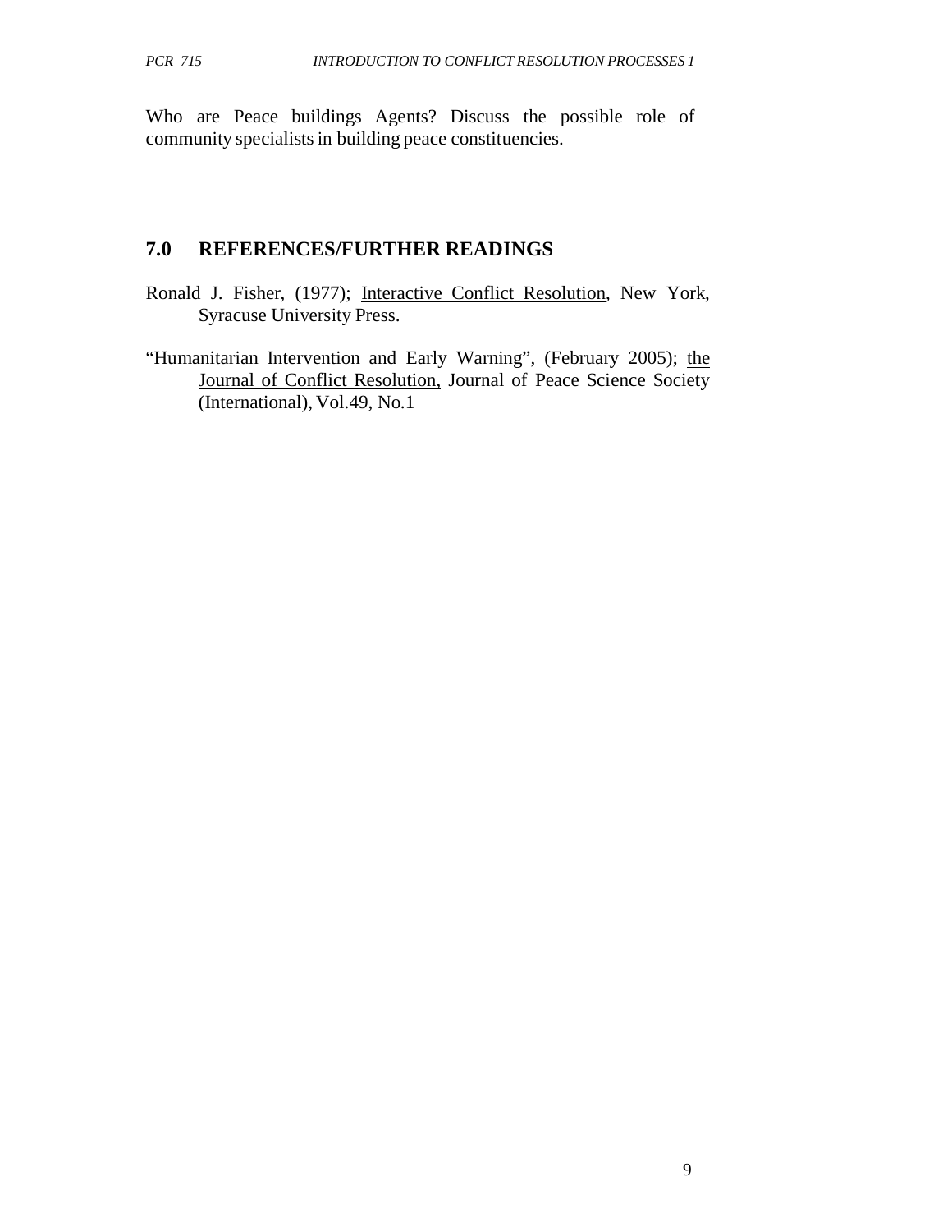Who are Peace buildings Agents? Discuss the possible role of community specialists in building peace constituencies.

## 7.0 REFERENCES/FURTHER READINGS

Ronald J. Fisher, (1977); Interactive Conflict Resolution, New York, Syracuse University Press.

"Humanitarian Intervention and Early Warning", (February 2005); the Journal of Conflict Resolution, Journal of Peace Science Society (International), Vol.49, No.1